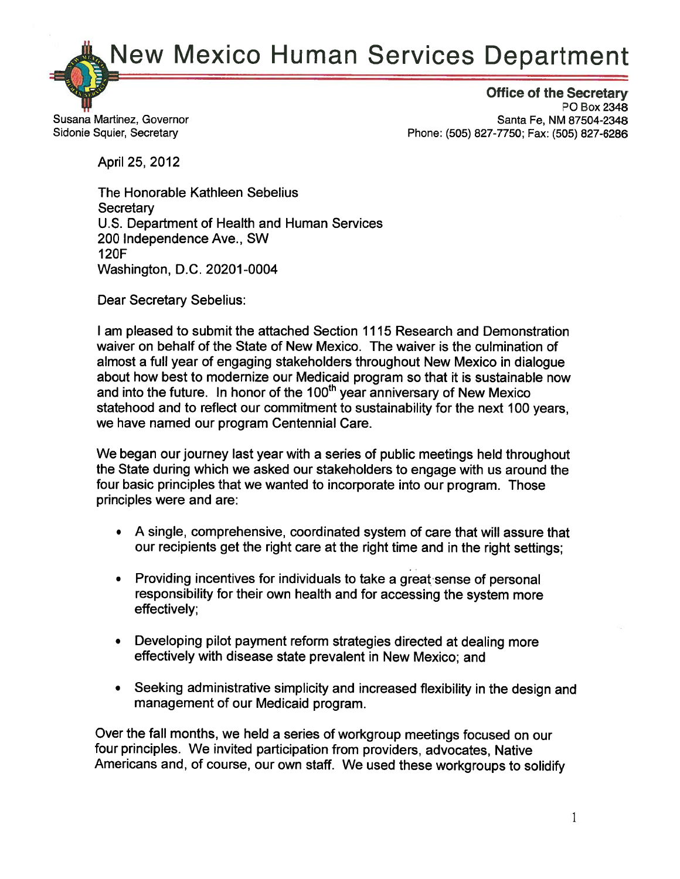# New Mexico Human Services Department

Susana Martinez, Governor
Sidonie Squier, Secretary

**Office of the Secretary**
PO Box 2348
Santa Fe, NM 87504-2348
Phone: (505) 827-7750; Fax: (505) 827-6286

April 25, 2012

The Honorable Kathleen Sebelius
Secretary
U.S. Department of Health and Human Services
200 Independence Ave., SW
120F
Washington, D.C. 20201-0004

Dear Secretary Sebelius:

I am pleased to submit the attached Section 1115 Research and Demonstration waiver on behalf of the State of New Mexico. The waiver is the culmination of almost a full year of engaging stakeholders throughout New Mexico in dialogue about how best to modernize our Medicaid program so that it is sustainable now and into the future. In honor of the 100th year anniversary of New Mexico statehood and to reflect our commitment to sustainability for the next 100 years, we have named our program Centennial Care.

We began our journey last year with a series of public meetings held throughout the State during which we asked our stakeholders to engage with us around the four basic principles that we wanted to incorporate into our program. Those principles were and are:

- A single, comprehensive, coordinated system of care that will assure that our recipients get the right care at the right time and in the right settings;
- Providing incentives for individuals to take a great sense of personal responsibility for their own health and for accessing the system more effectively;
- Developing pilot payment reform strategies directed at dealing more effectively with disease state prevalent in New Mexico; and
- Seeking administrative simplicity and increased flexibility in the design and management of our Medicaid program.

Over the fall months, we held a series of workgroup meetings focused on our four principles. We invited participation from providers, advocates, Native Americans and, of course, our own staff. We used these workgroups to solidify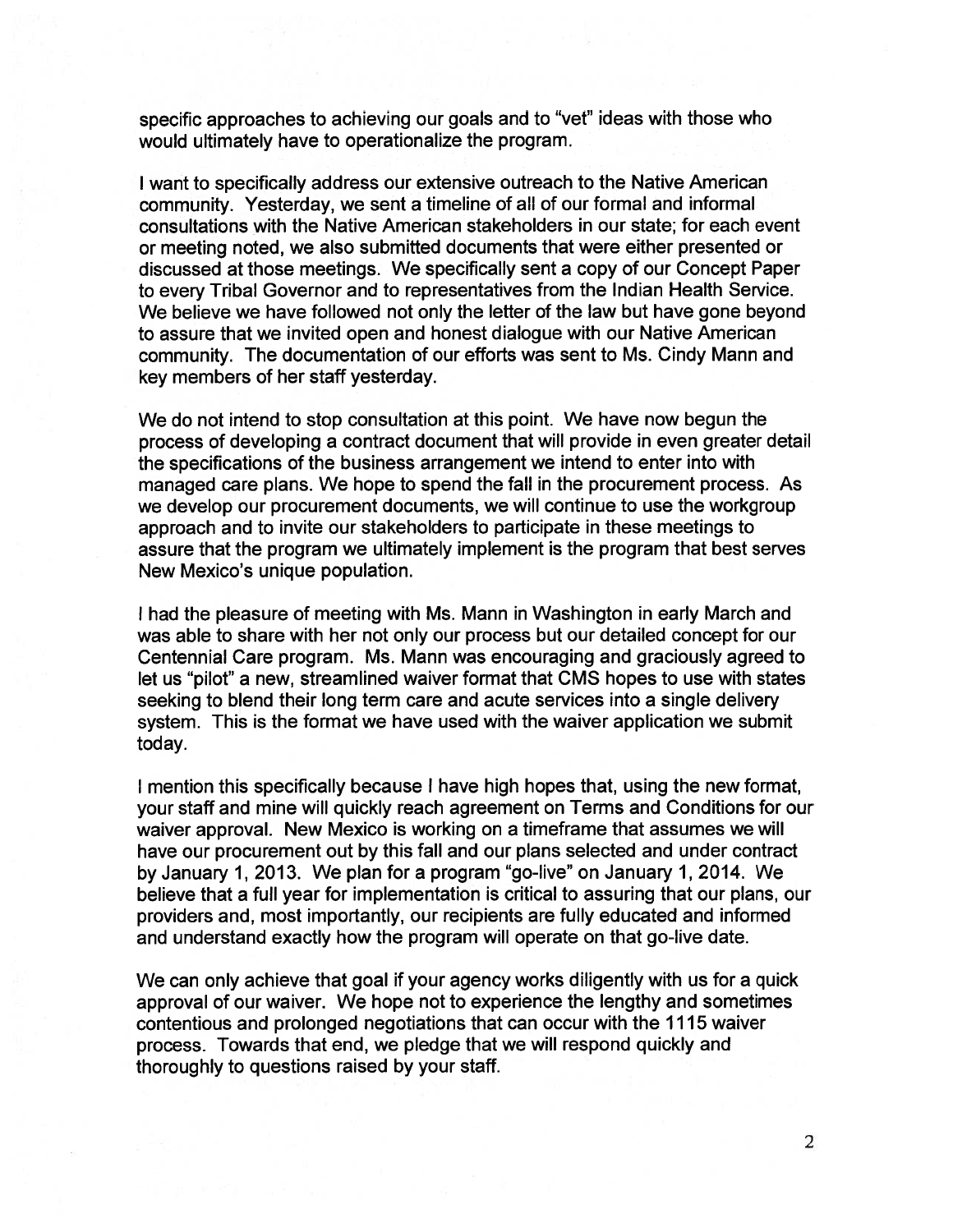specific approaches to achieving our goals and to "vet" ideas with those who would ultimately have to operationalize the program.

I want to specifically address our extensive outreach to the Native American community. Yesterday, we sent a timeline of all of our formal and informal consultations with the Native American stakeholders in our state; for each event or meeting noted, we also submitted documents that were either presented or discussed at those meetings. We specifically sent a copy of our Concept Paper to every Tribal Governor and to representatives from the Indian Health Service. We believe we have followed not only the letter of the law but have gone beyond to assure that we invited open and honest dialogue with our Native American community. The documentation of our efforts was sent to Ms. Cindy Mann and key members of her staff yesterday.

We do not intend to stop consultation at this point. We have now begun the process of developing a contract document that will provide in even greater detail the specifications of the business arrangement we intend to enter into with managed care plans. We hope to spend the fall in the procurement process. As we develop our procurement documents, we will continue to use the workgroup approach and to invite our stakeholders to participate in these meetings to assure that the program we ultimately implement is the program that best serves New Mexico's unique population.

I had the pleasure of meeting with Ms. Mann in Washington in early March and was able to share with her not only our process but our detailed concept for our Centennial Care program. Ms. Mann was encouraging and graciously agreed to let us "pilot" a new, streamlined waiver format that CMS hopes to use with states seeking to blend their long term care and acute services into a single delivery system. This is the format we have used with the waiver application we submit today.

I mention this specifically because I have high hopes that, using the new format, your staff and mine will quickly reach agreement on Terms and Conditions for our waiver approval. New Mexico is working on a timeframe that assumes we will have our procurement out by this fall and our plans selected and under contract by January 1, 2013. We plan for a program "go-live" on January 1, 2014. We believe that a full year for implementation is critical to assuring that our plans, our providers and, most importantly, our recipients are fully educated and informed and understand exactly how the program will operate on that go-live date.

We can only achieve that goal if your agency works diligently with us for a quick approval of our waiver. We hope not to experience the lengthy and sometimes contentious and prolonged negotiations that can occur with the 1115 waiver process. Towards that end, we pledge that we will respond quickly and thoroughly to questions raised by your staff.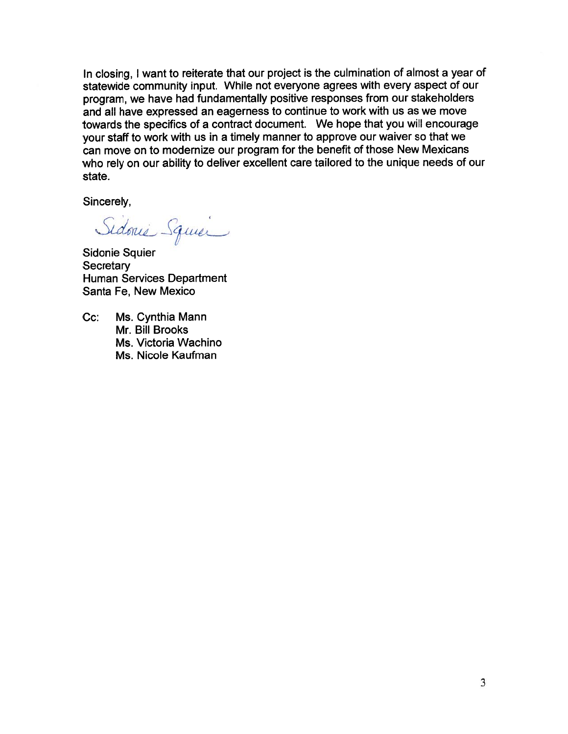In closing, I want to reiterate that our project is the culmination of almost a year of statewide community input. While not everyone agrees with every aspect of our program, we have had fundamentally positive responses from our stakeholders and all have expressed an eagerness to continue to work with us as we move towards the specifics of a contract document. We hope that you will encourage your staff to work with us in a timely manner to approve our waiver so that we can move on to modernize our program for the benefit of those New Mexicans who rely on our ability to deliver excellent care tailored to the unique needs of our state.

Sincerely,

Sidonie Squier

Sidonie Squier
Secretary
Human Services Department
Santa Fe, New Mexico

Cc: Ms. Cynthia Mann
Mr. Bill Brooks
Ms. Victoria Wachino
Ms. Nicole Kaufman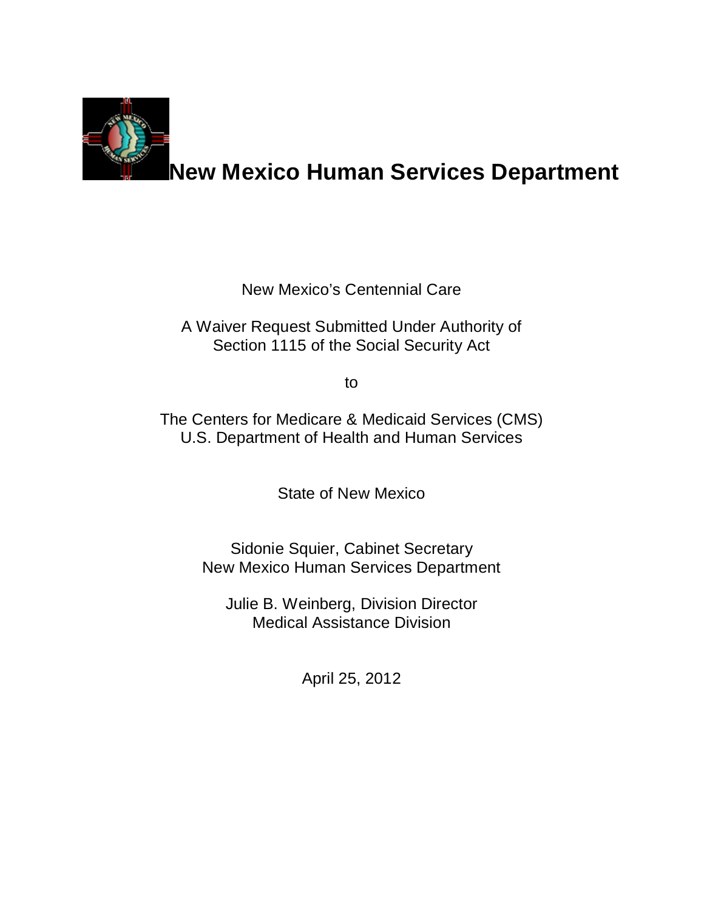# New Mexico Human Services Department

New Mexico's Centennial Care

A Waiver Request Submitted Under Authority of
Section 1115 of the Social Security Act

to

The Centers for Medicare & Medicaid Services (CMS)
U.S. Department of Health and Human Services

State of New Mexico

Sidonie Squier, Cabinet Secretary
New Mexico Human Services Department

Julie B. Weinberg, Division Director
Medical Assistance Division

April 25, 2012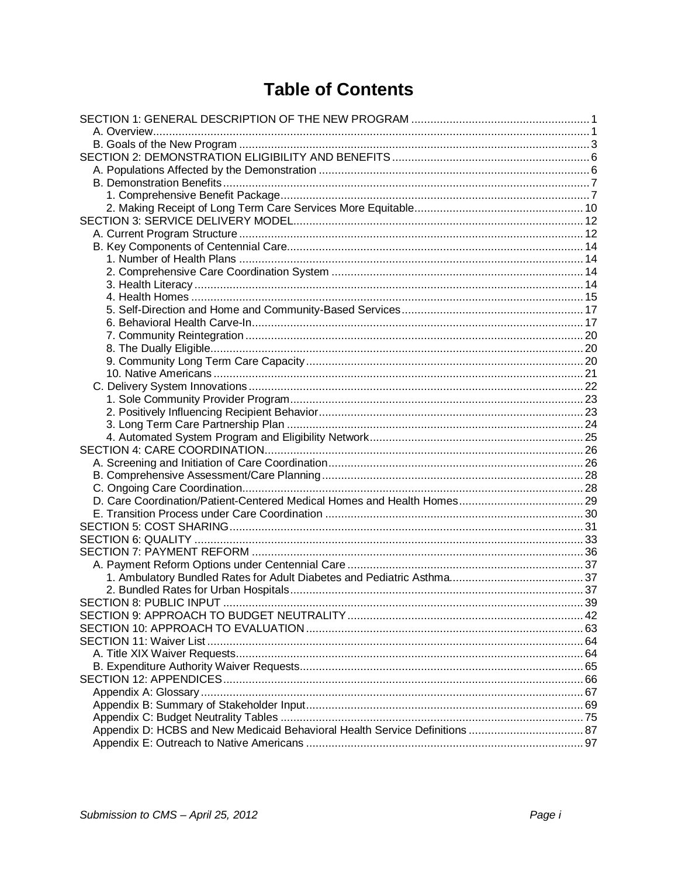# Table of Contents

SECTION 1: GENERAL DESCRIPTION OF THE NEW PROGRAM ........ 1
- A. Overview ........ 1
- B. Goals of the New Program ........ 3

SECTION 2: DEMONSTRATION ELIGIBILITY AND BENEFITS ........ 6
- A. Populations Affected by the Demonstration ........ 6
- B. Demonstration Benefits ........ 7
  - 1. Comprehensive Benefit Package ........ 7
  - 2. Making Receipt of Long Term Care Services More Equitable ........ 10

SECTION 3: SERVICE DELIVERY MODEL ........ 12
- A. Current Program Structure ........ 12
- B. Key Components of Centennial Care ........ 14
  - 1. Number of Health Plans ........ 14
  - 2. Comprehensive Care Coordination System ........ 14
  - 3. Health Literacy ........ 14
  - 4. Health Homes ........ 15
  - 5. Self-Direction and Home and Community-Based Services ........ 17
  - 6. Behavioral Health Carve-In ........ 17
  - 7. Community Reintegration ........ 20
  - 8. The Dually Eligible ........ 20
  - 9. Community Long Term Care Capacity ........ 20
  - 10. Native Americans ........ 21
- C. Delivery System Innovations ........ 22
  - 1. Sole Community Provider Program ........ 23
  - 2. Positively Influencing Recipient Behavior ........ 23
  - 3. Long Term Care Partnership Plan ........ 24
  - 4. Automated System Program and Eligibility Network ........ 25

SECTION 4: CARE COORDINATION ........ 26
- A. Screening and Initiation of Care Coordination ........ 26
- B. Comprehensive Assessment/Care Planning ........ 28
- C. Ongoing Care Coordination ........ 28
- D. Care Coordination/Patient-Centered Medical Homes and Health Homes ........ 29
- E. Transition Process under Care Coordination ........ 30

SECTION 5: COST SHARING ........ 31

SECTION 6: QUALITY ........ 33

SECTION 7: PAYMENT REFORM ........ 36
- A. Payment Reform Options under Centennial Care ........ 37
  - 1. Ambulatory Bundled Rates for Adult Diabetes and Pediatric Asthma ........ 37
  - 2. Bundled Rates for Urban Hospitals ........ 37

SECTION 8: PUBLIC INPUT ........ 39

SECTION 9: APPROACH TO BUDGET NEUTRALITY ........ 42

SECTION 10: APPROACH TO EVALUATION ........ 63

SECTION 11: Waiver List ........ 64
- A. Title XIX Waiver Requests ........ 64
- B. Expenditure Authority Waiver Requests ........ 65

SECTION 12: APPENDICES ........ 66
- Appendix A: Glossary ........ 67
- Appendix B: Summary of Stakeholder Input ........ 69
- Appendix C: Budget Neutrality Tables ........ 75
- Appendix D: HCBS and New Medicaid Behavioral Health Service Definitions ........ 87
- Appendix E: Outreach to Native Americans ........ 97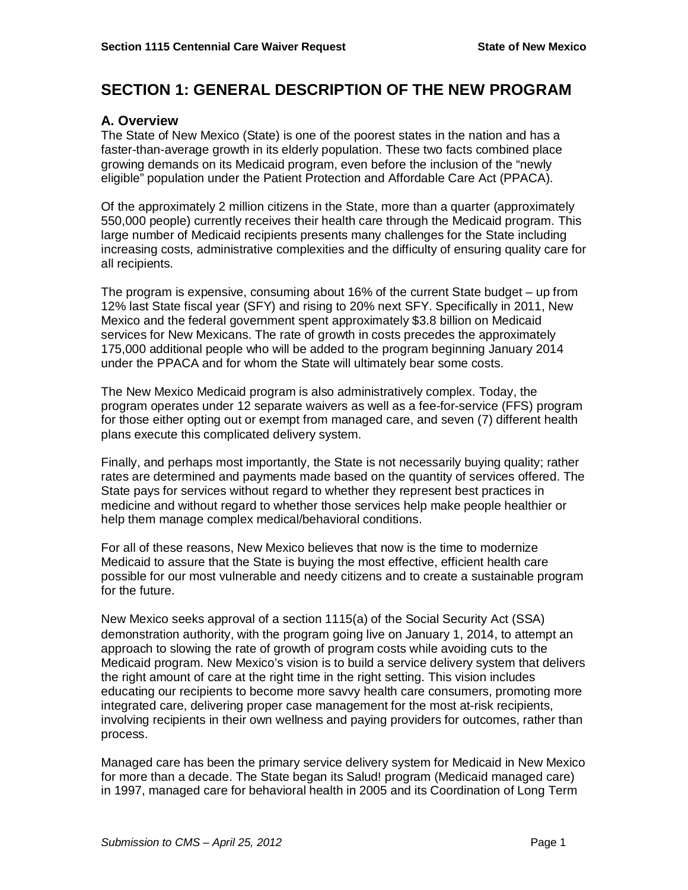# SECTION 1: GENERAL DESCRIPTION OF THE NEW PROGRAM

## A. Overview

The State of New Mexico (State) is one of the poorest states in the nation and has a faster-than-average growth in its elderly population. These two facts combined place growing demands on its Medicaid program, even before the inclusion of the "newly eligible" population under the Patient Protection and Affordable Care Act (PPACA).

Of the approximately 2 million citizens in the State, more than a quarter (approximately 550,000 people) currently receives their health care through the Medicaid program. This large number of Medicaid recipients presents many challenges for the State including increasing costs, administrative complexities and the difficulty of ensuring quality care for all recipients.

The program is expensive, consuming about 16% of the current State budget – up from 12% last State fiscal year (SFY) and rising to 20% next SFY. Specifically in 2011, New Mexico and the federal government spent approximately $3.8 billion on Medicaid services for New Mexicans. The rate of growth in costs precedes the approximately 175,000 additional people who will be added to the program beginning January 2014 under the PPACA and for whom the State will ultimately bear some costs.

The New Mexico Medicaid program is also administratively complex. Today, the program operates under 12 separate waivers as well as a fee-for-service (FFS) program for those either opting out or exempt from managed care, and seven (7) different health plans execute this complicated delivery system.

Finally, and perhaps most importantly, the State is not necessarily buying quality; rather rates are determined and payments made based on the quantity of services offered. The State pays for services without regard to whether they represent best practices in medicine and without regard to whether those services help make people healthier or help them manage complex medical/behavioral conditions.

For all of these reasons, New Mexico believes that now is the time to modernize Medicaid to assure that the State is buying the most effective, efficient health care possible for our most vulnerable and needy citizens and to create a sustainable program for the future.

New Mexico seeks approval of a section 1115(a) of the Social Security Act (SSA) demonstration authority, with the program going live on January 1, 2014, to attempt an approach to slowing the rate of growth of program costs while avoiding cuts to the Medicaid program. New Mexico's vision is to build a service delivery system that delivers the right amount of care at the right time in the right setting. This vision includes educating our recipients to become more savvy health care consumers, promoting more integrated care, delivering proper case management for the most at-risk recipients, involving recipients in their own wellness and paying providers for outcomes, rather than process.

Managed care has been the primary service delivery system for Medicaid in New Mexico for more than a decade. The State began its Salud! program (Medicaid managed care) in 1997, managed care for behavioral health in 2005 and its Coordination of Long Term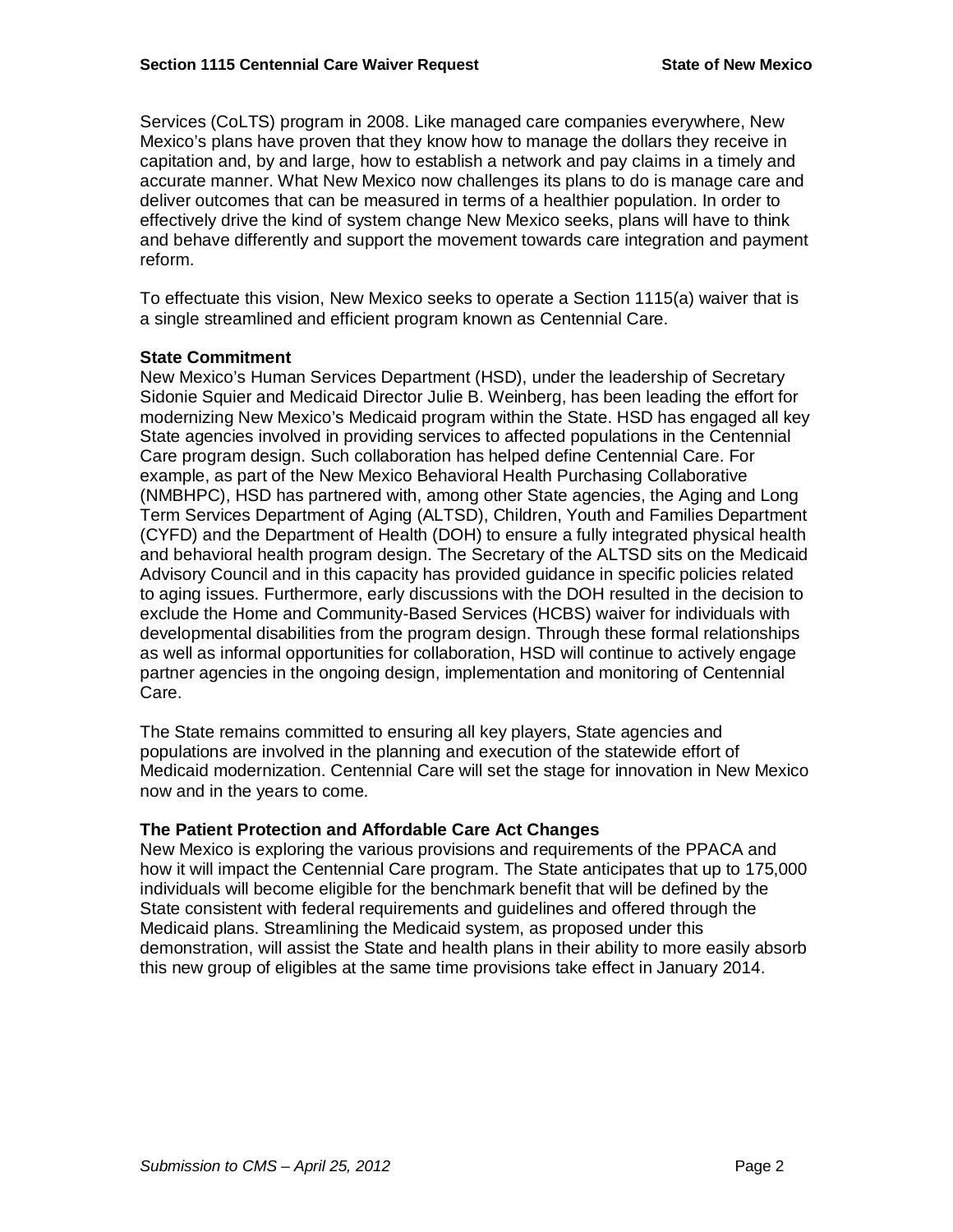Services (CoLTS) program in 2008. Like managed care companies everywhere, New Mexico's plans have proven that they know how to manage the dollars they receive in capitation and, by and large, how to establish a network and pay claims in a timely and accurate manner. What New Mexico now challenges its plans to do is manage care and deliver outcomes that can be measured in terms of a healthier population. In order to effectively drive the kind of system change New Mexico seeks, plans will have to think and behave differently and support the movement towards care integration and payment reform.

To effectuate this vision, New Mexico seeks to operate a Section 1115(a) waiver that is a single streamlined and efficient program known as Centennial Care.

**State Commitment**

New Mexico's Human Services Department (HSD), under the leadership of Secretary Sidonie Squier and Medicaid Director Julie B. Weinberg, has been leading the effort for modernizing New Mexico's Medicaid program within the State. HSD has engaged all key State agencies involved in providing services to affected populations in the Centennial Care program design. Such collaboration has helped define Centennial Care. For example, as part of the New Mexico Behavioral Health Purchasing Collaborative (NMBHPC), HSD has partnered with, among other State agencies, the Aging and Long Term Services Department of Aging (ALTSD), Children, Youth and Families Department (CYFD) and the Department of Health (DOH) to ensure a fully integrated physical health and behavioral health program design. The Secretary of the ALTSD sits on the Medicaid Advisory Council and in this capacity has provided guidance in specific policies related to aging issues. Furthermore, early discussions with the DOH resulted in the decision to exclude the Home and Community-Based Services (HCBS) waiver for individuals with developmental disabilities from the program design. Through these formal relationships as well as informal opportunities for collaboration, HSD will continue to actively engage partner agencies in the ongoing design, implementation and monitoring of Centennial Care.

The State remains committed to ensuring all key players, State agencies and populations are involved in the planning and execution of the statewide effort of Medicaid modernization. Centennial Care will set the stage for innovation in New Mexico now and in the years to come.

**The Patient Protection and Affordable Care Act Changes**

New Mexico is exploring the various provisions and requirements of the PPACA and how it will impact the Centennial Care program. The State anticipates that up to 175,000 individuals will become eligible for the benchmark benefit that will be defined by the State consistent with federal requirements and guidelines and offered through the Medicaid plans. Streamlining the Medicaid system, as proposed under this demonstration, will assist the State and health plans in their ability to more easily absorb this new group of eligibles at the same time provisions take effect in January 2014.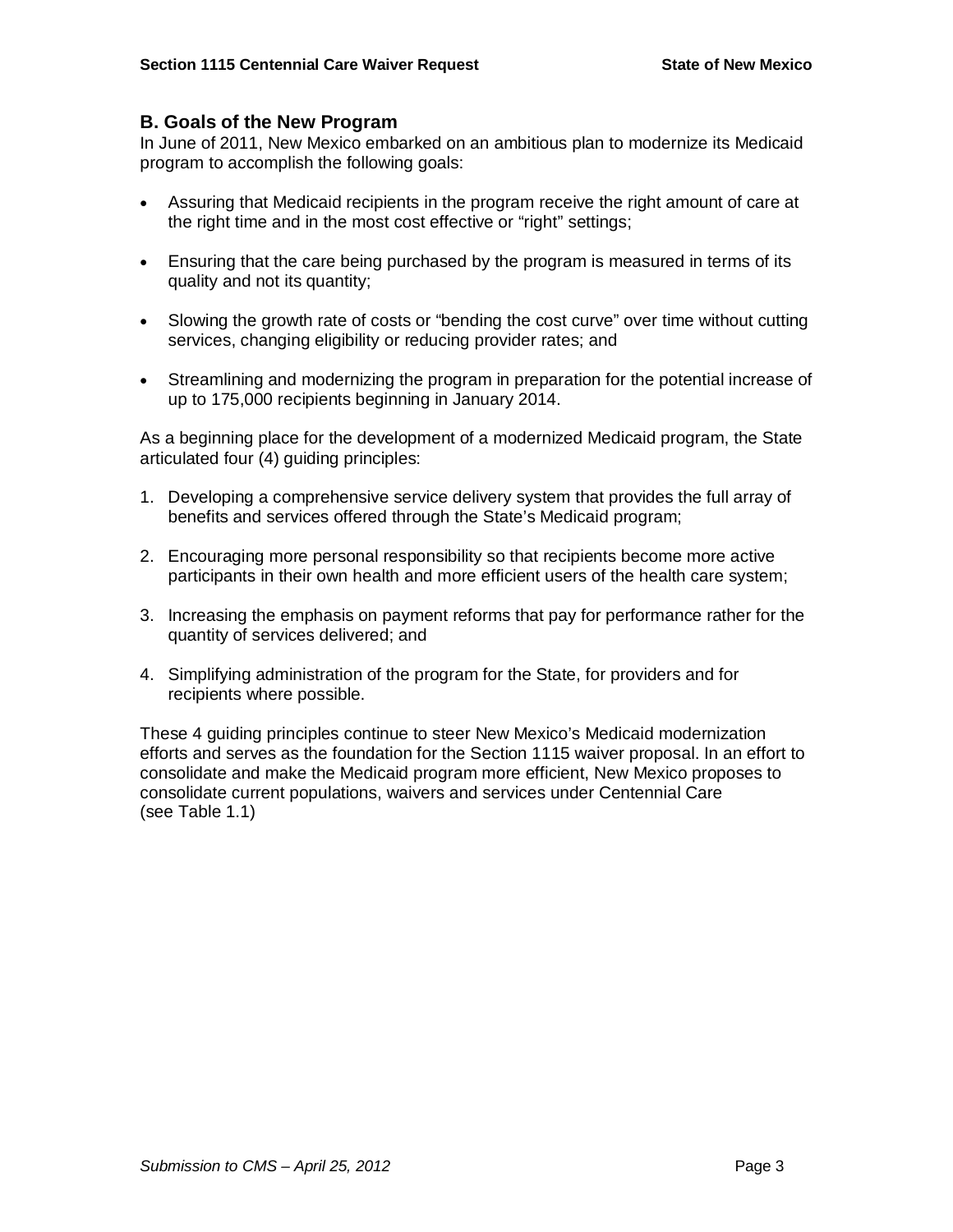## B. Goals of the New Program

In June of 2011, New Mexico embarked on an ambitious plan to modernize its Medicaid program to accomplish the following goals:

- Assuring that Medicaid recipients in the program receive the right amount of care at the right time and in the most cost effective or "right" settings;
- Ensuring that the care being purchased by the program is measured in terms of its quality and not its quantity;
- Slowing the growth rate of costs or "bending the cost curve" over time without cutting services, changing eligibility or reducing provider rates; and
- Streamlining and modernizing the program in preparation for the potential increase of up to 175,000 recipients beginning in January 2014.

As a beginning place for the development of a modernized Medicaid program, the State articulated four (4) guiding principles:

1. Developing a comprehensive service delivery system that provides the full array of benefits and services offered through the State's Medicaid program;
2. Encouraging more personal responsibility so that recipients become more active participants in their own health and more efficient users of the health care system;
3. Increasing the emphasis on payment reforms that pay for performance rather for the quantity of services delivered; and
4. Simplifying administration of the program for the State, for providers and for recipients where possible.

These 4 guiding principles continue to steer New Mexico's Medicaid modernization efforts and serves as the foundation for the Section 1115 waiver proposal. In an effort to consolidate and make the Medicaid program more efficient, New Mexico proposes to consolidate current populations, waivers and services under Centennial Care (see Table 1.1)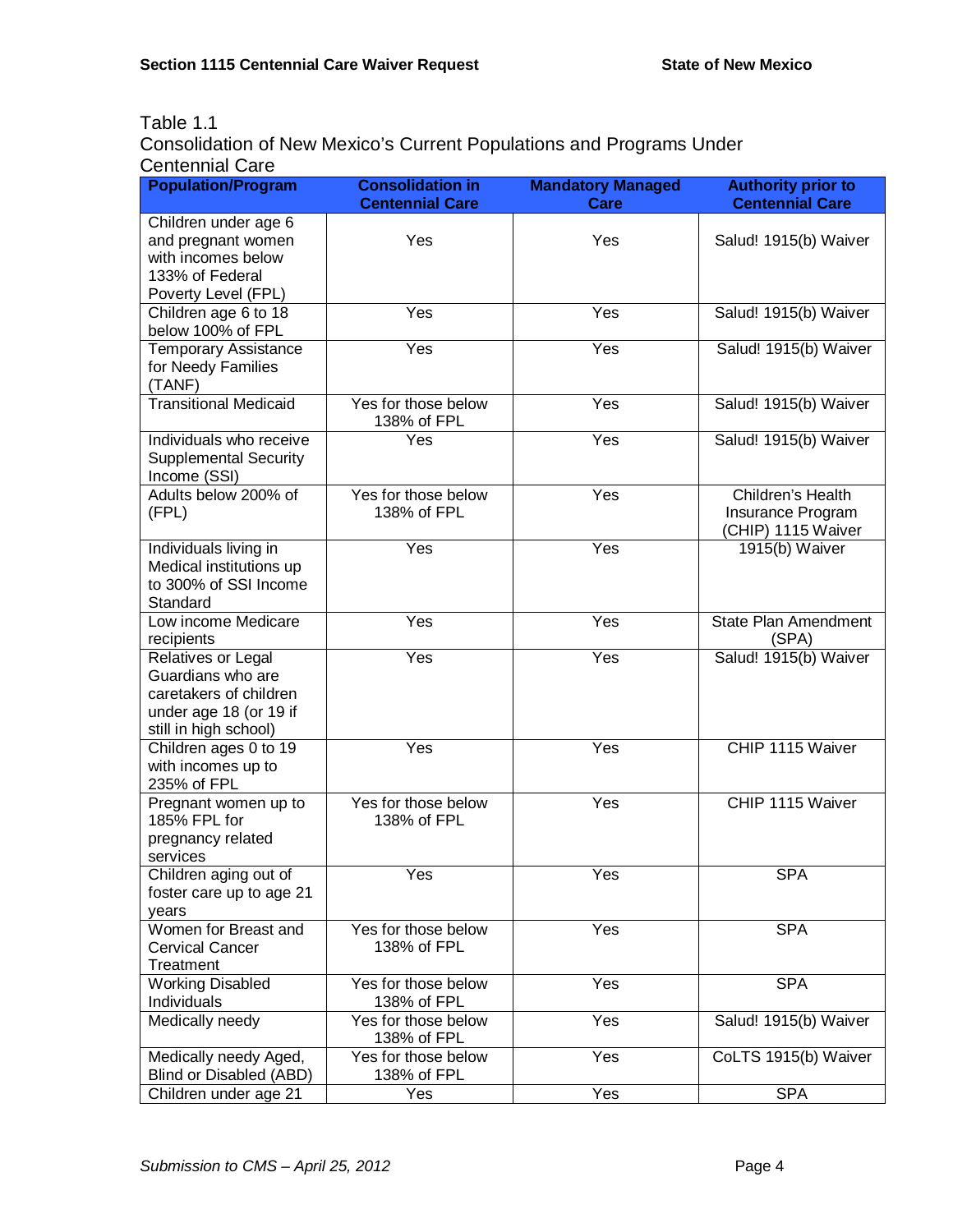Table 1.1

Consolidation of New Mexico's Current Populations and Programs Under Centennial Care

| Population/Program | Consolidation in Centennial Care | Mandatory Managed Care | Authority prior to Centennial Care |
|---|---|---|---|
| Children under age 6 and pregnant women with incomes below 133% of Federal Poverty Level (FPL) | Yes | Yes | Salud! 1915(b) Waiver |
| Children age 6 to 18 below 100% of FPL | Yes | Yes | Salud! 1915(b) Waiver |
| Temporary Assistance for Needy Families (TANF) | Yes | Yes | Salud! 1915(b) Waiver |
| Transitional Medicaid | Yes for those below 138% of FPL | Yes | Salud! 1915(b) Waiver |
| Individuals who receive Supplemental Security Income (SSI) | Yes | Yes | Salud! 1915(b) Waiver |
| Adults below 200% of (FPL) | Yes for those below 138% of FPL | Yes | Children's Health Insurance Program (CHIP) 1115 Waiver |
| Individuals living in Medical institutions up to 300% of SSI Income Standard | Yes | Yes | 1915(b) Waiver |
| Low income Medicare recipients | Yes | Yes | State Plan Amendment (SPA) |
| Relatives or Legal Guardians who are caretakers of children under age 18 (or 19 if still in high school) | Yes | Yes | Salud! 1915(b) Waiver |
| Children ages 0 to 19 with incomes up to 235% of FPL | Yes | Yes | CHIP 1115 Waiver |
| Pregnant women up to 185% FPL for pregnancy related services | Yes for those below 138% of FPL | Yes | CHIP 1115 Waiver |
| Children aging out of foster care up to age 21 years | Yes | Yes | SPA |
| Women for Breast and Cervical Cancer Treatment | Yes for those below 138% of FPL | Yes | SPA |
| Working Disabled Individuals | Yes for those below 138% of FPL | Yes | SPA |
| Medically needy | Yes for those below 138% of FPL | Yes | Salud! 1915(b) Waiver |
| Medically needy Aged, Blind or Disabled (ABD) | Yes for those below 138% of FPL | Yes | CoLTS 1915(b) Waiver |
| Children under age 21 | Yes | Yes | SPA |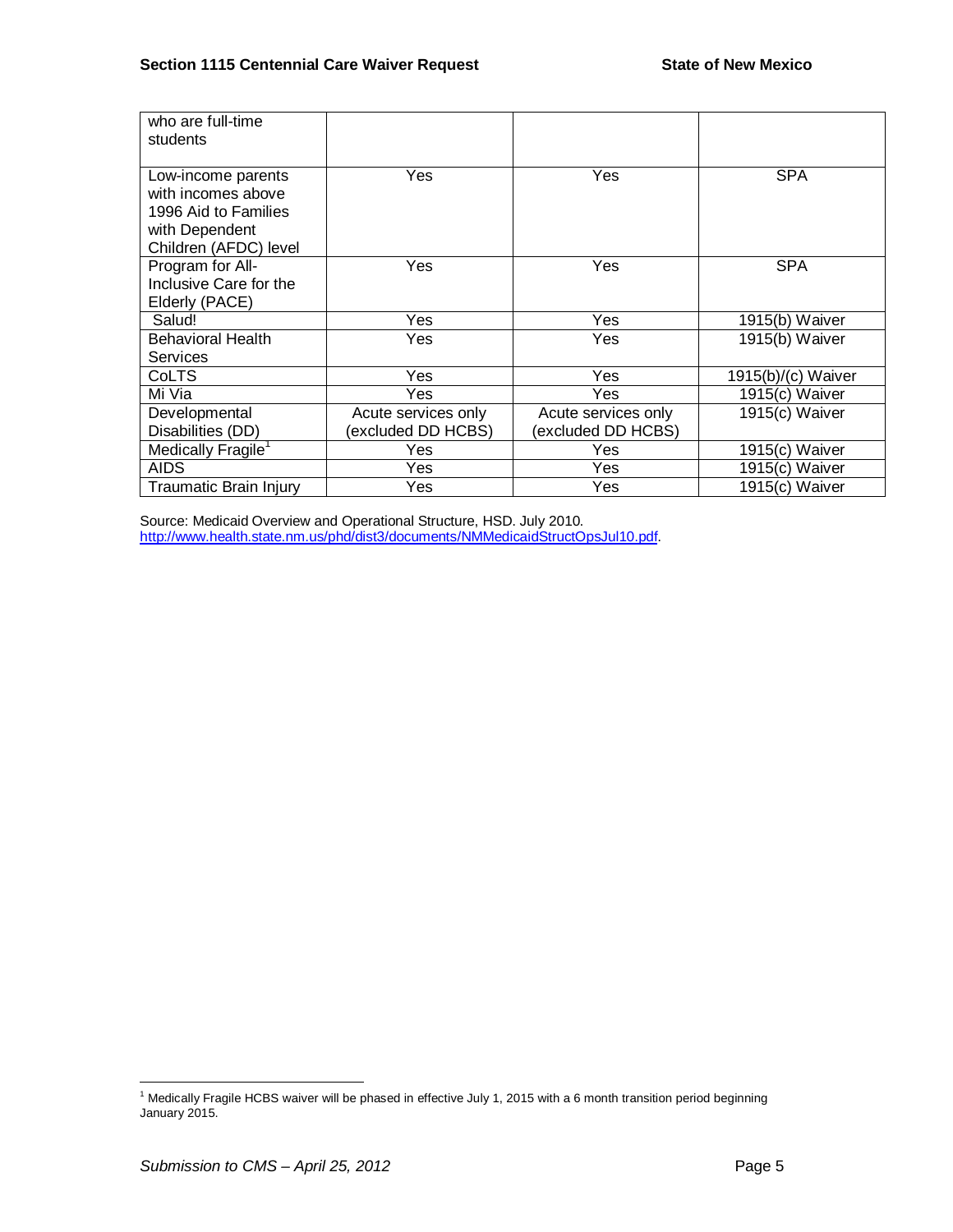| | | | |
|---|---|---|---|
| who are full-time students | | | |
| Low-income parents with incomes above 1996 Aid to Families with Dependent Children (AFDC) level | Yes | Yes | SPA |
| Program for All-Inclusive Care for the Elderly (PACE) | Yes | Yes | SPA |
| Salud! | Yes | Yes | 1915(b) Waiver |
| Behavioral Health Services | Yes | Yes | 1915(b) Waiver |
| CoLTS | Yes | Yes | 1915(b)/(c) Waiver |
| Mi Via | Yes | Yes | 1915(c) Waiver |
| Developmental Disabilities (DD) | Acute services only (excluded DD HCBS) | Acute services only (excluded DD HCBS) | 1915(c) Waiver |
| Medically Fragile[1] | Yes | Yes | 1915(c) Waiver |
| AIDS | Yes | Yes | 1915(c) Waiver |
| Traumatic Brain Injury | Yes | Yes | 1915(c) Waiver |

Source: Medicaid Overview and Operational Structure, HSD. July 2010. http://www.health.state.nm.us/phd/dist3/documents/NMMedicaidStructOpsJul10.pdf.

[1] Medically Fragile HCBS waiver will be phased in effective July 1, 2015 with a 6 month transition period beginning January 2015.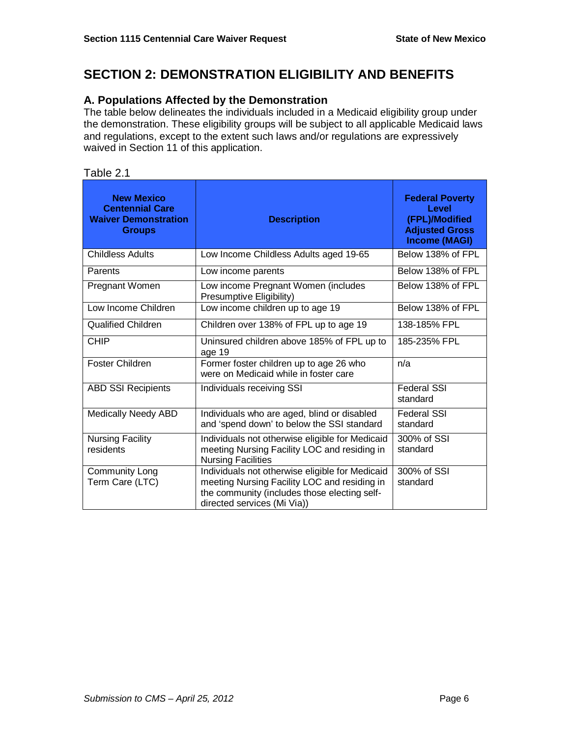## SECTION 2: DEMONSTRATION ELIGIBILITY AND BENEFITS

### A. Populations Affected by the Demonstration

The table below delineates the individuals included in a Medicaid eligibility group under the demonstration. These eligibility groups will be subject to all applicable Medicaid laws and regulations, except to the extent such laws and/or regulations are expressively waived in Section 11 of this application.

Table 2.1

| New Mexico Centennial Care Waiver Demonstration Groups | Description | Federal Poverty Level (FPL)/Modified Adjusted Gross Income (MAGI) |
|---|---|---|
| Childless Adults | Low Income Childless Adults aged 19-65 | Below 138% of FPL |
| Parents | Low income parents | Below 138% of FPL |
| Pregnant Women | Low income Pregnant Women (includes Presumptive Eligibility) | Below 138% of FPL |
| Low Income Children | Low income children up to age 19 | Below 138% of FPL |
| Qualified Children | Children over 138% of FPL up to age 19 | 138-185% FPL |
| CHIP | Uninsured children above 185% of FPL up to age 19 | 185-235% FPL |
| Foster Children | Former foster children up to age 26 who were on Medicaid while in foster care | n/a |
| ABD SSI Recipients | Individuals receiving SSI | Federal SSI standard |
| Medically Needy ABD | Individuals who are aged, blind or disabled and 'spend down' to below the SSI standard | Federal SSI standard |
| Nursing Facility residents | Individuals not otherwise eligible for Medicaid meeting Nursing Facility LOC and residing in Nursing Facilities | 300% of SSI standard |
| Community Long Term Care (LTC) | Individuals not otherwise eligible for Medicaid meeting Nursing Facility LOC and residing in the community (includes those electing self-directed services (Mi Via)) | 300% of SSI standard |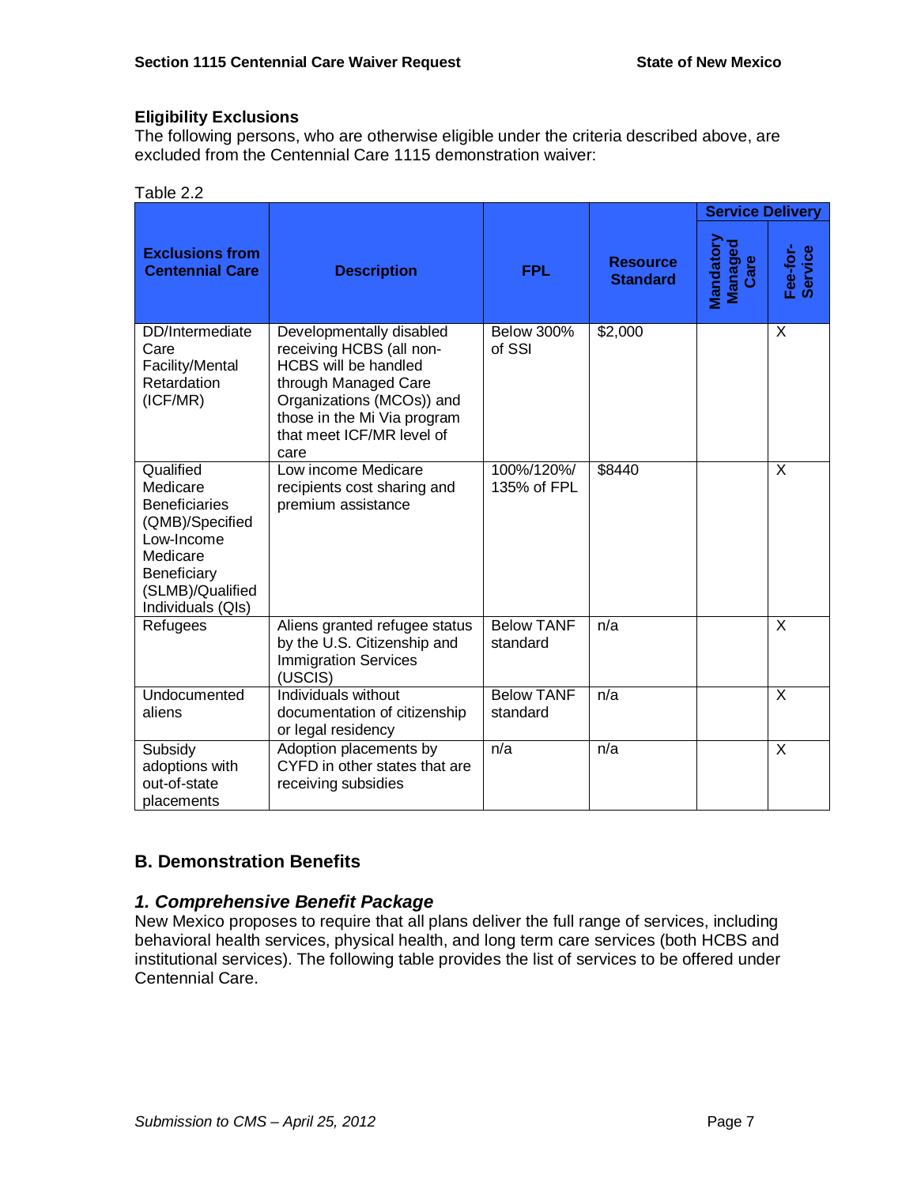### Eligibility Exclusions

The following persons, who are otherwise eligible under the criteria described above, are excluded from the Centennial Care 1115 demonstration waiver:

Table 2.2

| Exclusions from Centennial Care | Description | FPL | Resource Standard | Service Delivery | |
|---|---|---|---|---|---|
| | | | | Mandatory Managed Care | Fee-for-Service |
| DD/Intermediate Care Facility/Mental Retardation (ICF/MR) | Developmentally disabled receiving HCBS (all non-HCBS will be handled through Managed Care Organizations (MCOs)) and those in the Mi Via program that meet ICF/MR level of care | Below 300% of SSI | $2,000 | | X |
| Qualified Medicare Beneficiaries (QMB)/Specified Low-Income Medicare Beneficiary (SLMB)/Qualified Individuals (QIs) | Low income Medicare recipients cost sharing and premium assistance | 100%/120%/ 135% of FPL | $8440 | | X |
| Refugees | Aliens granted refugee status by the U.S. Citizenship and Immigration Services (USCIS) | Below TANF standard | n/a | | X |
| Undocumented aliens | Individuals without documentation of citizenship or legal residency | Below TANF standard | n/a | | X |
| Subsidy adoptions with out-of-state placements | Adoption placements by CYFD in other states that are receiving subsidies | n/a | n/a | | X |

## B. Demonstration Benefits

### *1. Comprehensive Benefit Package*

New Mexico proposes to require that all plans deliver the full range of services, including behavioral health services, physical health, and long term care services (both HCBS and institutional services). The following table provides the list of services to be offered under Centennial Care.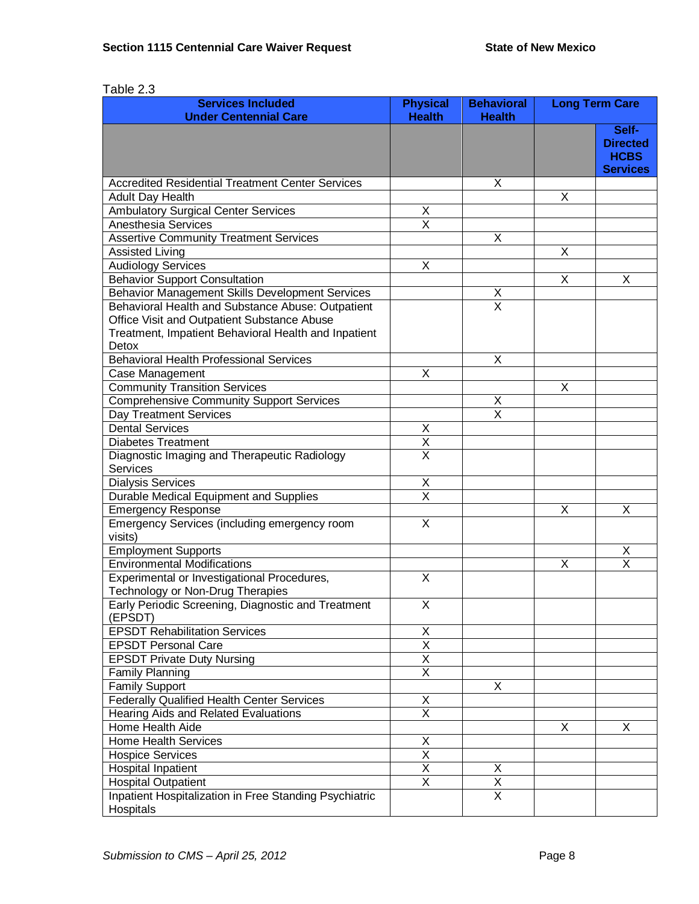Table 2.3

| Services Included Under Centennial Care | Physical Health | Behavioral Health | Long Term Care | |
|---|---|---|---|---|
| | | | | Self-Directed HCBS Services |
| Accredited Residential Treatment Center Services | | X | | |
| Adult Day Health | | | X | |
| Ambulatory Surgical Center Services | X | | | |
| Anesthesia Services | X | | | |
| Assertive Community Treatment Services | | X | | |
| Assisted Living | | | X | |
| Audiology Services | X | | | |
| Behavior Support Consultation | | | X | X |
| Behavior Management Skills Development Services | | X | | |
| Behavioral Health and Substance Abuse: Outpatient Office Visit and Outpatient Substance Abuse Treatment, Impatient Behavioral Health and Inpatient Detox | | X | | |
| Behavioral Health Professional Services | | X | | |
| Case Management | X | | | |
| Community Transition Services | | | X | |
| Comprehensive Community Support Services | | X | | |
| Day Treatment Services | | X | | |
| Dental Services | X | | | |
| Diabetes Treatment | X | | | |
| Diagnostic Imaging and Therapeutic Radiology Services | X | | | |
| Dialysis Services | X | | | |
| Durable Medical Equipment and Supplies | X | | | |
| Emergency Response | | | X | X |
| Emergency Services (including emergency room visits) | X | | | |
| Employment Supports | | | | X |
| Environmental Modifications | | | X | X |
| Experimental or Investigational Procedures, Technology or Non-Drug Therapies | X | | | |
| Early Periodic Screening, Diagnostic and Treatment (EPSDT) | X | | | |
| EPSDT Rehabilitation Services | X | | | |
| EPSDT Personal Care | X | | | |
| EPSDT Private Duty Nursing | X | | | |
| Family Planning | X | | | |
| Family Support | | X | | |
| Federally Qualified Health Center Services | X | | | |
| Hearing Aids and Related Evaluations | X | | | |
| Home Health Aide | | | X | X |
| Home Health Services | X | | | |
| Hospice Services | X | | | |
| Hospital Inpatient | X | X | | |
| Hospital Outpatient | X | X | | |
| Inpatient Hospitalization in Free Standing Psychiatric Hospitals | | X | | |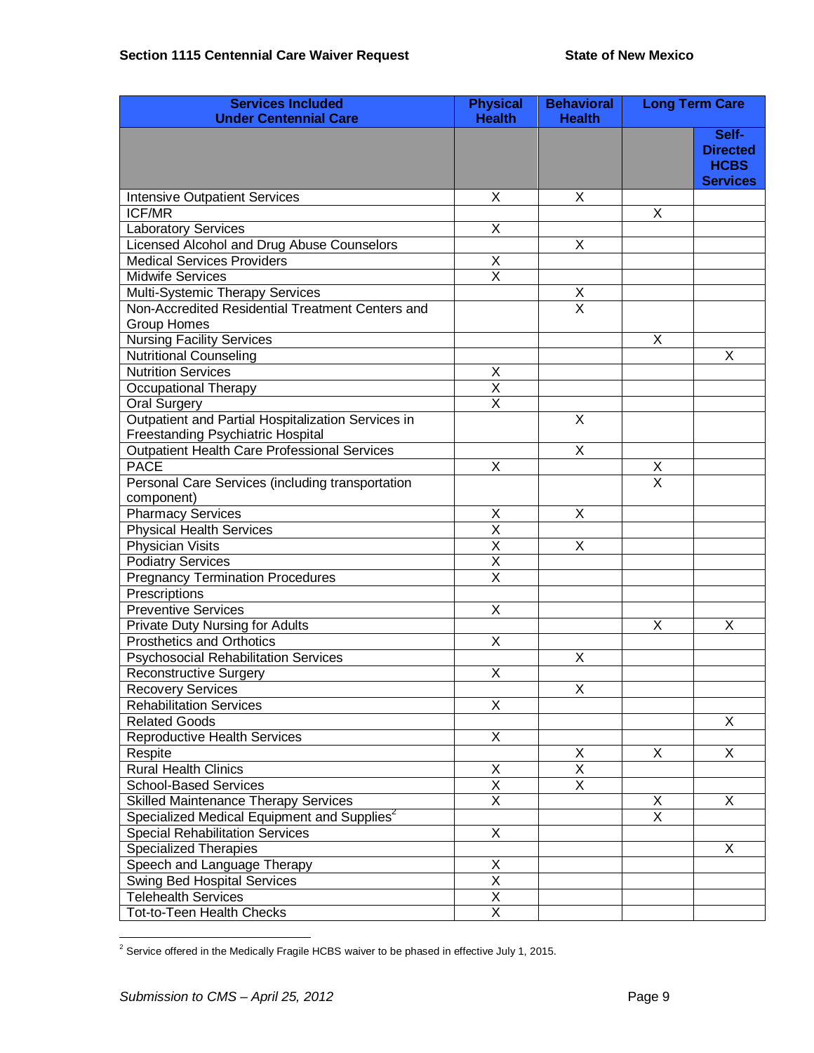| Services Included Under Centennial Care | Physical Health | Behavioral Health | Long Term Care | |
|---|---|---|---|---|
| | | | | Self-Directed HCBS Services |
| Intensive Outpatient Services | X | X | | |
| ICF/MR | | | X | |
| Laboratory Services | X | | | |
| Licensed Alcohol and Drug Abuse Counselors | | X | | |
| Medical Services Providers | X | | | |
| Midwife Services | X | | | |
| Multi-Systemic Therapy Services | | X | | |
| Non-Accredited Residential Treatment Centers and Group Homes | | X | | |
| Nursing Facility Services | | | X | |
| Nutritional Counseling | | | | X |
| Nutrition Services | X | | | |
| Occupational Therapy | X | | | |
| Oral Surgery | X | | | |
| Outpatient and Partial Hospitalization Services in Freestanding Psychiatric Hospital | | X | | |
| Outpatient Health Care Professional Services | | X | | |
| PACE | X | | X | |
| Personal Care Services (including transportation component) | | | X | |
| Pharmacy Services | X | X | | |
| Physical Health Services | X | | | |
| Physician Visits | X | X | | |
| Podiatry Services | X | | | |
| Pregnancy Termination Procedures | X | | | |
| Prescriptions | | | | |
| Preventive Services | X | | | |
| Private Duty Nursing for Adults | | | X | X |
| Prosthetics and Orthotics | X | | | |
| Psychosocial Rehabilitation Services | | X | | |
| Reconstructive Surgery | X | | | |
| Recovery Services | | X | | |
| Rehabilitation Services | X | | | |
| Related Goods | | | | X |
| Reproductive Health Services | X | | | |
| Respite | | X | X | X |
| Rural Health Clinics | X | X | | |
| School-Based Services | X | X | | |
| Skilled Maintenance Therapy Services | X | | X | X |
| Specialized Medical Equipment and Supplies[2] | | | X | |
| Special Rehabilitation Services | X | | | |
| Specialized Therapies | | | | X |
| Speech and Language Therapy | X | | | |
| Swing Bed Hospital Services | X | | | |
| Telehealth Services | X | | | |
| Tot-to-Teen Health Checks | X | | | |

[2] Service offered in the Medically Fragile HCBS waiver to be phased in effective July 1, 2015.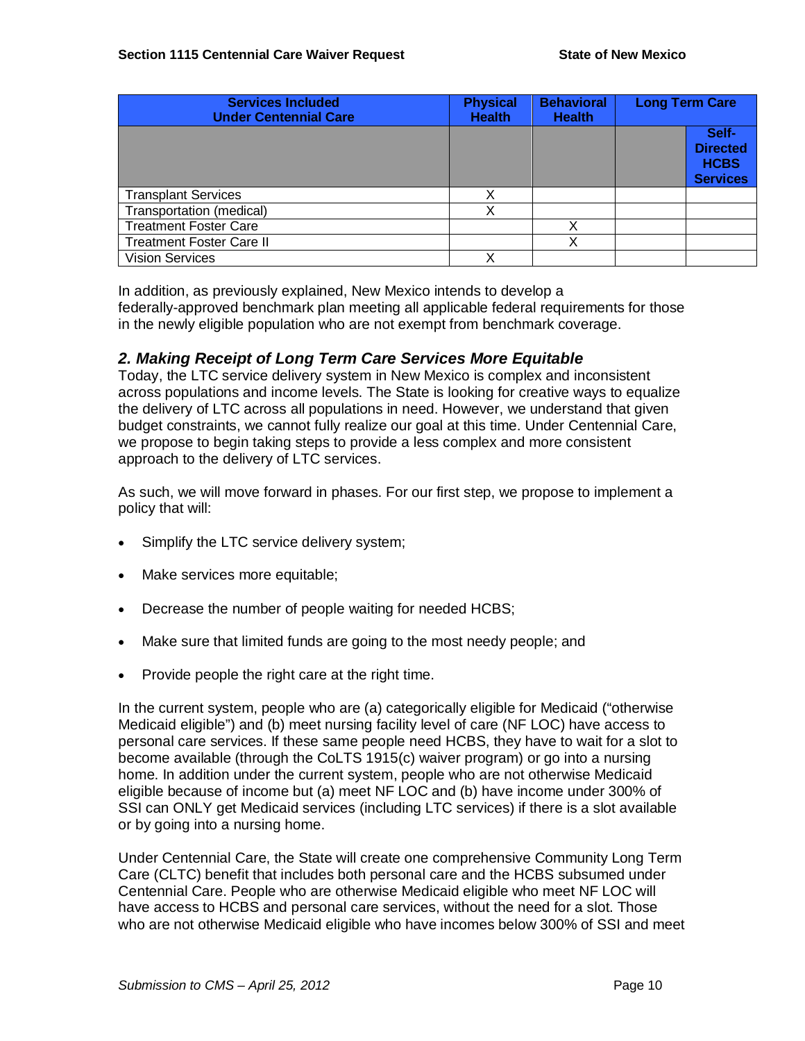| Services Included Under Centennial Care | Physical Health | Behavioral Health | Long Term Care | |
|---|---|---|---|---|
| | | | | Self-Directed HCBS Services |
| Transplant Services | X | | | |
| Transportation (medical) | X | | | |
| Treatment Foster Care | | X | | |
| Treatment Foster Care II | | X | | |
| Vision Services | X | | | |

In addition, as previously explained, New Mexico intends to develop a federally-approved benchmark plan meeting all applicable federal requirements for those in the newly eligible population who are not exempt from benchmark coverage.

### *2. Making Receipt of Long Term Care Services More Equitable*

Today, the LTC service delivery system in New Mexico is complex and inconsistent across populations and income levels. The State is looking for creative ways to equalize the delivery of LTC across all populations in need. However, we understand that given budget constraints, we cannot fully realize our goal at this time. Under Centennial Care, we propose to begin taking steps to provide a less complex and more consistent approach to the delivery of LTC services.

As such, we will move forward in phases. For our first step, we propose to implement a policy that will:

- Simplify the LTC service delivery system;
- Make services more equitable;
- Decrease the number of people waiting for needed HCBS;
- Make sure that limited funds are going to the most needy people; and
- Provide people the right care at the right time.

In the current system, people who are (a) categorically eligible for Medicaid ("otherwise Medicaid eligible") and (b) meet nursing facility level of care (NF LOC) have access to personal care services. If these same people need HCBS, they have to wait for a slot to become available (through the CoLTS 1915(c) waiver program) or go into a nursing home. In addition under the current system, people who are not otherwise Medicaid eligible because of income but (a) meet NF LOC and (b) have income under 300% of SSI can ONLY get Medicaid services (including LTC services) if there is a slot available or by going into a nursing home.

Under Centennial Care, the State will create one comprehensive Community Long Term Care (CLTC) benefit that includes both personal care and the HCBS subsumed under Centennial Care. People who are otherwise Medicaid eligible who meet NF LOC will have access to HCBS and personal care services, without the need for a slot. Those who are not otherwise Medicaid eligible who have incomes below 300% of SSI and meet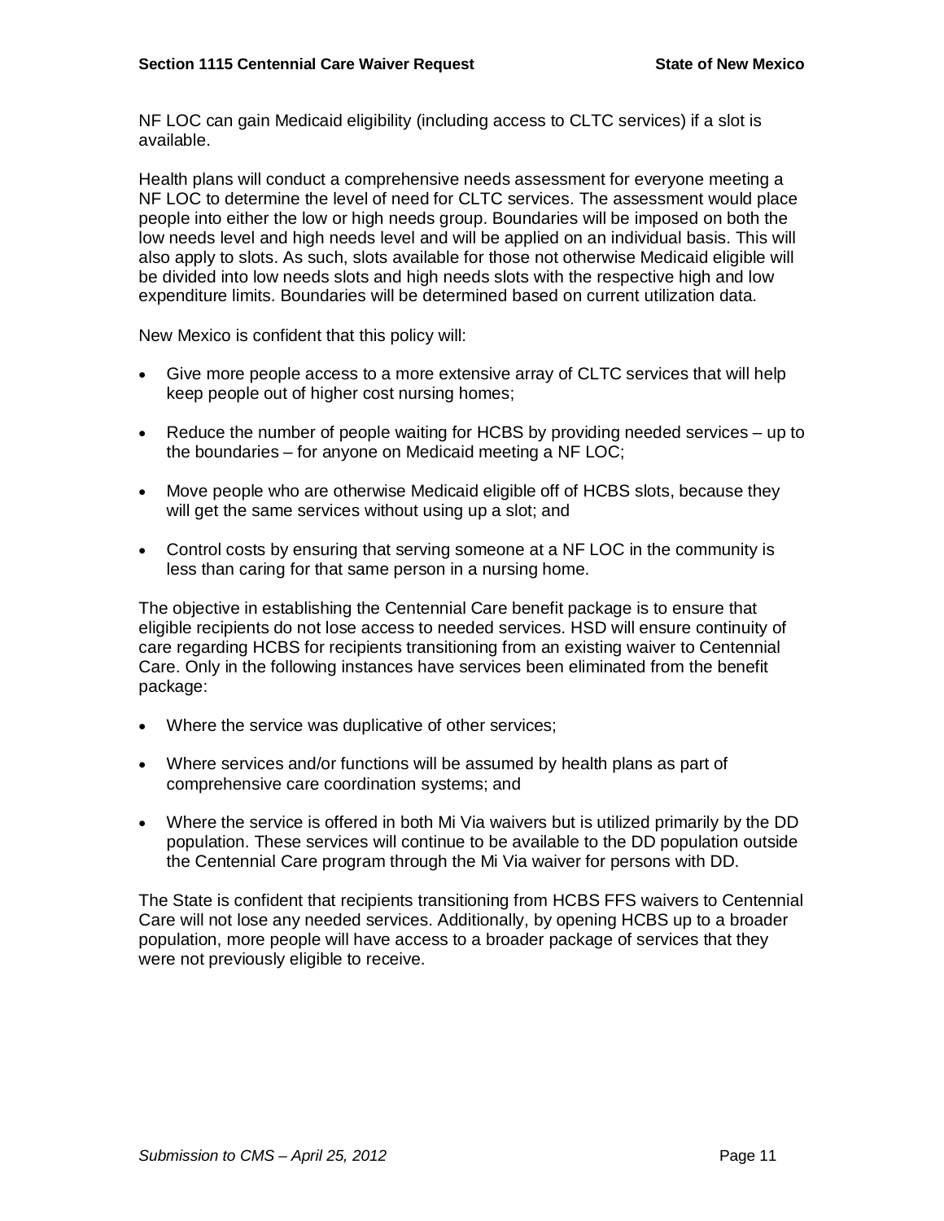NF LOC can gain Medicaid eligibility (including access to CLTC services) if a slot is available.

Health plans will conduct a comprehensive needs assessment for everyone meeting a NF LOC to determine the level of need for CLTC services. The assessment would place people into either the low or high needs group. Boundaries will be imposed on both the low needs level and high needs level and will be applied on an individual basis. This will also apply to slots. As such, slots available for those not otherwise Medicaid eligible will be divided into low needs slots and high needs slots with the respective high and low expenditure limits. Boundaries will be determined based on current utilization data.

New Mexico is confident that this policy will:

- Give more people access to a more extensive array of CLTC services that will help keep people out of higher cost nursing homes;
- Reduce the number of people waiting for HCBS by providing needed services – up to the boundaries – for anyone on Medicaid meeting a NF LOC;
- Move people who are otherwise Medicaid eligible off of HCBS slots, because they will get the same services without using up a slot; and
- Control costs by ensuring that serving someone at a NF LOC in the community is less than caring for that same person in a nursing home.

The objective in establishing the Centennial Care benefit package is to ensure that eligible recipients do not lose access to needed services. HSD will ensure continuity of care regarding HCBS for recipients transitioning from an existing waiver to Centennial Care. Only in the following instances have services been eliminated from the benefit package:

- Where the service was duplicative of other services;
- Where services and/or functions will be assumed by health plans as part of comprehensive care coordination systems; and
- Where the service is offered in both Mi Via waivers but is utilized primarily by the DD population. These services will continue to be available to the DD population outside the Centennial Care program through the Mi Via waiver for persons with DD.

The State is confident that recipients transitioning from HCBS FFS waivers to Centennial Care will not lose any needed services. Additionally, by opening HCBS up to a broader population, more people will have access to a broader package of services that they were not previously eligible to receive.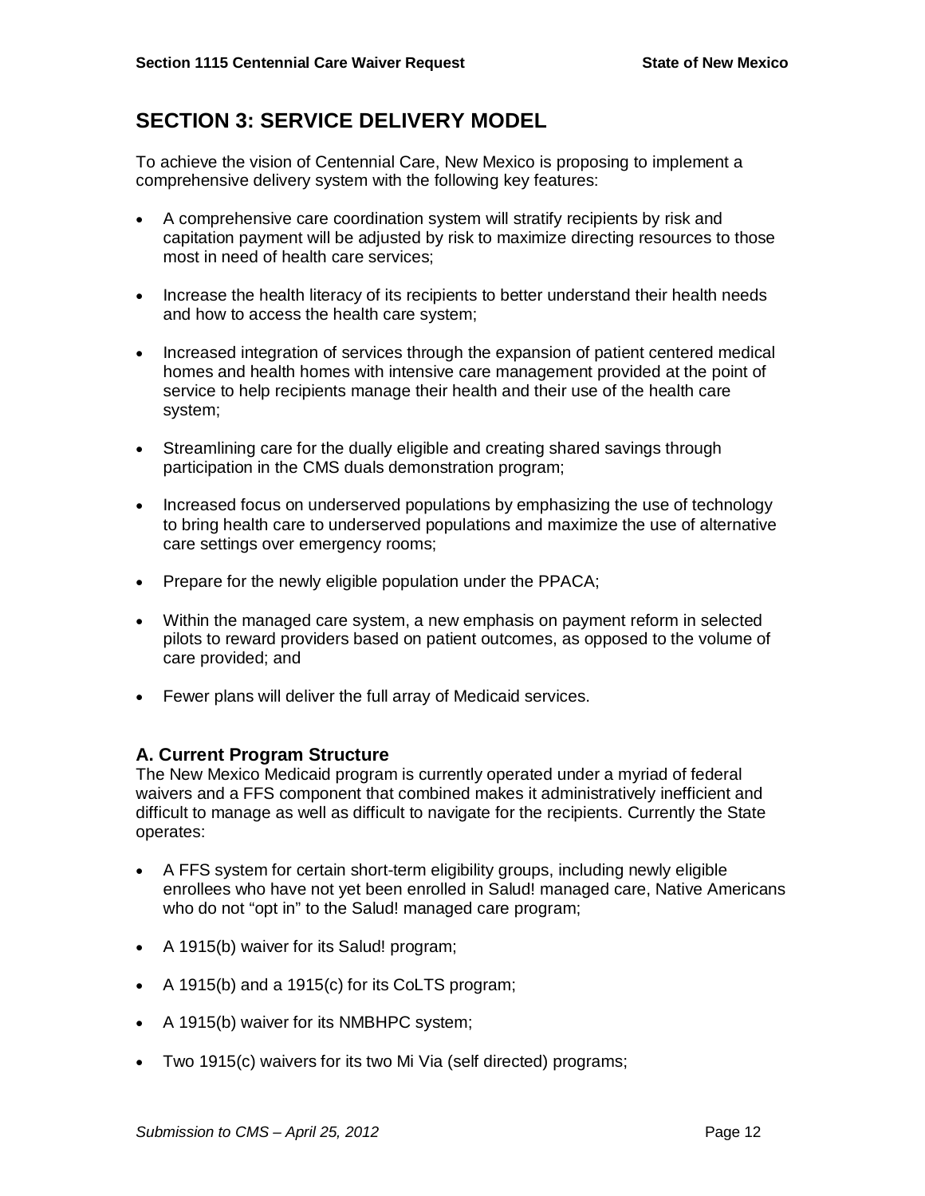# SECTION 3: SERVICE DELIVERY MODEL

To achieve the vision of Centennial Care, New Mexico is proposing to implement a comprehensive delivery system with the following key features:

- A comprehensive care coordination system will stratify recipients by risk and capitation payment will be adjusted by risk to maximize directing resources to those most in need of health care services;
- Increase the health literacy of its recipients to better understand their health needs and how to access the health care system;
- Increased integration of services through the expansion of patient centered medical homes and health homes with intensive care management provided at the point of service to help recipients manage their health and their use of the health care system;
- Streamlining care for the dually eligible and creating shared savings through participation in the CMS duals demonstration program;
- Increased focus on underserved populations by emphasizing the use of technology to bring health care to underserved populations and maximize the use of alternative care settings over emergency rooms;
- Prepare for the newly eligible population under the PPACA;
- Within the managed care system, a new emphasis on payment reform in selected pilots to reward providers based on patient outcomes, as opposed to the volume of care provided; and
- Fewer plans will deliver the full array of Medicaid services.

### A. Current Program Structure

The New Mexico Medicaid program is currently operated under a myriad of federal waivers and a FFS component that combined makes it administratively inefficient and difficult to manage as well as difficult to navigate for the recipients. Currently the State operates:

- A FFS system for certain short-term eligibility groups, including newly eligible enrollees who have not yet been enrolled in Salud! managed care, Native Americans who do not “opt in” to the Salud! managed care program;
- A 1915(b) waiver for its Salud! program;
- A 1915(b) and a 1915(c) for its CoLTS program;
- A 1915(b) waiver for its NMBHPC system;
- Two 1915(c) waivers for its two Mi Via (self directed) programs;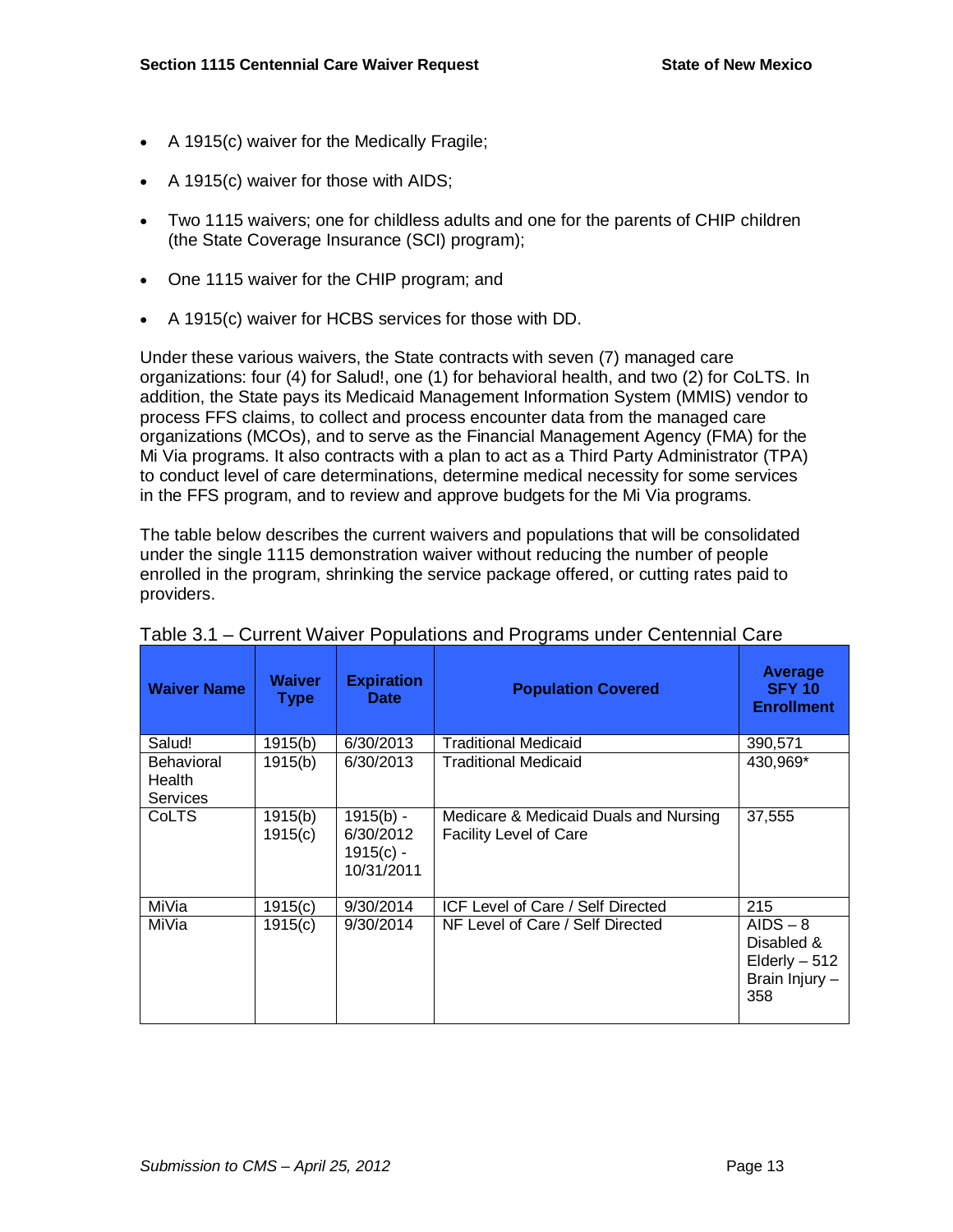- A 1915(c) waiver for the Medically Fragile;
- A 1915(c) waiver for those with AIDS;
- Two 1115 waivers; one for childless adults and one for the parents of CHIP children (the State Coverage Insurance (SCI) program);
- One 1115 waiver for the CHIP program; and
- A 1915(c) waiver for HCBS services for those with DD.

Under these various waivers, the State contracts with seven (7) managed care organizations: four (4) for Salud!, one (1) for behavioral health, and two (2) for CoLTS. In addition, the State pays its Medicaid Management Information System (MMIS) vendor to process FFS claims, to collect and process encounter data from the managed care organizations (MCOs), and to serve as the Financial Management Agency (FMA) for the Mi Via programs. It also contracts with a plan to act as a Third Party Administrator (TPA) to conduct level of care determinations, determine medical necessity for some services in the FFS program, and to review and approve budgets for the Mi Via programs.

The table below describes the current waivers and populations that will be consolidated under the single 1115 demonstration waiver without reducing the number of people enrolled in the program, shrinking the service package offered, or cutting rates paid to providers.

Table 3.1 – Current Waiver Populations and Programs under Centennial Care

| Waiver Name | Waiver Type | Expiration Date | Population Covered | Average SFY 10 Enrollment |
|---|---|---|---|---|
| Salud! | 1915(b) | 6/30/2013 | Traditional Medicaid | 390,571 |
| Behavioral Health Services | 1915(b) | 6/30/2013 | Traditional Medicaid | 430,969* |
| CoLTS | 1915(b) 1915(c) | 1915(b) - 6/30/2012 1915(c) - 10/31/2011 | Medicare & Medicaid Duals and Nursing Facility Level of Care | 37,555 |
| MiVia | 1915(c) | 9/30/2014 | ICF Level of Care / Self Directed | 215 |
| MiVia | 1915(c) | 9/30/2014 | NF Level of Care / Self Directed | AIDS – 8 Disabled & Elderly – 512 Brain Injury – 358 |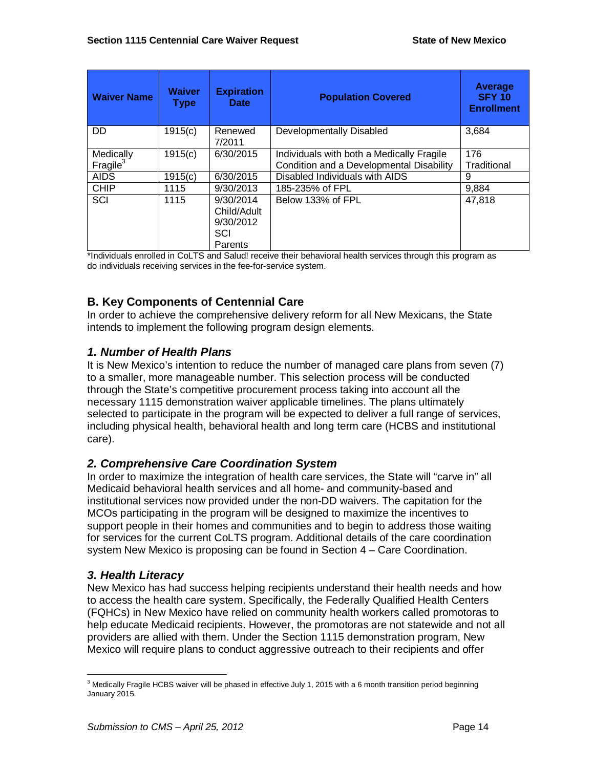| Waiver Name | Waiver Type | Expiration Date | Population Covered | Average SFY 10 Enrollment |
|---|---|---|---|---|
| DD | 1915(c) | Renewed 7/2011 | Developmentally Disabled | 3,684 |
| Medically Fragile[3] | 1915(c) | 6/30/2015 | Individuals with both a Medically Fragile Condition and a Developmental Disability | 176 Traditional |
| AIDS | 1915(c) | 6/30/2015 | Disabled Individuals with AIDS | 9 |
| CHIP | 1115 | 9/30/2013 | 185-235% of FPL | 9,884 |
| SCI | 1115 | 9/30/2014 Child/Adult 9/30/2012 SCI Parents | Below 133% of FPL | 47,818 |

*Individuals enrolled in CoLTS and Salud! receive their behavioral health services through this program as do individuals receiving services in the fee-for-service system.

## B. Key Components of Centennial Care

In order to achieve the comprehensive delivery reform for all New Mexicans, the State intends to implement the following program design elements.

### *1. Number of Health Plans*

It is New Mexico's intention to reduce the number of managed care plans from seven (7) to a smaller, more manageable number. This selection process will be conducted through the State's competitive procurement process taking into account all the necessary 1115 demonstration waiver applicable timelines. The plans ultimately selected to participate in the program will be expected to deliver a full range of services, including physical health, behavioral health and long term care (HCBS and institutional care).

### *2. Comprehensive Care Coordination System*

In order to maximize the integration of health care services, the State will "carve in" all Medicaid behavioral health services and all home- and community-based and institutional services now provided under the non-DD waivers. The capitation for the MCOs participating in the program will be designed to maximize the incentives to support people in their homes and communities and to begin to address those waiting for services for the current CoLTS program. Additional details of the care coordination system New Mexico is proposing can be found in Section 4 – Care Coordination.

### *3. Health Literacy*

New Mexico has had success helping recipients understand their health needs and how to access the health care system. Specifically, the Federally Qualified Health Centers (FQHCs) in New Mexico have relied on community health workers called promotoras to help educate Medicaid recipients. However, the promotoras are not statewide and not all providers are allied with them. Under the Section 1115 demonstration program, New Mexico will require plans to conduct aggressive outreach to their recipients and offer

[3] Medically Fragile HCBS waiver will be phased in effective July 1, 2015 with a 6 month transition period beginning January 2015.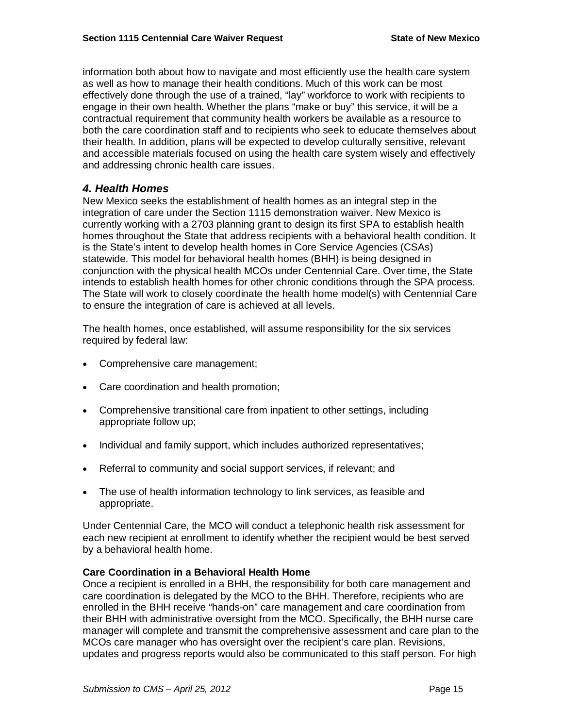information both about how to navigate and most efficiently use the health care system as well as how to manage their health conditions. Much of this work can be most effectively done through the use of a trained, "lay" workforce to work with recipients to engage in their own health. Whether the plans "make or buy" this service, it will be a contractual requirement that community health workers be available as a resource to both the care coordination staff and to recipients who seek to educate themselves about their health. In addition, plans will be expected to develop culturally sensitive, relevant and accessible materials focused on using the health care system wisely and effectively and addressing chronic health care issues.

### *4. Health Homes*

New Mexico seeks the establishment of health homes as an integral step in the integration of care under the Section 1115 demonstration waiver. New Mexico is currently working with a 2703 planning grant to design its first SPA to establish health homes throughout the State that address recipients with a behavioral health condition. It is the State's intent to develop health homes in Core Service Agencies (CSAs) statewide. This model for behavioral health homes (BHH) is being designed in conjunction with the physical health MCOs under Centennial Care. Over time, the State intends to establish health homes for other chronic conditions through the SPA process. The State will work to closely coordinate the health home model(s) with Centennial Care to ensure the integration of care is achieved at all levels.

The health homes, once established, will assume responsibility for the six services required by federal law:

- Comprehensive care management;
- Care coordination and health promotion;
- Comprehensive transitional care from inpatient to other settings, including appropriate follow up;
- Individual and family support, which includes authorized representatives;
- Referral to community and social support services, if relevant; and
- The use of health information technology to link services, as feasible and appropriate.

Under Centennial Care, the MCO will conduct a telephonic health risk assessment for each new recipient at enrollment to identify whether the recipient would be best served by a behavioral health home.

**Care Coordination in a Behavioral Health Home**

Once a recipient is enrolled in a BHH, the responsibility for both care management and care coordination is delegated by the MCO to the BHH. Therefore, recipients who are enrolled in the BHH receive "hands-on" care management and care coordination from their BHH with administrative oversight from the MCO. Specifically, the BHH nurse care manager will complete and transmit the comprehensive assessment and care plan to the MCOs care manager who has oversight over the recipient's care plan. Revisions, updates and progress reports would also be communicated to this staff person. For high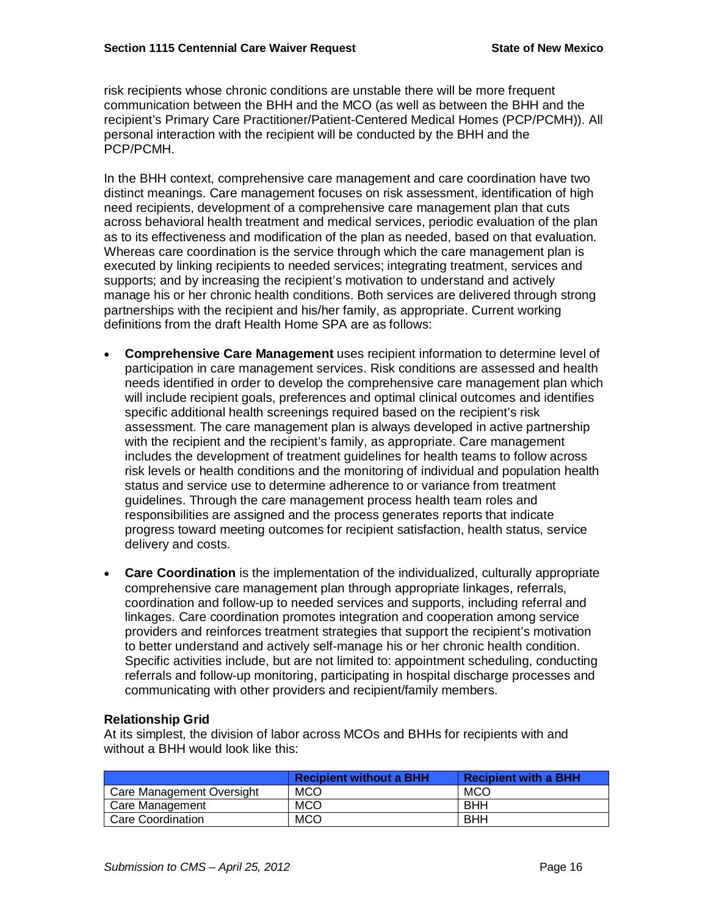risk recipients whose chronic conditions are unstable there will be more frequent communication between the BHH and the MCO (as well as between the BHH and the recipient's Primary Care Practitioner/Patient-Centered Medical Homes (PCP/PCMH)). All personal interaction with the recipient will be conducted by the BHH and the PCP/PCMH.

In the BHH context, comprehensive care management and care coordination have two distinct meanings. Care management focuses on risk assessment, identification of high need recipients, development of a comprehensive care management plan that cuts across behavioral health treatment and medical services, periodic evaluation of the plan as to its effectiveness and modification of the plan as needed, based on that evaluation. Whereas care coordination is the service through which the care management plan is executed by linking recipients to needed services; integrating treatment, services and supports; and by increasing the recipient's motivation to understand and actively manage his or her chronic health conditions. Both services are delivered through strong partnerships with the recipient and his/her family, as appropriate. Current working definitions from the draft Health Home SPA are as follows:

- **Comprehensive Care Management** uses recipient information to determine level of participation in care management services. Risk conditions are assessed and health needs identified in order to develop the comprehensive care management plan which will include recipient goals, preferences and optimal clinical outcomes and identifies specific additional health screenings required based on the recipient's risk assessment. The care management plan is always developed in active partnership with the recipient and the recipient's family, as appropriate. Care management includes the development of treatment guidelines for health teams to follow across risk levels or health conditions and the monitoring of individual and population health status and service use to determine adherence to or variance from treatment guidelines. Through the care management process health team roles and responsibilities are assigned and the process generates reports that indicate progress toward meeting outcomes for recipient satisfaction, health status, service delivery and costs.

- **Care Coordination** is the implementation of the individualized, culturally appropriate comprehensive care management plan through appropriate linkages, referrals, coordination and follow-up to needed services and supports, including referral and linkages. Care coordination promotes integration and cooperation among service providers and reinforces treatment strategies that support the recipient's motivation to better understand and actively self-manage his or her chronic health condition. Specific activities include, but are not limited to: appointment scheduling, conducting referrals and follow-up monitoring, participating in hospital discharge processes and communicating with other providers and recipient/family members.

**Relationship Grid**

At its simplest, the division of labor across MCOs and BHHs for recipients with and without a BHH would look like this:

| | Recipient without a BHH | Recipient with a BHH |
|---|---|---|
| Care Management Oversight | MCO | MCO |
| Care Management | MCO | BHH |
| Care Coordination | MCO | BHH |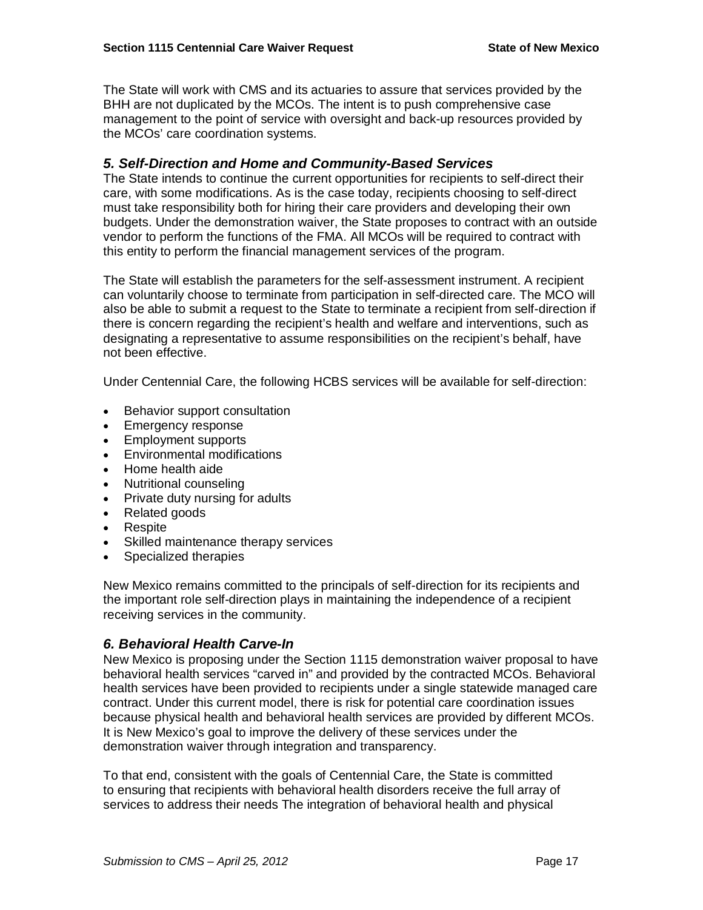The State will work with CMS and its actuaries to assure that services provided by the BHH are not duplicated by the MCOs. The intent is to push comprehensive case management to the point of service with oversight and back-up resources provided by the MCOs' care coordination systems.

### *5. Self-Direction and Home and Community-Based Services*

The State intends to continue the current opportunities for recipients to self-direct their care, with some modifications. As is the case today, recipients choosing to self-direct must take responsibility both for hiring their care providers and developing their own budgets. Under the demonstration waiver, the State proposes to contract with an outside vendor to perform the functions of the FMA. All MCOs will be required to contract with this entity to perform the financial management services of the program.

The State will establish the parameters for the self-assessment instrument. A recipient can voluntarily choose to terminate from participation in self-directed care. The MCO will also be able to submit a request to the State to terminate a recipient from self-direction if there is concern regarding the recipient's health and welfare and interventions, such as designating a representative to assume responsibilities on the recipient's behalf, have not been effective.

Under Centennial Care, the following HCBS services will be available for self-direction:

- Behavior support consultation
- Emergency response
- Employment supports
- Environmental modifications
- Home health aide
- Nutritional counseling
- Private duty nursing for adults
- Related goods
- Respite
- Skilled maintenance therapy services
- Specialized therapies

New Mexico remains committed to the principals of self-direction for its recipients and the important role self-direction plays in maintaining the independence of a recipient receiving services in the community.

### *6. Behavioral Health Carve-In*

New Mexico is proposing under the Section 1115 demonstration waiver proposal to have behavioral health services "carved in" and provided by the contracted MCOs. Behavioral health services have been provided to recipients under a single statewide managed care contract. Under this current model, there is risk for potential care coordination issues because physical health and behavioral health services are provided by different MCOs. It is New Mexico's goal to improve the delivery of these services under the demonstration waiver through integration and transparency.

To that end, consistent with the goals of Centennial Care, the State is committed to ensuring that recipients with behavioral health disorders receive the full array of services to address their needs The integration of behavioral health and physical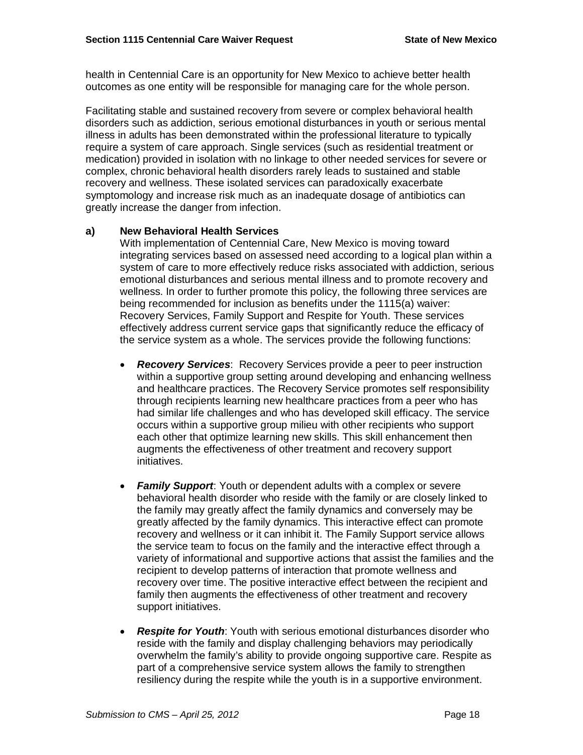health in Centennial Care is an opportunity for New Mexico to achieve better health outcomes as one entity will be responsible for managing care for the whole person.

Facilitating stable and sustained recovery from severe or complex behavioral health disorders such as addiction, serious emotional disturbances in youth or serious mental illness in adults has been demonstrated within the professional literature to typically require a system of care approach. Single services (such as residential treatment or medication) provided in isolation with no linkage to other needed services for severe or complex, chronic behavioral health disorders rarely leads to sustained and stable recovery and wellness. These isolated services can paradoxically exacerbate symptomology and increase risk much as an inadequate dosage of antibiotics can greatly increase the danger from infection.

**a) New Behavioral Health Services**

With implementation of Centennial Care, New Mexico is moving toward integrating services based on assessed need according to a logical plan within a system of care to more effectively reduce risks associated with addiction, serious emotional disturbances and serious mental illness and to promote recovery and wellness. In order to further promote this policy, the following three services are being recommended for inclusion as benefits under the 1115(a) waiver: Recovery Services, Family Support and Respite for Youth. These services effectively address current service gaps that significantly reduce the efficacy of the service system as a whole. The services provide the following functions:

- ***Recovery Services***: Recovery Services provide a peer to peer instruction within a supportive group setting around developing and enhancing wellness and healthcare practices. The Recovery Service promotes self responsibility through recipients learning new healthcare practices from a peer who has had similar life challenges and who has developed skill efficacy. The service occurs within a supportive group milieu with other recipients who support each other that optimize learning new skills. This skill enhancement then augments the effectiveness of other treatment and recovery support initiatives.

- ***Family Support***: Youth or dependent adults with a complex or severe behavioral health disorder who reside with the family or are closely linked to the family may greatly affect the family dynamics and conversely may be greatly affected by the family dynamics. This interactive effect can promote recovery and wellness or it can inhibit it. The Family Support service allows the service team to focus on the family and the interactive effect through a variety of informational and supportive actions that assist the families and the recipient to develop patterns of interaction that promote wellness and recovery over time. The positive interactive effect between the recipient and family then augments the effectiveness of other treatment and recovery support initiatives.

- ***Respite for Youth***: Youth with serious emotional disturbances disorder who reside with the family and display challenging behaviors may periodically overwhelm the family's ability to provide ongoing supportive care. Respite as part of a comprehensive service system allows the family to strengthen resiliency during the respite while the youth is in a supportive environment.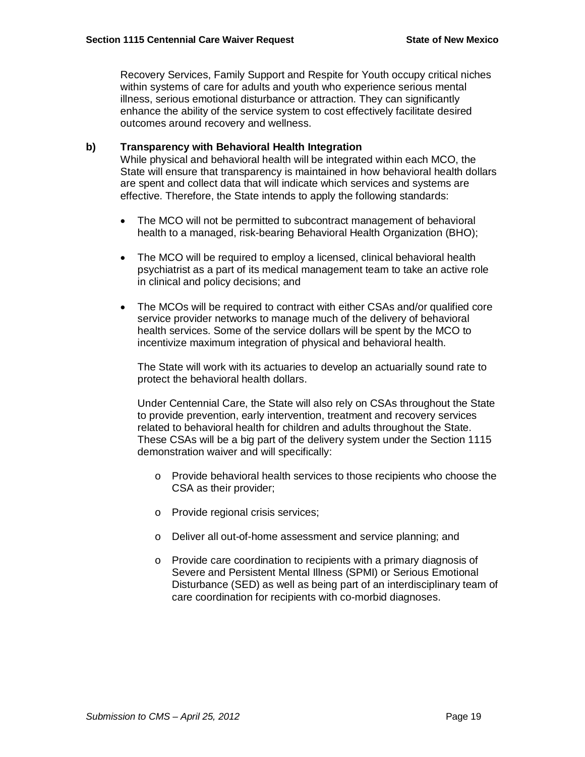Recovery Services, Family Support and Respite for Youth occupy critical niches within systems of care for adults and youth who experience serious mental illness, serious emotional disturbance or attraction. They can significantly enhance the ability of the service system to cost effectively facilitate desired outcomes around recovery and wellness.

**b) Transparency with Behavioral Health Integration**

While physical and behavioral health will be integrated within each MCO, the State will ensure that transparency is maintained in how behavioral health dollars are spent and collect data that will indicate which services and systems are effective. Therefore, the State intends to apply the following standards:

- The MCO will not be permitted to subcontract management of behavioral health to a managed, risk-bearing Behavioral Health Organization (BHO);
- The MCO will be required to employ a licensed, clinical behavioral health psychiatrist as a part of its medical management team to take an active role in clinical and policy decisions; and
- The MCOs will be required to contract with either CSAs and/or qualified core service provider networks to manage much of the delivery of behavioral health services. Some of the service dollars will be spent by the MCO to incentivize maximum integration of physical and behavioral health.

  The State will work with its actuaries to develop an actuarially sound rate to protect the behavioral health dollars.

  Under Centennial Care, the State will also rely on CSAs throughout the State to provide prevention, early intervention, treatment and recovery services related to behavioral health for children and adults throughout the State. These CSAs will be a big part of the delivery system under the Section 1115 demonstration waiver and will specifically:

  - Provide behavioral health services to those recipients who choose the CSA as their provider;
  - Provide regional crisis services;
  - Deliver all out-of-home assessment and service planning; and
  - Provide care coordination to recipients with a primary diagnosis of Severe and Persistent Mental Illness (SPMI) or Serious Emotional Disturbance (SED) as well as being part of an interdisciplinary team of care coordination for recipients with co-morbid diagnoses.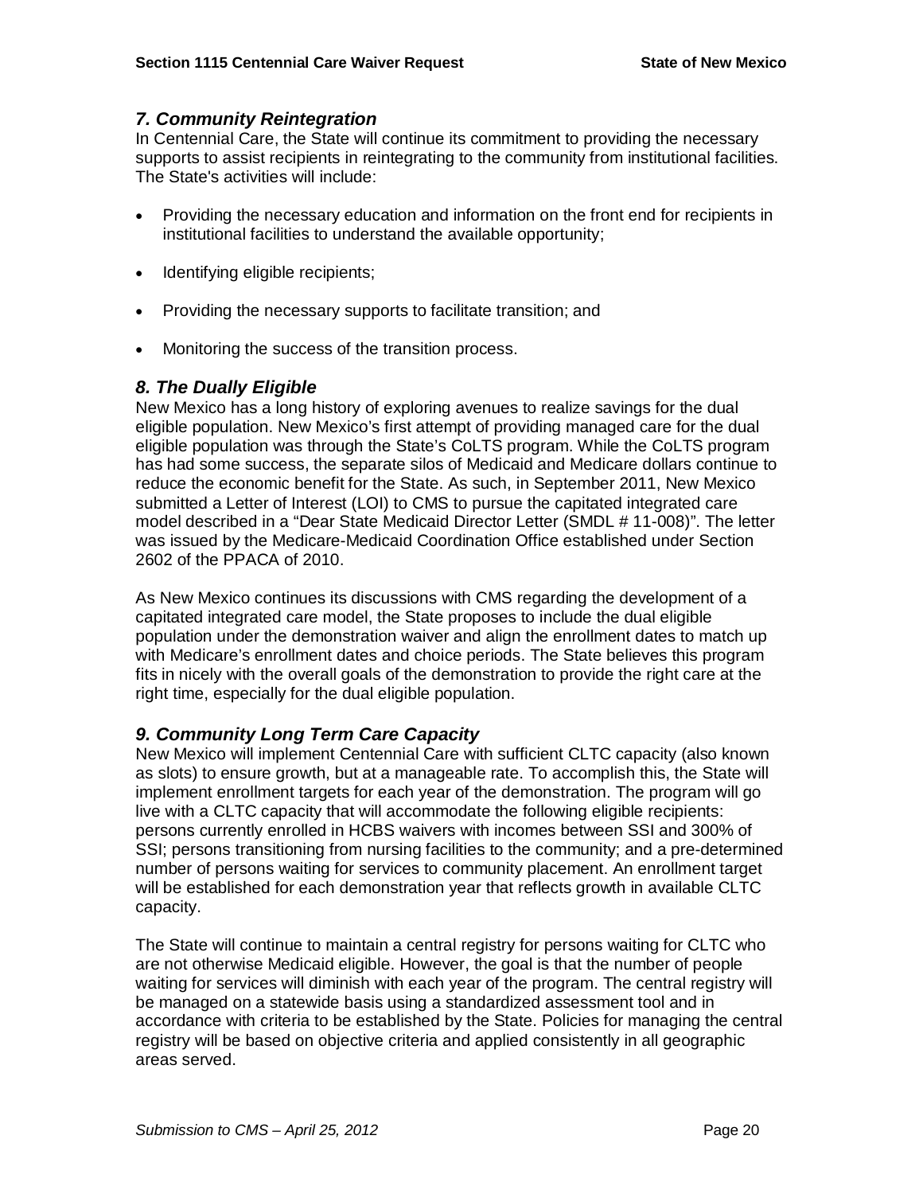### *7. Community Reintegration*

In Centennial Care, the State will continue its commitment to providing the necessary supports to assist recipients in reintegrating to the community from institutional facilities. The State's activities will include:

- Providing the necessary education and information on the front end for recipients in institutional facilities to understand the available opportunity;
- Identifying eligible recipients;
- Providing the necessary supports to facilitate transition; and
- Monitoring the success of the transition process.

### *8. The Dually Eligible*

New Mexico has a long history of exploring avenues to realize savings for the dual eligible population. New Mexico's first attempt of providing managed care for the dual eligible population was through the State's CoLTS program. While the CoLTS program has had some success, the separate silos of Medicaid and Medicare dollars continue to reduce the economic benefit for the State. As such, in September 2011, New Mexico submitted a Letter of Interest (LOI) to CMS to pursue the capitated integrated care model described in a "Dear State Medicaid Director Letter (SMDL # 11-008)". The letter was issued by the Medicare-Medicaid Coordination Office established under Section 2602 of the PPACA of 2010.

As New Mexico continues its discussions with CMS regarding the development of a capitated integrated care model, the State proposes to include the dual eligible population under the demonstration waiver and align the enrollment dates to match up with Medicare's enrollment dates and choice periods. The State believes this program fits in nicely with the overall goals of the demonstration to provide the right care at the right time, especially for the dual eligible population.

### *9. Community Long Term Care Capacity*

New Mexico will implement Centennial Care with sufficient CLTC capacity (also known as slots) to ensure growth, but at a manageable rate. To accomplish this, the State will implement enrollment targets for each year of the demonstration. The program will go live with a CLTC capacity that will accommodate the following eligible recipients: persons currently enrolled in HCBS waivers with incomes between SSI and 300% of SSI; persons transitioning from nursing facilities to the community; and a pre-determined number of persons waiting for services to community placement. An enrollment target will be established for each demonstration year that reflects growth in available CLTC capacity.

The State will continue to maintain a central registry for persons waiting for CLTC who are not otherwise Medicaid eligible. However, the goal is that the number of people waiting for services will diminish with each year of the program. The central registry will be managed on a statewide basis using a standardized assessment tool and in accordance with criteria to be established by the State. Policies for managing the central registry will be based on objective criteria and applied consistently in all geographic areas served.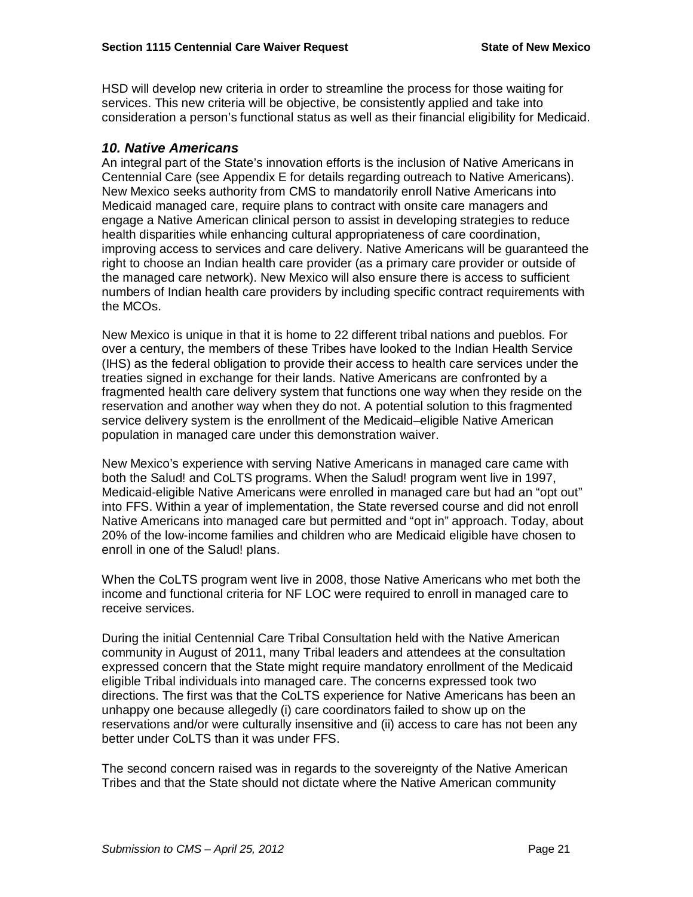HSD will develop new criteria in order to streamline the process for those waiting for services. This new criteria will be objective, be consistently applied and take into consideration a person's functional status as well as their financial eligibility for Medicaid.

### *10. Native Americans*

An integral part of the State's innovation efforts is the inclusion of Native Americans in Centennial Care (see Appendix E for details regarding outreach to Native Americans). New Mexico seeks authority from CMS to mandatorily enroll Native Americans into Medicaid managed care, require plans to contract with onsite care managers and engage a Native American clinical person to assist in developing strategies to reduce health disparities while enhancing cultural appropriateness of care coordination, improving access to services and care delivery. Native Americans will be guaranteed the right to choose an Indian health care provider (as a primary care provider or outside of the managed care network). New Mexico will also ensure there is access to sufficient numbers of Indian health care providers by including specific contract requirements with the MCOs.

New Mexico is unique in that it is home to 22 different tribal nations and pueblos. For over a century, the members of these Tribes have looked to the Indian Health Service (IHS) as the federal obligation to provide their access to health care services under the treaties signed in exchange for their lands. Native Americans are confronted by a fragmented health care delivery system that functions one way when they reside on the reservation and another way when they do not. A potential solution to this fragmented service delivery system is the enrollment of the Medicaid–eligible Native American population in managed care under this demonstration waiver.

New Mexico's experience with serving Native Americans in managed care came with both the Salud! and CoLTS programs. When the Salud! program went live in 1997, Medicaid-eligible Native Americans were enrolled in managed care but had an "opt out" into FFS. Within a year of implementation, the State reversed course and did not enroll Native Americans into managed care but permitted and "opt in" approach. Today, about 20% of the low-income families and children who are Medicaid eligible have chosen to enroll in one of the Salud! plans.

When the CoLTS program went live in 2008, those Native Americans who met both the income and functional criteria for NF LOC were required to enroll in managed care to receive services.

During the initial Centennial Care Tribal Consultation held with the Native American community in August of 2011, many Tribal leaders and attendees at the consultation expressed concern that the State might require mandatory enrollment of the Medicaid eligible Tribal individuals into managed care. The concerns expressed took two directions. The first was that the CoLTS experience for Native Americans has been an unhappy one because allegedly (i) care coordinators failed to show up on the reservations and/or were culturally insensitive and (ii) access to care has not been any better under CoLTS than it was under FFS.

The second concern raised was in regards to the sovereignty of the Native American Tribes and that the State should not dictate where the Native American community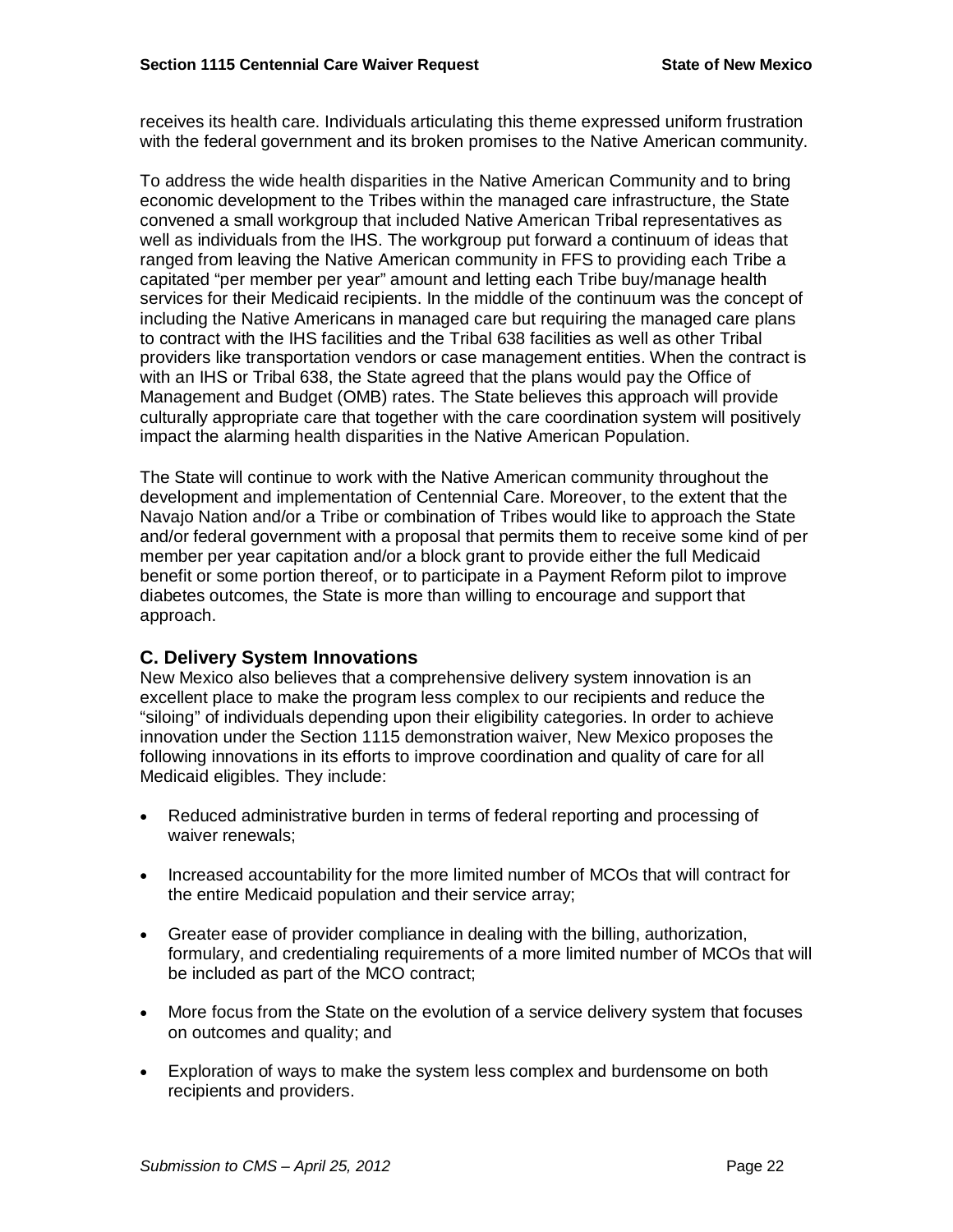receives its health care. Individuals articulating this theme expressed uniform frustration with the federal government and its broken promises to the Native American community.

To address the wide health disparities in the Native American Community and to bring economic development to the Tribes within the managed care infrastructure, the State convened a small workgroup that included Native American Tribal representatives as well as individuals from the IHS. The workgroup put forward a continuum of ideas that ranged from leaving the Native American community in FFS to providing each Tribe a capitated "per member per year" amount and letting each Tribe buy/manage health services for their Medicaid recipients. In the middle of the continuum was the concept of including the Native Americans in managed care but requiring the managed care plans to contract with the IHS facilities and the Tribal 638 facilities as well as other Tribal providers like transportation vendors or case management entities. When the contract is with an IHS or Tribal 638, the State agreed that the plans would pay the Office of Management and Budget (OMB) rates. The State believes this approach will provide culturally appropriate care that together with the care coordination system will positively impact the alarming health disparities in the Native American Population.

The State will continue to work with the Native American community throughout the development and implementation of Centennial Care. Moreover, to the extent that the Navajo Nation and/or a Tribe or combination of Tribes would like to approach the State and/or federal government with a proposal that permits them to receive some kind of per member per year capitation and/or a block grant to provide either the full Medicaid benefit or some portion thereof, or to participate in a Payment Reform pilot to improve diabetes outcomes, the State is more than willing to encourage and support that approach.

## C. Delivery System Innovations

New Mexico also believes that a comprehensive delivery system innovation is an excellent place to make the program less complex to our recipients and reduce the "siloing" of individuals depending upon their eligibility categories. In order to achieve innovation under the Section 1115 demonstration waiver, New Mexico proposes the following innovations in its efforts to improve coordination and quality of care for all Medicaid eligibles. They include:

- Reduced administrative burden in terms of federal reporting and processing of waiver renewals;
- Increased accountability for the more limited number of MCOs that will contract for the entire Medicaid population and their service array;
- Greater ease of provider compliance in dealing with the billing, authorization, formulary, and credentialing requirements of a more limited number of MCOs that will be included as part of the MCO contract;
- More focus from the State on the evolution of a service delivery system that focuses on outcomes and quality; and
- Exploration of ways to make the system less complex and burdensome on both recipients and providers.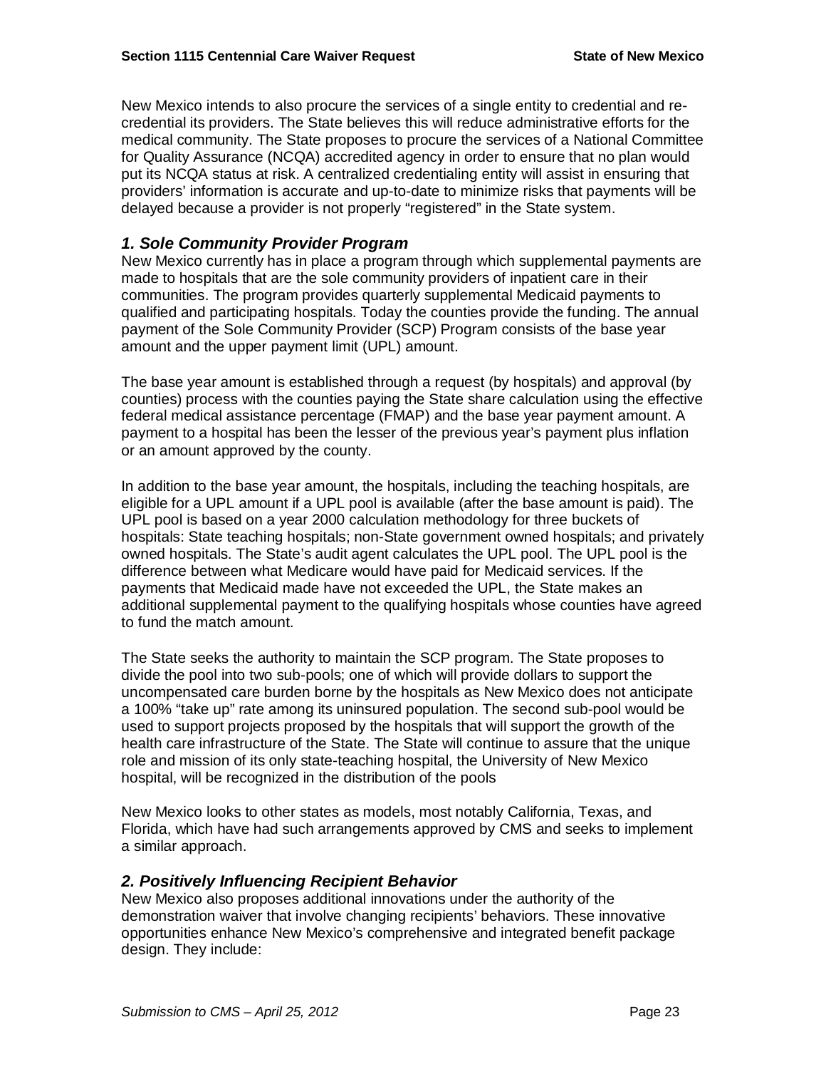New Mexico intends to also procure the services of a single entity to credential and re-credential its providers. The State believes this will reduce administrative efforts for the medical community. The State proposes to procure the services of a National Committee for Quality Assurance (NCQA) accredited agency in order to ensure that no plan would put its NCQA status at risk. A centralized credentialing entity will assist in ensuring that providers' information is accurate and up-to-date to minimize risks that payments will be delayed because a provider is not properly "registered" in the State system.

### *1. Sole Community Provider Program*

New Mexico currently has in place a program through which supplemental payments are made to hospitals that are the sole community providers of inpatient care in their communities. The program provides quarterly supplemental Medicaid payments to qualified and participating hospitals. Today the counties provide the funding. The annual payment of the Sole Community Provider (SCP) Program consists of the base year amount and the upper payment limit (UPL) amount.

The base year amount is established through a request (by hospitals) and approval (by counties) process with the counties paying the State share calculation using the effective federal medical assistance percentage (FMAP) and the base year payment amount. A payment to a hospital has been the lesser of the previous year's payment plus inflation or an amount approved by the county.

In addition to the base year amount, the hospitals, including the teaching hospitals, are eligible for a UPL amount if a UPL pool is available (after the base amount is paid). The UPL pool is based on a year 2000 calculation methodology for three buckets of hospitals: State teaching hospitals; non-State government owned hospitals; and privately owned hospitals. The State's audit agent calculates the UPL pool. The UPL pool is the difference between what Medicare would have paid for Medicaid services. If the payments that Medicaid made have not exceeded the UPL, the State makes an additional supplemental payment to the qualifying hospitals whose counties have agreed to fund the match amount.

The State seeks the authority to maintain the SCP program. The State proposes to divide the pool into two sub-pools; one of which will provide dollars to support the uncompensated care burden borne by the hospitals as New Mexico does not anticipate a 100% "take up" rate among its uninsured population. The second sub-pool would be used to support projects proposed by the hospitals that will support the growth of the health care infrastructure of the State. The State will continue to assure that the unique role and mission of its only state-teaching hospital, the University of New Mexico hospital, will be recognized in the distribution of the pools

New Mexico looks to other states as models, most notably California, Texas, and Florida, which have had such arrangements approved by CMS and seeks to implement a similar approach.

### *2. Positively Influencing Recipient Behavior*

New Mexico also proposes additional innovations under the authority of the demonstration waiver that involve changing recipients' behaviors. These innovative opportunities enhance New Mexico's comprehensive and integrated benefit package design. They include: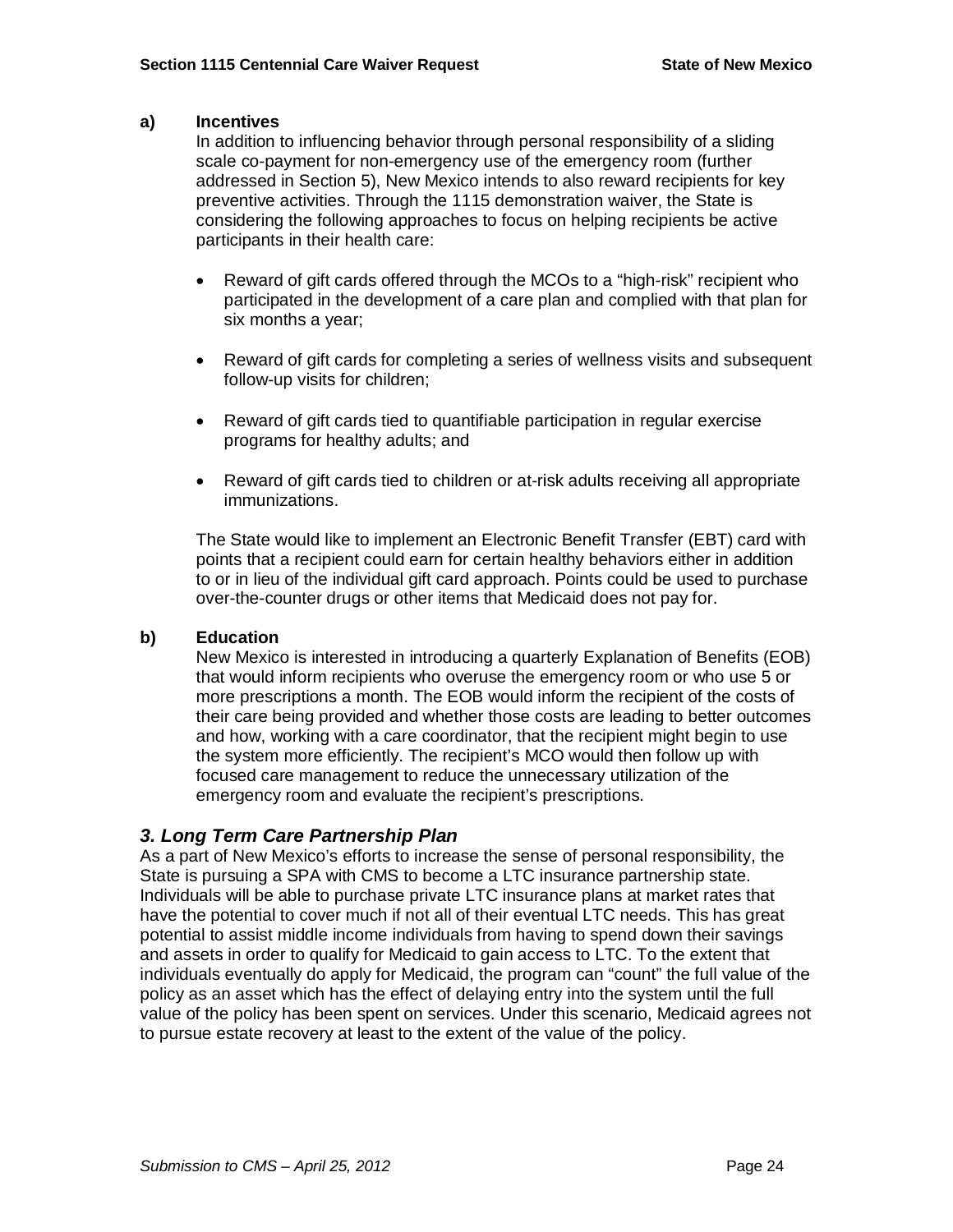**a) Incentives**

In addition to influencing behavior through personal responsibility of a sliding scale co-payment for non-emergency use of the emergency room (further addressed in Section 5), New Mexico intends to also reward recipients for key preventive activities. Through the 1115 demonstration waiver, the State is considering the following approaches to focus on helping recipients be active participants in their health care:

- Reward of gift cards offered through the MCOs to a "high-risk" recipient who participated in the development of a care plan and complied with that plan for six months a year;
- Reward of gift cards for completing a series of wellness visits and subsequent follow-up visits for children;
- Reward of gift cards tied to quantifiable participation in regular exercise programs for healthy adults; and
- Reward of gift cards tied to children or at-risk adults receiving all appropriate immunizations.

The State would like to implement an Electronic Benefit Transfer (EBT) card with points that a recipient could earn for certain healthy behaviors either in addition to or in lieu of the individual gift card approach. Points could be used to purchase over-the-counter drugs or other items that Medicaid does not pay for.

**b) Education**

New Mexico is interested in introducing a quarterly Explanation of Benefits (EOB) that would inform recipients who overuse the emergency room or who use 5 or more prescriptions a month. The EOB would inform the recipient of the costs of their care being provided and whether those costs are leading to better outcomes and how, working with a care coordinator, that the recipient might begin to use the system more efficiently. The recipient's MCO would then follow up with focused care management to reduce the unnecessary utilization of the emergency room and evaluate the recipient's prescriptions.

### *3. Long Term Care Partnership Plan*

As a part of New Mexico's efforts to increase the sense of personal responsibility, the State is pursuing a SPA with CMS to become a LTC insurance partnership state. Individuals will be able to purchase private LTC insurance plans at market rates that have the potential to cover much if not all of their eventual LTC needs. This has great potential to assist middle income individuals from having to spend down their savings and assets in order to qualify for Medicaid to gain access to LTC. To the extent that individuals eventually do apply for Medicaid, the program can "count" the full value of the policy as an asset which has the effect of delaying entry into the system until the full value of the policy has been spent on services. Under this scenario, Medicaid agrees not to pursue estate recovery at least to the extent of the value of the policy.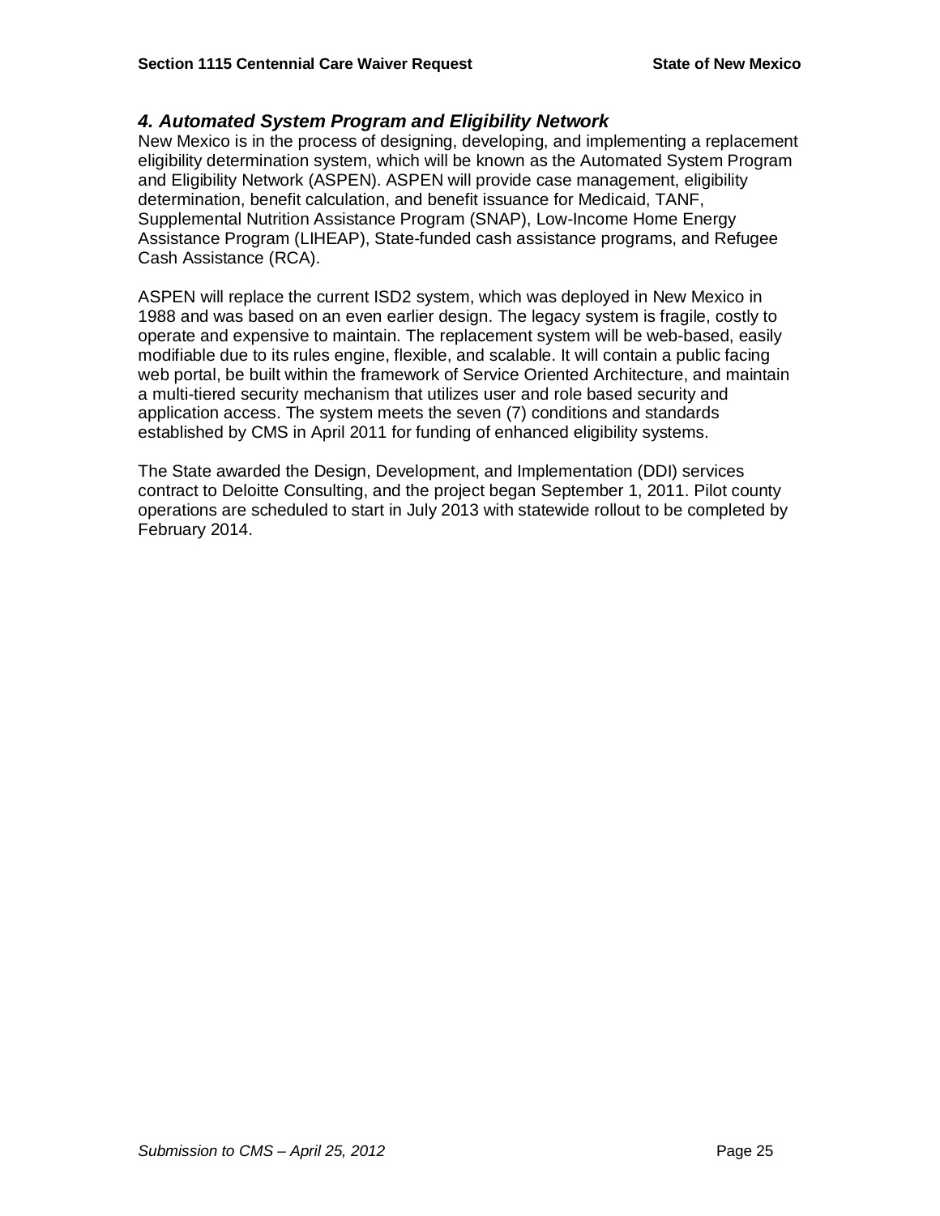### *4. Automated System Program and Eligibility Network*

New Mexico is in the process of designing, developing, and implementing a replacement eligibility determination system, which will be known as the Automated System Program and Eligibility Network (ASPEN). ASPEN will provide case management, eligibility determination, benefit calculation, and benefit issuance for Medicaid, TANF, Supplemental Nutrition Assistance Program (SNAP), Low-Income Home Energy Assistance Program (LIHEAP), State-funded cash assistance programs, and Refugee Cash Assistance (RCA).

ASPEN will replace the current ISD2 system, which was deployed in New Mexico in 1988 and was based on an even earlier design. The legacy system is fragile, costly to operate and expensive to maintain. The replacement system will be web-based, easily modifiable due to its rules engine, flexible, and scalable. It will contain a public facing web portal, be built within the framework of Service Oriented Architecture, and maintain a multi-tiered security mechanism that utilizes user and role based security and application access. The system meets the seven (7) conditions and standards established by CMS in April 2011 for funding of enhanced eligibility systems.

The State awarded the Design, Development, and Implementation (DDI) services contract to Deloitte Consulting, and the project began September 1, 2011. Pilot county operations are scheduled to start in July 2013 with statewide rollout to be completed by February 2014.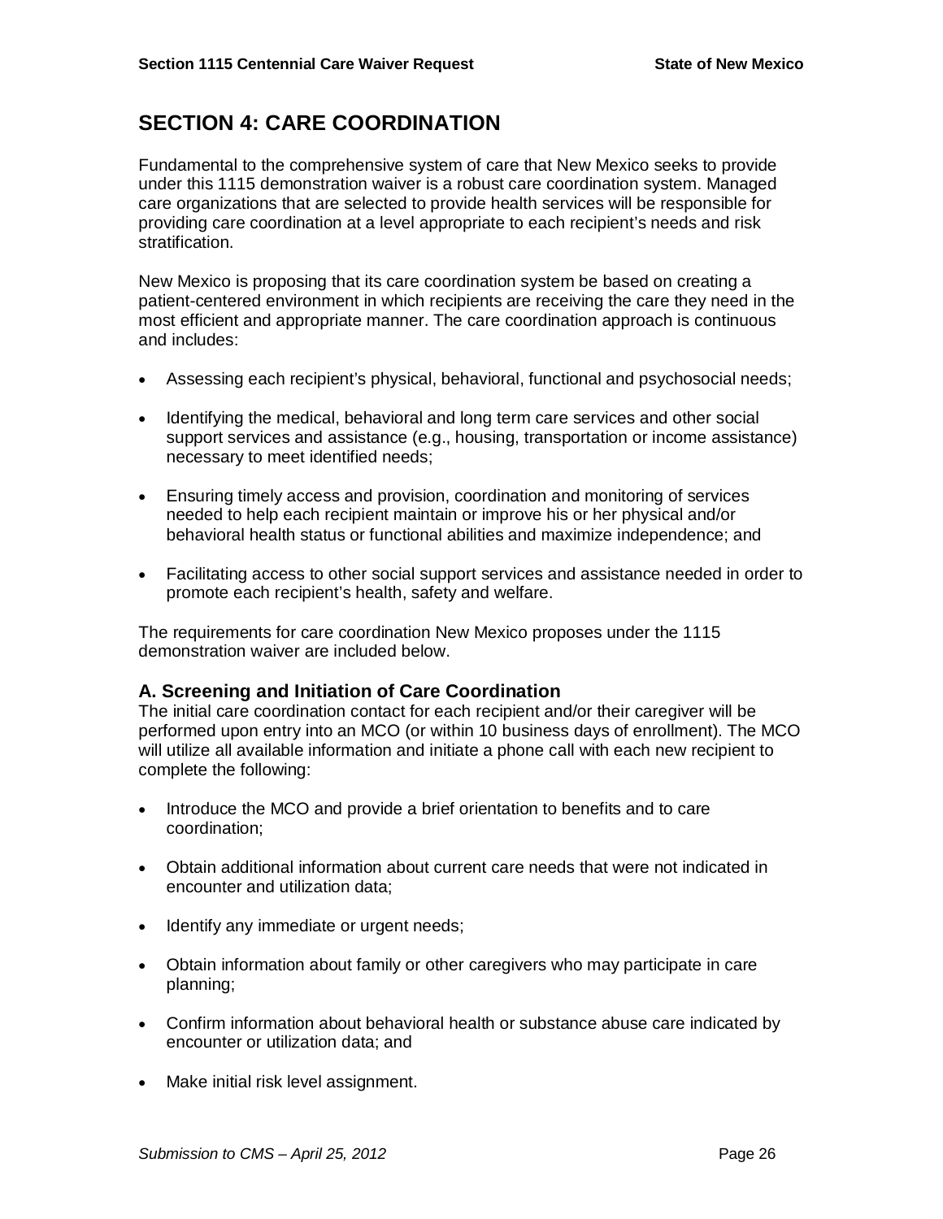## SECTION 4: CARE COORDINATION

Fundamental to the comprehensive system of care that New Mexico seeks to provide under this 1115 demonstration waiver is a robust care coordination system. Managed care organizations that are selected to provide health services will be responsible for providing care coordination at a level appropriate to each recipient's needs and risk stratification.

New Mexico is proposing that its care coordination system be based on creating a patient-centered environment in which recipients are receiving the care they need in the most efficient and appropriate manner. The care coordination approach is continuous and includes:

- Assessing each recipient's physical, behavioral, functional and psychosocial needs;
- Identifying the medical, behavioral and long term care services and other social support services and assistance (e.g., housing, transportation or income assistance) necessary to meet identified needs;
- Ensuring timely access and provision, coordination and monitoring of services needed to help each recipient maintain or improve his or her physical and/or behavioral health status or functional abilities and maximize independence; and
- Facilitating access to other social support services and assistance needed in order to promote each recipient's health, safety and welfare.

The requirements for care coordination New Mexico proposes under the 1115 demonstration waiver are included below.

### A. Screening and Initiation of Care Coordination

The initial care coordination contact for each recipient and/or their caregiver will be performed upon entry into an MCO (or within 10 business days of enrollment). The MCO will utilize all available information and initiate a phone call with each new recipient to complete the following:

- Introduce the MCO and provide a brief orientation to benefits and to care coordination;
- Obtain additional information about current care needs that were not indicated in encounter and utilization data;
- Identify any immediate or urgent needs;
- Obtain information about family or other caregivers who may participate in care planning;
- Confirm information about behavioral health or substance abuse care indicated by encounter or utilization data; and
- Make initial risk level assignment.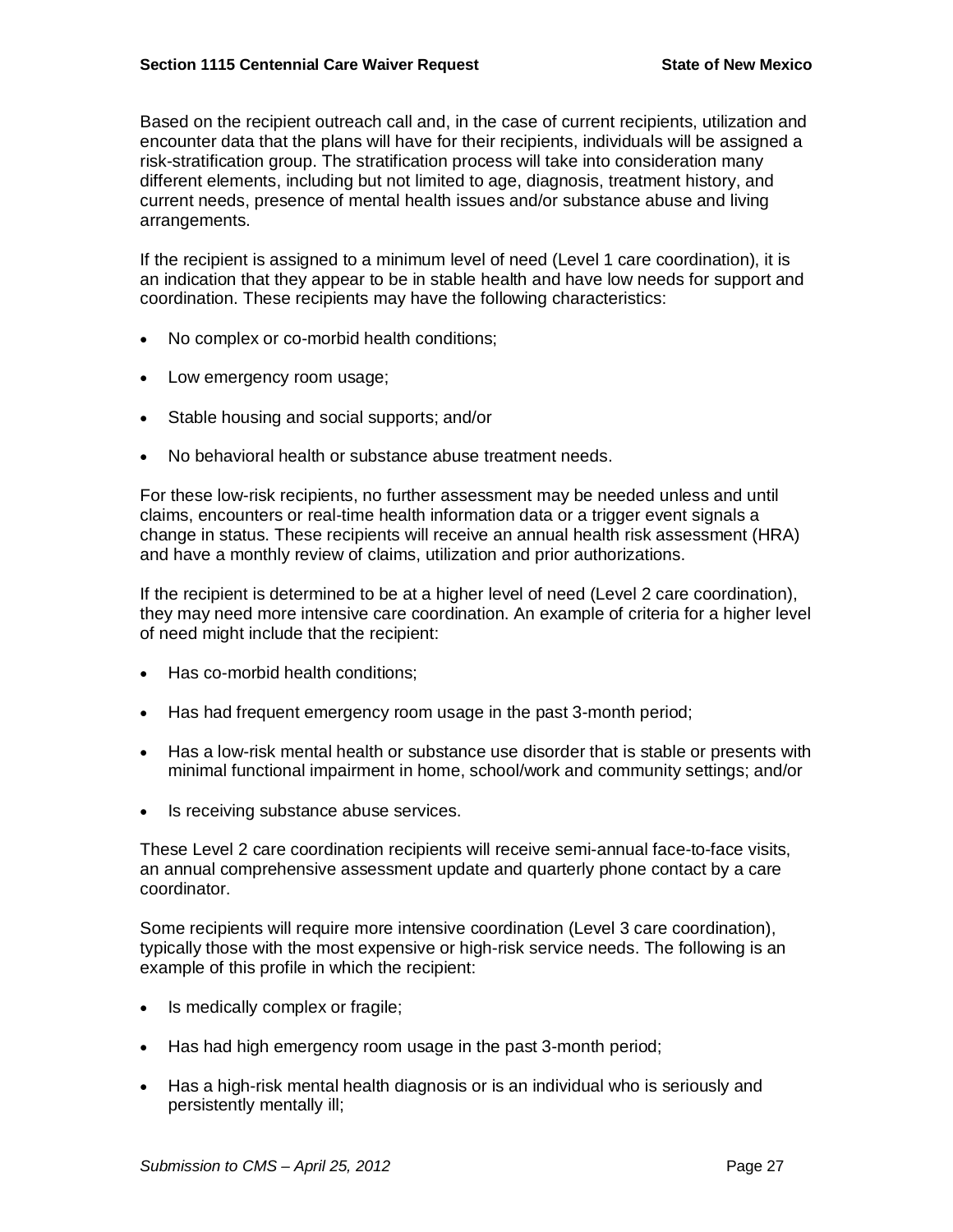Based on the recipient outreach call and, in the case of current recipients, utilization and encounter data that the plans will have for their recipients, individuals will be assigned a risk-stratification group. The stratification process will take into consideration many different elements, including but not limited to age, diagnosis, treatment history, and current needs, presence of mental health issues and/or substance abuse and living arrangements.

If the recipient is assigned to a minimum level of need (Level 1 care coordination), it is an indication that they appear to be in stable health and have low needs for support and coordination. These recipients may have the following characteristics:

- No complex or co-morbid health conditions;
- Low emergency room usage;
- Stable housing and social supports; and/or
- No behavioral health or substance abuse treatment needs.

For these low-risk recipients, no further assessment may be needed unless and until claims, encounters or real-time health information data or a trigger event signals a change in status. These recipients will receive an annual health risk assessment (HRA) and have a monthly review of claims, utilization and prior authorizations.

If the recipient is determined to be at a higher level of need (Level 2 care coordination), they may need more intensive care coordination. An example of criteria for a higher level of need might include that the recipient:

- Has co-morbid health conditions;
- Has had frequent emergency room usage in the past 3-month period;
- Has a low-risk mental health or substance use disorder that is stable or presents with minimal functional impairment in home, school/work and community settings; and/or
- Is receiving substance abuse services.

These Level 2 care coordination recipients will receive semi-annual face-to-face visits, an annual comprehensive assessment update and quarterly phone contact by a care coordinator.

Some recipients will require more intensive coordination (Level 3 care coordination), typically those with the most expensive or high-risk service needs. The following is an example of this profile in which the recipient:

- Is medically complex or fragile;
- Has had high emergency room usage in the past 3-month period;
- Has a high-risk mental health diagnosis or is an individual who is seriously and persistently mentally ill;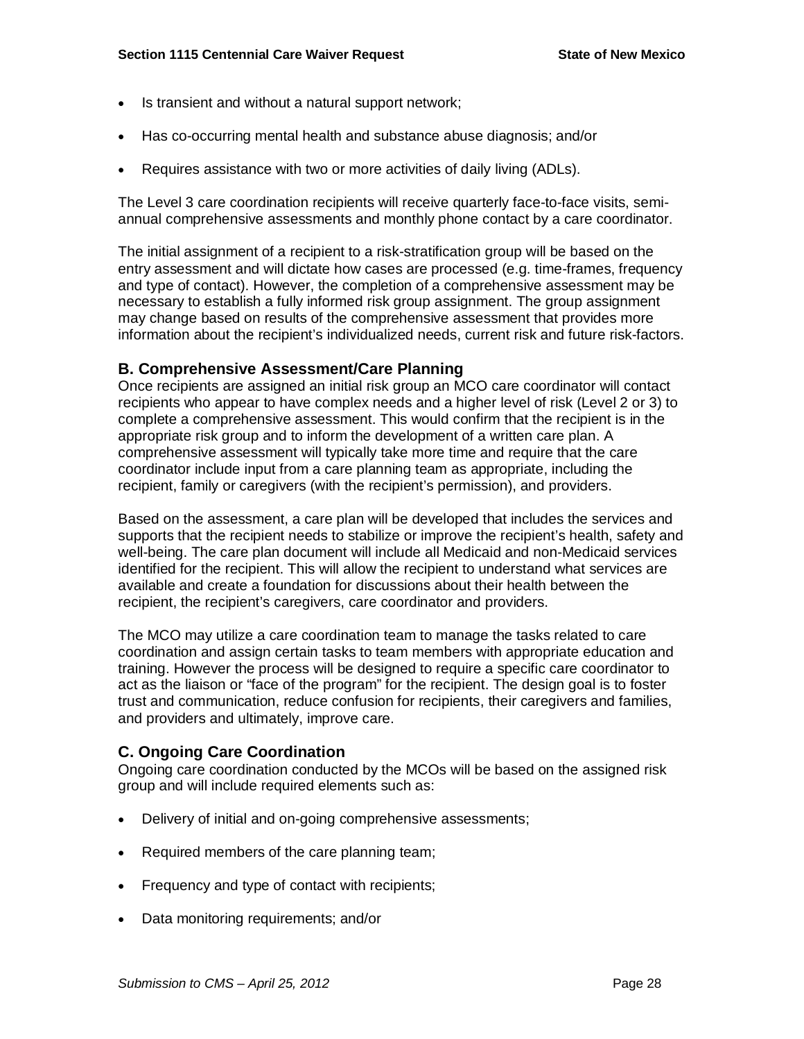- Is transient and without a natural support network;
- Has co-occurring mental health and substance abuse diagnosis; and/or
- Requires assistance with two or more activities of daily living (ADLs).

The Level 3 care coordination recipients will receive quarterly face-to-face visits, semi-annual comprehensive assessments and monthly phone contact by a care coordinator.

The initial assignment of a recipient to a risk-stratification group will be based on the entry assessment and will dictate how cases are processed (e.g. time-frames, frequency and type of contact). However, the completion of a comprehensive assessment may be necessary to establish a fully informed risk group assignment. The group assignment may change based on results of the comprehensive assessment that provides more information about the recipient's individualized needs, current risk and future risk-factors.

### B. Comprehensive Assessment/Care Planning

Once recipients are assigned an initial risk group an MCO care coordinator will contact recipients who appear to have complex needs and a higher level of risk (Level 2 or 3) to complete a comprehensive assessment. This would confirm that the recipient is in the appropriate risk group and to inform the development of a written care plan. A comprehensive assessment will typically take more time and require that the care coordinator include input from a care planning team as appropriate, including the recipient, family or caregivers (with the recipient's permission), and providers.

Based on the assessment, a care plan will be developed that includes the services and supports that the recipient needs to stabilize or improve the recipient's health, safety and well-being. The care plan document will include all Medicaid and non-Medicaid services identified for the recipient. This will allow the recipient to understand what services are available and create a foundation for discussions about their health between the recipient, the recipient's caregivers, care coordinator and providers.

The MCO may utilize a care coordination team to manage the tasks related to care coordination and assign certain tasks to team members with appropriate education and training. However the process will be designed to require a specific care coordinator to act as the liaison or "face of the program" for the recipient. The design goal is to foster trust and communication, reduce confusion for recipients, their caregivers and families, and providers and ultimately, improve care.

### C. Ongoing Care Coordination

Ongoing care coordination conducted by the MCOs will be based on the assigned risk group and will include required elements such as:

- Delivery of initial and on-going comprehensive assessments;
- Required members of the care planning team;
- Frequency and type of contact with recipients;
- Data monitoring requirements; and/or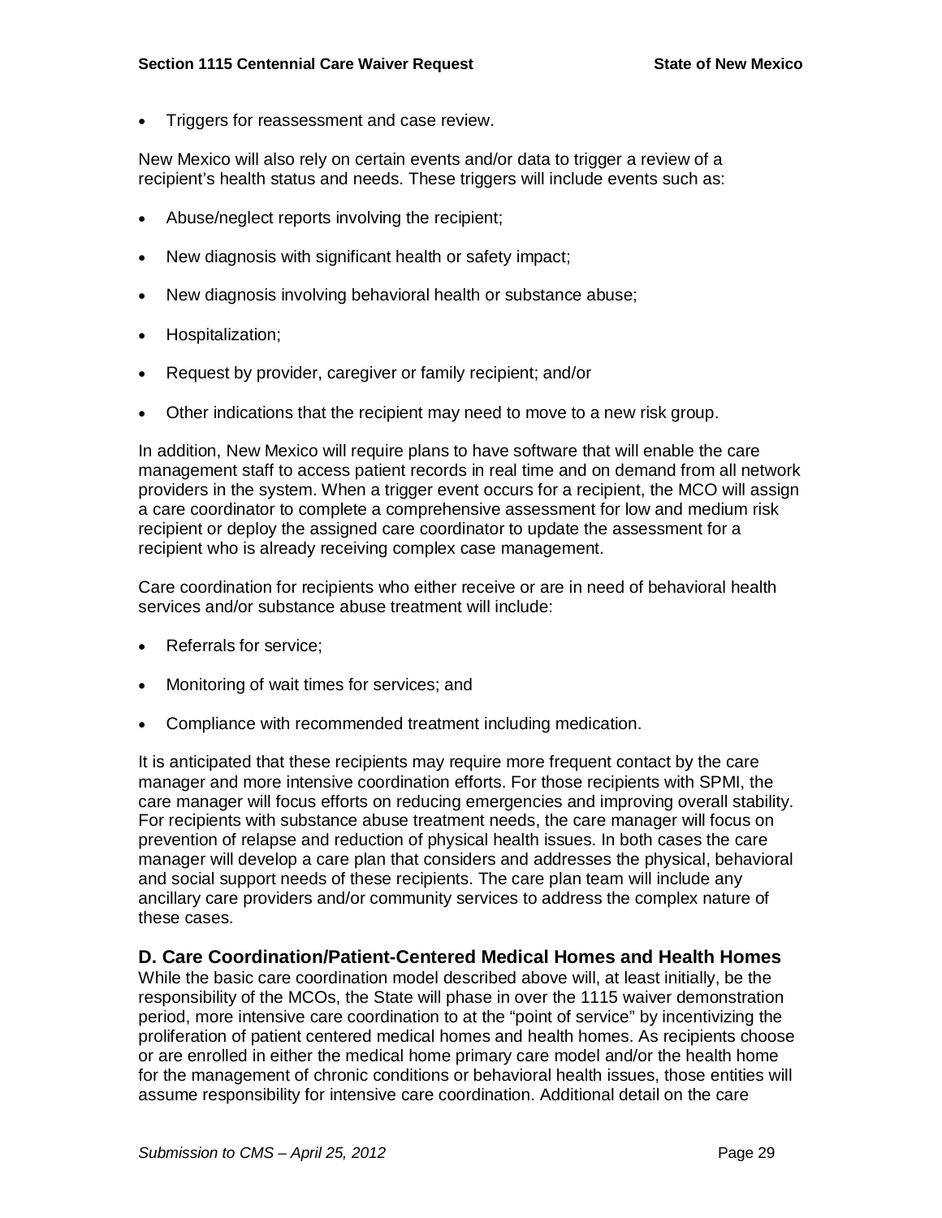- Triggers for reassessment and case review.

New Mexico will also rely on certain events and/or data to trigger a review of a recipient's health status and needs. These triggers will include events such as:

- Abuse/neglect reports involving the recipient;
- New diagnosis with significant health or safety impact;
- New diagnosis involving behavioral health or substance abuse;
- Hospitalization;
- Request by provider, caregiver or family recipient; and/or
- Other indications that the recipient may need to move to a new risk group.

In addition, New Mexico will require plans to have software that will enable the care management staff to access patient records in real time and on demand from all network providers in the system. When a trigger event occurs for a recipient, the MCO will assign a care coordinator to complete a comprehensive assessment for low and medium risk recipient or deploy the assigned care coordinator to update the assessment for a recipient who is already receiving complex case management.

Care coordination for recipients who either receive or are in need of behavioral health services and/or substance abuse treatment will include:

- Referrals for service;
- Monitoring of wait times for services; and
- Compliance with recommended treatment including medication.

It is anticipated that these recipients may require more frequent contact by the care manager and more intensive coordination efforts. For those recipients with SPMI, the care manager will focus efforts on reducing emergencies and improving overall stability. For recipients with substance abuse treatment needs, the care manager will focus on prevention of relapse and reduction of physical health issues. In both cases the care manager will develop a care plan that considers and addresses the physical, behavioral and social support needs of these recipients. The care plan team will include any ancillary care providers and/or community services to address the complex nature of these cases.

## D. Care Coordination/Patient-Centered Medical Homes and Health Homes

While the basic care coordination model described above will, at least initially, be the responsibility of the MCOs, the State will phase in over the 1115 waiver demonstration period, more intensive care coordination to at the "point of service" by incentivizing the proliferation of patient centered medical homes and health homes. As recipients choose or are enrolled in either the medical home primary care model and/or the health home for the management of chronic conditions or behavioral health issues, those entities will assume responsibility for intensive care coordination. Additional detail on the care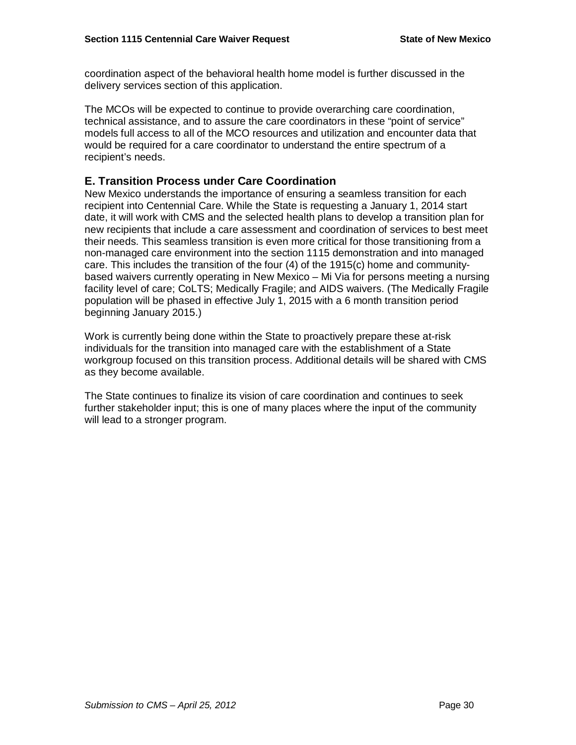coordination aspect of the behavioral health home model is further discussed in the delivery services section of this application.

The MCOs will be expected to continue to provide overarching care coordination, technical assistance, and to assure the care coordinators in these "point of service" models full access to all of the MCO resources and utilization and encounter data that would be required for a care coordinator to understand the entire spectrum of a recipient's needs.

## E. Transition Process under Care Coordination

New Mexico understands the importance of ensuring a seamless transition for each recipient into Centennial Care. While the State is requesting a January 1, 2014 start date, it will work with CMS and the selected health plans to develop a transition plan for new recipients that include a care assessment and coordination of services to best meet their needs. This seamless transition is even more critical for those transitioning from a non-managed care environment into the section 1115 demonstration and into managed care. This includes the transition of the four (4) of the 1915(c) home and community-based waivers currently operating in New Mexico – Mi Via for persons meeting a nursing facility level of care; CoLTS; Medically Fragile; and AIDS waivers. (The Medically Fragile population will be phased in effective July 1, 2015 with a 6 month transition period beginning January 2015.)

Work is currently being done within the State to proactively prepare these at-risk individuals for the transition into managed care with the establishment of a State workgroup focused on this transition process. Additional details will be shared with CMS as they become available.

The State continues to finalize its vision of care coordination and continues to seek further stakeholder input; this is one of many places where the input of the community will lead to a stronger program.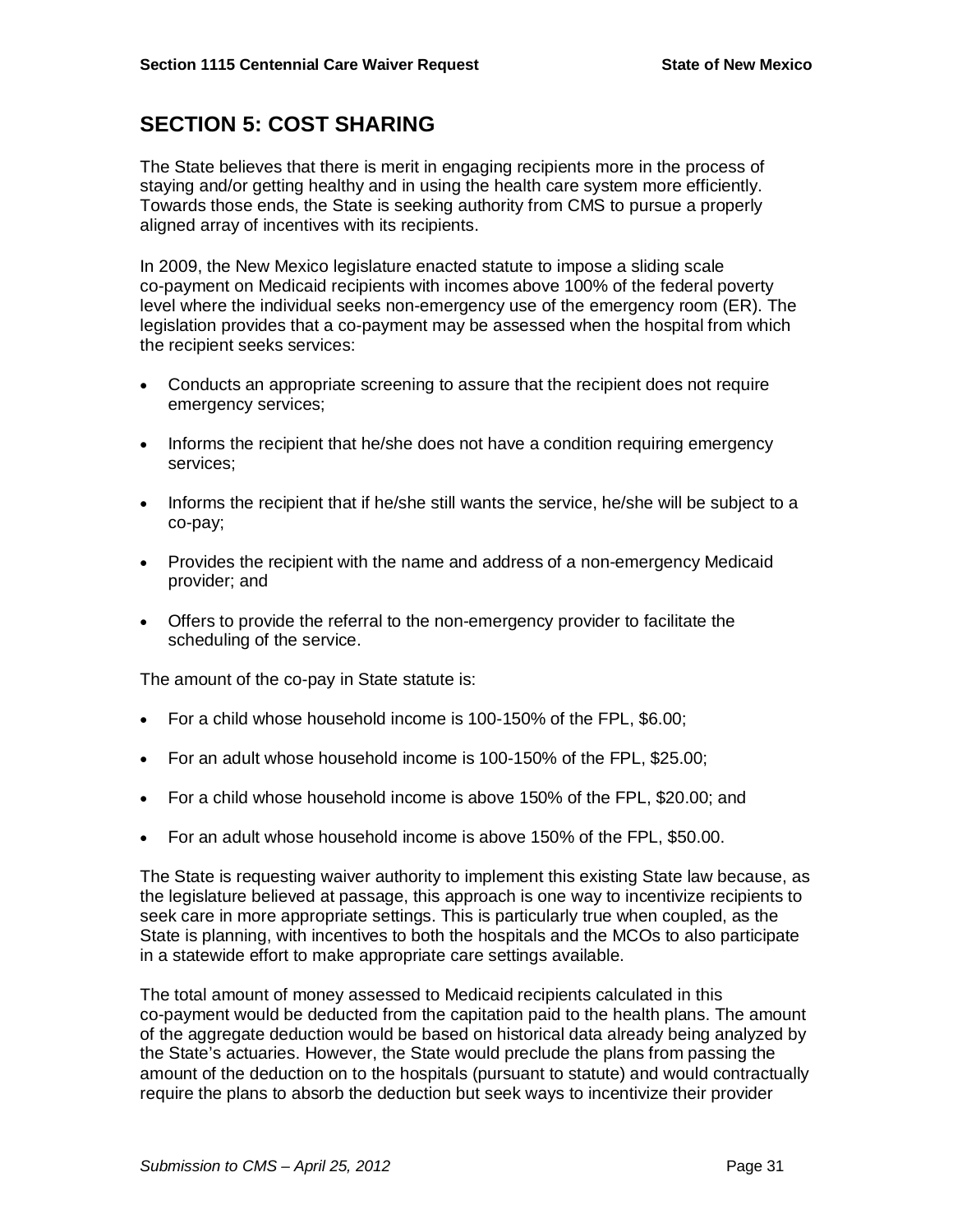## SECTION 5: COST SHARING

The State believes that there is merit in engaging recipients more in the process of staying and/or getting healthy and in using the health care system more efficiently. Towards those ends, the State is seeking authority from CMS to pursue a properly aligned array of incentives with its recipients.

In 2009, the New Mexico legislature enacted statute to impose a sliding scale co-payment on Medicaid recipients with incomes above 100% of the federal poverty level where the individual seeks non-emergency use of the emergency room (ER). The legislation provides that a co-payment may be assessed when the hospital from which the recipient seeks services:

- Conducts an appropriate screening to assure that the recipient does not require emergency services;
- Informs the recipient that he/she does not have a condition requiring emergency services;
- Informs the recipient that if he/she still wants the service, he/she will be subject to a co-pay;
- Provides the recipient with the name and address of a non-emergency Medicaid provider; and
- Offers to provide the referral to the non-emergency provider to facilitate the scheduling of the service.

The amount of the co-pay in State statute is:

- For a child whose household income is 100-150% of the FPL, $6.00;
- For an adult whose household income is 100-150% of the FPL, $25.00;
- For a child whose household income is above 150% of the FPL, $20.00; and
- For an adult whose household income is above 150% of the FPL, $50.00.

The State is requesting waiver authority to implement this existing State law because, as the legislature believed at passage, this approach is one way to incentivize recipients to seek care in more appropriate settings. This is particularly true when coupled, as the State is planning, with incentives to both the hospitals and the MCOs to also participate in a statewide effort to make appropriate care settings available.

The total amount of money assessed to Medicaid recipients calculated in this co-payment would be deducted from the capitation paid to the health plans. The amount of the aggregate deduction would be based on historical data already being analyzed by the State's actuaries. However, the State would preclude the plans from passing the amount of the deduction on to the hospitals (pursuant to statute) and would contractually require the plans to absorb the deduction but seek ways to incentivize their provider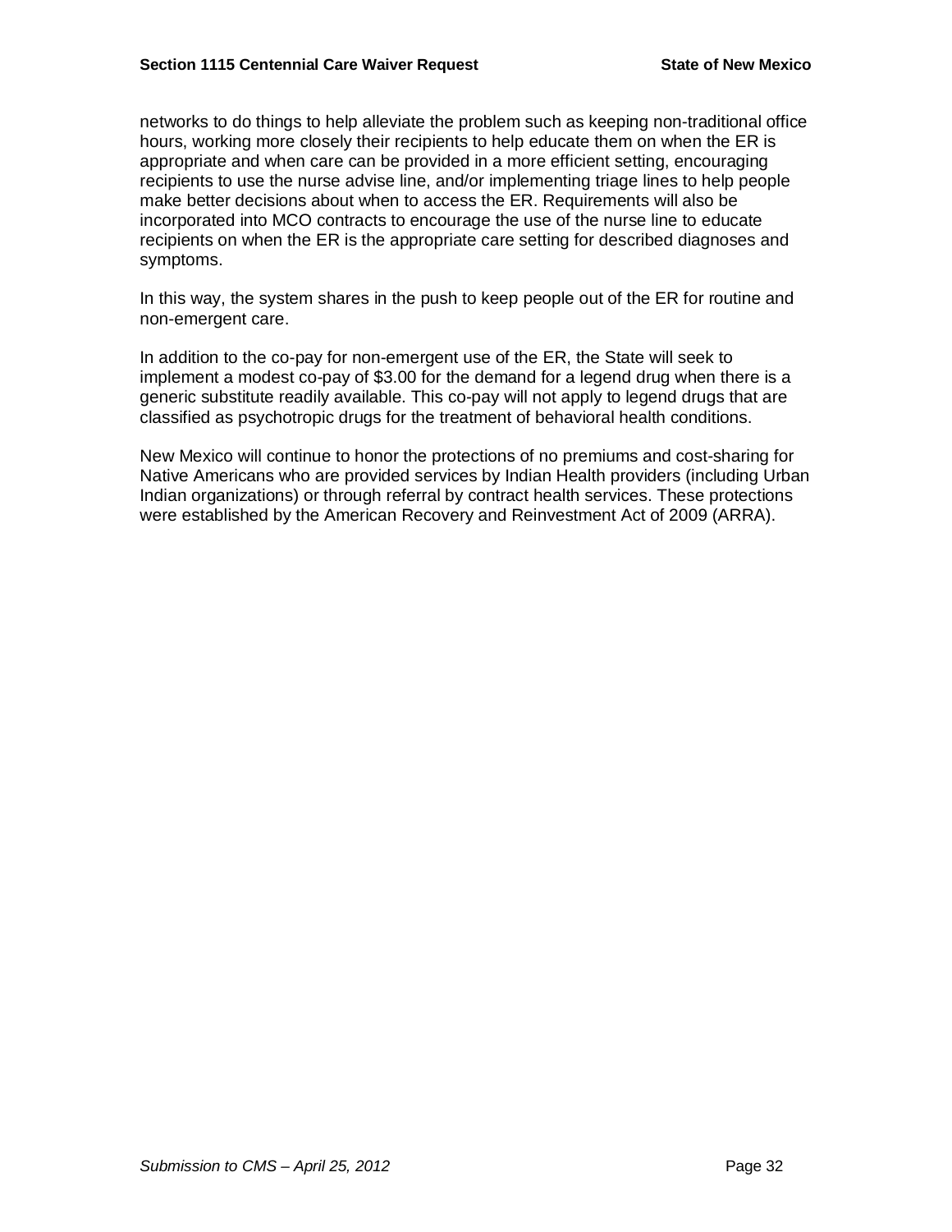networks to do things to help alleviate the problem such as keeping non-traditional office hours, working more closely their recipients to help educate them on when the ER is appropriate and when care can be provided in a more efficient setting, encouraging recipients to use the nurse advise line, and/or implementing triage lines to help people make better decisions about when to access the ER. Requirements will also be incorporated into MCO contracts to encourage the use of the nurse line to educate recipients on when the ER is the appropriate care setting for described diagnoses and symptoms.

In this way, the system shares in the push to keep people out of the ER for routine and non-emergent care.

In addition to the co-pay for non-emergent use of the ER, the State will seek to implement a modest co-pay of $3.00 for the demand for a legend drug when there is a generic substitute readily available. This co-pay will not apply to legend drugs that are classified as psychotropic drugs for the treatment of behavioral health conditions.

New Mexico will continue to honor the protections of no premiums and cost-sharing for Native Americans who are provided services by Indian Health providers (including Urban Indian organizations) or through referral by contract health services. These protections were established by the American Recovery and Reinvestment Act of 2009 (ARRA).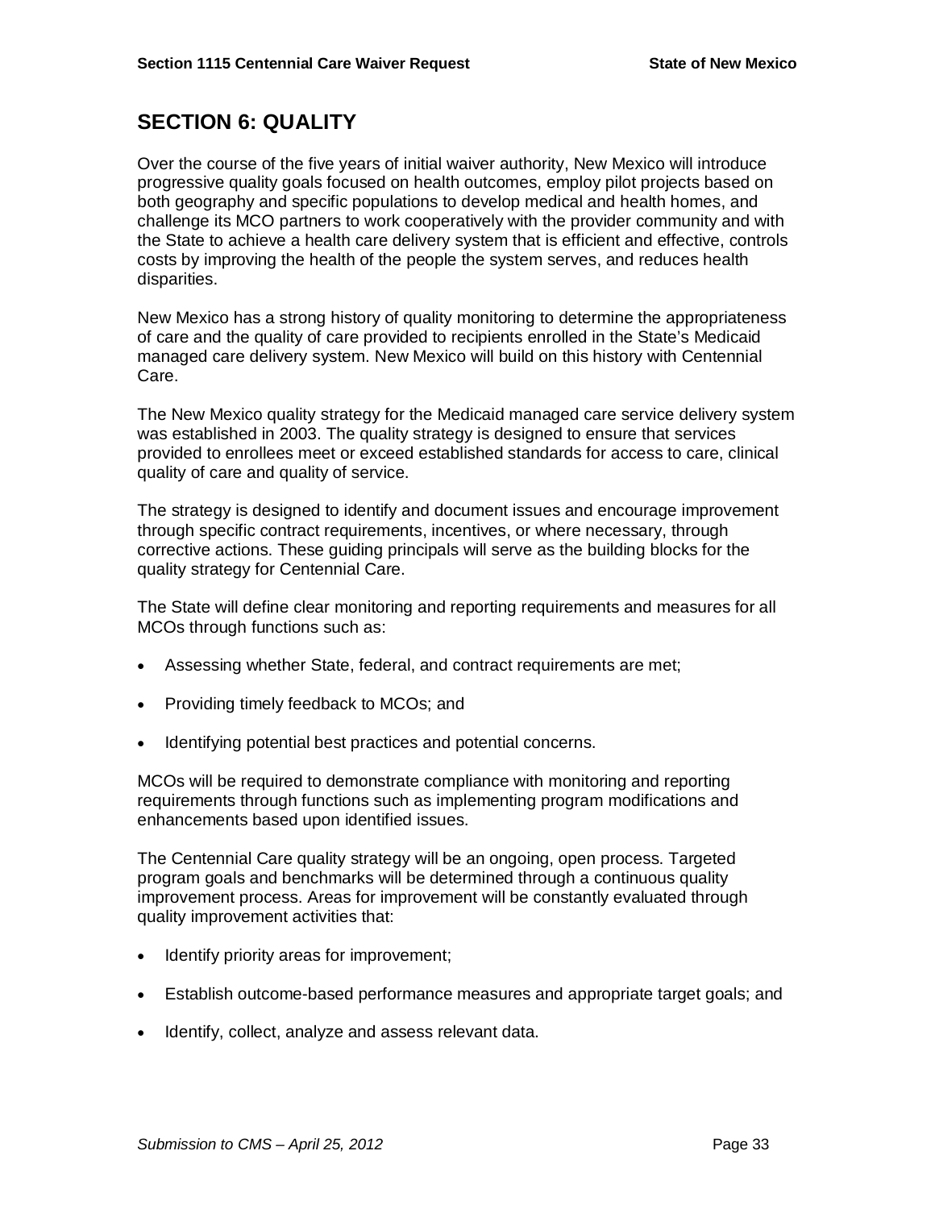# SECTION 6: QUALITY

Over the course of the five years of initial waiver authority, New Mexico will introduce progressive quality goals focused on health outcomes, employ pilot projects based on both geography and specific populations to develop medical and health homes, and challenge its MCO partners to work cooperatively with the provider community and with the State to achieve a health care delivery system that is efficient and effective, controls costs by improving the health of the people the system serves, and reduces health disparities.

New Mexico has a strong history of quality monitoring to determine the appropriateness of care and the quality of care provided to recipients enrolled in the State's Medicaid managed care delivery system. New Mexico will build on this history with Centennial Care.

The New Mexico quality strategy for the Medicaid managed care service delivery system was established in 2003. The quality strategy is designed to ensure that services provided to enrollees meet or exceed established standards for access to care, clinical quality of care and quality of service.

The strategy is designed to identify and document issues and encourage improvement through specific contract requirements, incentives, or where necessary, through corrective actions. These guiding principals will serve as the building blocks for the quality strategy for Centennial Care.

The State will define clear monitoring and reporting requirements and measures for all MCOs through functions such as:

- Assessing whether State, federal, and contract requirements are met;
- Providing timely feedback to MCOs; and
- Identifying potential best practices and potential concerns.

MCOs will be required to demonstrate compliance with monitoring and reporting requirements through functions such as implementing program modifications and enhancements based upon identified issues.

The Centennial Care quality strategy will be an ongoing, open process. Targeted program goals and benchmarks will be determined through a continuous quality improvement process. Areas for improvement will be constantly evaluated through quality improvement activities that:

- Identify priority areas for improvement;
- Establish outcome-based performance measures and appropriate target goals; and
- Identify, collect, analyze and assess relevant data.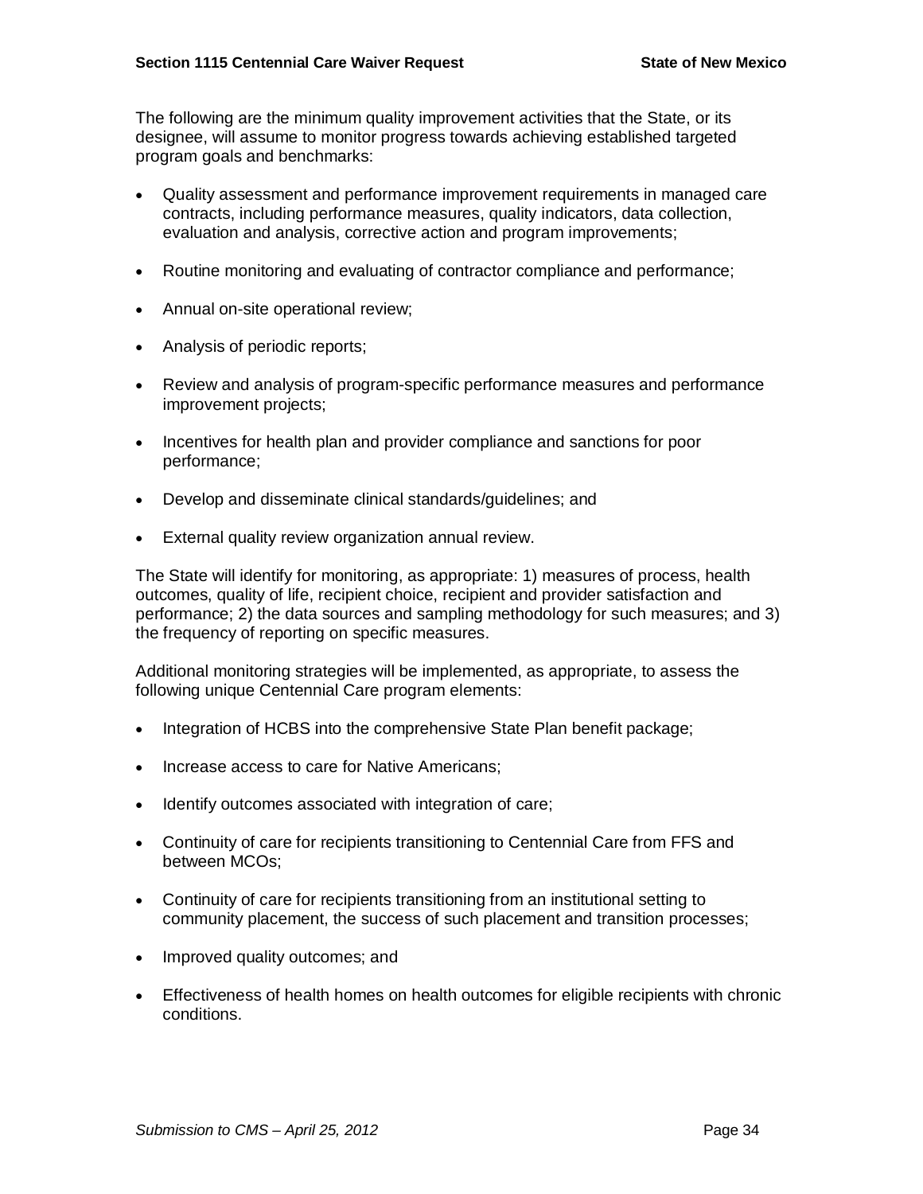The following are the minimum quality improvement activities that the State, or its designee, will assume to monitor progress towards achieving established targeted program goals and benchmarks:

- Quality assessment and performance improvement requirements in managed care contracts, including performance measures, quality indicators, data collection, evaluation and analysis, corrective action and program improvements;
- Routine monitoring and evaluating of contractor compliance and performance;
- Annual on-site operational review;
- Analysis of periodic reports;
- Review and analysis of program-specific performance measures and performance improvement projects;
- Incentives for health plan and provider compliance and sanctions for poor performance;
- Develop and disseminate clinical standards/guidelines; and
- External quality review organization annual review.

The State will identify for monitoring, as appropriate: 1) measures of process, health outcomes, quality of life, recipient choice, recipient and provider satisfaction and performance; 2) the data sources and sampling methodology for such measures; and 3) the frequency of reporting on specific measures.

Additional monitoring strategies will be implemented, as appropriate, to assess the following unique Centennial Care program elements:

- Integration of HCBS into the comprehensive State Plan benefit package;
- Increase access to care for Native Americans;
- Identify outcomes associated with integration of care;
- Continuity of care for recipients transitioning to Centennial Care from FFS and between MCOs;
- Continuity of care for recipients transitioning from an institutional setting to community placement, the success of such placement and transition processes;
- Improved quality outcomes; and
- Effectiveness of health homes on health outcomes for eligible recipients with chronic conditions.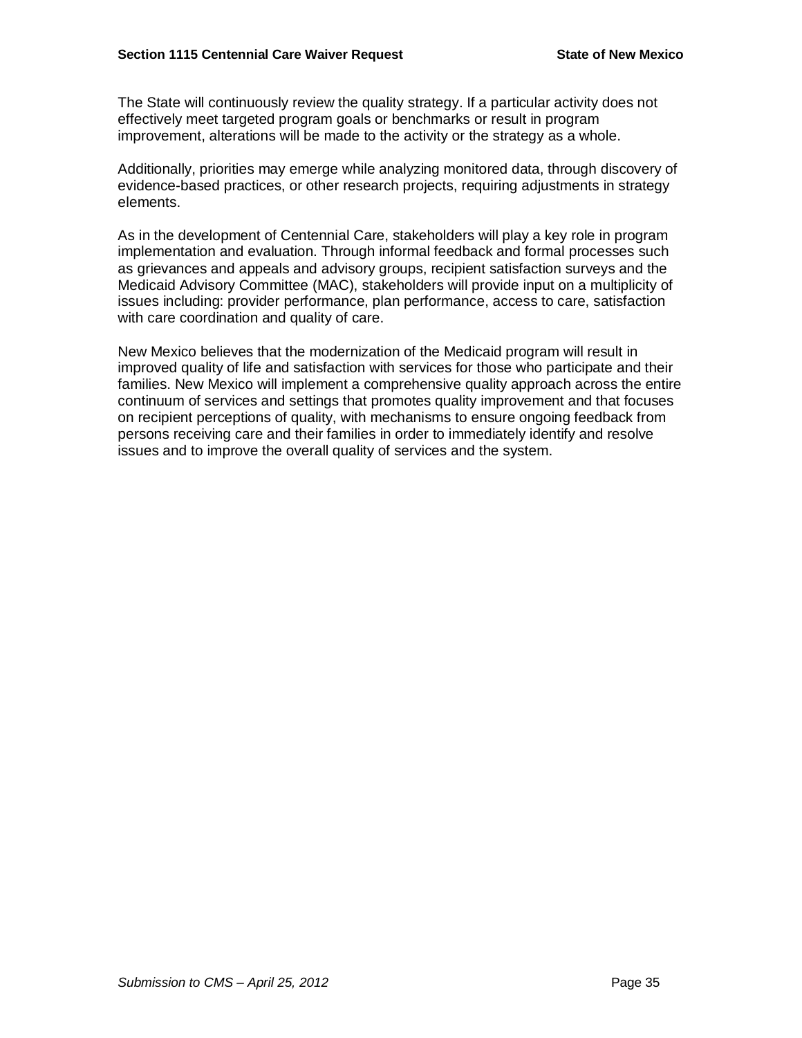The State will continuously review the quality strategy. If a particular activity does not effectively meet targeted program goals or benchmarks or result in program improvement, alterations will be made to the activity or the strategy as a whole.

Additionally, priorities may emerge while analyzing monitored data, through discovery of evidence-based practices, or other research projects, requiring adjustments in strategy elements.

As in the development of Centennial Care, stakeholders will play a key role in program implementation and evaluation. Through informal feedback and formal processes such as grievances and appeals and advisory groups, recipient satisfaction surveys and the Medicaid Advisory Committee (MAC), stakeholders will provide input on a multiplicity of issues including: provider performance, plan performance, access to care, satisfaction with care coordination and quality of care.

New Mexico believes that the modernization of the Medicaid program will result in improved quality of life and satisfaction with services for those who participate and their families. New Mexico will implement a comprehensive quality approach across the entire continuum of services and settings that promotes quality improvement and that focuses on recipient perceptions of quality, with mechanisms to ensure ongoing feedback from persons receiving care and their families in order to immediately identify and resolve issues and to improve the overall quality of services and the system.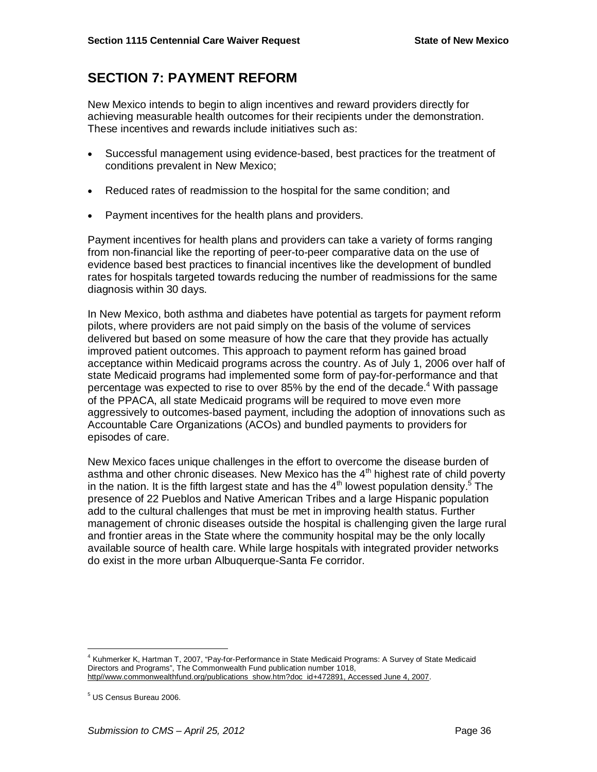## SECTION 7: PAYMENT REFORM

New Mexico intends to begin to align incentives and reward providers directly for achieving measurable health outcomes for their recipients under the demonstration. These incentives and rewards include initiatives such as:

- Successful management using evidence-based, best practices for the treatment of conditions prevalent in New Mexico;
- Reduced rates of readmission to the hospital for the same condition; and
- Payment incentives for the health plans and providers.

Payment incentives for health plans and providers can take a variety of forms ranging from non-financial like the reporting of peer-to-peer comparative data on the use of evidence based best practices to financial incentives like the development of bundled rates for hospitals targeted towards reducing the number of readmissions for the same diagnosis within 30 days.

In New Mexico, both asthma and diabetes have potential as targets for payment reform pilots, where providers are not paid simply on the basis of the volume of services delivered but based on some measure of how the care that they provide has actually improved patient outcomes. This approach to payment reform has gained broad acceptance within Medicaid programs across the country. As of July 1, 2006 over half of state Medicaid programs had implemented some form of pay-for-performance and that percentage was expected to rise to over 85% by the end of the decade.[4] With passage of the PPACA, all state Medicaid programs will be required to move even more aggressively to outcomes-based payment, including the adoption of innovations such as Accountable Care Organizations (ACOs) and bundled payments to providers for episodes of care.

New Mexico faces unique challenges in the effort to overcome the disease burden of asthma and other chronic diseases. New Mexico has the 4th highest rate of child poverty in the nation. It is the fifth largest state and has the 4th lowest population density.[5] The presence of 22 Pueblos and Native American Tribes and a large Hispanic population add to the cultural challenges that must be met in improving health status. Further management of chronic diseases outside the hospital is challenging given the large rural and frontier areas in the State where the community hospital may be the only locally available source of health care. While large hospitals with integrated provider networks do exist in the more urban Albuquerque-Santa Fe corridor.

---

[4] Kuhmerker K, Hartman T, 2007, "Pay-for-Performance in State Medicaid Programs: A Survey of State Medicaid Directors and Programs", The Commonwealth Fund publication number 1018, http//www.commonwealthfund.org/publications_show.htm?doc_id+472891, Accessed June 4, 2007.

[5] US Census Bureau 2006.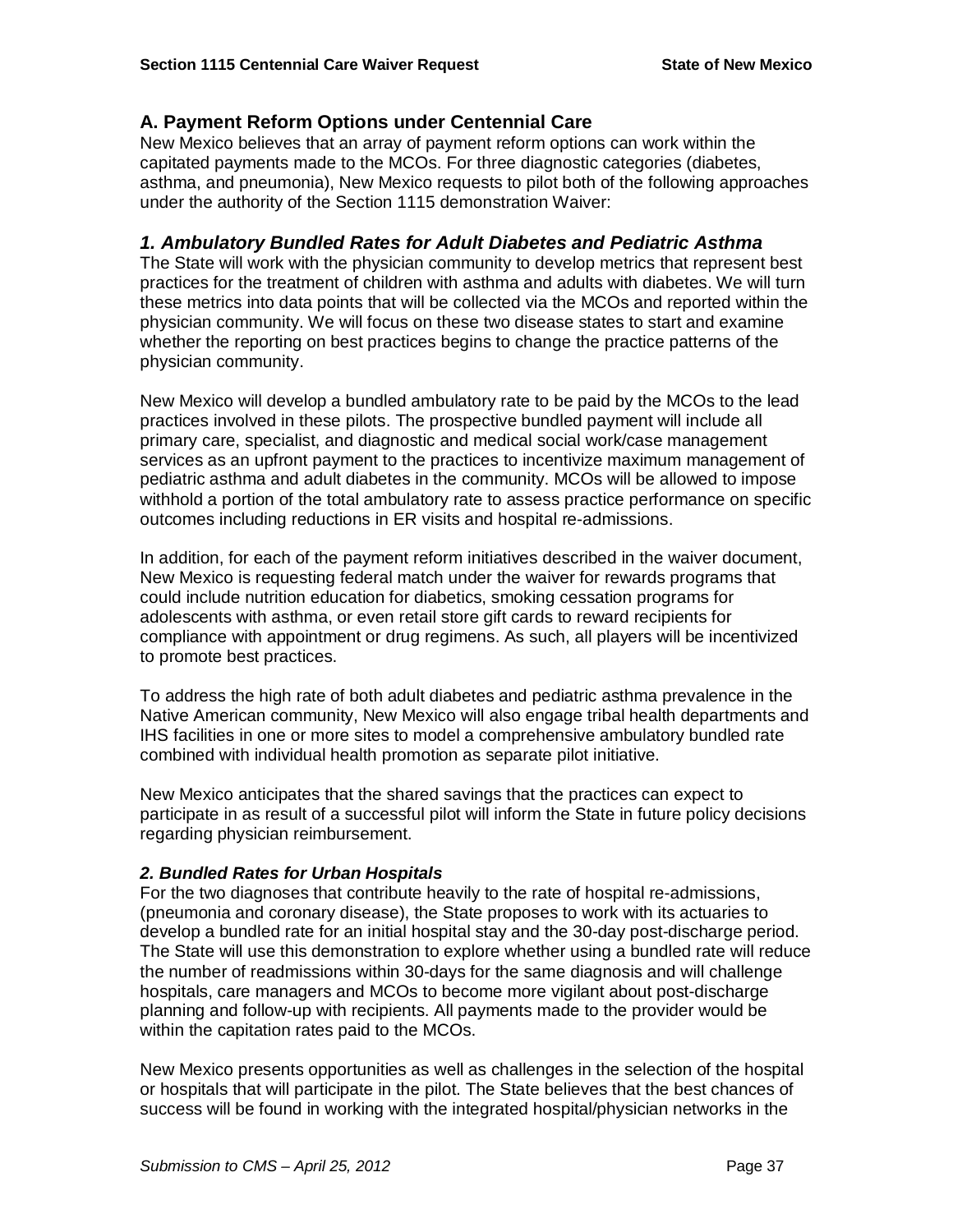## A. Payment Reform Options under Centennial Care

New Mexico believes that an array of payment reform options can work within the capitated payments made to the MCOs. For three diagnostic categories (diabetes, asthma, and pneumonia), New Mexico requests to pilot both of the following approaches under the authority of the Section 1115 demonstration Waiver:

### *1. Ambulatory Bundled Rates for Adult Diabetes and Pediatric Asthma*

The State will work with the physician community to develop metrics that represent best practices for the treatment of children with asthma and adults with diabetes. We will turn these metrics into data points that will be collected via the MCOs and reported within the physician community. We will focus on these two disease states to start and examine whether the reporting on best practices begins to change the practice patterns of the physician community.

New Mexico will develop a bundled ambulatory rate to be paid by the MCOs to the lead practices involved in these pilots. The prospective bundled payment will include all primary care, specialist, and diagnostic and medical social work/case management services as an upfront payment to the practices to incentivize maximum management of pediatric asthma and adult diabetes in the community. MCOs will be allowed to impose withhold a portion of the total ambulatory rate to assess practice performance on specific outcomes including reductions in ER visits and hospital re-admissions.

In addition, for each of the payment reform initiatives described in the waiver document, New Mexico is requesting federal match under the waiver for rewards programs that could include nutrition education for diabetics, smoking cessation programs for adolescents with asthma, or even retail store gift cards to reward recipients for compliance with appointment or drug regimens. As such, all players will be incentivized to promote best practices.

To address the high rate of both adult diabetes and pediatric asthma prevalence in the Native American community, New Mexico will also engage tribal health departments and IHS facilities in one or more sites to model a comprehensive ambulatory bundled rate combined with individual health promotion as separate pilot initiative.

New Mexico anticipates that the shared savings that the practices can expect to participate in as result of a successful pilot will inform the State in future policy decisions regarding physician reimbursement.

#### *2. Bundled Rates for Urban Hospitals*

For the two diagnoses that contribute heavily to the rate of hospital re-admissions, (pneumonia and coronary disease), the State proposes to work with its actuaries to develop a bundled rate for an initial hospital stay and the 30-day post-discharge period. The State will use this demonstration to explore whether using a bundled rate will reduce the number of readmissions within 30-days for the same diagnosis and will challenge hospitals, care managers and MCOs to become more vigilant about post-discharge planning and follow-up with recipients. All payments made to the provider would be within the capitation rates paid to the MCOs.

New Mexico presents opportunities as well as challenges in the selection of the hospital or hospitals that will participate in the pilot. The State believes that the best chances of success will be found in working with the integrated hospital/physician networks in the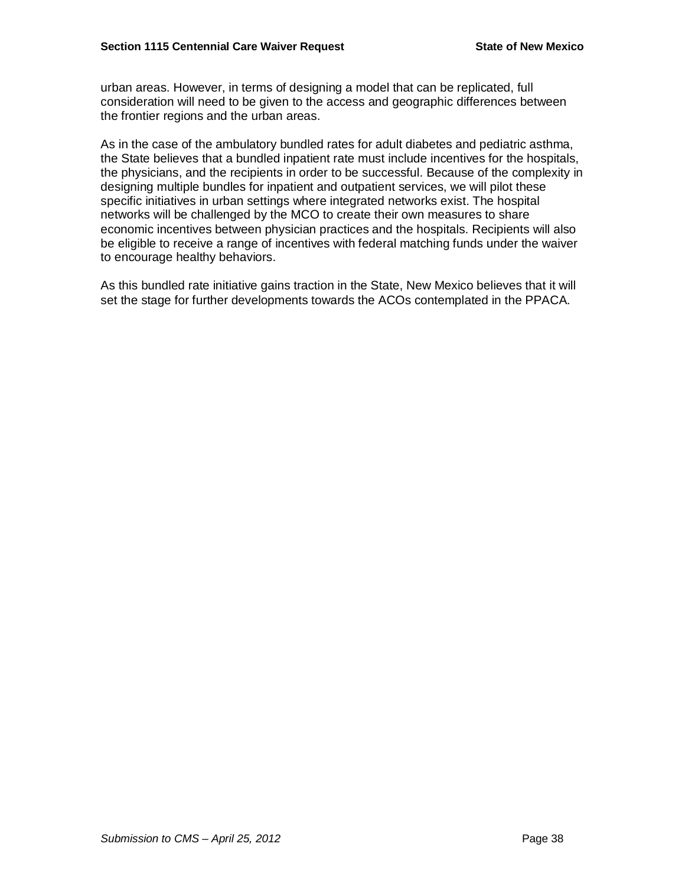urban areas. However, in terms of designing a model that can be replicated, full consideration will need to be given to the access and geographic differences between the frontier regions and the urban areas.

As in the case of the ambulatory bundled rates for adult diabetes and pediatric asthma, the State believes that a bundled inpatient rate must include incentives for the hospitals, the physicians, and the recipients in order to be successful. Because of the complexity in designing multiple bundles for inpatient and outpatient services, we will pilot these specific initiatives in urban settings where integrated networks exist. The hospital networks will be challenged by the MCO to create their own measures to share economic incentives between physician practices and the hospitals. Recipients will also be eligible to receive a range of incentives with federal matching funds under the waiver to encourage healthy behaviors.

As this bundled rate initiative gains traction in the State, New Mexico believes that it will set the stage for further developments towards the ACOs contemplated in the PPACA.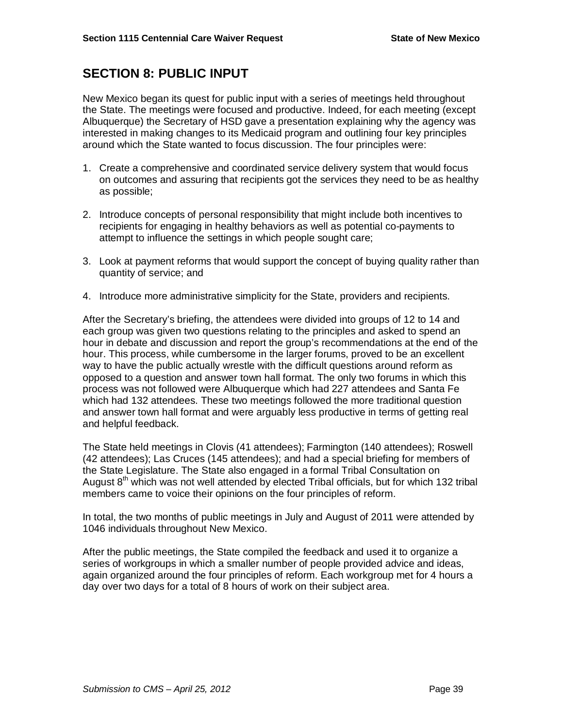## SECTION 8: PUBLIC INPUT

New Mexico began its quest for public input with a series of meetings held throughout the State. The meetings were focused and productive. Indeed, for each meeting (except Albuquerque) the Secretary of HSD gave a presentation explaining why the agency was interested in making changes to its Medicaid program and outlining four key principles around which the State wanted to focus discussion. The four principles were:

1. Create a comprehensive and coordinated service delivery system that would focus on outcomes and assuring that recipients got the services they need to be as healthy as possible;

2. Introduce concepts of personal responsibility that might include both incentives to recipients for engaging in healthy behaviors as well as potential co-payments to attempt to influence the settings in which people sought care;

3. Look at payment reforms that would support the concept of buying quality rather than quantity of service; and

4. Introduce more administrative simplicity for the State, providers and recipients.

After the Secretary's briefing, the attendees were divided into groups of 12 to 14 and each group was given two questions relating to the principles and asked to spend an hour in debate and discussion and report the group's recommendations at the end of the hour. This process, while cumbersome in the larger forums, proved to be an excellent way to have the public actually wrestle with the difficult questions around reform as opposed to a question and answer town hall format. The only two forums in which this process was not followed were Albuquerque which had 227 attendees and Santa Fe which had 132 attendees. These two meetings followed the more traditional question and answer town hall format and were arguably less productive in terms of getting real and helpful feedback.

The State held meetings in Clovis (41 attendees); Farmington (140 attendees); Roswell (42 attendees); Las Cruces (145 attendees); and had a special briefing for members of the State Legislature. The State also engaged in a formal Tribal Consultation on August 8th which was not well attended by elected Tribal officials, but for which 132 tribal members came to voice their opinions on the four principles of reform.

In total, the two months of public meetings in July and August of 2011 were attended by 1046 individuals throughout New Mexico.

After the public meetings, the State compiled the feedback and used it to organize a series of workgroups in which a smaller number of people provided advice and ideas, again organized around the four principles of reform. Each workgroup met for 4 hours a day over two days for a total of 8 hours of work on their subject area.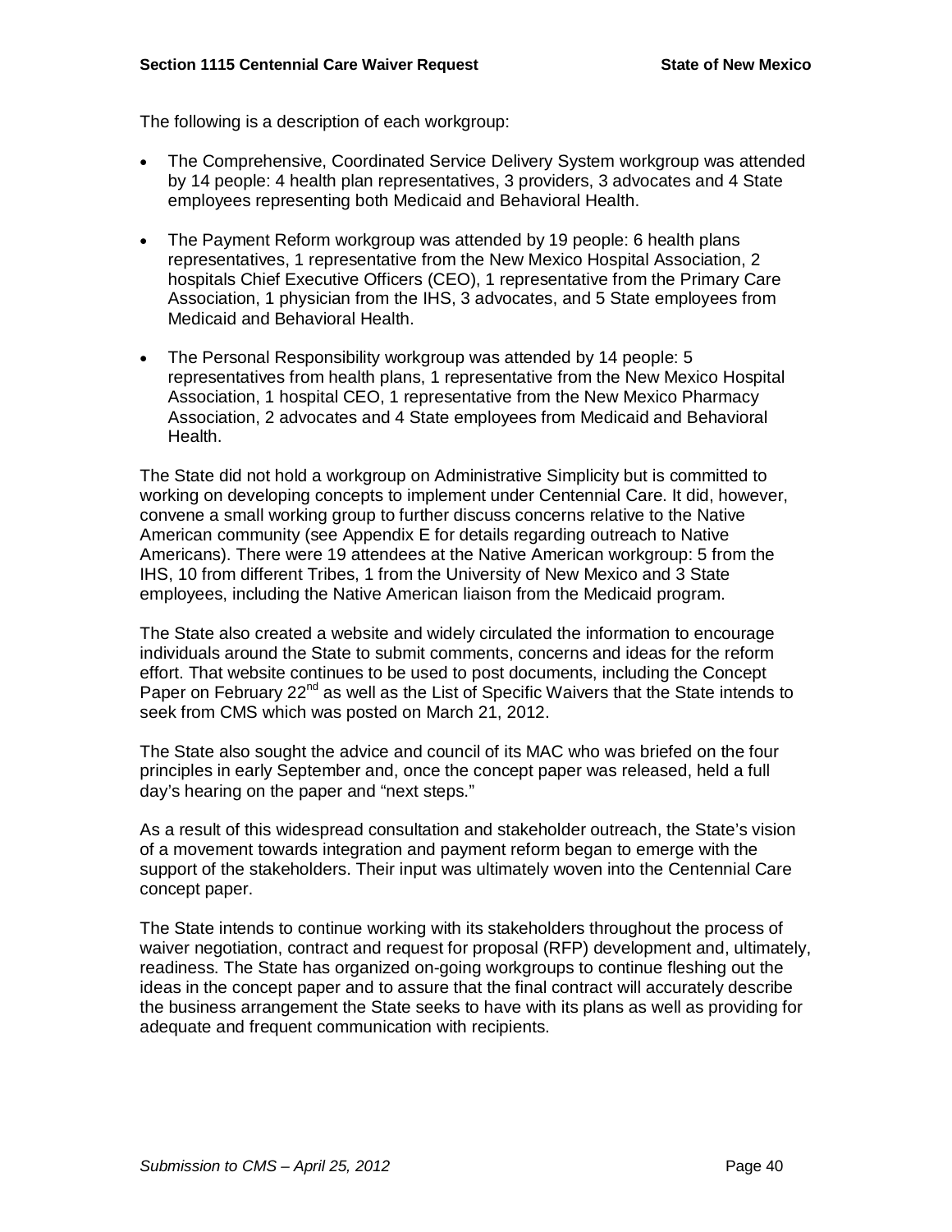The following is a description of each workgroup:

- The Comprehensive, Coordinated Service Delivery System workgroup was attended by 14 people: 4 health plan representatives, 3 providers, 3 advocates and 4 State employees representing both Medicaid and Behavioral Health.
- The Payment Reform workgroup was attended by 19 people: 6 health plans representatives, 1 representative from the New Mexico Hospital Association, 2 hospitals Chief Executive Officers (CEO), 1 representative from the Primary Care Association, 1 physician from the IHS, 3 advocates, and 5 State employees from Medicaid and Behavioral Health.
- The Personal Responsibility workgroup was attended by 14 people: 5 representatives from health plans, 1 representative from the New Mexico Hospital Association, 1 hospital CEO, 1 representative from the New Mexico Pharmacy Association, 2 advocates and 4 State employees from Medicaid and Behavioral Health.

The State did not hold a workgroup on Administrative Simplicity but is committed to working on developing concepts to implement under Centennial Care. It did, however, convene a small working group to further discuss concerns relative to the Native American community (see Appendix E for details regarding outreach to Native Americans). There were 19 attendees at the Native American workgroup: 5 from the IHS, 10 from different Tribes, 1 from the University of New Mexico and 3 State employees, including the Native American liaison from the Medicaid program.

The State also created a website and widely circulated the information to encourage individuals around the State to submit comments, concerns and ideas for the reform effort. That website continues to be used to post documents, including the Concept Paper on February 22nd as well as the List of Specific Waivers that the State intends to seek from CMS which was posted on March 21, 2012.

The State also sought the advice and council of its MAC who was briefed on the four principles in early September and, once the concept paper was released, held a full day's hearing on the paper and "next steps."

As a result of this widespread consultation and stakeholder outreach, the State's vision of a movement towards integration and payment reform began to emerge with the support of the stakeholders. Their input was ultimately woven into the Centennial Care concept paper.

The State intends to continue working with its stakeholders throughout the process of waiver negotiation, contract and request for proposal (RFP) development and, ultimately, readiness. The State has organized on-going workgroups to continue fleshing out the ideas in the concept paper and to assure that the final contract will accurately describe the business arrangement the State seeks to have with its plans as well as providing for adequate and frequent communication with recipients.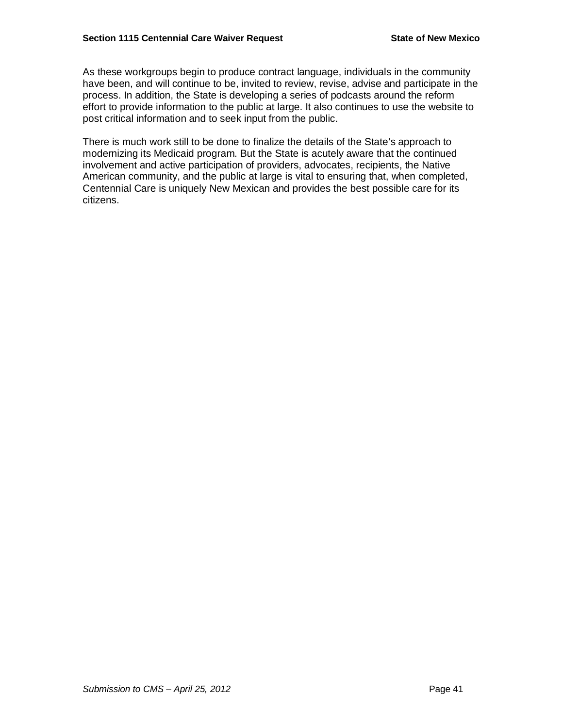As these workgroups begin to produce contract language, individuals in the community have been, and will continue to be, invited to review, revise, advise and participate in the process. In addition, the State is developing a series of podcasts around the reform effort to provide information to the public at large. It also continues to use the website to post critical information and to seek input from the public.

There is much work still to be done to finalize the details of the State's approach to modernizing its Medicaid program. But the State is acutely aware that the continued involvement and active participation of providers, advocates, recipients, the Native American community, and the public at large is vital to ensuring that, when completed, Centennial Care is uniquely New Mexican and provides the best possible care for its citizens.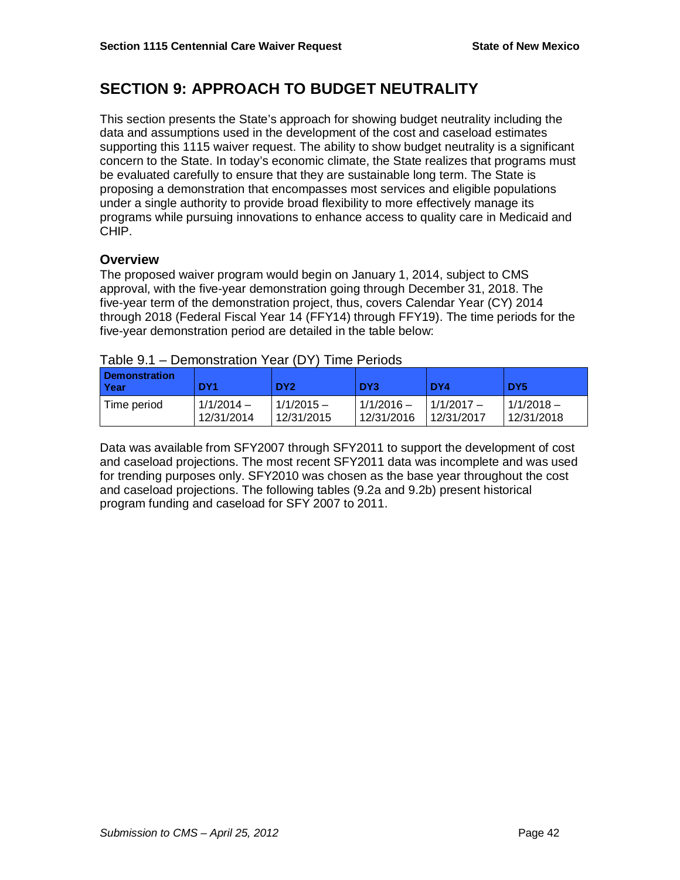# SECTION 9: APPROACH TO BUDGET NEUTRALITY

This section presents the State's approach for showing budget neutrality including the data and assumptions used in the development of the cost and caseload estimates supporting this 1115 waiver request. The ability to show budget neutrality is a significant concern to the State. In today's economic climate, the State realizes that programs must be evaluated carefully to ensure that they are sustainable long term. The State is proposing a demonstration that encompasses most services and eligible populations under a single authority to provide broad flexibility to more effectively manage its programs while pursuing innovations to enhance access to quality care in Medicaid and CHIP.

## Overview

The proposed waiver program would begin on January 1, 2014, subject to CMS approval, with the five-year demonstration going through December 31, 2018. The five-year term of the demonstration project, thus, covers Calendar Year (CY) 2014 through 2018 (Federal Fiscal Year 14 (FFY14) through FFY19). The time periods for the five-year demonstration period are detailed in the table below:

Table 9.1 – Demonstration Year (DY) Time Periods

| Demonstration Year | DY1 | DY2 | DY3 | DY4 | DY5 |
|---|---|---|---|---|---|
| Time period | 1/1/2014 – 12/31/2014 | 1/1/2015 – 12/31/2015 | 1/1/2016 – 12/31/2016 | 1/1/2017 – 12/31/2017 | 1/1/2018 – 12/31/2018 |

Data was available from SFY2007 through SFY2011 to support the development of cost and caseload projections. The most recent SFY2011 data was incomplete and was used for trending purposes only. SFY2010 was chosen as the base year throughout the cost and caseload projections. The following tables (9.2a and 9.2b) present historical program funding and caseload for SFY 2007 to 2011.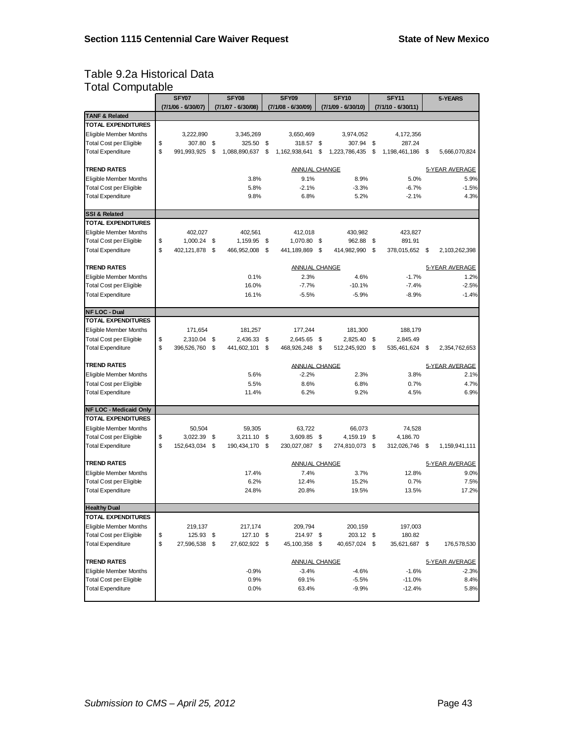# Table 9.2a Historical Data
## Total Computable

| | SFY07 (7/1/06 - 6/30/07) | SFY08 (7/1/07 - 6/30/08) | SFY09 (7/1/08 - 6/30/09) | SFY10 (7/1/09 - 6/30/10) | SFY11 (7/1/10 - 6/30/11) | 5-YEARS |
|---|---|---|---|---|---|---|
| **TANF & Related** | | | | | | |
| **TOTAL EXPENDITURES** | | | | | | |
| Eligible Member Months | 3,222,890 | 3,345,269 | 3,650,469 | 3,974,052 | 4,172,356 | |
| Total Cost per Eligible | $ 307.80 | $ 325.50 | $ 318.57 | $ 307.94 | $ 287.24 | |
| Total Expenditure | $ 991,993,925 | $ 1,088,890,637 | $ 1,162,938,641 | $ 1,223,786,435 | $ 1,198,461,186 | $ 5,666,070,824 |
| **TREND RATES** | | | ANNUAL CHANGE | | | 5-YEAR AVERAGE |
| Eligible Member Months | | 3.8% | 9.1% | 8.9% | 5.0% | 5.9% |
| Total Cost per Eligible | | 5.8% | -2.1% | -3.3% | -6.7% | -1.5% |
| Total Expenditure | | 9.8% | 6.8% | 5.2% | -2.1% | 4.3% |
| **SSI & Related** | | | | | | |
| **TOTAL EXPENDITURES** | | | | | | |
| Eligible Member Months | 402,027 | 402,561 | 412,018 | 430,982 | 423,827 | |
| Total Cost per Eligible | $ 1,000.24 | $ 1,159.95 | $ 1,070.80 | $ 962.88 | $ 891.91 | |
| Total Expenditure | $ 402,121,878 | $ 466,952,008 | $ 441,189,869 | $ 414,982,990 | $ 378,015,652 | $ 2,103,262,398 |
| **TREND RATES** | | | ANNUAL CHANGE | | | 5-YEAR AVERAGE |
| Eligible Member Months | | 0.1% | 2.3% | 4.6% | -1.7% | 1.2% |
| Total Cost per Eligible | | 16.0% | -7.7% | -10.1% | -7.4% | -2.5% |
| Total Expenditure | | 16.1% | -5.5% | -5.9% | -8.9% | -1.4% |
| **NF LOC - Dual** | | | | | | |
| **TOTAL EXPENDITURES** | | | | | | |
| Eligible Member Months | 171,654 | 181,257 | 177,244 | 181,300 | 188,179 | |
| Total Cost per Eligible | $ 2,310.04 | $ 2,436.33 | $ 2,645.65 | $ 2,825.40 | $ 2,845.49 | |
| Total Expenditure | $ 396,526,760 | $ 441,602,101 | $ 468,926,248 | $ 512,245,920 | $ 535,461,624 | $ 2,354,762,653 |
| **TREND RATES** | | | ANNUAL CHANGE | | | 5-YEAR AVERAGE |
| Eligible Member Months | | 5.6% | -2.2% | 2.3% | 3.8% | 2.1% |
| Total Cost per Eligible | | 5.5% | 8.6% | 6.8% | 0.7% | 4.7% |
| Total Expenditure | | 11.4% | 6.2% | 9.2% | 4.5% | 6.9% |
| **NF LOC - Medicaid Only** | | | | | | |
| **TOTAL EXPENDITURES** | | | | | | |
| Eligible Member Months | 50,504 | 59,305 | 63,722 | 66,073 | 74,528 | |
| Total Cost per Eligible | $ 3,022.39 | $ 3,211.10 | $ 3,609.85 | $ 4,159.19 | $ 4,186.70 | |
| Total Expenditure | $ 152,643,034 | $ 190,434,170 | $ 230,027,087 | $ 274,810,073 | $ 312,026,746 | $ 1,159,941,111 |
| **TREND RATES** | | | ANNUAL CHANGE | | | 5-YEAR AVERAGE |
| Eligible Member Months | | 17.4% | 7.4% | 3.7% | 12.8% | 9.0% |
| Total Cost per Eligible | | 6.2% | 12.4% | 15.2% | 0.7% | 7.5% |
| Total Expenditure | | 24.8% | 20.8% | 19.5% | 13.5% | 17.2% |
| **Healthy Dual** | | | | | | |
| **TOTAL EXPENDITURES** | | | | | | |
| Eligible Member Months | 219,137 | 217,174 | 209,794 | 200,159 | 197,003 | |
| Total Cost per Eligible | $ 125.93 | $ 127.10 | $ 214.97 | $ 203.12 | $ 180.82 | |
| Total Expenditure | $ 27,596,538 | $ 27,602,922 | $ 45,100,358 | $ 40,657,024 | $ 35,621,687 | $ 176,578,530 |
| **TREND RATES** | | | ANNUAL CHANGE | | | 5-YEAR AVERAGE |
| Eligible Member Months | | -0.9% | -3.4% | -4.6% | -1.6% | -2.3% |
| Total Cost per Eligible | | 0.9% | 69.1% | -5.5% | -11.0% | 8.4% |
| Total Expenditure | | 0.0% | 63.4% | -9.9% | -12.4% | 5.8% |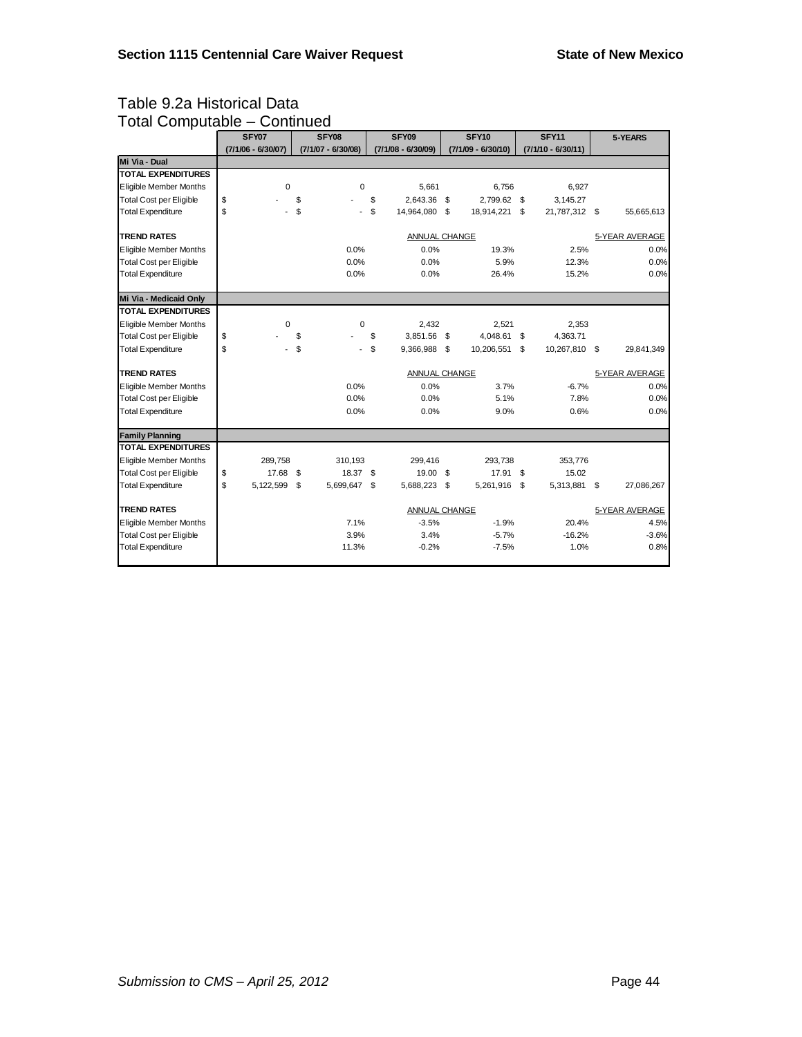Table 9.2a Historical Data
Total Computable – Continued

| | SFY07 (7/1/06 - 6/30/07) | SFY08 (7/1/07 - 6/30/08) | SFY09 (7/1/08 - 6/30/09) | SFY10 (7/1/09 - 6/30/10) | SFY11 (7/1/10 - 6/30/11) | 5-YEARS |
|---|---|---|---|---|---|---|
| **Mi Via - Dual** | | | | | | |
| **TOTAL EXPENDITURES** | | | | | | |
| Eligible Member Months | 0 | 0 | 5,661 | 6,756 | 6,927 | |
| Total Cost per Eligible | $ - | $ - | $ 2,643.36 | $ 2,799.62 | $ 3,145.27 | |
| Total Expenditure | $ - | $ - | $ 14,964,080 | $ 18,914,221 | $ 21,787,312 | $ 55,665,613 |
| **TREND RATES** | | | ANNUAL CHANGE | | | 5-YEAR AVERAGE |
| Eligible Member Months | | 0.0% | 0.0% | 19.3% | 2.5% | 0.0% |
| Total Cost per Eligible | | 0.0% | 0.0% | 5.9% | 12.3% | 0.0% |
| Total Expenditure | | 0.0% | 0.0% | 26.4% | 15.2% | 0.0% |
| **Mi Via - Medicaid Only** | | | | | | |
| **TOTAL EXPENDITURES** | | | | | | |
| Eligible Member Months | 0 | 0 | 2,432 | 2,521 | 2,353 | |
| Total Cost per Eligible | $ - | $ - | $ 3,851.56 | $ 4,048.61 | $ 4,363.71 | |
| Total Expenditure | $ - | $ - | $ 9,366,988 | $ 10,206,551 | $ 10,267,810 | $ 29,841,349 |
| **TREND RATES** | | | ANNUAL CHANGE | | | 5-YEAR AVERAGE |
| Eligible Member Months | | 0.0% | 0.0% | 3.7% | -6.7% | 0.0% |
| Total Cost per Eligible | | 0.0% | 0.0% | 5.1% | 7.8% | 0.0% |
| Total Expenditure | | 0.0% | 0.0% | 9.0% | 0.6% | 0.0% |
| **Family Planning** | | | | | | |
| **TOTAL EXPENDITURES** | | | | | | |
| Eligible Member Months | 289,758 | 310,193 | 299,416 | 293,738 | 353,776 | |
| Total Cost per Eligible | $ 17.68 | $ 18.37 | $ 19.00 | $ 17.91 | $ 15.02 | |
| Total Expenditure | $ 5,122,599 | $ 5,699,647 | $ 5,688,223 | $ 5,261,916 | $ 5,313,881 | $ 27,086,267 |
| **TREND RATES** | | | ANNUAL CHANGE | | | 5-YEAR AVERAGE |
| Eligible Member Months | | 7.1% | -3.5% | -1.9% | 20.4% | 4.5% |
| Total Cost per Eligible | | 3.9% | 3.4% | -5.7% | -16.2% | -3.6% |
| Total Expenditure | | 11.3% | -0.2% | -7.5% | 1.0% | 0.8% |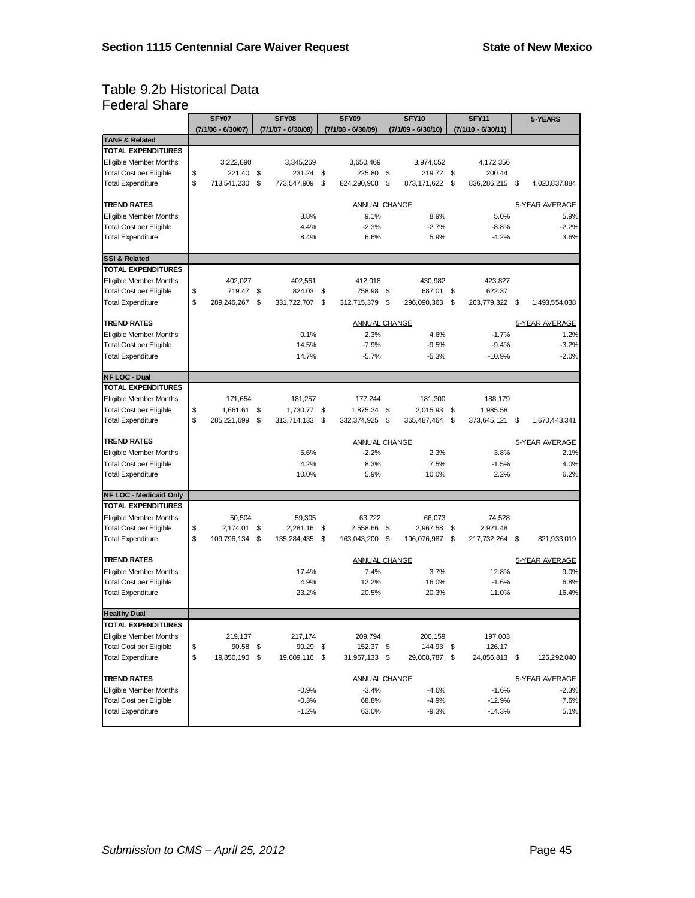## Table 9.2b Historical Data
### Federal Share

| | SFY07 (7/1/06 - 6/30/07) | SFY08 (7/1/07 - 6/30/08) | SFY09 (7/1/08 - 6/30/09) | SFY10 (7/1/09 - 6/30/10) | SFY11 (7/1/10 - 6/30/11) | 5-YEARS |
|---|---|---|---|---|---|---|
| **TANF & Related** | | | | | | |
| **TOTAL EXPENDITURES** | | | | | | |
| Eligible Member Months | 3,222,890 | 3,345,269 | 3,650,469 | 3,974,052 | 4,172,356 | |
| Total Cost per Eligible | $ 221.40 | $ 231.24 | $ 225.80 | $ 219.72 | $ 200.44 | |
| Total Expenditure | $ 713,541,230 | $ 773,547,909 | $ 824,290,908 | $ 873,171,622 | $ 836,286,215 | $ 4,020,837,884 |
| **TREND RATES** | | | ANNUAL CHANGE | | | 5-YEAR AVERAGE |
| Eligible Member Months | | 3.8% | 9.1% | 8.9% | 5.0% | 5.9% |
| Total Cost per Eligible | | 4.4% | -2.3% | -2.7% | -8.8% | -2.2% |
| Total Expenditure | | 8.4% | 6.6% | 5.9% | -4.2% | 3.6% |
| **SSI & Related** | | | | | | |
| **TOTAL EXPENDITURES** | | | | | | |
| Eligible Member Months | 402,027 | 402,561 | 412,018 | 430,982 | 423,827 | |
| Total Cost per Eligible | $ 719.47 | $ 824.03 | $ 758.98 | $ 687.01 | $ 622.37 | |
| Total Expenditure | $ 289,246,267 | $ 331,722,707 | $ 312,715,379 | $ 296,090,363 | $ 263,779,322 | $ 1,493,554,038 |
| **TREND RATES** | | | ANNUAL CHANGE | | | 5-YEAR AVERAGE |
| Eligible Member Months | | 0.1% | 2.3% | 4.6% | -1.7% | 1.2% |
| Total Cost per Eligible | | 14.5% | -7.9% | -9.5% | -9.4% | -3.2% |
| Total Expenditure | | 14.7% | -5.7% | -5.3% | -10.9% | -2.0% |
| **NF LOC - Dual** | | | | | | |
| **TOTAL EXPENDITURES** | | | | | | |
| Eligible Member Months | 171,654 | 181,257 | 177,244 | 181,300 | 188,179 | |
| Total Cost per Eligible | $ 1,661.61 | $ 1,730.77 | $ 1,875.24 | $ 2,015.93 | $ 1,985.58 | |
| Total Expenditure | $ 285,221,699 | $ 313,714,133 | $ 332,374,925 | $ 365,487,464 | $ 373,645,121 | $ 1,670,443,341 |
| **TREND RATES** | | | ANNUAL CHANGE | | | 5-YEAR AVERAGE |
| Eligible Member Months | | 5.6% | -2.2% | 2.3% | 3.8% | 2.1% |
| Total Cost per Eligible | | 4.2% | 8.3% | 7.5% | -1.5% | 4.0% |
| Total Expenditure | | 10.0% | 5.9% | 10.0% | 2.2% | 6.2% |
| **NF LOC - Medicaid Only** | | | | | | |
| **TOTAL EXPENDITURES** | | | | | | |
| Eligible Member Months | 50,504 | 59,305 | 63,722 | 66,073 | 74,528 | |
| Total Cost per Eligible | $ 2,174.01 | $ 2,281.16 | $ 2,558.66 | $ 2,967.58 | $ 2,921.48 | |
| Total Expenditure | $ 109,796,134 | $ 135,284,435 | $ 163,043,200 | $ 196,076,987 | $ 217,732,264 | $ 821,933,019 |
| **TREND RATES** | | | ANNUAL CHANGE | | | 5-YEAR AVERAGE |
| Eligible Member Months | | 17.4% | 7.4% | 3.7% | 12.8% | 9.0% |
| Total Cost per Eligible | | 4.9% | 12.2% | 16.0% | -1.6% | 6.8% |
| Total Expenditure | | 23.2% | 20.5% | 20.3% | 11.0% | 16.4% |
| **Healthy Dual** | | | | | | |
| **TOTAL EXPENDITURES** | | | | | | |
| Eligible Member Months | 219,137 | 217,174 | 209,794 | 200,159 | 197,003 | |
| Total Cost per Eligible | $ 90.58 | $ 90.29 | $ 152.37 | $ 144.93 | $ 126.17 | |
| Total Expenditure | $ 19,850,190 | $ 19,609,116 | $ 31,967,133 | $ 29,008,787 | $ 24,856,813 | $ 125,292,040 |
| **TREND RATES** | | | ANNUAL CHANGE | | | 5-YEAR AVERAGE |
| Eligible Member Months | | -0.9% | -3.4% | -4.6% | -1.6% | -2.3% |
| Total Cost per Eligible | | -0.3% | 68.8% | -4.9% | -12.9% | 7.6% |
| Total Expenditure | | -1.2% | 63.0% | -9.3% | -14.3% | 5.1% |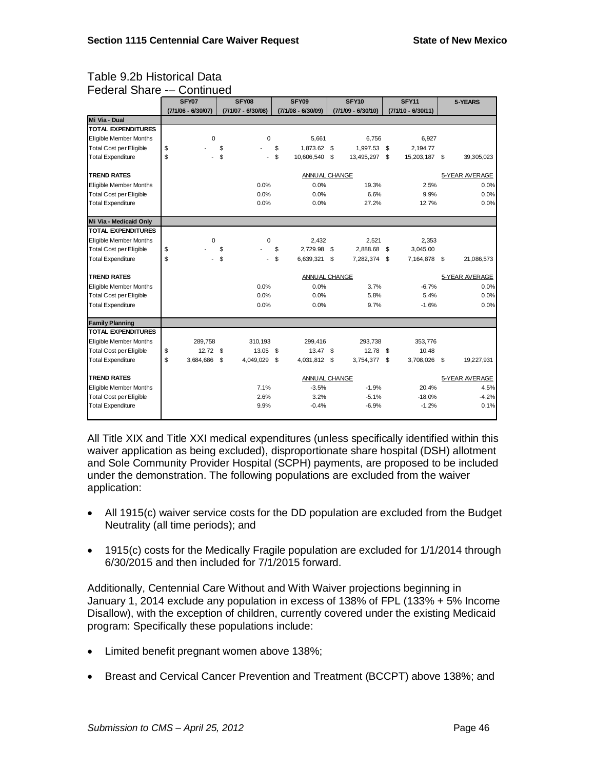Table 9.2b Historical Data
Federal Share -– Continued

| | SFY07 (7/1/06 - 6/30/07) | SFY08 (7/1/07 - 6/30/08) | SFY09 (7/1/08 - 6/30/09) | SFY10 (7/1/09 - 6/30/10) | SFY11 (7/1/10 - 6/30/11) | 5-YEARS |
|---|---|---|---|---|---|---|
| **Mi Via - Dual** | | | | | | |
| **TOTAL EXPENDITURES** | | | | | | |
| Eligible Member Months | 0 | 0 | 5,661 | 6,756 | 6,927 | |
| Total Cost per Eligible | $ - | $ - | $ 1,873.62 | $ 1,997.53 | $ 2,194.77 | |
| Total Expenditure | $ - | $ - | $ 10,606,540 | $ 13,495,297 | $ 15,203,187 | $ 39,305,023 |
| **TREND RATES** | | | ANNUAL CHANGE | | | 5-YEAR AVERAGE |
| Eligible Member Months | | 0.0% | 0.0% | 19.3% | 2.5% | 0.0% |
| Total Cost per Eligible | | 0.0% | 0.0% | 6.6% | 9.9% | 0.0% |
| Total Expenditure | | 0.0% | 0.0% | 27.2% | 12.7% | 0.0% |
| **Mi Via - Medicaid Only** | | | | | | |
| **TOTAL EXPENDITURES** | | | | | | |
| Eligible Member Months | 0 | 0 | 2,432 | 2,521 | 2,353 | |
| Total Cost per Eligible | $ - | $ - | $ 2,729.98 | $ 2,888.68 | $ 3,045.00 | |
| Total Expenditure | $ - | $ - | $ 6,639,321 | $ 7,282,374 | $ 7,164,878 | $ 21,086,573 |
| **TREND RATES** | | | ANNUAL CHANGE | | | 5-YEAR AVERAGE |
| Eligible Member Months | | 0.0% | 0.0% | 3.7% | -6.7% | 0.0% |
| Total Cost per Eligible | | 0.0% | 0.0% | 5.8% | 5.4% | 0.0% |
| Total Expenditure | | 0.0% | 0.0% | 9.7% | -1.6% | 0.0% |
| **Family Planning** | | | | | | |
| **TOTAL EXPENDITURES** | | | | | | |
| Eligible Member Months | 289,758 | 310,193 | 299,416 | 293,738 | 353,776 | |
| Total Cost per Eligible | $ 12.72 | $ 13.05 | $ 13.47 | $ 12.78 | $ 10.48 | |
| Total Expenditure | $ 3,684,686 | $ 4,049,029 | $ 4,031,812 | $ 3,754,377 | $ 3,708,026 | $ 19,227,931 |
| **TREND RATES** | | | ANNUAL CHANGE | | | 5-YEAR AVERAGE |
| Eligible Member Months | | 7.1% | -3.5% | -1.9% | 20.4% | 4.5% |
| Total Cost per Eligible | | 2.6% | 3.2% | -5.1% | -18.0% | -4.2% |
| Total Expenditure | | 9.9% | -0.4% | -6.9% | -1.2% | 0.1% |

All Title XIX and Title XXI medical expenditures (unless specifically identified within this waiver application as being excluded), disproportionate share hospital (DSH) allotment and Sole Community Provider Hospital (SCPH) payments, are proposed to be included under the demonstration. The following populations are excluded from the waiver application:

- All 1915(c) waiver service costs for the DD population are excluded from the Budget Neutrality (all time periods); and
- 1915(c) costs for the Medically Fragile population are excluded for 1/1/2014 through 6/30/2015 and then included for 7/1/2015 forward.

Additionally, Centennial Care Without and With Waiver projections beginning in January 1, 2014 exclude any population in excess of 138% of FPL (133% + 5% Income Disallow), with the exception of children, currently covered under the existing Medicaid program: Specifically these populations include:

- Limited benefit pregnant women above 138%;
- Breast and Cervical Cancer Prevention and Treatment (BCCPT) above 138%; and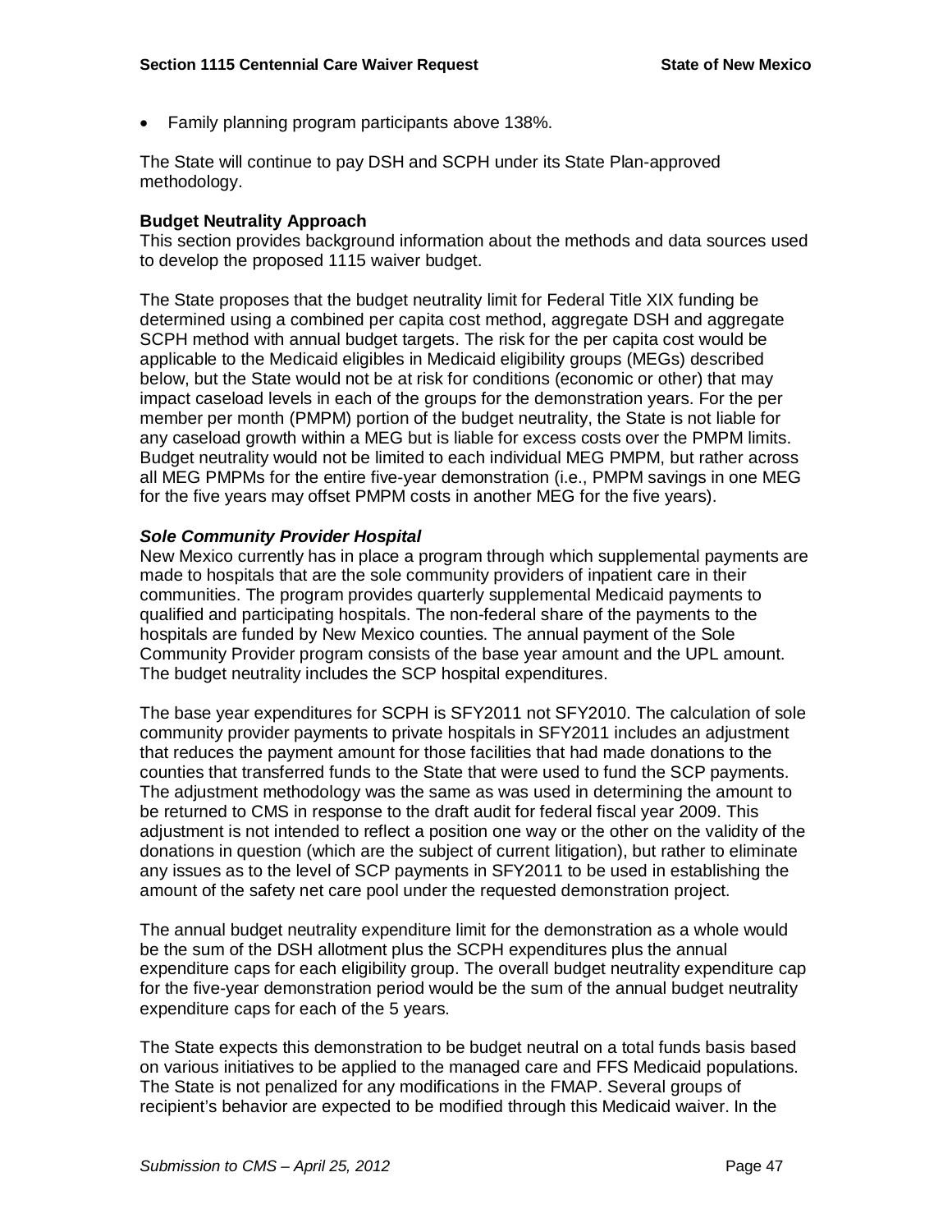- Family planning program participants above 138%.

The State will continue to pay DSH and SCPH under its State Plan-approved methodology.

**Budget Neutrality Approach**

This section provides background information about the methods and data sources used to develop the proposed 1115 waiver budget.

The State proposes that the budget neutrality limit for Federal Title XIX funding be determined using a combined per capita cost method, aggregate DSH and aggregate SCPH method with annual budget targets. The risk for the per capita cost would be applicable to the Medicaid eligibles in Medicaid eligibility groups (MEGs) described below, but the State would not be at risk for conditions (economic or other) that may impact caseload levels in each of the groups for the demonstration years. For the per member per month (PMPM) portion of the budget neutrality, the State is not liable for any caseload growth within a MEG but is liable for excess costs over the PMPM limits. Budget neutrality would not be limited to each individual MEG PMPM, but rather across all MEG PMPMs for the entire five-year demonstration (i.e., PMPM savings in one MEG for the five years may offset PMPM costs in another MEG for the five years).

***Sole Community Provider Hospital***

New Mexico currently has in place a program through which supplemental payments are made to hospitals that are the sole community providers of inpatient care in their communities. The program provides quarterly supplemental Medicaid payments to qualified and participating hospitals. The non-federal share of the payments to the hospitals are funded by New Mexico counties. The annual payment of the Sole Community Provider program consists of the base year amount and the UPL amount. The budget neutrality includes the SCP hospital expenditures.

The base year expenditures for SCPH is SFY2011 not SFY2010. The calculation of sole community provider payments to private hospitals in SFY2011 includes an adjustment that reduces the payment amount for those facilities that had made donations to the counties that transferred funds to the State that were used to fund the SCP payments. The adjustment methodology was the same as was used in determining the amount to be returned to CMS in response to the draft audit for federal fiscal year 2009. This adjustment is not intended to reflect a position one way or the other on the validity of the donations in question (which are the subject of current litigation), but rather to eliminate any issues as to the level of SCP payments in SFY2011 to be used in establishing the amount of the safety net care pool under the requested demonstration project.

The annual budget neutrality expenditure limit for the demonstration as a whole would be the sum of the DSH allotment plus the SCPH expenditures plus the annual expenditure caps for each eligibility group. The overall budget neutrality expenditure cap for the five-year demonstration period would be the sum of the annual budget neutrality expenditure caps for each of the 5 years.

The State expects this demonstration to be budget neutral on a total funds basis based on various initiatives to be applied to the managed care and FFS Medicaid populations. The State is not penalized for any modifications in the FMAP. Several groups of recipient's behavior are expected to be modified through this Medicaid waiver. In the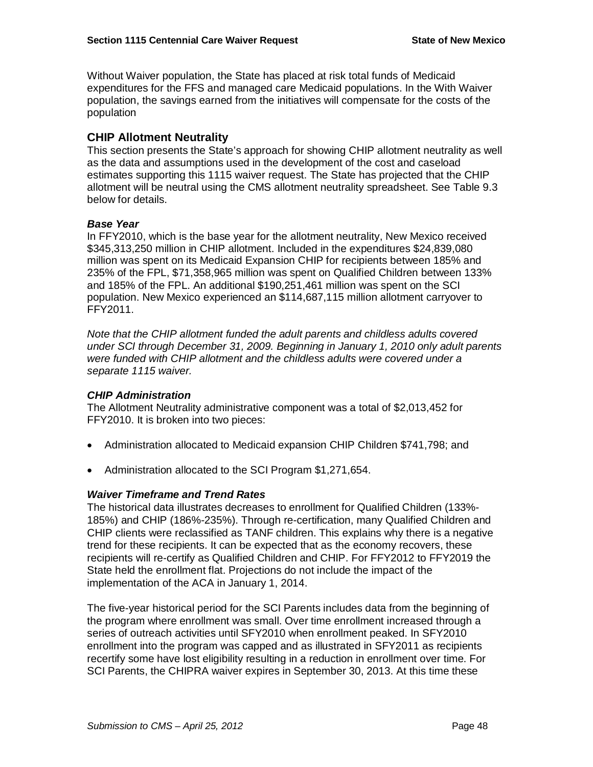Without Waiver population, the State has placed at risk total funds of Medicaid expenditures for the FFS and managed care Medicaid populations. In the With Waiver population, the savings earned from the initiatives will compensate for the costs of the population

## CHIP Allotment Neutrality

This section presents the State's approach for showing CHIP allotment neutrality as well as the data and assumptions used in the development of the cost and caseload estimates supporting this 1115 waiver request. The State has projected that the CHIP allotment will be neutral using the CMS allotment neutrality spreadsheet. See Table 9.3 below for details.

### *Base Year*

In FFY2010, which is the base year for the allotment neutrality, New Mexico received $345,313,250 million in CHIP allotment. Included in the expenditures $24,839,080 million was spent on its Medicaid Expansion CHIP for recipients between 185% and 235% of the FPL, $71,358,965 million was spent on Qualified Children between 133% and 185% of the FPL. An additional $190,251,461 million was spent on the SCI population. New Mexico experienced an $114,687,115 million allotment carryover to FFY2011.

*Note that the CHIP allotment funded the adult parents and childless adults covered under SCI through December 31, 2009. Beginning in January 1, 2010 only adult parents were funded with CHIP allotment and the childless adults were covered under a separate 1115 waiver.*

### *CHIP Administration*

The Allotment Neutrality administrative component was a total of $2,013,452 for FFY2010. It is broken into two pieces:

- Administration allocated to Medicaid expansion CHIP Children $741,798; and
- Administration allocated to the SCI Program $1,271,654.

### *Waiver Timeframe and Trend Rates*

The historical data illustrates decreases to enrollment for Qualified Children (133%-185%) and CHIP (186%-235%). Through re-certification, many Qualified Children and CHIP clients were reclassified as TANF children. This explains why there is a negative trend for these recipients. It can be expected that as the economy recovers, these recipients will re-certify as Qualified Children and CHIP. For FFY2012 to FFY2019 the State held the enrollment flat. Projections do not include the impact of the implementation of the ACA in January 1, 2014.

The five-year historical period for the SCI Parents includes data from the beginning of the program where enrollment was small. Over time enrollment increased through a series of outreach activities until SFY2010 when enrollment peaked. In SFY2010 enrollment into the program was capped and as illustrated in SFY2011 as recipients recertify some have lost eligibility resulting in a reduction in enrollment over time. For SCI Parents, the CHIPRA waiver expires in September 30, 2013. At this time these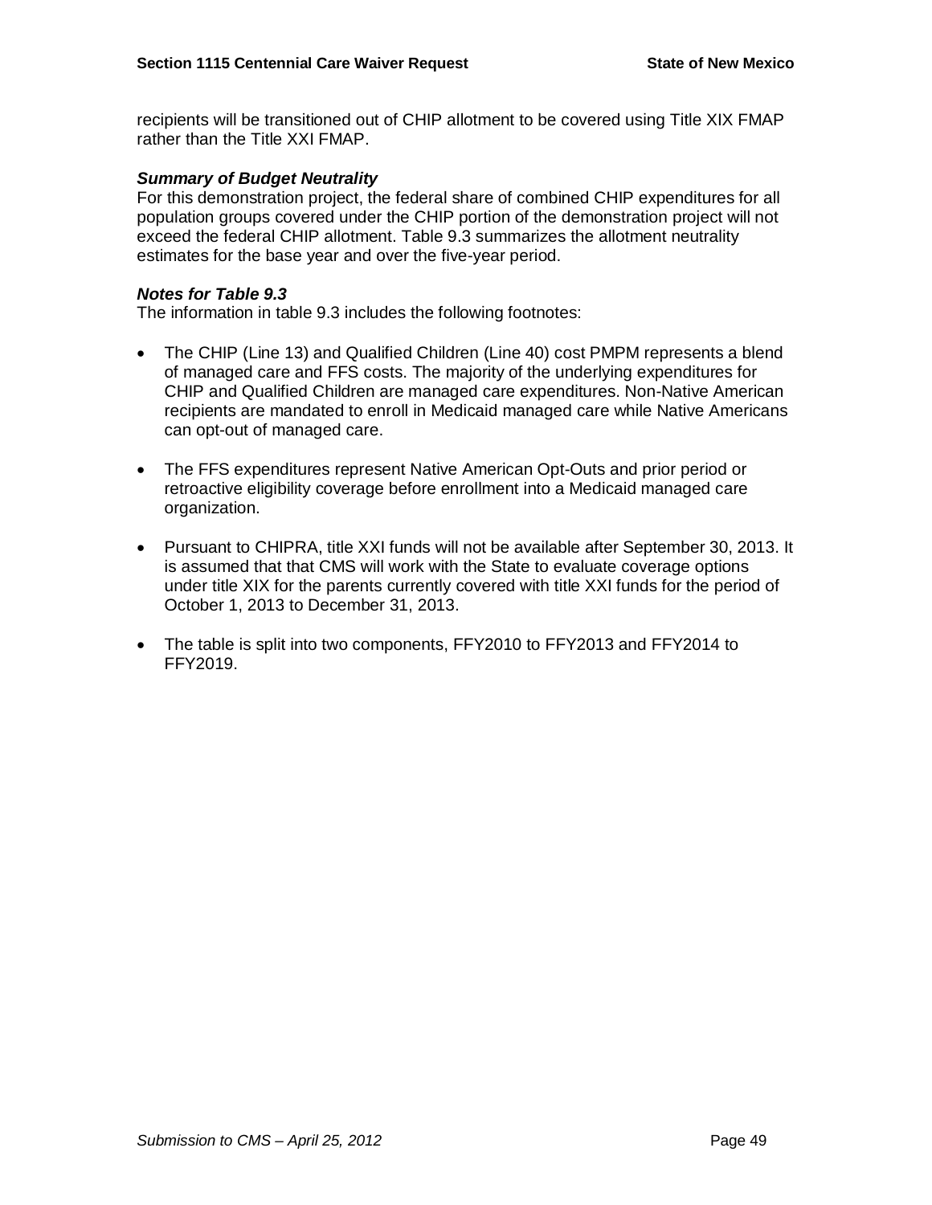recipients will be transitioned out of CHIP allotment to be covered using Title XIX FMAP rather than the Title XXI FMAP.

***Summary of Budget Neutrality***

For this demonstration project, the federal share of combined CHIP expenditures for all population groups covered under the CHIP portion of the demonstration project will not exceed the federal CHIP allotment. Table 9.3 summarizes the allotment neutrality estimates for the base year and over the five-year period.

***Notes for Table 9.3***

The information in table 9.3 includes the following footnotes:

- The CHIP (Line 13) and Qualified Children (Line 40) cost PMPM represents a blend of managed care and FFS costs. The majority of the underlying expenditures for CHIP and Qualified Children are managed care expenditures. Non-Native American recipients are mandated to enroll in Medicaid managed care while Native Americans can opt-out of managed care.

- The FFS expenditures represent Native American Opt-Outs and prior period or retroactive eligibility coverage before enrollment into a Medicaid managed care organization.

- Pursuant to CHIPRA, title XXI funds will not be available after September 30, 2013. It is assumed that that CMS will work with the State to evaluate coverage options under title XIX for the parents currently covered with title XXI funds for the period of October 1, 2013 to December 31, 2013.

- The table is split into two components, FFY2010 to FFY2013 and FFY2014 to FFY2019.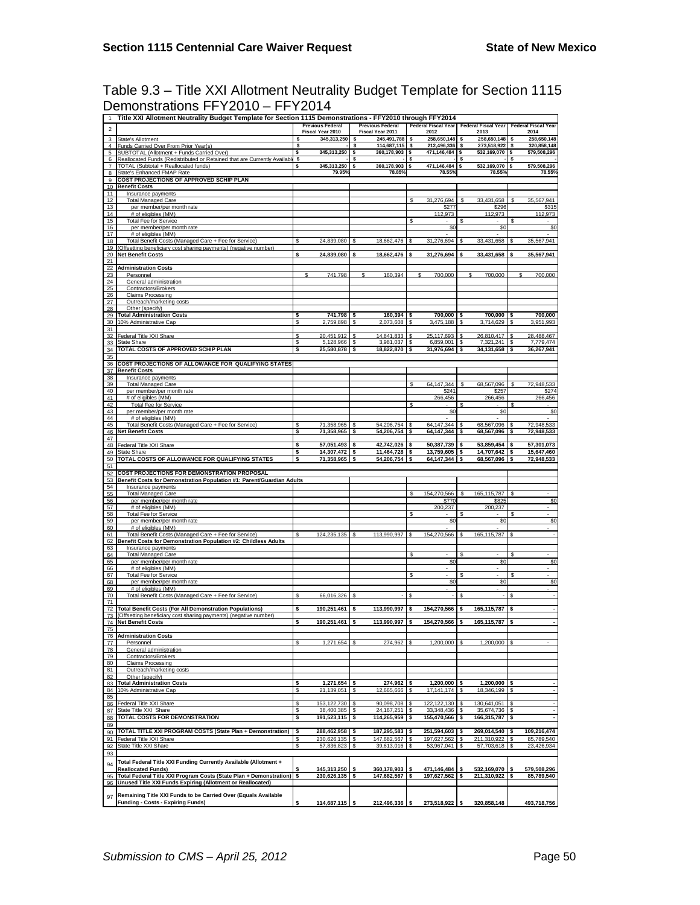## Table 9.3 – Title XXI Allotment Neutrality Budget Template for Section 1115 Demonstrations FFY2010 – FFY2014

| | | Previous Federal Fiscal Year 2010 | Previous Federal Fiscal Year 2011 | Federal Fiscal Year 2012 | Federal Fiscal Year 2013 | Federal Fiscal Year 2014 |
|---|---|---|---|---|---|---|
| 1 | **Title XXI Allotment Neutrality Budget Template for Section 1115 Demonstrations - FFY2010 through FFY2014** | | | | | |
| 3 | State's Allotment | $ 345,313,250 | $ 245,491,788 | $ 258,650,148 | $ 258,650,148 | $ 258,650,148 |
| 4 | Funds Carried Over From Prior Year(s) | $ - | $ 114,687,115 | $ 212,496,336 | $ 273,518,922 | $ 320,858,148 |
| 5 | SUBTOTAL (Allotment + Funds Carried Over) | $ 345,313,250 | $ 360,178,903 | $ 471,146,484 | $ 532,169,070 | $ 579,508,296 |
| 6 | Reallocated Funds (Redistributed or Retained that are Currently Available) | $ - | $ - | $ - | $ - | $ - |
| 7 | TOTAL (Subtotal + Reallocated funds) | $ 345,313,250 | $ 360,178,903 | $ 471,146,484 | $ 532,169,070 | $ 579,508,296 |
| 8 | State's Enhanced FMAP Rate | 79.95% | 78.85% | 78.55% | 78.55% | 78.55% |
| 9 | **COST PROJECTIONS OF APPROVED SCHIP PLAN** | | | | | |
| 10 | **Benefit Costs** | | | | | |
| 11 | Insurance payments | | | | | |
| 12 | Total Managed Care | | | $ 31,276,694 | $ 33,431,658 | $ 35,567,941 |
| 13 | per member/per month rate | | | $277 | $296 | $315 |
| 14 | # of eligibles (MM) | | | 112,973 | 112,973 | 112,973 |
| 15 | Total Fee for Service | | | $ - | $ - | $ - |
| 16 | per member/per month rate | | | $0 | $0 | $0 |
| 17 | # of eligibles (MM) | | | - | - | - |
| 18 | Total Benefit Costs (Managed Care + Fee for Service) | $ 24,839,080 | $ 18,662,476 | $ 31,276,694 | $ 33,431,658 | $ 35,567,941 |
| 19 | (Offsetting beneficiary cost sharing payments) (negative number) | | | | | |
| 20 | **Net Benefit Costs** | $ 24,839,080 | $ 18,662,476 | $ 31,276,694 | $ 33,431,658 | $ 35,567,941 |
| 21 | | | | | | |
| 22 | **Administration Costs** | | | | | |
| 23 | Personnel | $ 741,798 | $ 160,394 | $ 700,000 | $ 700,000 | $ 700,000 |
| 24 | General administration | | | | | |
| 25 | Contractors/Brokers | | | | | |
| 26 | Claims Processing | | | | | |
| 27 | Outreach/marketing costs | | | | | |
| 28 | Other (specify) | | | | | |
| 29 | **Total Administration Costs** | $ 741,798 | $ 160,394 | $ 700,000 | $ 700,000 | $ 700,000 |
| 30 | 10% Administrative Cap | $ 2,759,898 | $ 2,073,608 | $ 3,475,188 | $ 3,714,629 | $ 3,951,993 |
| 31 | | | | | | |
| 32 | Federal Title XXI Share | $ 20,451,912 | $ 14,841,833 | $ 25,117,693 | $ 26,810,417 | $ 28,488,467 |
| 33 | State Share | $ 5,128,966 | $ 3,981,037 | $ 6,859,001 | $ 7,321,241 | $ 7,779,474 |
| 34 | **TOTAL COSTS OF APPROVED SCHIP PLAN** | $ 25,580,878 | $ 18,822,870 | $ 31,976,694 | $ 34,131,658 | $ 36,267,941 |
| 35 | | | | | | |
| 36 | **COST PROJECTIONS OF ALLOWANCE FOR QUALIFYING STATES** | | | | | |
| 37 | **Benefit Costs** | | | | | |
| 38 | Insurance payments | | | | | |
| 39 | Total Managed Care | | | $ 64,147,344 | $ 68,567,096 | $ 72,948,533 |
| 40 | per member/per month rate | | | $241 | $257 | $274 |
| 41 | # of eligibles (MM) | | | 266,456 | 266,456 | 266,456 |
| 42 | Total Fee for Service | | | $ - | $ - | $ - |
| 43 | per member/per month rate | | | $0 | $0 | $0 |
| 44 | # of eligibles (MM) | | | - | - | - |
| 45 | Total Benefit Costs (Managed Care + Fee for Service) | $ 71,358,965 | $ 54,206,754 | $ 64,147,344 | $ 68,567,096 | $ 72,948,533 |
| 46 | **Net Benefit Costs** | $ 71,358,965 | $ 54,206,754 | $ 64,147,344 | $ 68,567,096 | $ 72,948,533 |
| 47 | | | | | | |
| 48 | Federal Title XXI Share | $ 57,051,493 | $ 42,742,026 | $ 50,387,739 | $ 53,859,454 | $ 57,301,073 |
| 49 | State Share | $ 14,307,472 | $ 11,464,728 | $ 13,759,605 | $ 14,707,642 | $ 15,647,460 |
| 50 | **TOTAL COSTS OF ALLOWANCE FOR QUALIFYING STATES** | $ 71,358,965 | $ 54,206,754 | $ 64,147,344 | $ 68,567,096 | $ 72,948,533 |
| 51 | | | | | | |
| 52 | **COST PROJECTIONS FOR DEMONSTRATION PROPOSAL** | | | | | |
| 53 | **Benefit Costs for Demonstration Population #1: Parent/Guardian Adults** | | | | | |
| 54 | Insurance payments | | | | | |
| 55 | Total Managed Care | | | $ 154,270,566 | $ 165,115,787 | $ - |
| 56 | per member/per month rate | | | $770 | $825 | $0 |
| 57 | # of eligibles (MM) | | | 200,237 | 200,237 | - |
| 58 | Total Fee for Service | | | $ - | $ - | $ - |
| 59 | per member/per month rate | | | $0 | $0 | $0 |
| 60 | # of eligibles (MM) | | | - | - | - |
| 61 | Total Benefit Costs (Managed Care + Fee for Service) | $ 124,235,135 | $ 113,990,997 | $ 154,270,566 | $ 165,115,787 | $ - |
| 62 | **Benefit Costs for Demonstration Population #2: Childless Adults** | | | | | |
| 63 | Insurance payments | | | | | |
| 64 | Total Managed Care | | | $ - | $ - | $ - |
| 65 | per member/per month rate | | | $0 | $0 | $0 |
| 66 | # of eligibles (MM) | | | - | - | - |
| 67 | Total Fee for Service | | | $ - | $ - | $ - |
| 68 | per member/per month rate | | | $0 | $0 | $0 |
| 69 | # of eligibles (MM) | | | - | - | - |
| 70 | Total Benefit Costs (Managed Care + Fee for Service) | $ 66,016,326 | $ - | $ - | $ - | $ - |
| 71 | | | | | | |
| 72 | **Total Benefit Costs (For All Demonstration Populations)** | $ 190,251,461 | $ 113,990,997 | $ 154,270,566 | $ 165,115,787 | $ - |
| 73 | (Offsetting beneficiary cost sharing payments) (negative number) | | | | | |
| 74 | **Net Benefit Costs** | $ 190,251,461 | $ 113,990,997 | $ 154,270,566 | $ 165,115,787 | $ - |
| 75 | | | | | | |
| 76 | **Administration Costs** | | | | | |
| 77 | Personnel | $ 1,271,654 | $ 274,962 | $ 1,200,000 | $ 1,200,000 | $ - |
| 78 | General administration | | | | | |
| 79 | Contractors/Brokers | | | | | |
| 80 | Claims Processing | | | | | |
| 81 | Outreach/marketing costs | | | | | |
| 82 | Other (specify) | | | | | |
| 83 | **Total Administration Costs** | $ 1,271,654 | $ 274,962 | $ 1,200,000 | $ 1,200,000 | $ - |
| 84 | 10% Administrative Cap | $ 21,139,051 | $ 12,665,666 | $ 17,141,174 | $ 18,346,199 | $ - |
| 85 | | | | | | |
| 86 | Federal Title XXI Share | $ 153,122,730 | $ 90,098,708 | $ 122,122,130 | $ 130,641,051 | $ - |
| 87 | State Title XXI Share | $ 38,400,385 | $ 24,167,251 | $ 33,348,436 | $ 35,674,736 | $ - |
| 88 | **TOTAL COSTS FOR DEMONSTRATION** | $ 191,523,115 | $ 114,265,959 | $ 155,470,566 | $ 166,315,787 | $ - |
| 89 | | | | | | |
| 90 | **TOTAL TITLE XXI PROGRAM COSTS (State Plan + Demonstration)** | $ 288,462,958 | $ 187,295,583 | $ 251,594,603 | $ 269,014,540 | $ 109,216,474 |
| 91 | Federal Title XXI Share | $ 230,626,135 | $ 147,682,567 | $ 197,627,562 | $ 211,310,922 | $ 85,789,540 |
| 92 | State Title XXI Share | $ 57,836,823 | $ 39,613,016 | $ 53,967,041 | $ 57,703,618 | $ 23,426,934 |
| 93 | | | | | | |
| 94 | **Total Federal Title XXI Funding Currently Available (Allotment + Reallocated Funds)** | $ 345,313,250 | $ 360,178,903 | $ 471,146,484 | $ 532,169,070 | $ 579,508,296 |
| 95 | **Total Federal Title XXI Program Costs (State Plan + Demonstration)** | $ 230,626,135 | $ 147,682,567 | $ 197,627,562 | $ 211,310,922 | $ 85,789,540 |
| 96 | **Unused Title XXI Funds Expiring (Allotment or Reallocated)** | | | | | |
| 97 | **Remaining Title XXI Funds to be Carried Over (Equals Available Funding - Costs - Expiring Funds)** | $ 114,687,115 | $ 212,496,336 | $ 273,518,922 | $ 320,858,148 | 493,718,756 |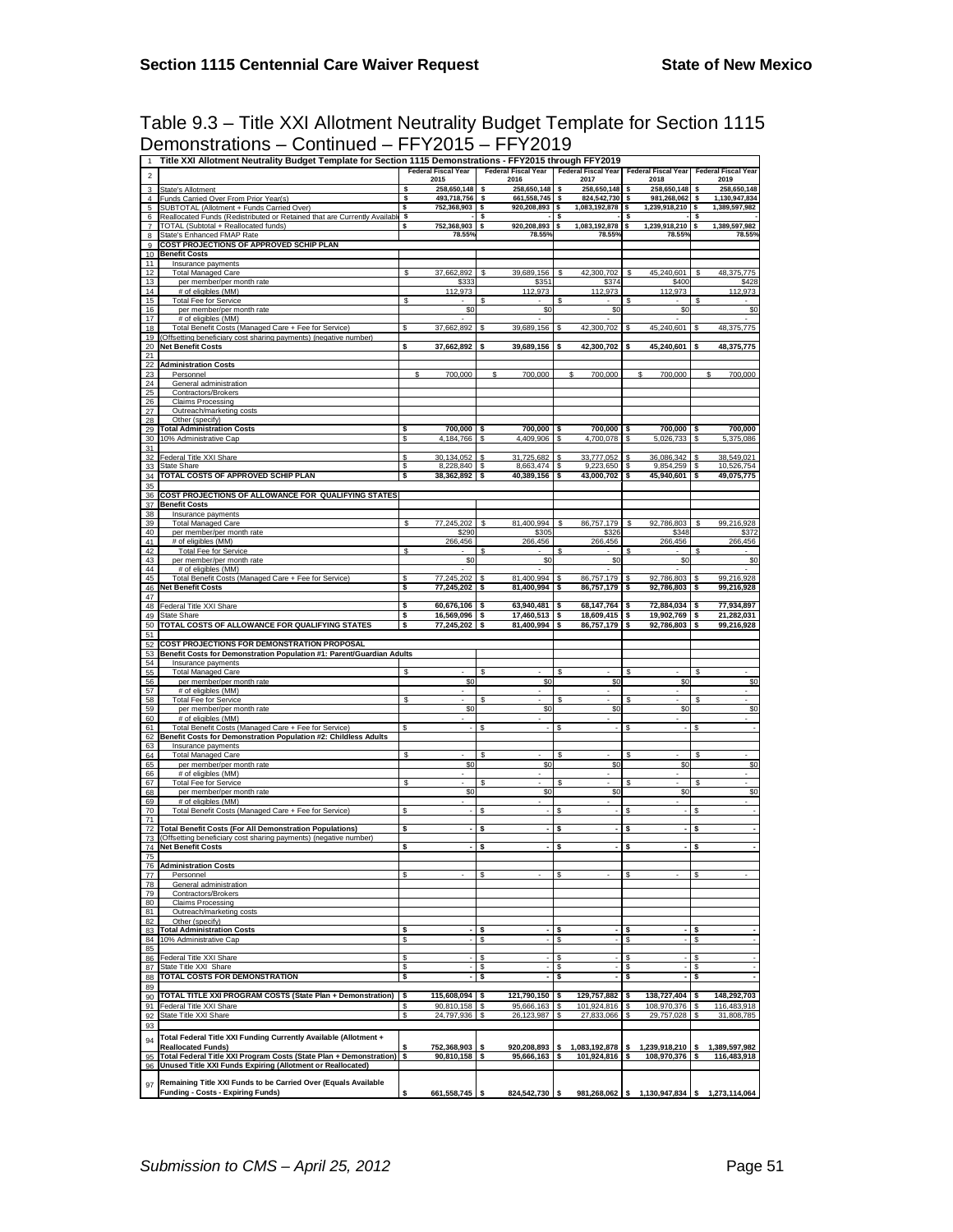## Table 9.3 – Title XXI Allotment Neutrality Budget Template for Section 1115 Demonstrations – Continued – FFY2015 – FFY2019

| 1 | Title XXI Allotment Neutrality Budget Template for Section 1115 Demonstrations - FFY2015 through FFY2019 | | | | | |
|---|---|---|---|---|---|---|
| 2 | | Federal Fiscal Year 2015 | Federal Fiscal Year 2016 | Federal Fiscal Year 2017 | Federal Fiscal Year 2018 | Federal Fiscal Year 2019 |
| 3 | State's Allotment | $ 258,650,148 | $ 258,650,148 | $ 258,650,148 | $ 258,650,148 | $ 258,650,148 |
| 4 | Funds Carried Over From Prior Year(s) | $ 493,718,756 | $ 661,558,745 | $ 824,542,730 | $ 981,268,062 | $ 1,130,947,834 |
| 5 | SUBTOTAL (Allotment + Funds Carried Over) | $ 752,368,903 | $ 920,208,893 | $ 1,083,192,878 | $ 1,239,918,210 | $ 1,389,597,982 |
| 6 | Reallocated Funds (Redistributed or Retained that are Currently Available) | $ - | $ - | $ - | $ - | $ - |
| 7 | TOTAL (Subtotal + Reallocated funds) | $ 752,368,903 | $ 920,208,893 | $ 1,083,192,878 | $ 1,239,918,210 | $ 1,389,597,982 |
| 8 | State's Enhanced FMAP Rate | 78.55% | 78.55% | 78.55% | 78.55% | 78.55% |
| 9 | COST PROJECTIONS OF APPROVED SCHIP PLAN | | | | | |
| 10 | Benefit Costs | | | | | |
| 11 | Insurance payments | | | | | |
| 12 | Total Managed Care | $ 37,662,892 | $ 39,689,156 | $ 42,300,702 | $ 45,240,601 | $ 48,375,775 |
| 13 | per member/per month rate | $333 | $351 | $374 | $400 | $428 |
| 14 | # of eligibles (MM) | 112,973 | 112,973 | 112,973 | 112,973 | 112,973 |
| 15 | Total Fee for Service | $ - | $ - | $ - | $ - | $ - |
| 16 | per member/per month rate | $0 | $0 | $0 | $0 | $0 |
| 17 | # of eligibles (MM) | - | - | - | - | - |
| 18 | Total Benefit Costs (Managed Care + Fee for Service) | $ 37,662,892 | $ 39,689,156 | $ 42,300,702 | $ 45,240,601 | $ 48,375,775 |
| 19 | (Offsetting beneficiary cost sharing payments) (negative number) | | | | | |
| 20 | Net Benefit Costs | $ 37,662,892 | $ 39,689,156 | $ 42,300,702 | $ 45,240,601 | $ 48,375,775 |
| 21 | | | | | | |
| 22 | Administration Costs | | | | | |
| 23 | Personnel | $ 700,000 | $ 700,000 | $ 700,000 | $ 700,000 | $ 700,000 |
| 24 | General administration | | | | | |
| 25 | Contractors/Brokers | | | | | |
| 26 | Claims Processing | | | | | |
| 27 | Outreach/marketing costs | | | | | |
| 28 | Other (specify) | | | | | |
| 29 | Total Administration Costs | $ 700,000 | $ 700,000 | $ 700,000 | $ 700,000 | $ 700,000 |
| 30 | 10% Administrative Cap | $ 4,184,766 | $ 4,409,906 | $ 4,700,078 | $ 5,026,733 | $ 5,375,086 |
| 31 | | | | | | |
| 32 | Federal Title XXI Share | $ 30,134,052 | $ 31,725,682 | $ 33,777,052 | $ 36,086,342 | $ 38,549,021 |
| 33 | State Share | $ 8,228,840 | $ 8,663,474 | $ 9,223,650 | $ 9,854,259 | $ 10,526,754 |
| 34 | TOTAL COSTS OF APPROVED SCHIP PLAN | $ 38,362,892 | $ 40,389,156 | $ 43,000,702 | $ 45,940,601 | $ 49,075,775 |
| 35 | | | | | | |
| 36 | COST PROJECTIONS OF ALLOWANCE FOR QUALIFYING STATES | | | | | |
| 37 | Benefit Costs | | | | | |
| 38 | Insurance payments | | | | | |
| 39 | Total Managed Care | $ 77,245,202 | $ 81,400,994 | $ 86,757,179 | $ 92,786,803 | $ 99,216,928 |
| 40 | per member/per month rate | $290 | $305 | $326 | $348 | $372 |
| 41 | # of eligibles (MM) | 266,456 | 266,456 | 266,456 | 266,456 | 266,456 |
| 42 | Total Fee for Service | $ - | $ - | $ - | $ - | $ - |
| 43 | per member/per month rate | $0 | $0 | $0 | $0 | $0 |
| 44 | # of eligibles (MM) | - | - | - | - | - |
| 45 | Total Benefit Costs (Managed Care + Fee for Service) | $ 77,245,202 | $ 81,400,994 | $ 86,757,179 | $ 92,786,803 | $ 99,216,928 |
| 46 | Net Benefit Costs | $ 77,245,202 | $ 81,400,994 | $ 86,757,179 | $ 92,786,803 | $ 99,216,928 |
| 47 | | | | | | |
| 48 | Federal Title XXI Share | $ 60,676,106 | $ 63,940,481 | $ 68,147,764 | $ 72,884,034 | $ 77,934,897 |
| 49 | State Share | $ 16,569,096 | $ 17,460,513 | $ 18,609,415 | $ 19,902,769 | $ 21,282,031 |
| 50 | TOTAL COSTS OF ALLOWANCE FOR QUALIFYING STATES | $ 77,245,202 | $ 81,400,994 | $ 86,757,179 | $ 92,786,803 | $ 99,216,928 |
| 51 | | | | | | |
| 52 | COST PROJECTIONS FOR DEMONSTRATION PROPOSAL | | | | | |
| 53 | Benefit Costs for Demonstration Population #1: Parent/Guardian Adults | | | | | |
| 54 | Insurance payments | | | | | |
| 55 | Total Managed Care | $ - | $ - | $ - | $ - | $ - |
| 56 | per member/per month rate | $0 | $0 | $0 | $0 | $0 |
| 57 | # of eligibles (MM) | - | - | - | - | - |
| 58 | Total Fee for Service | $ - | $ - | $ - | $ - | $ - |
| 59 | per member/per month rate | $0 | $0 | $0 | $0 | $0 |
| 60 | # of eligibles (MM) | - | - | - | - | - |
| 61 | Total Benefit Costs (Managed Care + Fee for Service) | $ - | $ - | $ - | $ - | $ - |
| 62 | Benefit Costs for Demonstration Population #2: Childless Adults | | | | | |
| 63 | Insurance payments | | | | | |
| 64 | Total Managed Care | $ - | $ - | $ - | $ - | $ - |
| 65 | per member/per month rate | $0 | $0 | $0 | $0 | $0 |
| 66 | # of eligibles (MM) | - | - | - | - | - |
| 67 | Total Fee for Service | $ - | $ - | $ - | $ - | $ - |
| 68 | per member/per month rate | $0 | $0 | $0 | $0 | $0 |
| 69 | # of eligibles (MM) | - | - | - | - | - |
| 70 | Total Benefit Costs (Managed Care + Fee for Service) | $ - | $ - | $ - | $ - | $ - |
| 71 | | | | | | |
| 72 | Total Benefit Costs (For All Demonstration Populations) | $ - | $ - | $ - | $ - | $ - |
| 73 | (Offsetting beneficiary cost sharing payments) (negative number) | | | | | |
| 74 | Net Benefit Costs | $ - | $ - | $ - | $ - | $ - |
| 75 | | | | | | |
| 76 | Administration Costs | | | | | |
| 77 | Personnel | $ - | $ - | $ - | $ - | $ - |
| 78 | General administration | | | | | |
| 79 | Contractors/Brokers | | | | | |
| 80 | Claims Processing | | | | | |
| 81 | Outreach/marketing costs | | | | | |
| 82 | Other (specify) | | | | | |
| 83 | Total Administration Costs | $ - | $ - | $ - | $ - | $ - |
| 84 | 10% Administrative Cap | $ - | $ - | $ - | $ - | $ - |
| 85 | | | | | | |
| 86 | Federal Title XXI Share | $ - | $ - | $ - | $ - | $ - |
| 87 | State Title XXI Share | $ - | $ - | $ - | $ - | $ - |
| 88 | TOTAL COSTS FOR DEMONSTRATION | $ - | $ - | $ - | $ - | $ - |
| 89 | | | | | | |
| 90 | TOTAL TITLE XXI PROGRAM COSTS (State Plan + Demonstration) | $ 115,608,094 | $ 121,790,150 | $ 129,757,882 | $ 138,727,404 | $ 148,292,703 |
| 91 | Federal Title XXI Share | $ 90,810,158 | $ 95,666,163 | $ 101,924,816 | $ 108,970,376 | $ 116,483,918 |
| 92 | State Title XXI Share | $ 24,797,936 | $ 26,123,987 | $ 27,833,066 | $ 29,757,028 | $ 31,808,785 |
| 93 | | | | | | |
| 94 | Total Federal Title XXI Funding Currently Available (Allotment + Reallocated Funds) | $ 752,368,903 | $ 920,208,893 | $ 1,083,192,878 | $ 1,239,918,210 | $ 1,389,597,982 |
| 95 | Total Federal Title XXI Program Costs (State Plan + Demonstration) | $ 90,810,158 | $ 95,666,163 | $ 101,924,816 | $ 108,970,376 | $ 116,483,918 |
| 96 | Unused Title XXI Funds Expiring (Allotment or Reallocated) | | | | | |
| 97 | Remaining Title XXI Funds to be Carried Over (Equals Available Funding - Costs - Expiring Funds) | $ 661,558,745 | $ 824,542,730 | $ 981,268,062 | $ 1,130,947,834 | $ 1,273,114,064 |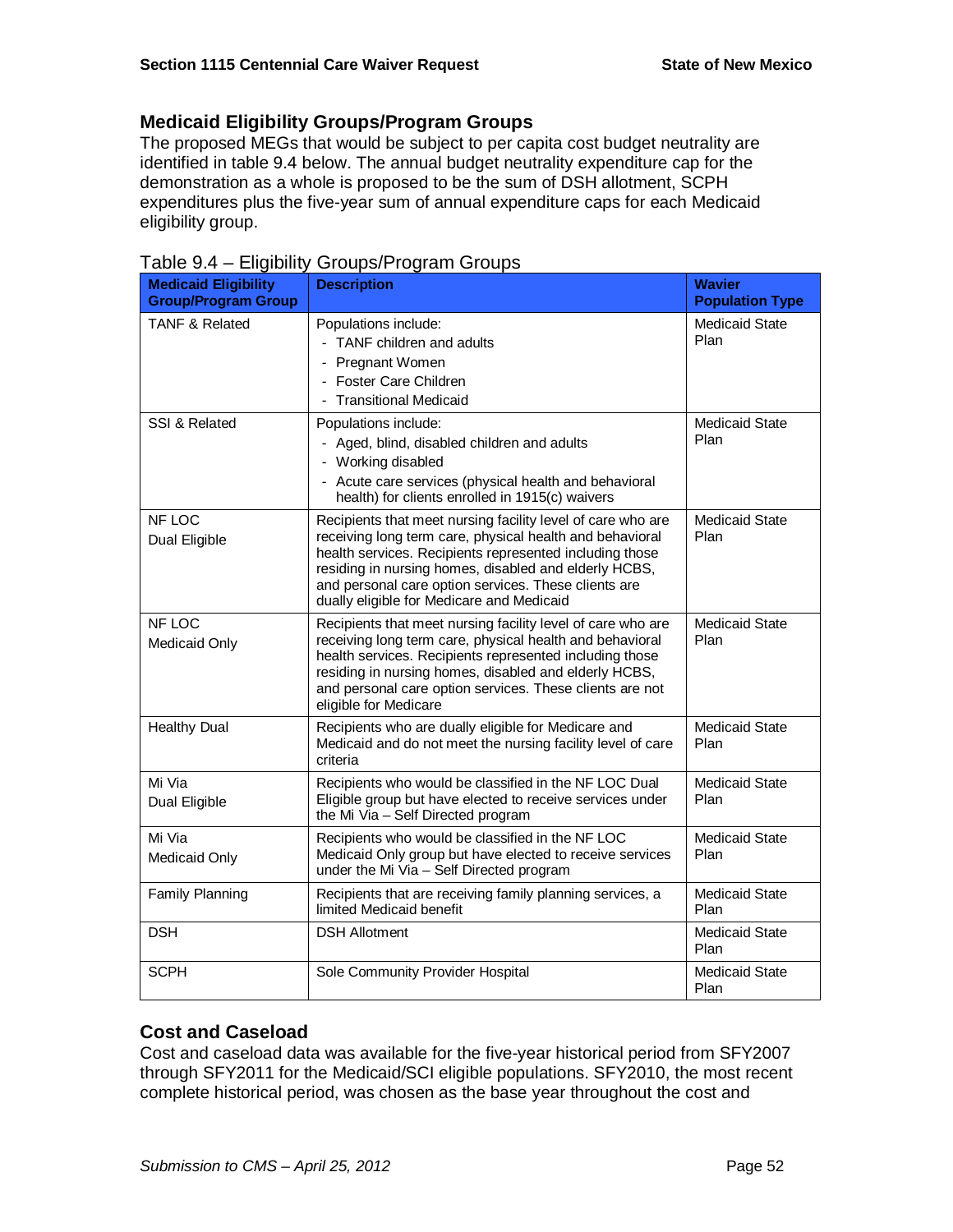## Medicaid Eligibility Groups/Program Groups

The proposed MEGs that would be subject to per capita cost budget neutrality are identified in table 9.4 below. The annual budget neutrality expenditure cap for the demonstration as a whole is proposed to be the sum of DSH allotment, SCPH expenditures plus the five-year sum of annual expenditure caps for each Medicaid eligibility group.

Table 9.4 – Eligibility Groups/Program Groups

| Medicaid Eligibility Group/Program Group | Description | Wavier Population Type |
|---|---|---|
| TANF & Related | Populations include:<br>- TANF children and adults<br>- Pregnant Women<br>- Foster Care Children<br>- Transitional Medicaid | Medicaid State Plan |
| SSI & Related | Populations include:<br>- Aged, blind, disabled children and adults<br>- Working disabled<br>- Acute care services (physical health and behavioral health) for clients enrolled in 1915(c) waivers | Medicaid State Plan |
| NF LOC<br>Dual Eligible | Recipients that meet nursing facility level of care who are receiving long term care, physical health and behavioral health services. Recipients represented including those residing in nursing homes, disabled and elderly HCBS, and personal care option services. These clients are dually eligible for Medicare and Medicaid | Medicaid State Plan |
| NF LOC<br>Medicaid Only | Recipients that meet nursing facility level of care who are receiving long term care, physical health and behavioral health services. Recipients represented including those residing in nursing homes, disabled and elderly HCBS, and personal care option services. These clients are not eligible for Medicare | Medicaid State Plan |
| Healthy Dual | Recipients who are dually eligible for Medicare and Medicaid and do not meet the nursing facility level of care criteria | Medicaid State Plan |
| Mi Via<br>Dual Eligible | Recipients who would be classified in the NF LOC Dual Eligible group but have elected to receive services under the Mi Via – Self Directed program | Medicaid State Plan |
| Mi Via<br>Medicaid Only | Recipients who would be classified in the NF LOC Medicaid Only group but have elected to receive services under the Mi Via – Self Directed program | Medicaid State Plan |
| Family Planning | Recipients that are receiving family planning services, a limited Medicaid benefit | Medicaid State Plan |
| DSH | DSH Allotment | Medicaid State Plan |
| SCPH | Sole Community Provider Hospital | Medicaid State Plan |

## Cost and Caseload

Cost and caseload data was available for the five-year historical period from SFY2007 through SFY2011 for the Medicaid/SCI eligible populations. SFY2010, the most recent complete historical period, was chosen as the base year throughout the cost and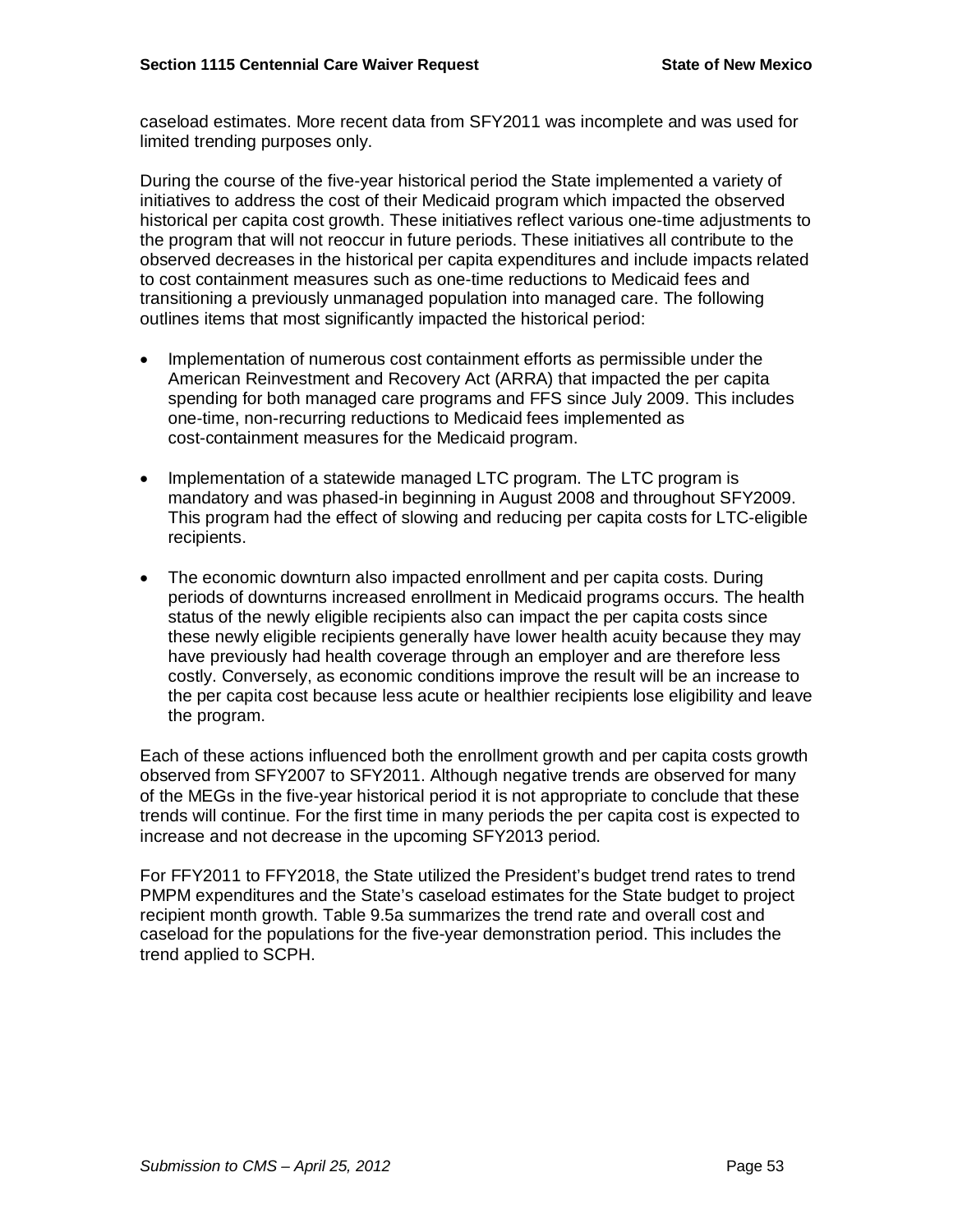caseload estimates. More recent data from SFY2011 was incomplete and was used for limited trending purposes only.

During the course of the five-year historical period the State implemented a variety of initiatives to address the cost of their Medicaid program which impacted the observed historical per capita cost growth. These initiatives reflect various one-time adjustments to the program that will not reoccur in future periods. These initiatives all contribute to the observed decreases in the historical per capita expenditures and include impacts related to cost containment measures such as one-time reductions to Medicaid fees and transitioning a previously unmanaged population into managed care. The following outlines items that most significantly impacted the historical period:

- Implementation of numerous cost containment efforts as permissible under the American Reinvestment and Recovery Act (ARRA) that impacted the per capita spending for both managed care programs and FFS since July 2009. This includes one-time, non-recurring reductions to Medicaid fees implemented as cost-containment measures for the Medicaid program.
- Implementation of a statewide managed LTC program. The LTC program is mandatory and was phased-in beginning in August 2008 and throughout SFY2009. This program had the effect of slowing and reducing per capita costs for LTC-eligible recipients.
- The economic downturn also impacted enrollment and per capita costs. During periods of downturns increased enrollment in Medicaid programs occurs. The health status of the newly eligible recipients also can impact the per capita costs since these newly eligible recipients generally have lower health acuity because they may have previously had health coverage through an employer and are therefore less costly. Conversely, as economic conditions improve the result will be an increase to the per capita cost because less acute or healthier recipients lose eligibility and leave the program.

Each of these actions influenced both the enrollment growth and per capita costs growth observed from SFY2007 to SFY2011. Although negative trends are observed for many of the MEGs in the five-year historical period it is not appropriate to conclude that these trends will continue. For the first time in many periods the per capita cost is expected to increase and not decrease in the upcoming SFY2013 period.

For FFY2011 to FFY2018, the State utilized the President's budget trend rates to trend PMPM expenditures and the State's caseload estimates for the State budget to project recipient month growth. Table 9.5a summarizes the trend rate and overall cost and caseload for the populations for the five-year demonstration period. This includes the trend applied to SCPH.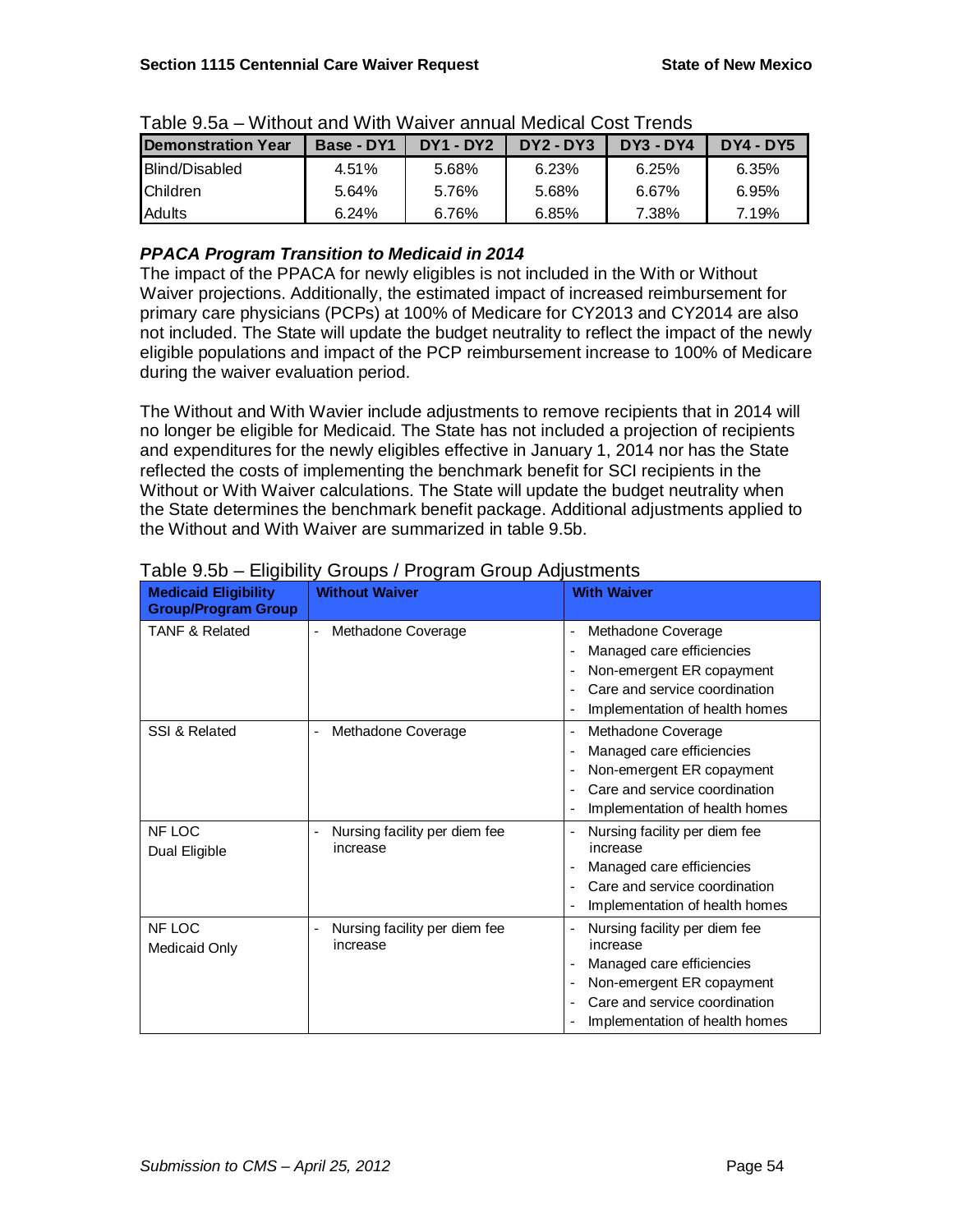Table 9.5a – Without and With Waiver annual Medical Cost Trends

| Demonstration Year | Base - DY1 | DY1 - DY2 | DY2 - DY3 | DY3 - DY4 | DY4 - DY5 |
|---|---|---|---|---|---|
| Blind/Disabled | 4.51% | 5.68% | 6.23% | 6.25% | 6.35% |
| Children | 5.64% | 5.76% | 5.68% | 6.67% | 6.95% |
| Adults | 6.24% | 6.76% | 6.85% | 7.38% | 7.19% |

***PPACA Program Transition to Medicaid in 2014***

The impact of the PPACA for newly eligibles is not included in the With or Without Waiver projections. Additionally, the estimated impact of increased reimbursement for primary care physicians (PCPs) at 100% of Medicare for CY2013 and CY2014 are also not included. The State will update the budget neutrality to reflect the impact of the newly eligible populations and impact of the PCP reimbursement increase to 100% of Medicare during the waiver evaluation period.

The Without and With Wavier include adjustments to remove recipients that in 2014 will no longer be eligible for Medicaid. The State has not included a projection of recipients and expenditures for the newly eligibles effective in January 1, 2014 nor has the State reflected the costs of implementing the benchmark benefit for SCI recipients in the Without or With Waiver calculations. The State will update the budget neutrality when the State determines the benchmark benefit package. Additional adjustments applied to the Without and With Waiver are summarized in table 9.5b.

Table 9.5b – Eligibility Groups / Program Group Adjustments

| Medicaid Eligibility Group/Program Group | Without Waiver | With Waiver |
|---|---|---|
| TANF & Related | - Methadone Coverage | - Methadone Coverage<br>- Managed care efficiencies<br>- Non-emergent ER copayment<br>- Care and service coordination<br>- Implementation of health homes |
| SSI & Related | - Methadone Coverage | - Methadone Coverage<br>- Managed care efficiencies<br>- Non-emergent ER copayment<br>- Care and service coordination<br>- Implementation of health homes |
| NF LOC<br>Dual Eligible | - Nursing facility per diem fee increase | - Nursing facility per diem fee increase<br>- Managed care efficiencies<br>- Care and service coordination<br>- Implementation of health homes |
| NF LOC<br>Medicaid Only | - Nursing facility per diem fee increase | - Nursing facility per diem fee increase<br>- Managed care efficiencies<br>- Non-emergent ER copayment<br>- Care and service coordination<br>- Implementation of health homes |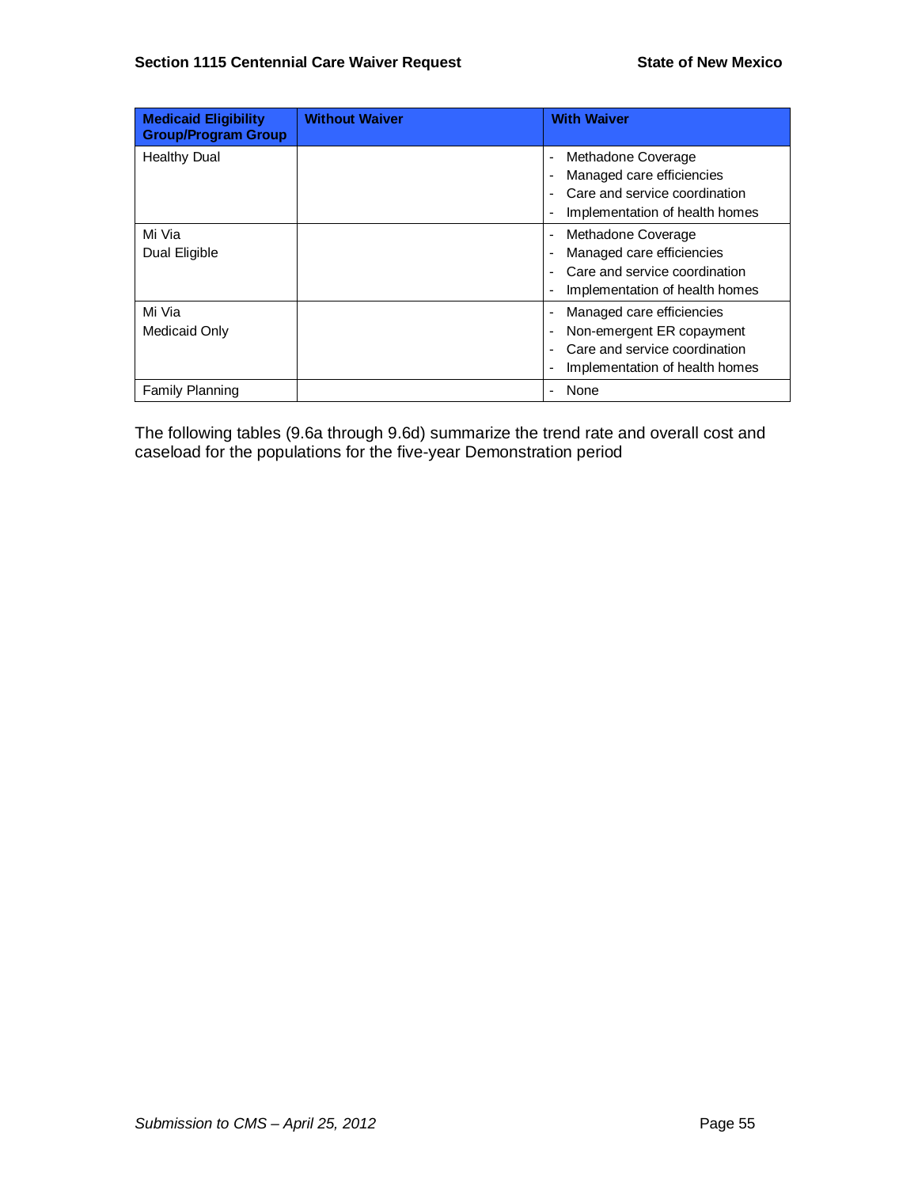| Medicaid Eligibility Group/Program Group | Without Waiver | With Waiver |
|---|---|---|
| Healthy Dual | | - Methadone Coverage<br>- Managed care efficiencies<br>- Care and service coordination<br>- Implementation of health homes |
| Mi Via<br>Dual Eligible | | - Methadone Coverage<br>- Managed care efficiencies<br>- Care and service coordination<br>- Implementation of health homes |
| Mi Via<br>Medicaid Only | | - Managed care efficiencies<br>- Non-emergent ER copayment<br>- Care and service coordination<br>- Implementation of health homes |
| Family Planning | | - None |

The following tables (9.6a through 9.6d) summarize the trend rate and overall cost and caseload for the populations for the five-year Demonstration period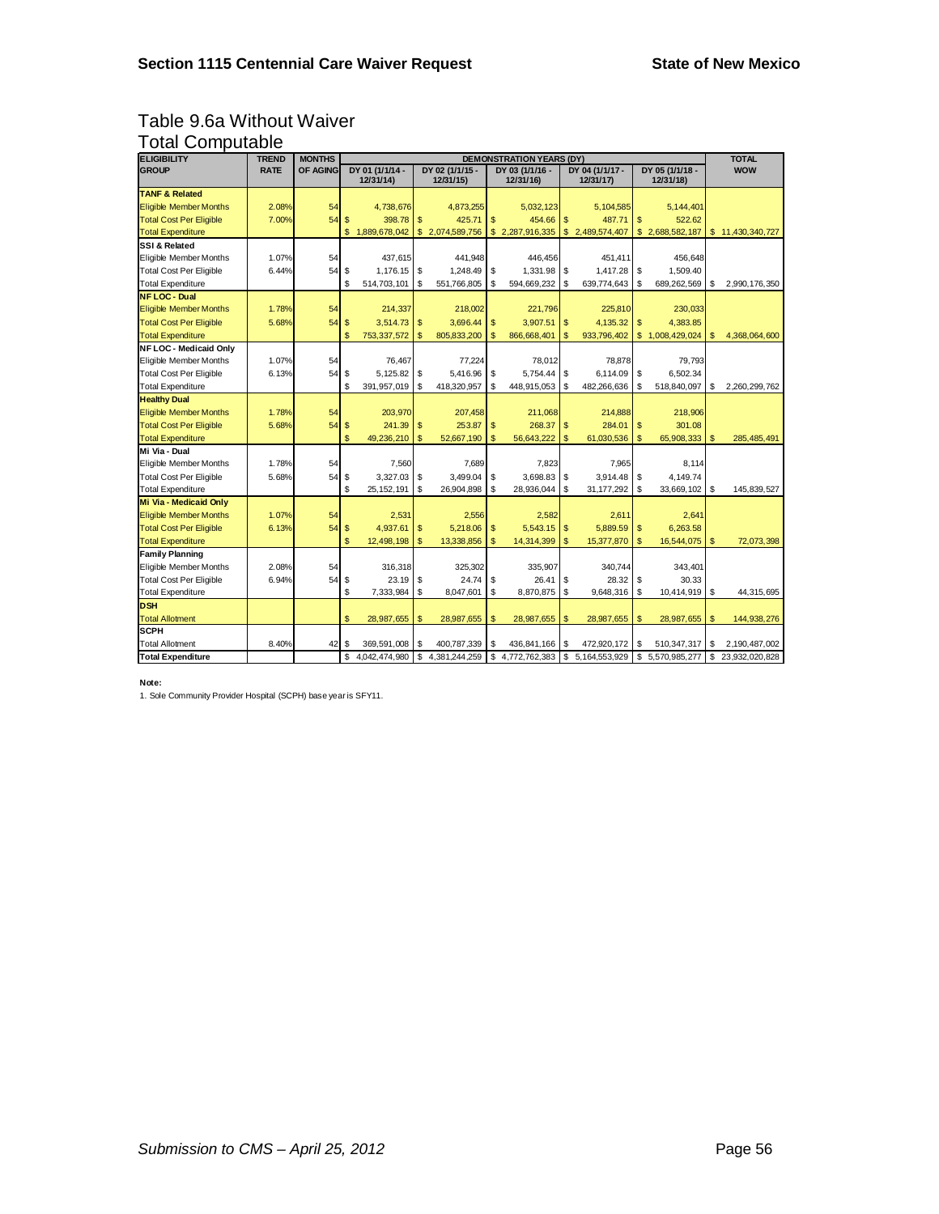## Table 9.6a Without Waiver

## Total Computable

| ELIGIBILITY GROUP | TREND RATE | MONTHS OF AGING | DY 01 (1/1/14 - 12/31/14) | DY 02 (1/1/15 - 12/31/15) | DY 03 (1/1/16 - 12/31/16) | DY 04 (1/1/17 - 12/31/17) | DY 05 (1/1/18 - 12/31/18) | TOTAL WOW |
|---|---|---|---|---|---|---|---|---|
| | | | DEMONSTRATION YEARS (DY) | | | | | |
| **TANF & Related** | | | | | | | | |
| Eligible Member Months | 2.08% | 54 | 4,738,676 | 4,873,255 | 5,032,123 | 5,104,585 | 5,144,401 | |
| Total Cost Per Eligible | 7.00% | 54 | $ 398.78 | $ 425.71 | $ 454.66 | $ 487.71 | $ 522.62 | |
| Total Expenditure | | | $ 1,889,678,042 | $ 2,074,589,756 | $ 2,287,916,335 | $ 2,489,574,407 | $ 2,688,582,187 | $ 11,430,340,727 |
| **SSI & Related** | | | | | | | | |
| Eligible Member Months | 1.07% | 54 | 437,615 | 441,948 | 446,456 | 451,411 | 456,648 | |
| Total Cost Per Eligible | 6.44% | 54 | $ 1,176.15 | $ 1,248.49 | $ 1,331.98 | $ 1,417.28 | $ 1,509.40 | |
| Total Expenditure | | | $ 514,703,101 | $ 551,766,805 | $ 594,669,232 | $ 639,774,643 | $ 689,262,569 | $ 2,990,176,350 |
| **NF LOC - Dual** | | | | | | | | |
| Eligible Member Months | 1.78% | 54 | 214,337 | 218,002 | 221,796 | 225,810 | 230,033 | |
| Total Cost Per Eligible | 5.68% | 54 | $ 3,514.73 | $ 3,696.44 | $ 3,907.51 | $ 4,135.32 | $ 4,383.85 | |
| Total Expenditure | | | $ 753,337,572 | $ 805,833,200 | $ 866,668,401 | $ 933,796,402 | $ 1,008,429,024 | $ 4,368,064,600 |
| **NF LOC - Medicaid Only** | | | | | | | | |
| Eligible Member Months | 1.07% | 54 | 76,467 | 77,224 | 78,012 | 78,878 | 79,793 | |
| Total Cost Per Eligible | 6.13% | 54 | $ 5,125.82 | $ 5,416.96 | $ 5,754.44 | $ 6,114.09 | $ 6,502.34 | |
| Total Expenditure | | | $ 391,957,019 | $ 418,320,957 | $ 448,915,053 | $ 482,266,636 | $ 518,840,097 | $ 2,260,299,762 |
| **Healthy Dual** | | | | | | | | |
| Eligible Member Months | 1.78% | 54 | 203,970 | 207,458 | 211,068 | 214,888 | 218,906 | |
| Total Cost Per Eligible | 5.68% | 54 | $ 241.39 | $ 253.87 | $ 268.37 | $ 284.01 | $ 301.08 | |
| Total Expenditure | | | $ 49,236,210 | $ 52,667,190 | $ 56,643,222 | $ 61,030,536 | $ 65,908,333 | $ 285,485,491 |
| **Mi Via - Dual** | | | | | | | | |
| Eligible Member Months | 1.78% | 54 | 7,560 | 7,689 | 7,823 | 7,965 | 8,114 | |
| Total Cost Per Eligible | 5.68% | 54 | $ 3,327.03 | $ 3,499.04 | $ 3,698.83 | $ 3,914.48 | $ 4,149.74 | |
| Total Expenditure | | | $ 25,152,191 | $ 26,904,898 | $ 28,936,044 | $ 31,177,292 | $ 33,669,102 | $ 145,839,527 |
| **Mi Via - Medicaid Only** | | | | | | | | |
| Eligible Member Months | 1.07% | 54 | 2,531 | 2,556 | 2,582 | 2,611 | 2,641 | |
| Total Cost Per Eligible | 6.13% | 54 | $ 4,937.61 | $ 5,218.06 | $ 5,543.15 | $ 5,889.59 | $ 6,263.58 | |
| Total Expenditure | | | $ 12,498,198 | $ 13,338,856 | $ 14,314,399 | $ 15,377,870 | $ 16,544,075 | $ 72,073,398 |
| **Family Planning** | | | | | | | | |
| Eligible Member Months | 2.08% | 54 | 316,318 | 325,302 | 335,907 | 340,744 | 343,401 | |
| Total Cost Per Eligible | 6.94% | 54 | $ 23.19 | $ 24.74 | $ 26.41 | $ 28.32 | $ 30.33 | |
| Total Expenditure | | | $ 7,333,984 | $ 8,047,601 | $ 8,870,875 | $ 9,648,316 | $ 10,414,919 | $ 44,315,695 |
| **DSH** | | | | | | | | |
| Total Allotment | | | $ 28,987,655 | $ 28,987,655 | $ 28,987,655 | $ 28,987,655 | $ 28,987,655 | $ 144,938,276 |
| **SCPH** | | | | | | | | |
| Total Allotment | 8.40% | 42 | $ 369,591,008 | $ 400,787,339 | $ 436,841,166 | $ 472,920,172 | $ 510,347,317 | $ 2,190,487,002 |
| **Total Expenditure** | | | $ 4,042,474,980 | $ 4,381,244,259 | $ 4,772,762,383 | $ 5,164,553,929 | $ 5,570,985,277 | $ 23,932,020,828 |

**Note:**

1. Sole Community Provider Hospital (SCPH) base year is SFY11.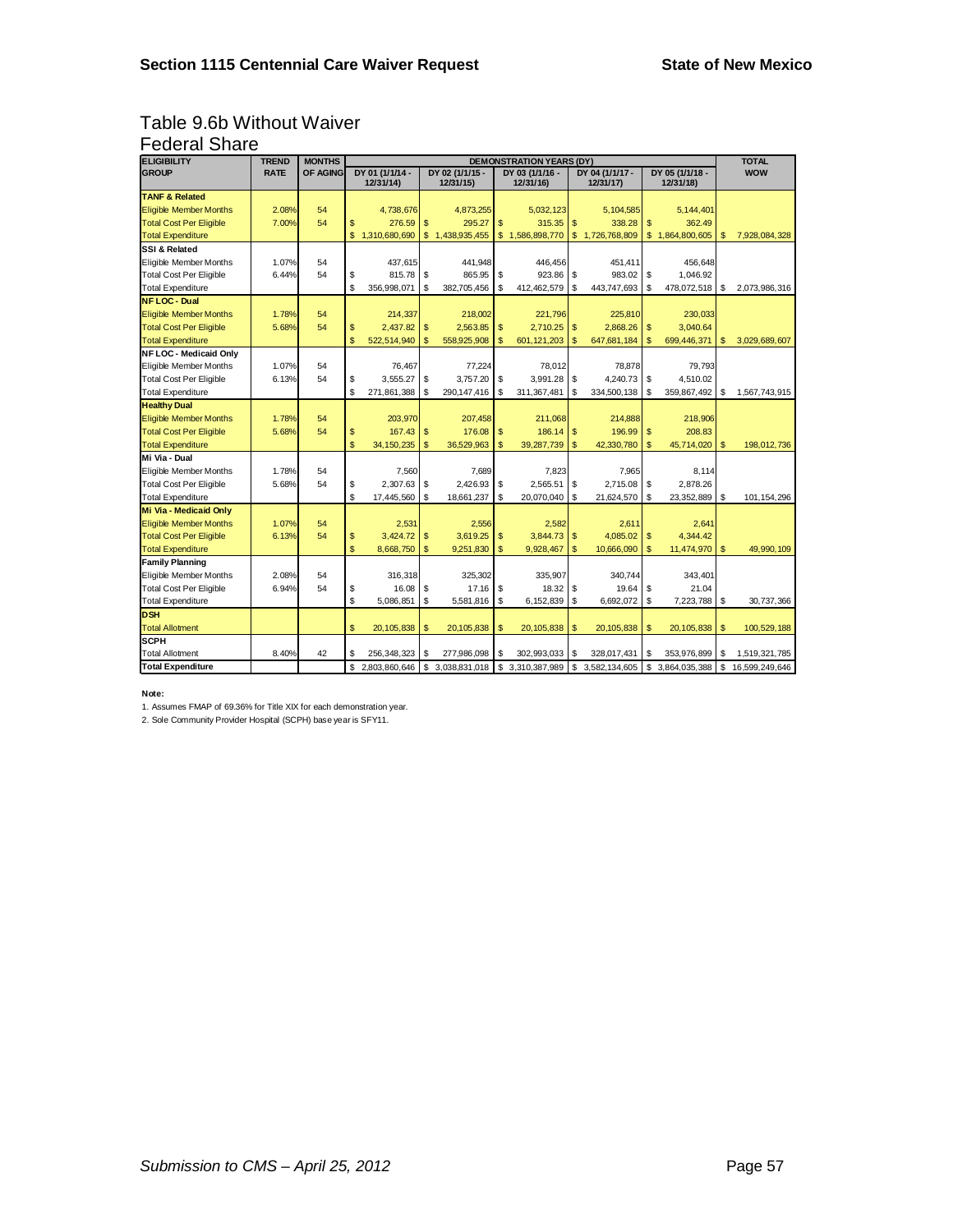## Table 9.6b Without Waiver

### Federal Share

| ELIGIBILITY GROUP | TREND RATE | MONTHS OF AGING | DEMONSTRATION YEARS (DY) DY 01 (1/1/14 - 12/31/14) | DY 02 (1/1/15 - 12/31/15) | DY 03 (1/1/16 - 12/31/16) | DY 04 (1/1/17 - 12/31/17) | DY 05 (1/1/18 - 12/31/18) | TOTAL WOW |
|---|---|---|---|---|---|---|---|---|
| **TANF & Related** | | | | | | | | |
| Eligible Member Months | 2.08% | 54 | 4,738,676 | 4,873,255 | 5,032,123 | 5,104,585 | 5,144,401 | |
| Total Cost Per Eligible | 7.00% | 54 | $ 276.59 | $ 295.27 | $ 315.35 | $ 338.28 | $ 362.49 | |
| Total Expenditure | | | $ 1,310,680,690 | $ 1,438,935,455 | $ 1,586,898,770 | $ 1,726,768,809 | $ 1,864,800,605 | $ 7,928,084,328 |
| **SSI & Related** | | | | | | | | |
| Eligible Member Months | 1.07% | 54 | 437,615 | 441,948 | 446,456 | 451,411 | 456,648 | |
| Total Cost Per Eligible | 6.44% | 54 | $ 815.78 | $ 865.95 | $ 923.86 | $ 983.02 | $ 1,046.92 | |
| Total Expenditure | | | $ 356,998,071 | $ 382,705,456 | $ 412,462,579 | $ 443,747,693 | $ 478,072,518 | $ 2,073,986,316 |
| **NF LOC - Dual** | | | | | | | | |
| Eligible Member Months | 1.78% | 54 | 214,337 | 218,002 | 221,796 | 225,810 | 230,033 | |
| Total Cost Per Eligible | 5.68% | 54 | $ 2,437.82 | $ 2,563.85 | $ 2,710.25 | $ 2,868.26 | $ 3,040.64 | |
| Total Expenditure | | | $ 522,514,940 | $ 558,925,908 | $ 601,121,203 | $ 647,681,184 | $ 699,446,371 | $ 3,029,689,607 |
| **NF LOC - Medicaid Only** | | | | | | | | |
| Eligible Member Months | 1.07% | 54 | 76,467 | 77,224 | 78,012 | 78,878 | 79,793 | |
| Total Cost Per Eligible | 6.13% | 54 | $ 3,555.27 | $ 3,757.20 | $ 3,991.28 | $ 4,240.73 | $ 4,510.02 | |
| Total Expenditure | | | $ 271,861,388 | $ 290,147,416 | $ 311,367,481 | $ 334,500,138 | $ 359,867,492 | $ 1,567,743,915 |
| **Healthy Dual** | | | | | | | | |
| Eligible Member Months | 1.78% | 54 | 203,970 | 207,458 | 211,068 | 214,888 | 218,906 | |
| Total Cost Per Eligible | 5.68% | 54 | $ 167.43 | $ 176.08 | $ 186.14 | $ 196.99 | $ 208.83 | |
| Total Expenditure | | | $ 34,150,235 | $ 36,529,963 | $ 39,287,739 | $ 42,330,780 | $ 45,714,020 | $ 198,012,736 |
| **Mi Via - Dual** | | | | | | | | |
| Eligible Member Months | 1.78% | 54 | 7,560 | 7,689 | 7,823 | 7,965 | 8,114 | |
| Total Cost Per Eligible | 5.68% | 54 | $ 2,307.63 | $ 2,426.93 | $ 2,565.51 | $ 2,715.08 | $ 2,878.26 | |
| Total Expenditure | | | $ 17,445,560 | $ 18,661,237 | $ 20,070,040 | $ 21,624,570 | $ 23,352,889 | $ 101,154,296 |
| **Mi Via - Medicaid Only** | | | | | | | | |
| Eligible Member Months | 1.07% | 54 | 2,531 | 2,556 | 2,582 | 2,611 | 2,641 | |
| Total Cost Per Eligible | 6.13% | 54 | $ 3,424.72 | $ 3,619.25 | $ 3,844.73 | $ 4,085.02 | $ 4,344.42 | |
| Total Expenditure | | | $ 8,668,750 | $ 9,251,830 | $ 9,928,467 | $ 10,666,090 | $ 11,474,970 | $ 49,990,109 |
| **Family Planning** | | | | | | | | |
| Eligible Member Months | 2.08% | 54 | 316,318 | 325,302 | 335,907 | 340,744 | 343,401 | |
| Total Cost Per Eligible | 6.94% | 54 | $ 16.08 | $ 17.16 | $ 18.32 | $ 19.64 | $ 21.04 | |
| Total Expenditure | | | $ 5,086,851 | $ 5,581,816 | $ 6,152,839 | $ 6,692,072 | $ 7,223,788 | $ 30,737,366 |
| **DSH** | | | | | | | | |
| Total Allotment | | | $ 20,105,838 | $ 20,105,838 | $ 20,105,838 | $ 20,105,838 | $ 20,105,838 | $ 100,529,188 |
| **SCPH** | | | | | | | | |
| Total Allotment | 8.40% | 42 | $ 256,348,323 | $ 277,986,098 | $ 302,993,033 | $ 328,017,431 | $ 353,976,899 | $ 1,519,321,785 |
| **Total Expenditure** | | | $ 2,803,860,646 | $ 3,038,831,018 | $ 3,310,387,989 | $ 3,582,134,605 | $ 3,864,035,388 | $ 16,599,249,646 |

**Note:**

1. Assumes FMAP of 69.36% for Title XIX for each demonstration year.

2. Sole Community Provider Hospital (SCPH) base year is SFY11.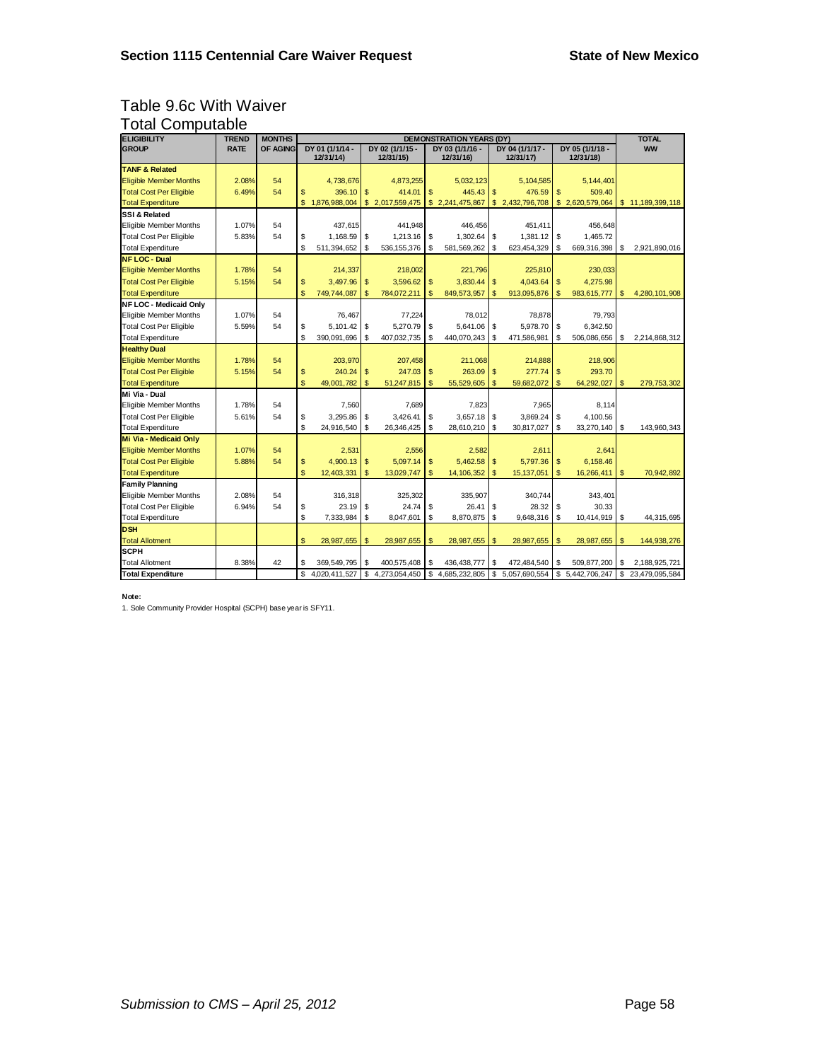## Table 9.6c With Waiver
## Total Computable

| ELIGIBILITY GROUP | TREND RATE | MONTHS OF AGING | DY 01 (1/1/14 - 12/31/14) | DY 02 (1/1/15 - 12/31/15) | DY 03 (1/1/16 - 12/31/16) | DY 04 (1/1/17 - 12/31/17) | DY 05 (1/1/18 - 12/31/18) | TOTAL WW |
|---|---|---|---|---|---|---|---|---|
| **TANF & Related** | | | | | | | | |
| Eligible Member Months | 2.08% | 54 | 4,738,676 | 4,873,255 | 5,032,123 | 5,104,585 | 5,144,401 | |
| Total Cost Per Eligible | 6.49% | 54 | $ 396.10 | $ 414.01 | $ 445.43 | $ 476.59 | $ 509.40 | |
| Total Expenditure | | | $ 1,876,988,004 | $ 2,017,559,475 | $ 2,241,475,867 | $ 2,432,796,708 | $ 2,620,579,064 | $ 11,189,399,118 |
| **SSI & Related** | | | | | | | | |
| Eligible Member Months | 1.07% | 54 | 437,615 | 441,948 | 446,456 | 451,411 | 456,648 | |
| Total Cost Per Eligible | 5.83% | 54 | $ 1,168.59 | $ 1,213.16 | $ 1,302.64 | $ 1,381.12 | $ 1,465.72 | |
| Total Expenditure | | | $ 511,394,652 | $ 536,155,376 | $ 581,569,262 | $ 623,454,329 | $ 669,316,398 | $ 2,921,890,016 |
| **NF LOC - Dual** | | | | | | | | |
| Eligible Member Months | 1.78% | 54 | 214,337 | 218,002 | 221,796 | 225,810 | 230,033 | |
| Total Cost Per Eligible | 5.15% | 54 | $ 3,497.96 | $ 3,596.62 | $ 3,830.44 | $ 4,043.64 | $ 4,275.98 | |
| Total Expenditure | | | $ 749,744,087 | $ 784,072,211 | $ 849,573,957 | $ 913,095,876 | $ 983,615,777 | $ 4,280,101,908 |
| **NF LOC - Medicaid Only** | | | | | | | | |
| Eligible Member Months | 1.07% | 54 | 76,467 | 77,224 | 78,012 | 78,878 | 79,793 | |
| Total Cost Per Eligible | 5.59% | 54 | $ 5,101.42 | $ 5,270.79 | $ 5,641.06 | $ 5,978.70 | $ 6,342.50 | |
| Total Expenditure | | | $ 390,091,696 | $ 407,032,735 | $ 440,070,243 | $ 471,586,981 | $ 506,086,656 | $ 2,214,868,312 |
| **Healthy Dual** | | | | | | | | |
| Eligible Member Months | 1.78% | 54 | 203,970 | 207,458 | 211,068 | 214,888 | 218,906 | |
| Total Cost Per Eligible | 5.15% | 54 | $ 240.24 | $ 247.03 | $ 263.09 | $ 277.74 | $ 293.70 | |
| Total Expenditure | | | $ 49,001,782 | $ 51,247,815 | $ 55,529,605 | $ 59,682,072 | $ 64,292,027 | $ 279,753,302 |
| **Mi Via - Dual** | | | | | | | | |
| Eligible Member Months | 1.78% | 54 | 7,560 | 7,689 | 7,823 | 7,965 | 8,114 | |
| Total Cost Per Eligible | 5.61% | 54 | $ 3,295.86 | $ 3,426.41 | $ 3,657.18 | $ 3,869.24 | $ 4,100.56 | |
| Total Expenditure | | | $ 24,916,540 | $ 26,346,425 | $ 28,610,210 | $ 30,817,027 | $ 33,270,140 | $ 143,960,343 |
| **Mi Via - Medicaid Only** | | | | | | | | |
| Eligible Member Months | 1.07% | 54 | 2,531 | 2,556 | 2,582 | 2,611 | 2,641 | |
| Total Cost Per Eligible | 5.88% | 54 | $ 4,900.13 | $ 5,097.14 | $ 5,462.58 | $ 5,797.36 | $ 6,158.46 | |
| Total Expenditure | | | $ 12,403,331 | $ 13,029,747 | $ 14,106,352 | $ 15,137,051 | $ 16,266,411 | $ 70,942,892 |
| **Family Planning** | | | | | | | | |
| Eligible Member Months | 2.08% | 54 | 316,318 | 325,302 | 335,907 | 340,744 | 343,401 | |
| Total Cost Per Eligible | 6.94% | 54 | $ 23.19 | $ 24.74 | $ 26.41 | $ 28.32 | $ 30.33 | |
| Total Expenditure | | | $ 7,333,984 | $ 8,047,601 | $ 8,870,875 | $ 9,648,316 | $ 10,414,919 | $ 44,315,695 |
| **DSH** | | | | | | | | |
| Total Allotment | | | $ 28,987,655 | $ 28,987,655 | $ 28,987,655 | $ 28,987,655 | $ 28,987,655 | $ 144,938,276 |
| **SCPH** | | | | | | | | |
| Total Allotment | 8.38% | 42 | $ 369,549,795 | $ 400,575,408 | $ 436,438,777 | $ 472,484,540 | $ 509,877,200 | $ 2,188,925,721 |
| **Total Expenditure** | | | $ 4,020,411,527 | $ 4,273,054,450 | $ 4,685,232,805 | $ 5,057,690,554 | $ 5,442,706,247 | $ 23,479,095,584 |

**Note:**

1. Sole Community Provider Hospital (SCPH) base year is SFY11.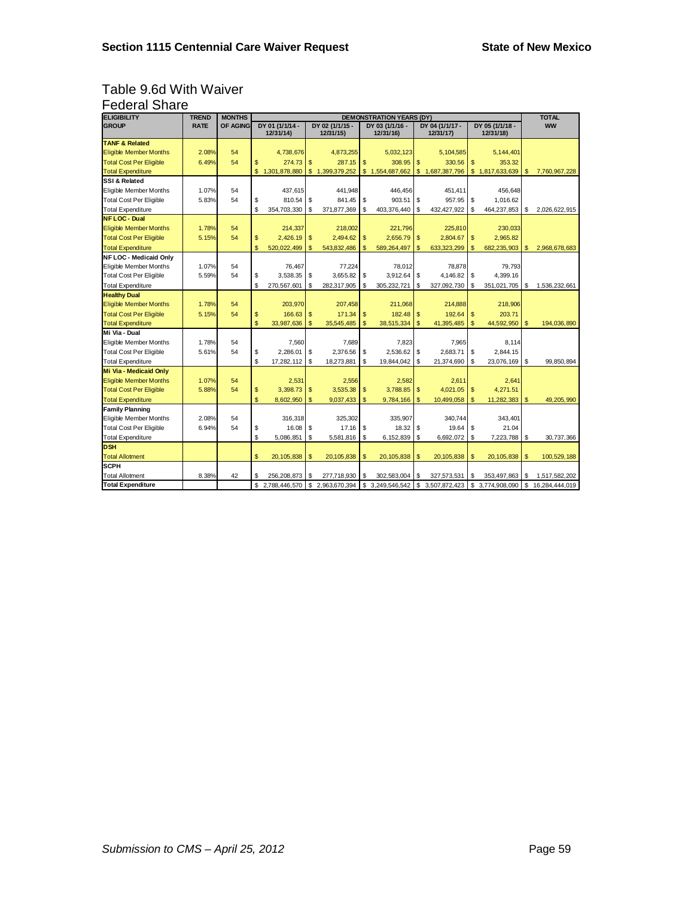# Table 9.6d With Waiver
## Federal Share

| ELIGIBILITY GROUP | TREND RATE | MONTHS OF AGING | DY 01 (1/1/14 - 12/31/14) | DY 02 (1/1/15 - 12/31/15) | DY 03 (1/1/16 - 12/31/16) | DY 04 (1/1/17 - 12/31/17) | DY 05 (1/1/18 - 12/31/18) | TOTAL WW |
|---|---|---|---|---|---|---|---|---|
| | | | DEMONSTRATION YEARS (DY) | | | | | |
| **TANF & Related** | | | | | | | | |
| Eligible Member Months | 2.08% | 54 | 4,738,676 | 4,873,255 | 5,032,123 | 5,104,585 | 5,144,401 | |
| Total Cost Per Eligible | 6.49% | 54 | $ 274.73 | $ 287.15 | $ 308.95 | $ 330.56 | $ 353.32 | |
| Total Expenditure | | | $ 1,301,878,880 | $ 1,399,379,252 | $ 1,554,687,662 | $ 1,687,387,796 | $ 1,817,633,639 | $ 7,760,967,228 |
| **SSI & Related** | | | | | | | | |
| Eligible Member Months | 1.07% | 54 | 437,615 | 441,948 | 446,456 | 451,411 | 456,648 | |
| Total Cost Per Eligible | 5.83% | 54 | $ 810.54 | $ 841.45 | $ 903.51 | $ 957.95 | $ 1,016.62 | |
| Total Expenditure | | | $ 354,703,330 | $ 371,877,369 | $ 403,376,440 | $ 432,427,922 | $ 464,237,853 | $ 2,026,622,915 |
| **NF LOC - Dual** | | | | | | | | |
| Eligible Member Months | 1.78% | 54 | 214,337 | 218,002 | 221,796 | 225,810 | 230,033 | |
| Total Cost Per Eligible | 5.15% | 54 | $ 2,426.19 | $ 2,494.62 | $ 2,656.79 | $ 2,804.67 | $ 2,965.82 | |
| Total Expenditure | | | $ 520,022,499 | $ 543,832,486 | $ 589,264,497 | $ 633,323,299 | $ 682,235,903 | $ 2,968,678,683 |
| **NF LOC - Medicaid Only** | | | | | | | | |
| Eligible Member Months | 1.07% | 54 | 76,467 | 77,224 | 78,012 | 78,878 | 79,793 | |
| Total Cost Per Eligible | 5.59% | 54 | $ 3,538.35 | $ 3,655.82 | $ 3,912.64 | $ 4,146.82 | $ 4,399.16 | |
| Total Expenditure | | | $ 270,567,601 | $ 282,317,905 | $ 305,232,721 | $ 327,092,730 | $ 351,021,705 | $ 1,536,232,661 |
| **Healthy Dual** | | | | | | | | |
| Eligible Member Months | 1.78% | 54 | 203,970 | 207,458 | 211,068 | 214,888 | 218,906 | |
| Total Cost Per Eligible | 5.15% | 54 | $ 166.63 | $ 171.34 | $ 182.48 | $ 192.64 | $ 203.71 | |
| Total Expenditure | | | $ 33,987,636 | $ 35,545,485 | $ 38,515,334 | $ 41,395,485 | $ 44,592,950 | $ 194,036,890 |
| **Mi Via - Dual** | | | | | | | | |
| Eligible Member Months | 1.78% | 54 | 7,560 | 7,689 | 7,823 | 7,965 | 8,114 | |
| Total Cost Per Eligible | 5.61% | 54 | $ 2,286.01 | $ 2,376.56 | $ 2,536.62 | $ 2,683.71 | $ 2,844.15 | |
| Total Expenditure | | | $ 17,282,112 | $ 18,273,881 | $ 19,844,042 | $ 21,374,690 | $ 23,076,169 | $ 99,850,894 |
| **Mi Via - Medicaid Only** | | | | | | | | |
| Eligible Member Months | 1.07% | 54 | 2,531 | 2,556 | 2,582 | 2,611 | 2,641 | |
| Total Cost Per Eligible | 5.88% | 54 | $ 3,398.73 | $ 3,535.38 | $ 3,788.85 | $ 4,021.05 | $ 4,271.51 | |
| Total Expenditure | | | $ 8,602,950 | $ 9,037,433 | $ 9,784,166 | $ 10,499,058 | $ 11,282,383 | $ 49,205,990 |
| **Family Planning** | | | | | | | | |
| Eligible Member Months | 2.08% | 54 | 316,318 | 325,302 | 335,907 | 340,744 | 343,401 | |
| Total Cost Per Eligible | 6.94% | 54 | $ 16.08 | $ 17.16 | $ 18.32 | $ 19.64 | $ 21.04 | |
| Total Expenditure | | | $ 5,086,851 | $ 5,581,816 | $ 6,152,839 | $ 6,692,072 | $ 7,223,788 | $ 30,737,366 |
| **DSH** | | | | | | | | |
| Total Allotment | | | $ 20,105,838 | $ 20,105,838 | $ 20,105,838 | $ 20,105,838 | $ 20,105,838 | $ 100,529,188 |
| **SCPH** | | | | | | | | |
| Total Allotment | 8.38% | 42 | $ 256,208,873 | $ 277,718,930 | $ 302,583,004 | $ 327,573,531 | $ 353,497,863 | $ 1,517,582,202 |
| **Total Expenditure** | | | $ 2,788,446,570 | $ 2,963,670,394 | $ 3,249,546,542 | $ 3,507,872,423 | $ 3,774,908,090 | $ 16,284,444,019 |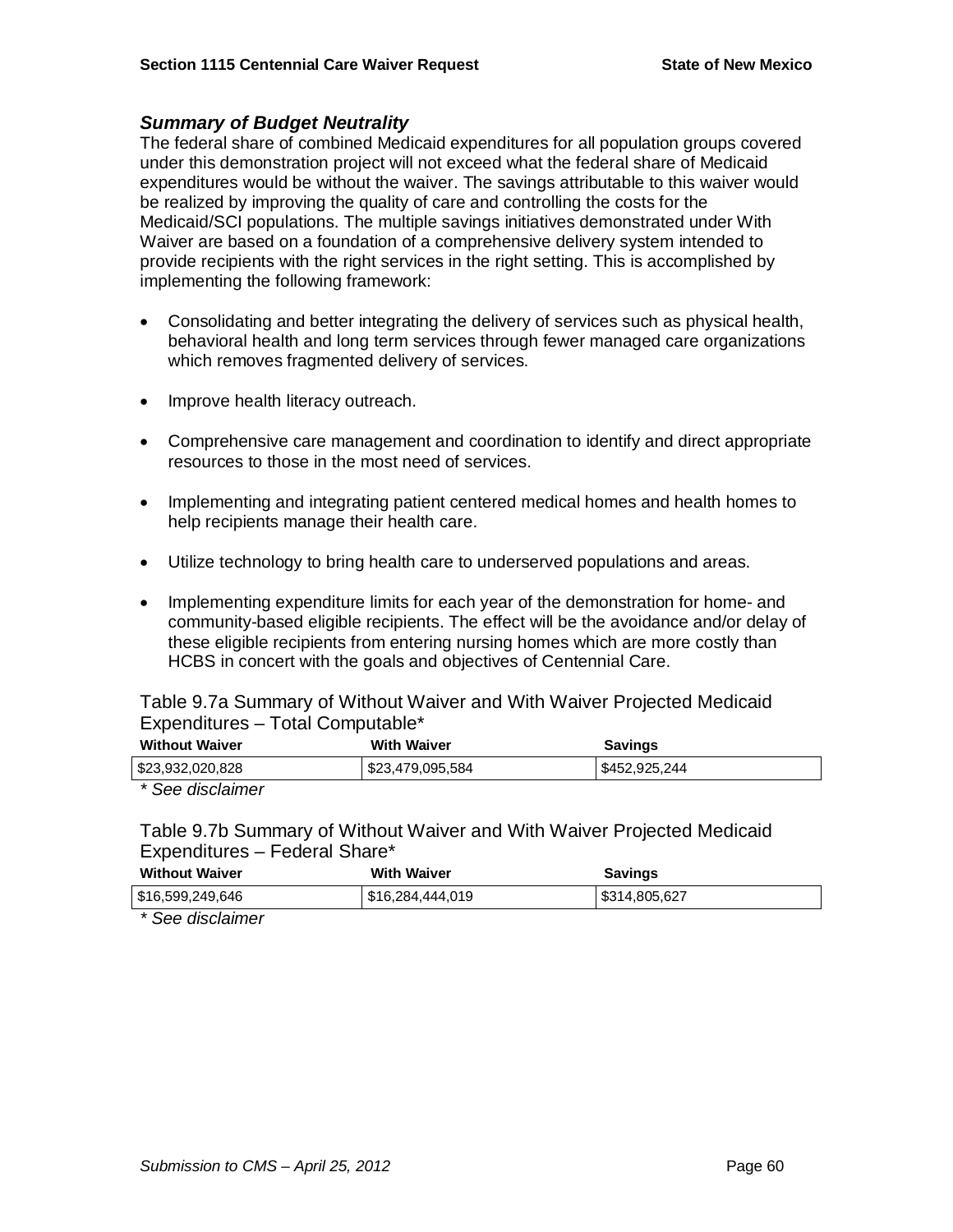### *Summary of Budget Neutrality*

The federal share of combined Medicaid expenditures for all population groups covered under this demonstration project will not exceed what the federal share of Medicaid expenditures would be without the waiver. The savings attributable to this waiver would be realized by improving the quality of care and controlling the costs for the Medicaid/SCI populations. The multiple savings initiatives demonstrated under With Waiver are based on a foundation of a comprehensive delivery system intended to provide recipients with the right services in the right setting. This is accomplished by implementing the following framework:

- Consolidating and better integrating the delivery of services such as physical health, behavioral health and long term services through fewer managed care organizations which removes fragmented delivery of services.
- Improve health literacy outreach.
- Comprehensive care management and coordination to identify and direct appropriate resources to those in the most need of services.
- Implementing and integrating patient centered medical homes and health homes to help recipients manage their health care.
- Utilize technology to bring health care to underserved populations and areas.
- Implementing expenditure limits for each year of the demonstration for home- and community-based eligible recipients. The effect will be the avoidance and/or delay of these eligible recipients from entering nursing homes which are more costly than HCBS in concert with the goals and objectives of Centennial Care.

Table 9.7a Summary of Without Waiver and With Waiver Projected Medicaid Expenditures – Total Computable*

| Without Waiver | With Waiver | Savings |
|---|---|---|
| $23,932,020,828 | $23,479,095,584 | $452,925,244 |

*\* See disclaimer*

Table 9.7b Summary of Without Waiver and With Waiver Projected Medicaid Expenditures – Federal Share*

| Without Waiver | With Waiver | Savings |
|---|---|---|
| $16,599,249,646 | $16,284,444,019 | $314,805,627 |

*\* See disclaimer*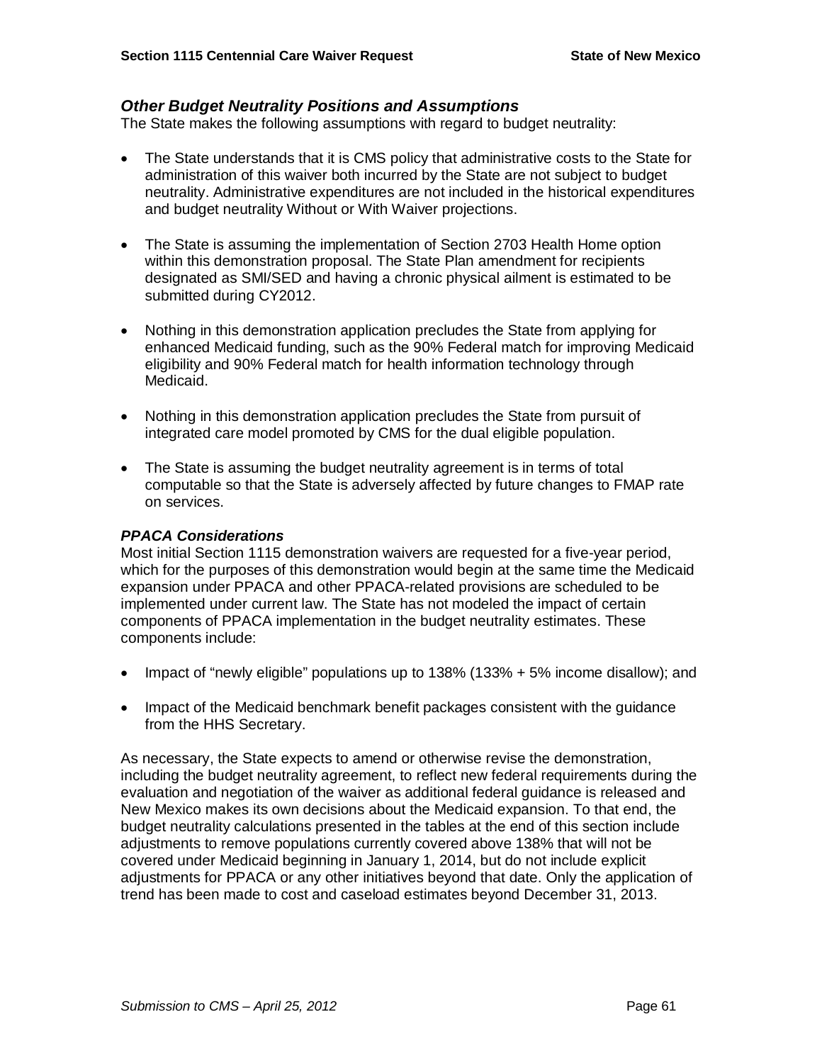### *Other Budget Neutrality Positions and Assumptions*

The State makes the following assumptions with regard to budget neutrality:

- The State understands that it is CMS policy that administrative costs to the State for administration of this waiver both incurred by the State are not subject to budget neutrality. Administrative expenditures are not included in the historical expenditures and budget neutrality Without or With Waiver projections.
- The State is assuming the implementation of Section 2703 Health Home option within this demonstration proposal. The State Plan amendment for recipients designated as SMI/SED and having a chronic physical ailment is estimated to be submitted during CY2012.
- Nothing in this demonstration application precludes the State from applying for enhanced Medicaid funding, such as the 90% Federal match for improving Medicaid eligibility and 90% Federal match for health information technology through Medicaid.
- Nothing in this demonstration application precludes the State from pursuit of integrated care model promoted by CMS for the dual eligible population.
- The State is assuming the budget neutrality agreement is in terms of total computable so that the State is adversely affected by future changes to FMAP rate on services.

### *PPACA Considerations*

Most initial Section 1115 demonstration waivers are requested for a five-year period, which for the purposes of this demonstration would begin at the same time the Medicaid expansion under PPACA and other PPACA-related provisions are scheduled to be implemented under current law. The State has not modeled the impact of certain components of PPACA implementation in the budget neutrality estimates. These components include:

- Impact of "newly eligible" populations up to 138% (133% + 5% income disallow); and
- Impact of the Medicaid benchmark benefit packages consistent with the guidance from the HHS Secretary.

As necessary, the State expects to amend or otherwise revise the demonstration, including the budget neutrality agreement, to reflect new federal requirements during the evaluation and negotiation of the waiver as additional federal guidance is released and New Mexico makes its own decisions about the Medicaid expansion. To that end, the budget neutrality calculations presented in the tables at the end of this section include adjustments to remove populations currently covered above 138% that will not be covered under Medicaid beginning in January 1, 2014, but do not include explicit adjustments for PPACA or any other initiatives beyond that date. Only the application of trend has been made to cost and caseload estimates beyond December 31, 2013.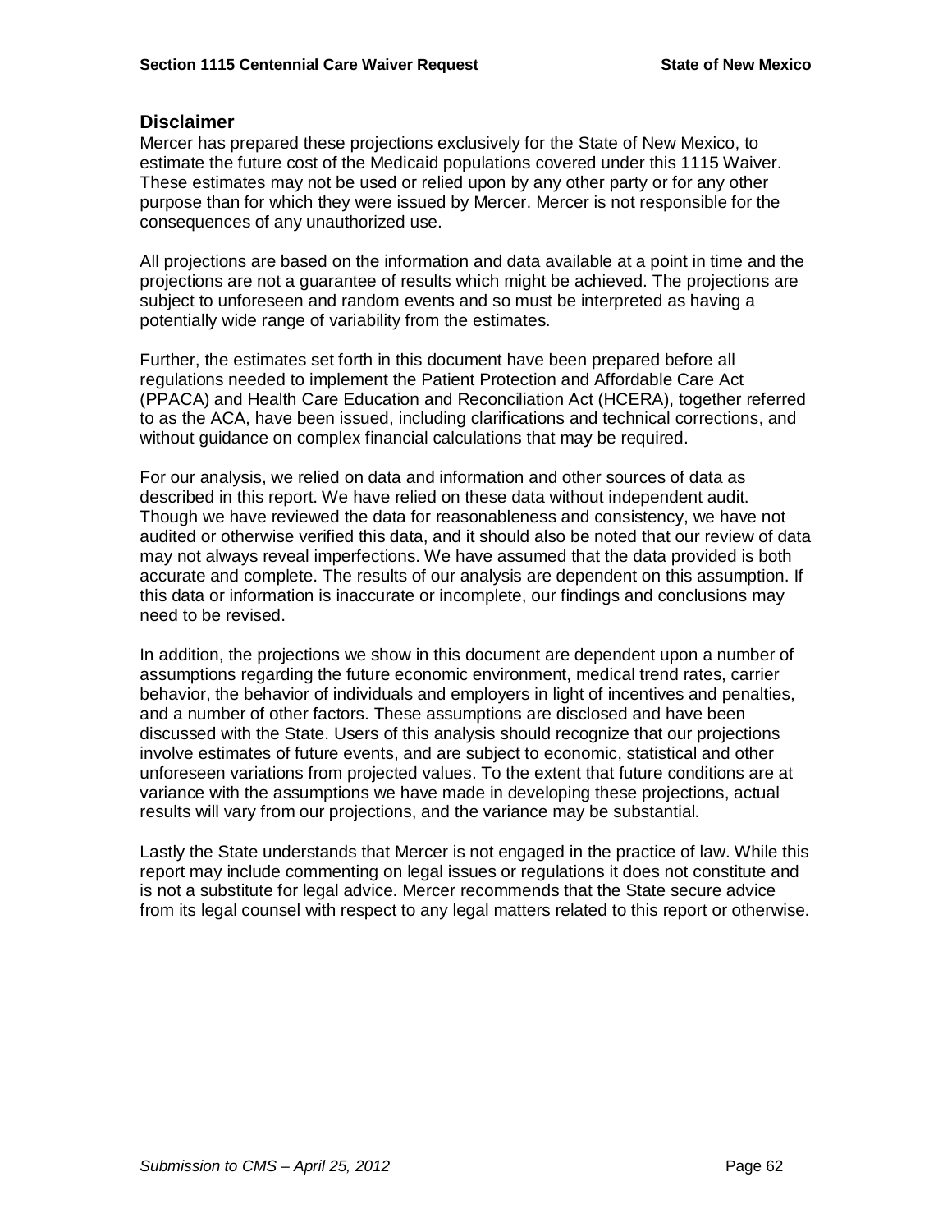## Disclaimer

Mercer has prepared these projections exclusively for the State of New Mexico, to estimate the future cost of the Medicaid populations covered under this 1115 Waiver. These estimates may not be used or relied upon by any other party or for any other purpose than for which they were issued by Mercer. Mercer is not responsible for the consequences of any unauthorized use.

All projections are based on the information and data available at a point in time and the projections are not a guarantee of results which might be achieved. The projections are subject to unforeseen and random events and so must be interpreted as having a potentially wide range of variability from the estimates.

Further, the estimates set forth in this document have been prepared before all regulations needed to implement the Patient Protection and Affordable Care Act (PPACA) and Health Care Education and Reconciliation Act (HCERA), together referred to as the ACA, have been issued, including clarifications and technical corrections, and without guidance on complex financial calculations that may be required.

For our analysis, we relied on data and information and other sources of data as described in this report. We have relied on these data without independent audit. Though we have reviewed the data for reasonableness and consistency, we have not audited or otherwise verified this data, and it should also be noted that our review of data may not always reveal imperfections. We have assumed that the data provided is both accurate and complete. The results of our analysis are dependent on this assumption. If this data or information is inaccurate or incomplete, our findings and conclusions may need to be revised.

In addition, the projections we show in this document are dependent upon a number of assumptions regarding the future economic environment, medical trend rates, carrier behavior, the behavior of individuals and employers in light of incentives and penalties, and a number of other factors. These assumptions are disclosed and have been discussed with the State. Users of this analysis should recognize that our projections involve estimates of future events, and are subject to economic, statistical and other unforeseen variations from projected values. To the extent that future conditions are at variance with the assumptions we have made in developing these projections, actual results will vary from our projections, and the variance may be substantial.

Lastly the State understands that Mercer is not engaged in the practice of law. While this report may include commenting on legal issues or regulations it does not constitute and is not a substitute for legal advice. Mercer recommends that the State secure advice from its legal counsel with respect to any legal matters related to this report or otherwise.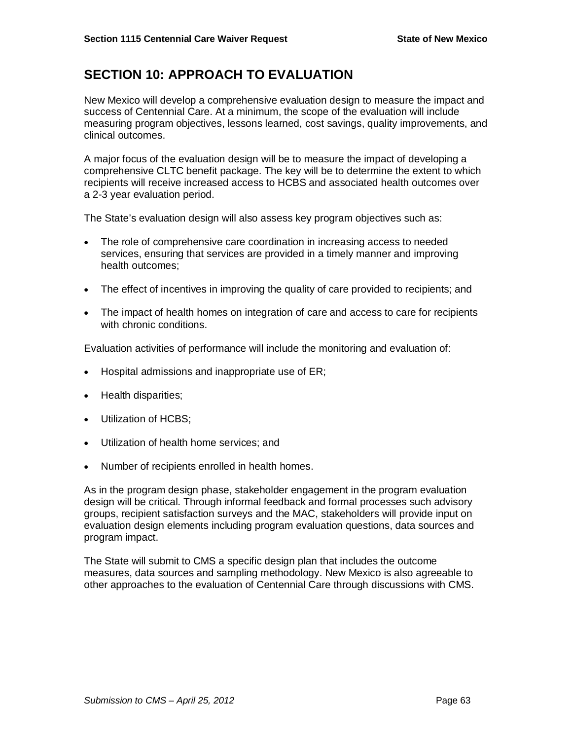# SECTION 10: APPROACH TO EVALUATION

New Mexico will develop a comprehensive evaluation design to measure the impact and success of Centennial Care. At a minimum, the scope of the evaluation will include measuring program objectives, lessons learned, cost savings, quality improvements, and clinical outcomes.

A major focus of the evaluation design will be to measure the impact of developing a comprehensive CLTC benefit package. The key will be to determine the extent to which recipients will receive increased access to HCBS and associated health outcomes over a 2-3 year evaluation period.

The State's evaluation design will also assess key program objectives such as:

- The role of comprehensive care coordination in increasing access to needed services, ensuring that services are provided in a timely manner and improving health outcomes;
- The effect of incentives in improving the quality of care provided to recipients; and
- The impact of health homes on integration of care and access to care for recipients with chronic conditions.

Evaluation activities of performance will include the monitoring and evaluation of:

- Hospital admissions and inappropriate use of ER;
- Health disparities;
- Utilization of HCBS;
- Utilization of health home services; and
- Number of recipients enrolled in health homes.

As in the program design phase, stakeholder engagement in the program evaluation design will be critical. Through informal feedback and formal processes such advisory groups, recipient satisfaction surveys and the MAC, stakeholders will provide input on evaluation design elements including program evaluation questions, data sources and program impact.

The State will submit to CMS a specific design plan that includes the outcome measures, data sources and sampling methodology. New Mexico is also agreeable to other approaches to the evaluation of Centennial Care through discussions with CMS.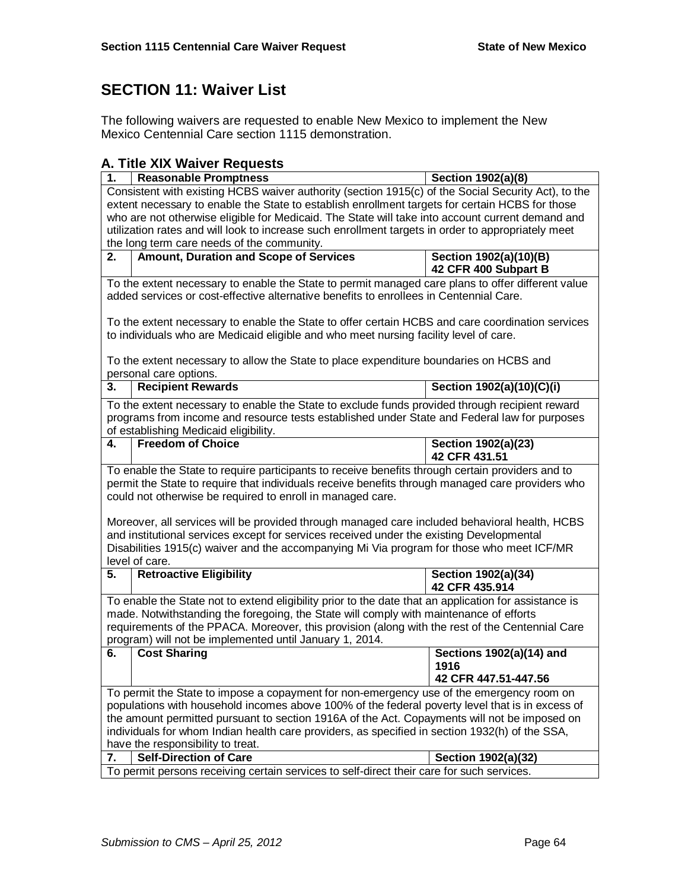## SECTION 11: Waiver List

The following waivers are requested to enable New Mexico to implement the New Mexico Centennial Care section 1115 demonstration.

### A. Title XIX Waiver Requests

| | | |
|---|---|---|
| **1.** | **Reasonable Promptness** | **Section 1902(a)(8)** |
| Consistent with existing HCBS waiver authority (section 1915(c) of the Social Security Act), to the extent necessary to enable the State to establish enrollment targets for certain HCBS for those who are not otherwise eligible for Medicaid. The State will take into account current demand and utilization rates and will look to increase such enrollment targets in order to appropriately meet the long term care needs of the community. | | |
| **2.** | **Amount, Duration and Scope of Services** | **Section 1902(a)(10)(B) 42 CFR 400 Subpart B** |
| To the extent necessary to enable the State to permit managed care plans to offer different value added services or cost-effective alternative benefits to enrollees in Centennial Care.<br><br>To the extent necessary to enable the State to offer certain HCBS and care coordination services to individuals who are Medicaid eligible and who meet nursing facility level of care.<br><br>To the extent necessary to allow the State to place expenditure boundaries on HCBS and personal care options. | | |
| **3.** | **Recipient Rewards** | **Section 1902(a)(10)(C)(i)** |
| To the extent necessary to enable the State to exclude funds provided through recipient reward programs from income and resource tests established under State and Federal law for purposes of establishing Medicaid eligibility. | | |
| **4.** | **Freedom of Choice** | **Section 1902(a)(23) 42 CFR 431.51** |
| To enable the State to require participants to receive benefits through certain providers and to permit the State to require that individuals receive benefits through managed care providers who could not otherwise be required to enroll in managed care.<br><br>Moreover, all services will be provided through managed care included behavioral health, HCBS and institutional services except for services received under the existing Developmental Disabilities 1915(c) waiver and the accompanying Mi Via program for those who meet ICF/MR level of care. | | |
| **5.** | **Retroactive Eligibility** | **Section 1902(a)(34) 42 CFR 435.914** |
| To enable the State not to extend eligibility prior to the date that an application for assistance is made. Notwithstanding the foregoing, the State will comply with maintenance of efforts requirements of the PPACA. Moreover, this provision (along with the rest of the Centennial Care program) will not be implemented until January 1, 2014. | | |
| **6.** | **Cost Sharing** | **Sections 1902(a)(14) and 1916 42 CFR 447.51-447.56** |
| To permit the State to impose a copayment for non-emergency use of the emergency room on populations with household incomes above 100% of the federal poverty level that is in excess of the amount permitted pursuant to section 1916A of the Act. Copayments will not be imposed on individuals for whom Indian health care providers, as specified in section 1932(h) of the SSA, have the responsibility to treat. | | |
| **7.** | **Self-Direction of Care** | **Section 1902(a)(32)** |
| To permit persons receiving certain services to self-direct their care for such services. | | |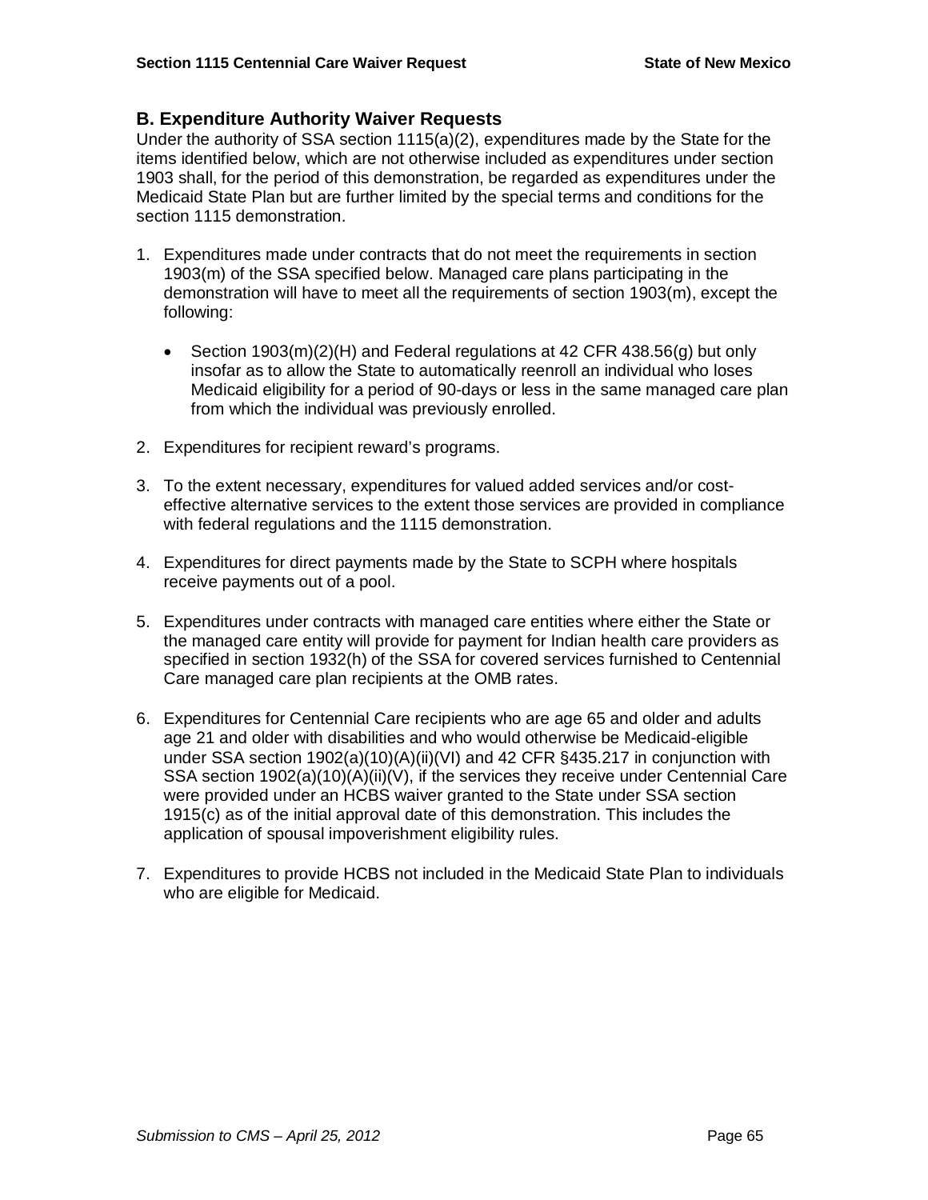## B. Expenditure Authority Waiver Requests

Under the authority of SSA section 1115(a)(2), expenditures made by the State for the items identified below, which are not otherwise included as expenditures under section 1903 shall, for the period of this demonstration, be regarded as expenditures under the Medicaid State Plan but are further limited by the special terms and conditions for the section 1115 demonstration.

1. Expenditures made under contracts that do not meet the requirements in section 1903(m) of the SSA specified below. Managed care plans participating in the demonstration will have to meet all the requirements of section 1903(m), except the following:
   - Section 1903(m)(2)(H) and Federal regulations at 42 CFR 438.56(g) but only insofar as to allow the State to automatically reenroll an individual who loses Medicaid eligibility for a period of 90-days or less in the same managed care plan from which the individual was previously enrolled.
2. Expenditures for recipient reward's programs.
3. To the extent necessary, expenditures for valued added services and/or cost-effective alternative services to the extent those services are provided in compliance with federal regulations and the 1115 demonstration.
4. Expenditures for direct payments made by the State to SCPH where hospitals receive payments out of a pool.
5. Expenditures under contracts with managed care entities where either the State or the managed care entity will provide for payment for Indian health care providers as specified in section 1932(h) of the SSA for covered services furnished to Centennial Care managed care plan recipients at the OMB rates.
6. Expenditures for Centennial Care recipients who are age 65 and older and adults age 21 and older with disabilities and who would otherwise be Medicaid-eligible under SSA section 1902(a)(10)(A)(ii)(VI) and 42 CFR §435.217 in conjunction with SSA section 1902(a)(10)(A)(ii)(V), if the services they receive under Centennial Care were provided under an HCBS waiver granted to the State under SSA section 1915(c) as of the initial approval date of this demonstration. This includes the application of spousal impoverishment eligibility rules.
7. Expenditures to provide HCBS not included in the Medicaid State Plan to individuals who are eligible for Medicaid.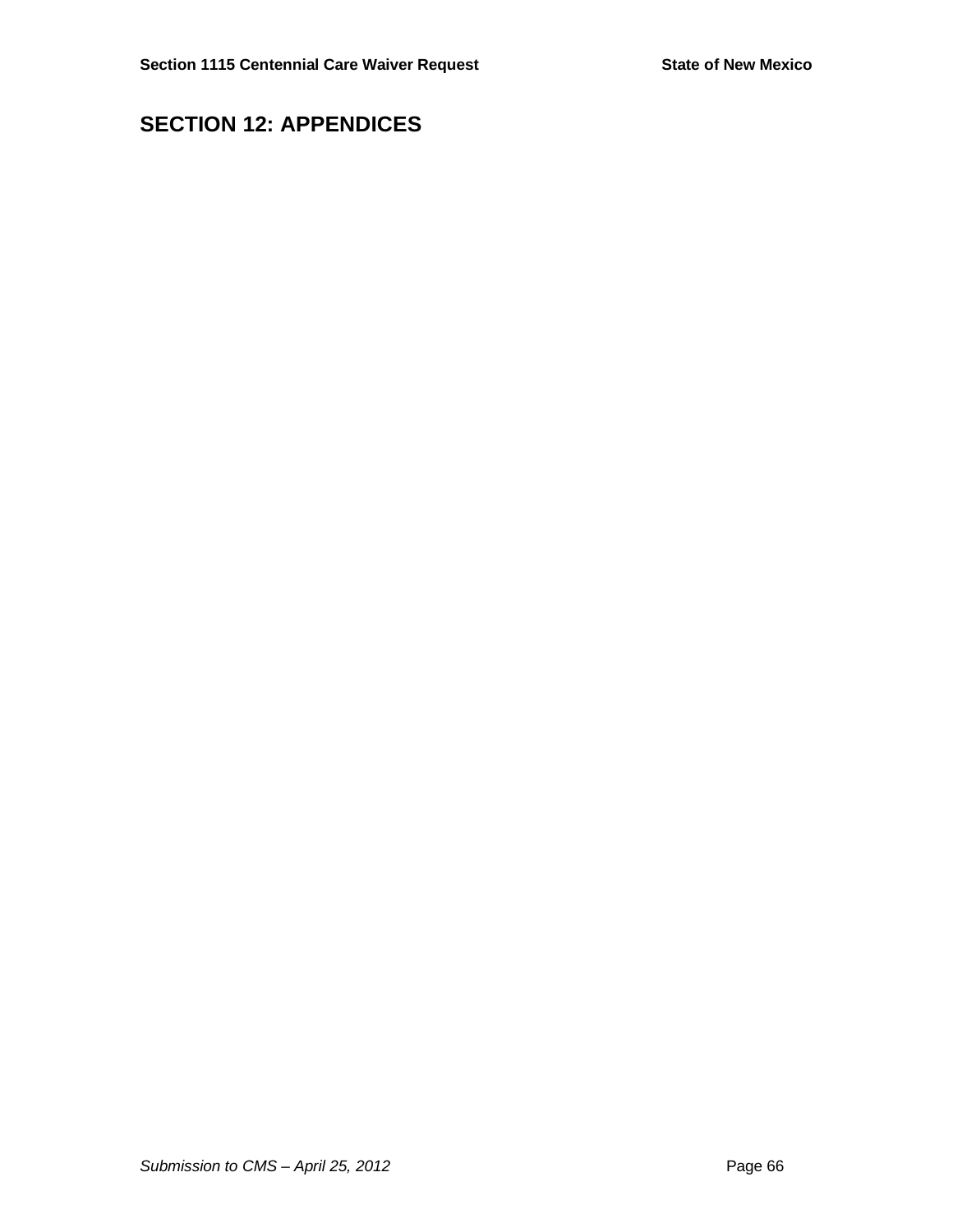# SECTION 12: APPENDICES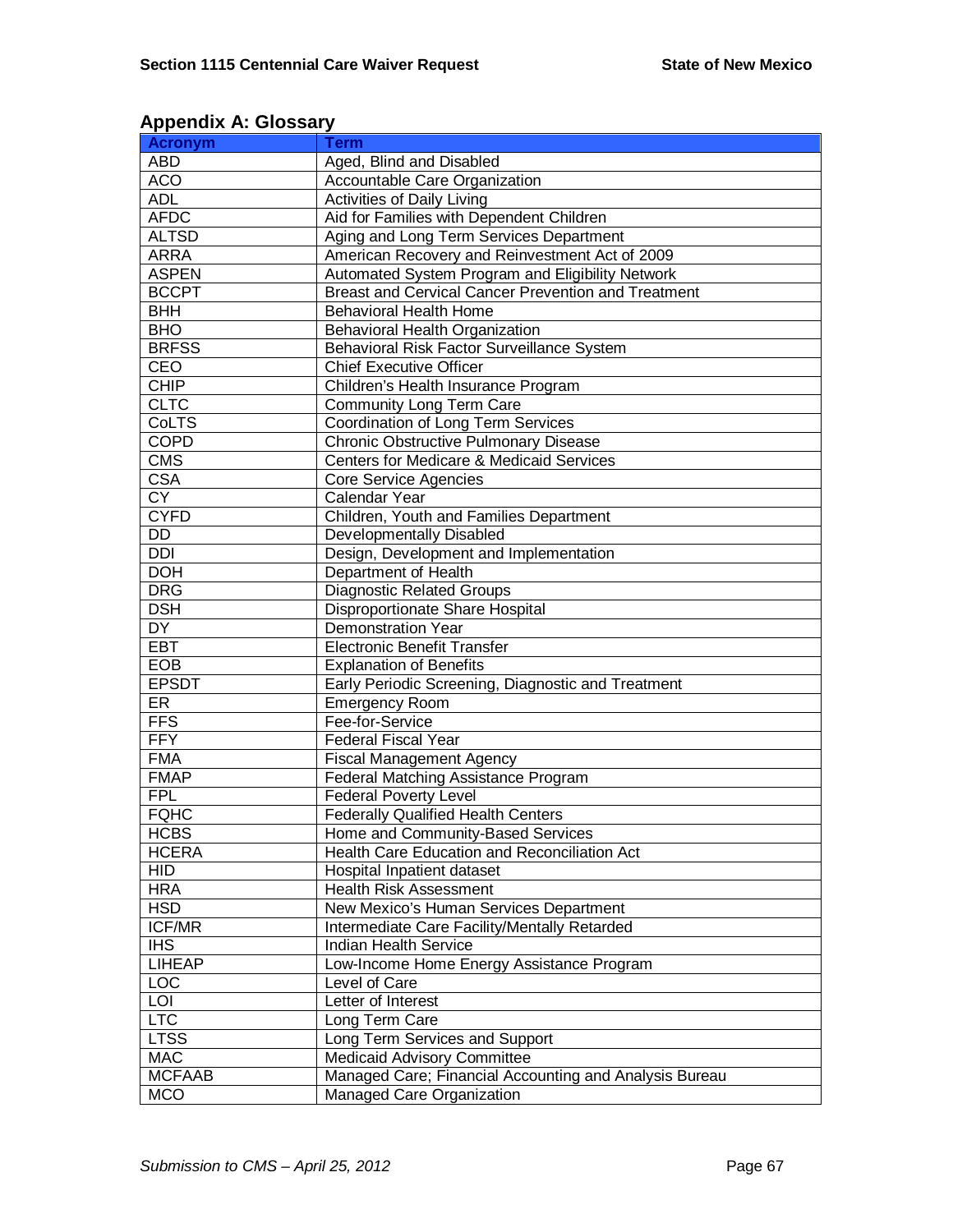## Appendix A: Glossary

| Acronym | Term |
|---|---|
| ABD | Aged, Blind and Disabled |
| ACO | Accountable Care Organization |
| ADL | Activities of Daily Living |
| AFDC | Aid for Families with Dependent Children |
| ALTSD | Aging and Long Term Services Department |
| ARRA | American Recovery and Reinvestment Act of 2009 |
| ASPEN | Automated System Program and Eligibility Network |
| BCCPT | Breast and Cervical Cancer Prevention and Treatment |
| BHH | Behavioral Health Home |
| BHO | Behavioral Health Organization |
| BRFSS | Behavioral Risk Factor Surveillance System |
| CEO | Chief Executive Officer |
| CHIP | Children's Health Insurance Program |
| CLTC | Community Long Term Care |
| CoLTS | Coordination of Long Term Services |
| COPD | Chronic Obstructive Pulmonary Disease |
| CMS | Centers for Medicare & Medicaid Services |
| CSA | Core Service Agencies |
| CY | Calendar Year |
| CYFD | Children, Youth and Families Department |
| DD | Developmentally Disabled |
| DDI | Design, Development and Implementation |
| DOH | Department of Health |
| DRG | Diagnostic Related Groups |
| DSH | Disproportionate Share Hospital |
| DY | Demonstration Year |
| EBT | Electronic Benefit Transfer |
| EOB | Explanation of Benefits |
| EPSDT | Early Periodic Screening, Diagnostic and Treatment |
| ER | Emergency Room |
| FFS | Fee-for-Service |
| FFY | Federal Fiscal Year |
| FMA | Fiscal Management Agency |
| FMAP | Federal Matching Assistance Program |
| FPL | Federal Poverty Level |
| FQHC | Federally Qualified Health Centers |
| HCBS | Home and Community-Based Services |
| HCERA | Health Care Education and Reconciliation Act |
| HID | Hospital Inpatient dataset |
| HRA | Health Risk Assessment |
| HSD | New Mexico's Human Services Department |
| ICF/MR | Intermediate Care Facility/Mentally Retarded |
| IHS | Indian Health Service |
| LIHEAP | Low-Income Home Energy Assistance Program |
| LOC | Level of Care |
| LOI | Letter of Interest |
| LTC | Long Term Care |
| LTSS | Long Term Services and Support |
| MAC | Medicaid Advisory Committee |
| MCFAAB | Managed Care; Financial Accounting and Analysis Bureau |
| MCO | Managed Care Organization |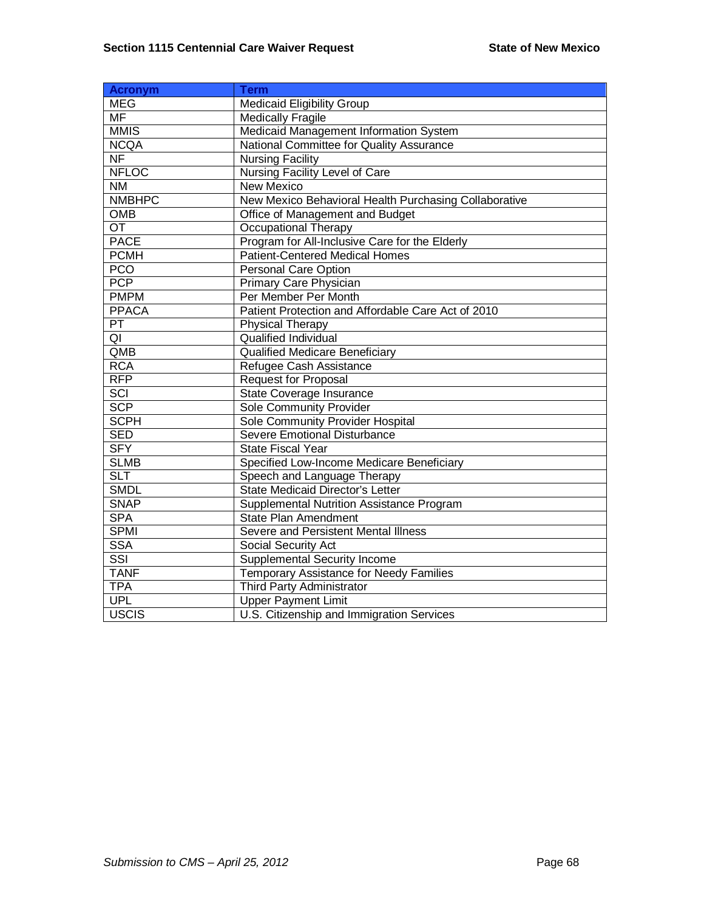| Acronym | Term |
| --- | --- |
| MEG | Medicaid Eligibility Group |
| MF | Medically Fragile |
| MMIS | Medicaid Management Information System |
| NCQA | National Committee for Quality Assurance |
| NF | Nursing Facility |
| NFLOC | Nursing Facility Level of Care |
| NM | New Mexico |
| NMBHPC | New Mexico Behavioral Health Purchasing Collaborative |
| OMB | Office of Management and Budget |
| OT | Occupational Therapy |
| PACE | Program for All-Inclusive Care for the Elderly |
| PCMH | Patient-Centered Medical Homes |
| PCO | Personal Care Option |
| PCP | Primary Care Physician |
| PMPM | Per Member Per Month |
| PPACA | Patient Protection and Affordable Care Act of 2010 |
| PT | Physical Therapy |
| QI | Qualified Individual |
| QMB | Qualified Medicare Beneficiary |
| RCA | Refugee Cash Assistance |
| RFP | Request for Proposal |
| SCI | State Coverage Insurance |
| SCP | Sole Community Provider |
| SCPH | Sole Community Provider Hospital |
| SED | Severe Emotional Disturbance |
| SFY | State Fiscal Year |
| SLMB | Specified Low-Income Medicare Beneficiary |
| SLT | Speech and Language Therapy |
| SMDL | State Medicaid Director's Letter |
| SNAP | Supplemental Nutrition Assistance Program |
| SPA | State Plan Amendment |
| SPMI | Severe and Persistent Mental Illness |
| SSA | Social Security Act |
| SSI | Supplemental Security Income |
| TANF | Temporary Assistance for Needy Families |
| TPA | Third Party Administrator |
| UPL | Upper Payment Limit |
| USCIS | U.S. Citizenship and Immigration Services |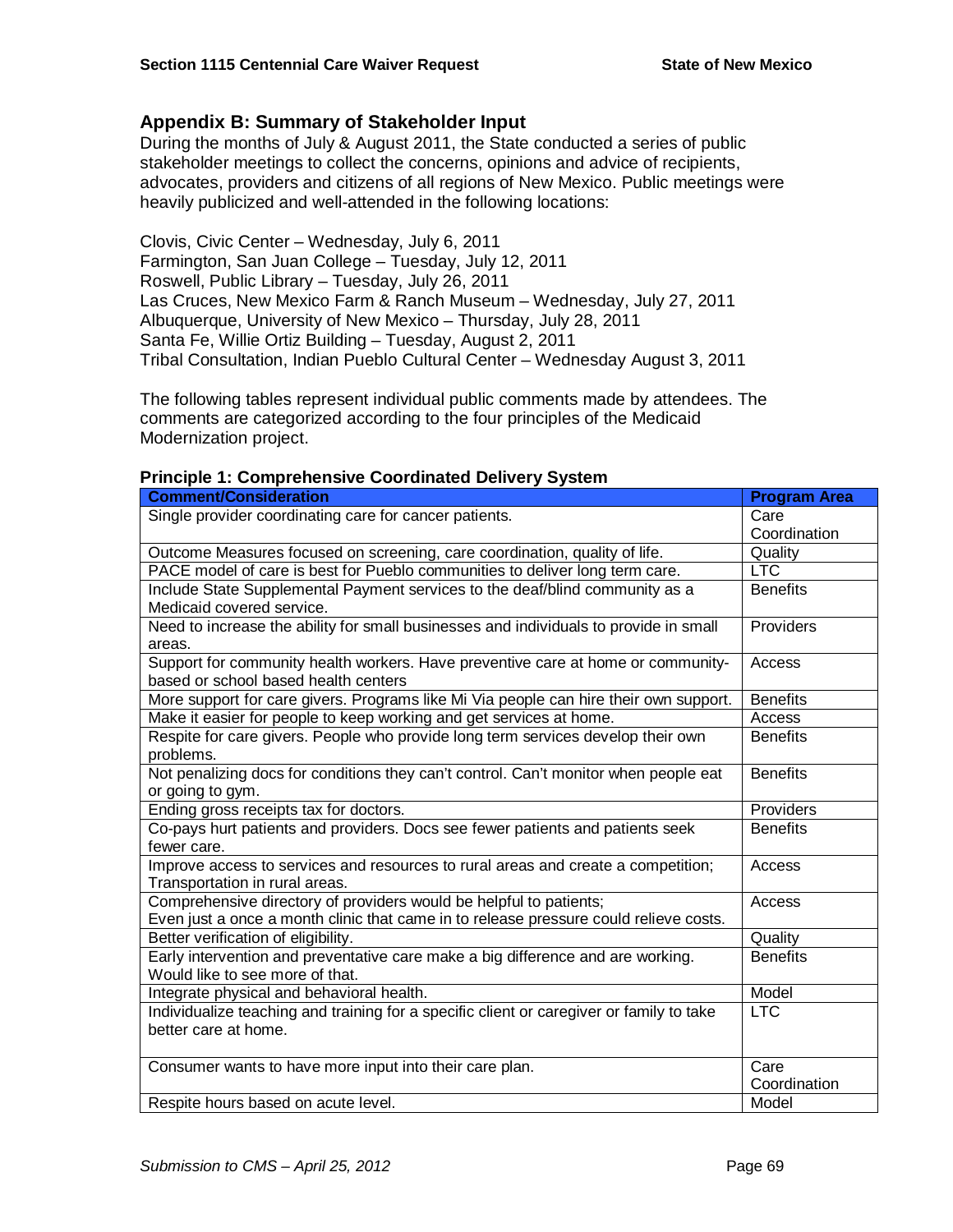## Appendix B: Summary of Stakeholder Input

During the months of July & August 2011, the State conducted a series of public stakeholder meetings to collect the concerns, opinions and advice of recipients, advocates, providers and citizens of all regions of New Mexico. Public meetings were heavily publicized and well-attended in the following locations:

Clovis, Civic Center – Wednesday, July 6, 2011
Farmington, San Juan College – Tuesday, July 12, 2011
Roswell, Public Library – Tuesday, July 26, 2011
Las Cruces, New Mexico Farm & Ranch Museum – Wednesday, July 27, 2011
Albuquerque, University of New Mexico – Thursday, July 28, 2011
Santa Fe, Willie Ortiz Building – Tuesday, August 2, 2011
Tribal Consultation, Indian Pueblo Cultural Center – Wednesday August 3, 2011

The following tables represent individual public comments made by attendees. The comments are categorized according to the four principles of the Medicaid Modernization project.

### Principle 1: Comprehensive Coordinated Delivery System

| Comment/Consideration | Program Area |
|---|---|
| Single provider coordinating care for cancer patients. | Care Coordination |
| Outcome Measures focused on screening, care coordination, quality of life. | Quality |
| PACE model of care is best for Pueblo communities to deliver long term care. | LTC |
| Include State Supplemental Payment services to the deaf/blind community as a Medicaid covered service. | Benefits |
| Need to increase the ability for small businesses and individuals to provide in small areas. | Providers |
| Support for community health workers. Have preventive care at home or community-based or school based health centers | Access |
| More support for care givers. Programs like Mi Via people can hire their own support. | Benefits |
| Make it easier for people to keep working and get services at home. | Access |
| Respite for care givers. People who provide long term services develop their own problems. | Benefits |
| Not penalizing docs for conditions they can't control. Can't monitor when people eat or going to gym. | Benefits |
| Ending gross receipts tax for doctors. | Providers |
| Co-pays hurt patients and providers. Docs see fewer patients and patients seek fewer care. | Benefits |
| Improve access to services and resources to rural areas and create a competition; Transportation in rural areas. | Access |
| Comprehensive directory of providers would be helpful to patients; Even just a once a month clinic that came in to release pressure could relieve costs. | Access |
| Better verification of eligibility. | Quality |
| Early intervention and preventative care make a big difference and are working. Would like to see more of that. | Benefits |
| Integrate physical and behavioral health. | Model |
| Individualize teaching and training for a specific client or caregiver or family to take better care at home. | LTC |
| Consumer wants to have more input into their care plan. | Care Coordination |
| Respite hours based on acute level. | Model |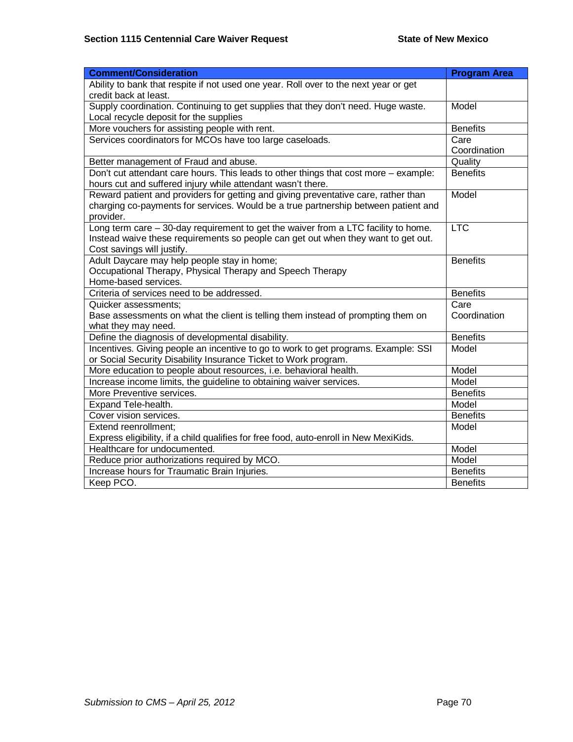| Comment/Consideration | Program Area |
|---|---|
| Ability to bank that respite if not used one year. Roll over to the next year or get credit back at least. | |
| Supply coordination. Continuing to get supplies that they don't need. Huge waste. Local recycle deposit for the supplies | Model |
| More vouchers for assisting people with rent. | Benefits |
| Services coordinators for MCOs have too large caseloads. | Care Coordination |
| Better management of Fraud and abuse. | Quality |
| Don't cut attendant care hours. This leads to other things that cost more – example: hours cut and suffered injury while attendant wasn't there. | Benefits |
| Reward patient and providers for getting and giving preventative care, rather than charging co-payments for services. Would be a true partnership between patient and provider. | Model |
| Long term care – 30-day requirement to get the waiver from a LTC facility to home. Instead waive these requirements so people can get out when they want to get out. Cost savings will justify. | LTC |
| Adult Daycare may help people stay in home; Occupational Therapy, Physical Therapy and Speech Therapy Home-based services. | Benefits |
| Criteria of services need to be addressed. | Benefits |
| Quicker assessments; Base assessments on what the client is telling them instead of prompting them on what they may need. | Care Coordination |
| Define the diagnosis of developmental disability. | Benefits |
| Incentives. Giving people an incentive to go to work to get programs. Example: SSI or Social Security Disability Insurance Ticket to Work program. | Model |
| More education to people about resources, i.e. behavioral health. | Model |
| Increase income limits, the guideline to obtaining waiver services. | Model |
| More Preventive services. | Benefits |
| Expand Tele-health. | Model |
| Cover vision services. | Benefits |
| Extend reenrollment; Express eligibility, if a child qualifies for free food, auto-enroll in New MexiKids. | Model |
| Healthcare for undocumented. | Model |
| Reduce prior authorizations required by MCO. | Model |
| Increase hours for Traumatic Brain Injuries. | Benefits |
| Keep PCO. | Benefits |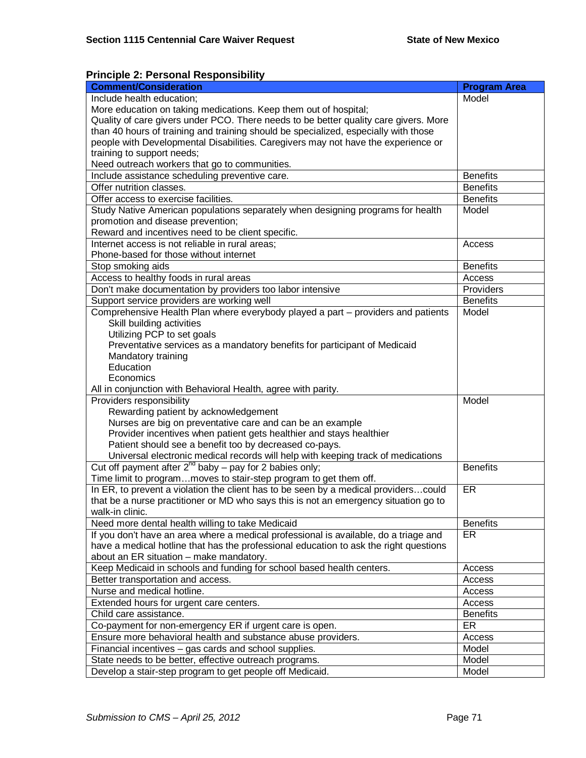## Principle 2: Personal Responsibility

| Comment/Consideration | Program Area |
|---|---|
| Include health education;<br>More education on taking medications. Keep them out of hospital;<br>Quality of care givers under PCO. There needs to be better quality care givers. More than 40 hours of training and training should be specialized, especially with those people with Developmental Disabilities. Caregivers may not have the experience or training to support needs;<br>Need outreach workers that go to communities. | Model |
| Include assistance scheduling preventive care. | Benefits |
| Offer nutrition classes. | Benefits |
| Offer access to exercise facilities. | Benefits |
| Study Native American populations separately when designing programs for health promotion and disease prevention;<br>Reward and incentives need to be client specific. | Model |
| Internet access is not reliable in rural areas;<br>Phone-based for those without internet | Access |
| Stop smoking aids | Benefits |
| Access to healthy foods in rural areas | Access |
| Don't make documentation by providers too labor intensive | Providers |
| Support service providers are working well | Benefits |
| Comprehensive Health Plan where everybody played a part – providers and patients<br>Skill building activities<br>Utilizing PCP to set goals<br>Preventative services as a mandatory benefits for participant of Medicaid<br>Mandatory training<br>Education<br>Economics<br>All in conjunction with Behavioral Health, agree with parity. | Model |
| Providers responsibility<br>Rewarding patient by acknowledgement<br>Nurses are big on preventative care and can be an example<br>Provider incentives when patient gets healthier and stays healthier<br>Patient should see a benefit too by decreased co-pays.<br>Universal electronic medical records will help with keeping track of medications | Model |
| Cut off payment after 2nd baby – pay for 2 babies only;<br>Time limit to program…moves to stair-step program to get them off. | Benefits |
| In ER, to prevent a violation the client has to be seen by a medical providers…could that be a nurse practitioner or MD who says this is not an emergency situation go to walk-in clinic. | ER |
| Need more dental health willing to take Medicaid | Benefits |
| If you don't have an area where a medical professional is available, do a triage and have a medical hotline that has the professional education to ask the right questions about an ER situation – make mandatory. | ER |
| Keep Medicaid in schools and funding for school based health centers. | Access |
| Better transportation and access. | Access |
| Nurse and medical hotline. | Access |
| Extended hours for urgent care centers. | Access |
| Child care assistance. | Benefits |
| Co-payment for non-emergency ER if urgent care is open. | ER |
| Ensure more behavioral health and substance abuse providers. | Access |
| Financial incentives – gas cards and school supplies. | Model |
| State needs to be better, effective outreach programs. | Model |
| Develop a stair-step program to get people off Medicaid. | Model |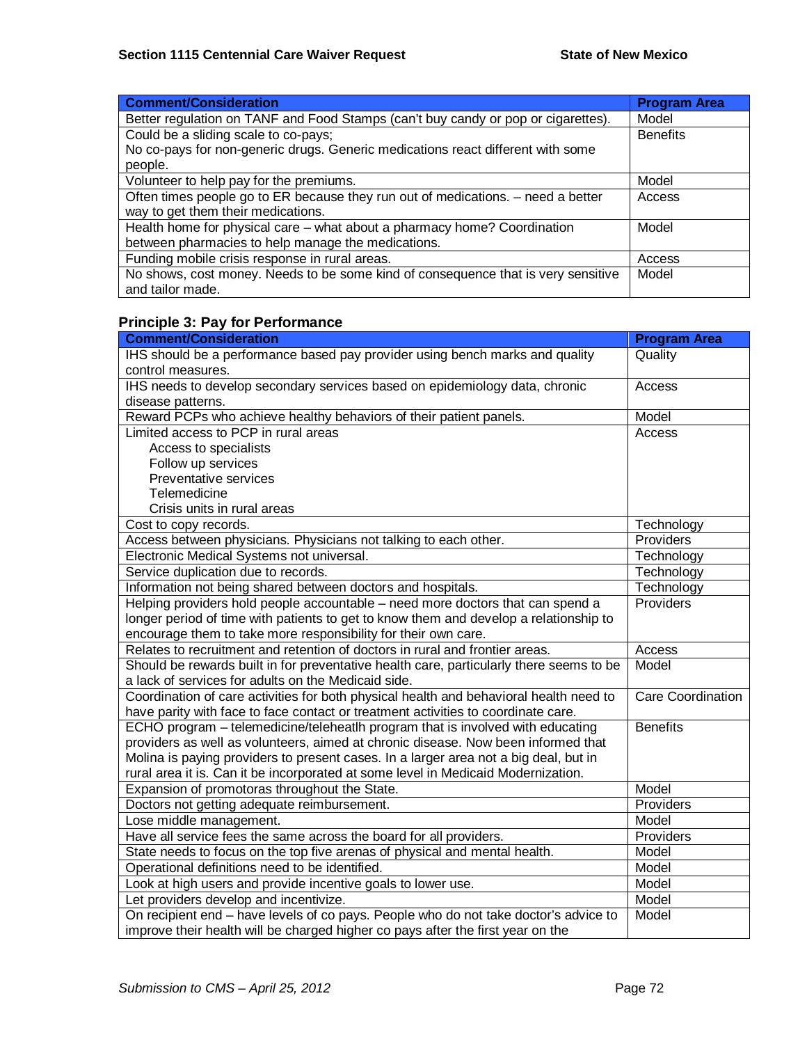| Comment/Consideration | Program Area |
|---|---|
| Better regulation on TANF and Food Stamps (can't buy candy or pop or cigarettes). | Model |
| Could be a sliding scale to co-pays;<br>No co-pays for non-generic drugs. Generic medications react different with some people. | Benefits |
| Volunteer to help pay for the premiums. | Model |
| Often times people go to ER because they run out of medications. – need a better way to get them their medications. | Access |
| Health home for physical care – what about a pharmacy home? Coordination between pharmacies to help manage the medications. | Model |
| Funding mobile crisis response in rural areas. | Access |
| No shows, cost money. Needs to be some kind of consequence that is very sensitive and tailor made. | Model |

### Principle 3: Pay for Performance

| Comment/Consideration | Program Area |
|---|---|
| IHS should be a performance based pay provider using bench marks and quality control measures. | Quality |
| IHS needs to develop secondary services based on epidemiology data, chronic disease patterns. | Access |
| Reward PCPs who achieve healthy behaviors of their patient panels. | Model |
| Limited access to PCP in rural areas<br>Access to specialists<br>Follow up services<br>Preventative services<br>Telemedicine<br>Crisis units in rural areas | Access |
| Cost to copy records. | Technology |
| Access between physicians. Physicians not talking to each other. | Providers |
| Electronic Medical Systems not universal. | Technology |
| Service duplication due to records. | Technology |
| Information not being shared between doctors and hospitals. | Technology |
| Helping providers hold people accountable – need more doctors that can spend a longer period of time with patients to get to know them and develop a relationship to encourage them to take more responsibility for their own care. | Providers |
| Relates to recruitment and retention of doctors in rural and frontier areas. | Access |
| Should be rewards built in for preventative health care, particularly there seems to be a lack of services for adults on the Medicaid side. | Model |
| Coordination of care activities for both physical health and behavioral health need to have parity with face to face contact or treatment activities to coordinate care. | Care Coordination |
| ECHO program – telemedicine/teleheatlh program that is involved with educating providers as well as volunteers, aimed at chronic disease. Now been informed that Molina is paying providers to present cases. In a larger area not a big deal, but in rural area it is. Can it be incorporated at some level in Medicaid Modernization. | Benefits |
| Expansion of promotoras throughout the State. | Model |
| Doctors not getting adequate reimbursement. | Providers |
| Lose middle management. | Model |
| Have all service fees the same across the board for all providers. | Providers |
| State needs to focus on the top five arenas of physical and mental health. | Model |
| Operational definitions need to be identified. | Model |
| Look at high users and provide incentive goals to lower use. | Model |
| Let providers develop and incentivize. | Model |
| On recipient end – have levels of co pays. People who do not take doctor's advice to improve their health will be charged higher co pays after the first year on the | Model |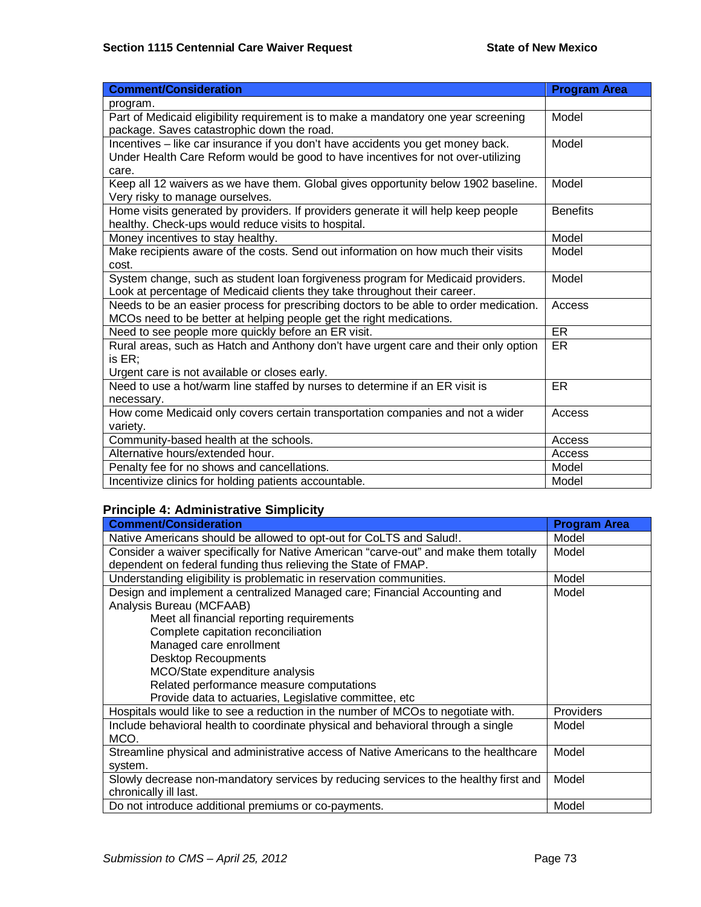| Comment/Consideration | Program Area |
|---|---|
| program. | |
| Part of Medicaid eligibility requirement is to make a mandatory one year screening package. Saves catastrophic down the road. | Model |
| Incentives – like car insurance if you don't have accidents you get money back. Under Health Care Reform would be good to have incentives for not over-utilizing care. | Model |
| Keep all 12 waivers as we have them. Global gives opportunity below 1902 baseline. Very risky to manage ourselves. | Model |
| Home visits generated by providers. If providers generate it will help keep people healthy. Check-ups would reduce visits to hospital. | Benefits |
| Money incentives to stay healthy. | Model |
| Make recipients aware of the costs. Send out information on how much their visits cost. | Model |
| System change, such as student loan forgiveness program for Medicaid providers. Look at percentage of Medicaid clients they take throughout their career. | Model |
| Needs to be an easier process for prescribing doctors to be able to order medication. MCOs need to be better at helping people get the right medications. | Access |
| Need to see people more quickly before an ER visit. | ER |
| Rural areas, such as Hatch and Anthony don't have urgent care and their only option is ER;<br>Urgent care is not available or closes early. | ER |
| Need to use a hot/warm line staffed by nurses to determine if an ER visit is necessary. | ER |
| How come Medicaid only covers certain transportation companies and not a wider variety. | Access |
| Community-based health at the schools. | Access |
| Alternative hours/extended hour. | Access |
| Penalty fee for no shows and cancellations. | Model |
| Incentivize clinics for holding patients accountable. | Model |

### Principle 4: Administrative Simplicity

| Comment/Consideration | Program Area |
|---|---|
| Native Americans should be allowed to opt-out for CoLTS and Salud!. | Model |
| Consider a waiver specifically for Native American "carve-out" and make them totally dependent on federal funding thus relieving the State of FMAP. | Model |
| Understanding eligibility is problematic in reservation communities. | Model |
| Design and implement a centralized Managed care; Financial Accounting and Analysis Bureau (MCFAAB)<br>Meet all financial reporting requirements<br>Complete capitation reconciliation<br>Managed care enrollment<br>Desktop Recoupments<br>MCO/State expenditure analysis<br>Related performance measure computations<br>Provide data to actuaries, Legislative committee, etc | Model |
| Hospitals would like to see a reduction in the number of MCOs to negotiate with. | Providers |
| Include behavioral health to coordinate physical and behavioral through a single MCO. | Model |
| Streamline physical and administrative access of Native Americans to the healthcare system. | Model |
| Slowly decrease non-mandatory services by reducing services to the healthy first and chronically ill last. | Model |
| Do not introduce additional premiums or co-payments. | Model |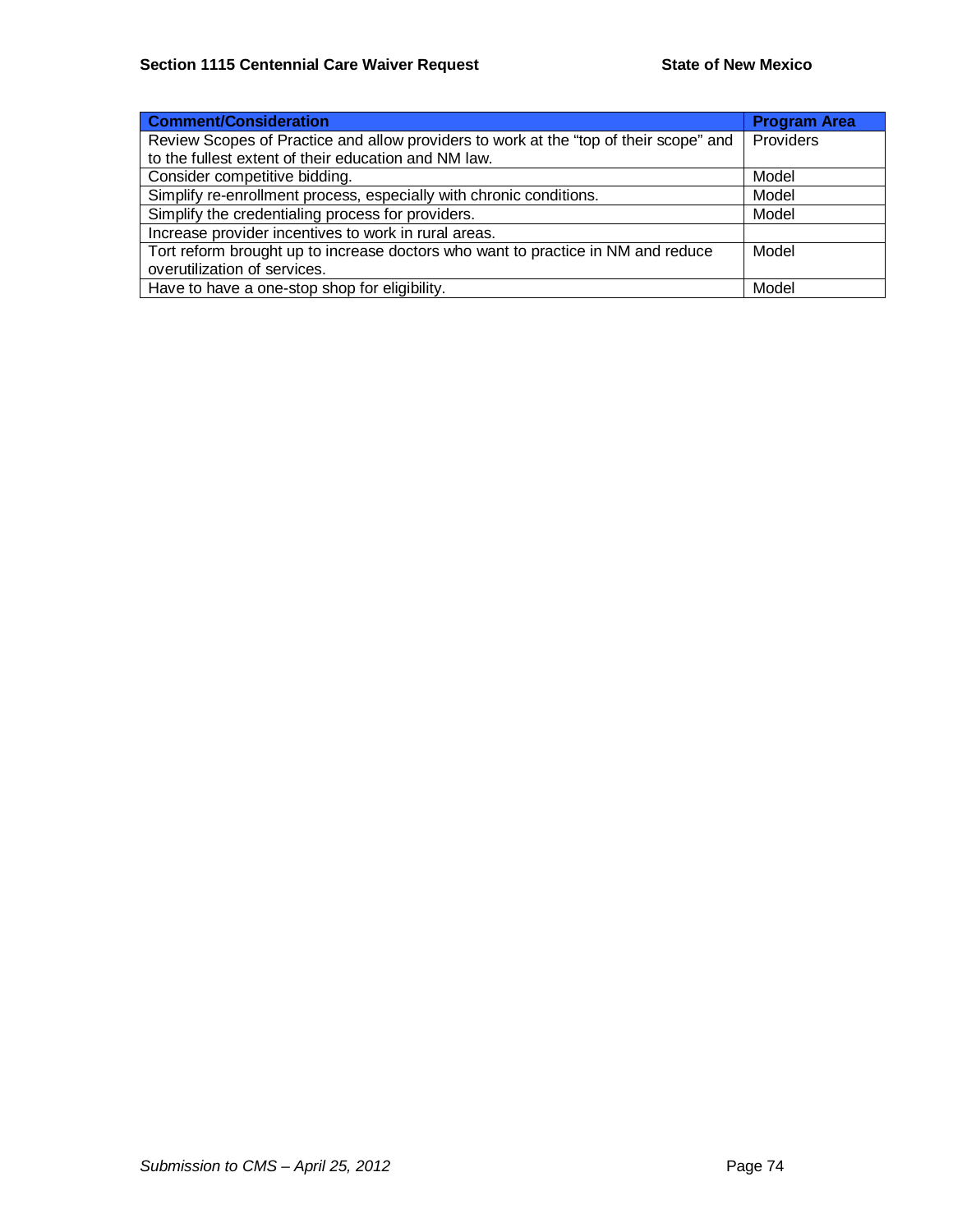| Comment/Consideration | Program Area |
|---|---|
| Review Scopes of Practice and allow providers to work at the "top of their scope" and to the fullest extent of their education and NM law. | Providers |
| Consider competitive bidding. | Model |
| Simplify re-enrollment process, especially with chronic conditions. | Model |
| Simplify the credentialing process for providers. | Model |
| Increase provider incentives to work in rural areas. | |
| Tort reform brought up to increase doctors who want to practice in NM and reduce overutilization of services. | Model |
| Have to have a one-stop shop for eligibility. | Model |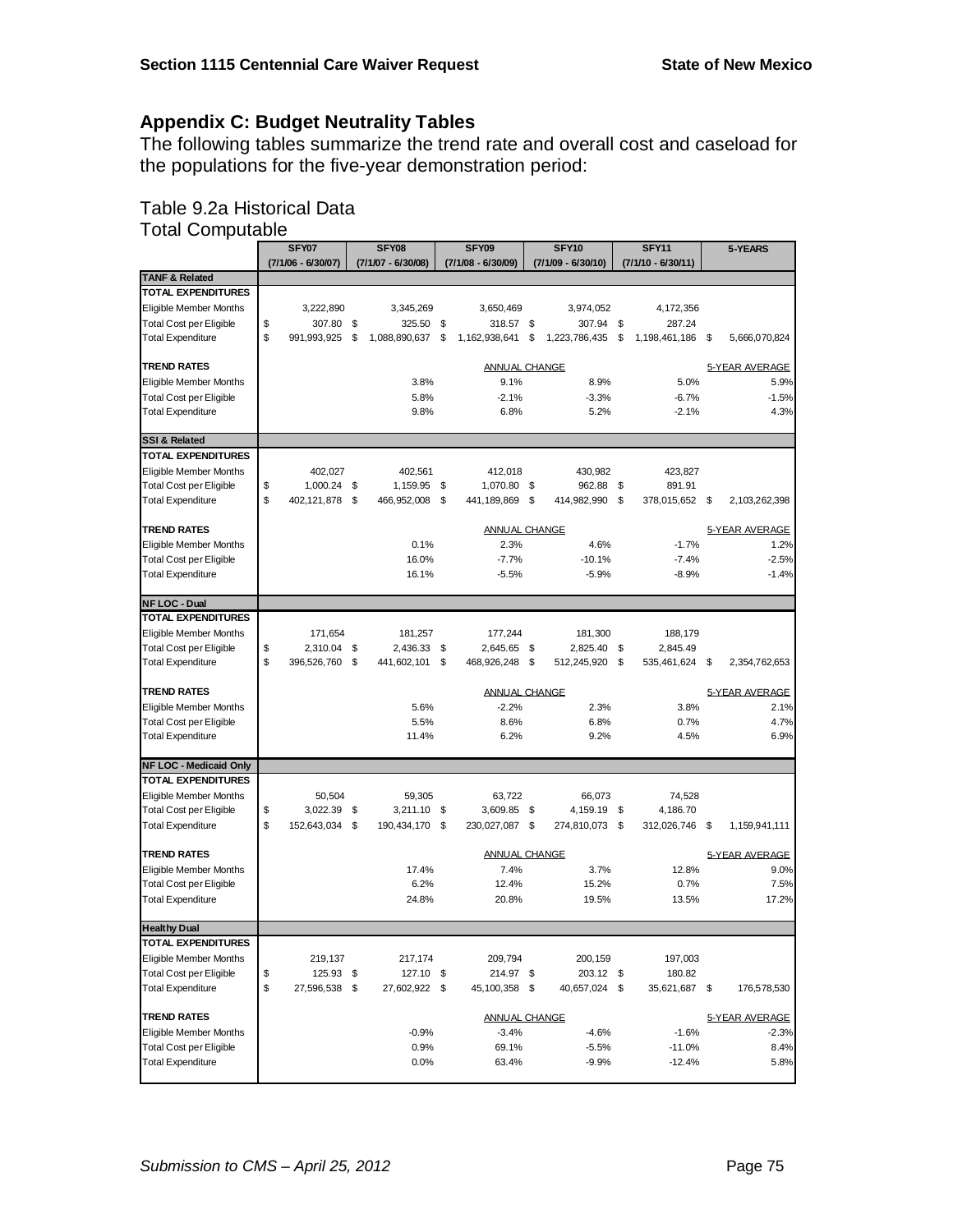## Appendix C: Budget Neutrality Tables

The following tables summarize the trend rate and overall cost and caseload for the populations for the five-year demonstration period:

Table 9.2a Historical Data
Total Computable

| | SFY07 (7/1/06 - 6/30/07) | SFY08 (7/1/07 - 6/30/08) | SFY09 (7/1/08 - 6/30/09) | SFY10 (7/1/09 - 6/30/10) | SFY11 (7/1/10 - 6/30/11) | 5-YEARS |
|---|---|---|---|---|---|---|
| **TANF & Related** | | | | | | |
| **TOTAL EXPENDITURES** | | | | | | |
| Eligible Member Months | 3,222,890 | 3,345,269 | 3,650,469 | 3,974,052 | 4,172,356 | |
| Total Cost per Eligible | $ 307.80 | $ 325.50 | $ 318.57 | $ 307.94 | $ 287.24 | |
| Total Expenditure | $ 991,993,925 | $ 1,088,890,637 | $ 1,162,938,641 | $ 1,223,786,435 | $ 1,198,461,186 | $ 5,666,070,824 |
| **TREND RATES** | | | ANNUAL CHANGE | | | 5-YEAR AVERAGE |
| Eligible Member Months | | 3.8% | 9.1% | 8.9% | 5.0% | 5.9% |
| Total Cost per Eligible | | 5.8% | -2.1% | -3.3% | -6.7% | -1.5% |
| Total Expenditure | | 9.8% | 6.8% | 5.2% | -2.1% | 4.3% |
| **SSI & Related** | | | | | | |
| **TOTAL EXPENDITURES** | | | | | | |
| Eligible Member Months | 402,027 | 402,561 | 412,018 | 430,982 | 423,827 | |
| Total Cost per Eligible | $ 1,000.24 | $ 1,159.95 | $ 1,070.80 | $ 962.88 | $ 891.91 | |
| Total Expenditure | $ 402,121,878 | $ 466,952,008 | $ 441,189,869 | $ 414,982,990 | $ 378,015,652 | $ 2,103,262,398 |
| **TREND RATES** | | | ANNUAL CHANGE | | | 5-YEAR AVERAGE |
| Eligible Member Months | | 0.1% | 2.3% | 4.6% | -1.7% | 1.2% |
| Total Cost per Eligible | | 16.0% | -7.7% | -10.1% | -7.4% | -2.5% |
| Total Expenditure | | 16.1% | -5.5% | -5.9% | -8.9% | -1.4% |
| **NF LOC - Dual** | | | | | | |
| **TOTAL EXPENDITURES** | | | | | | |
| Eligible Member Months | 171,654 | 181,257 | 177,244 | 181,300 | 188,179 | |
| Total Cost per Eligible | $ 2,310.04 | $ 2,436.33 | $ 2,645.65 | $ 2,825.40 | $ 2,845.49 | |
| Total Expenditure | $ 396,526,760 | $ 441,602,101 | $ 468,926,248 | $ 512,245,920 | $ 535,461,624 | $ 2,354,762,653 |
| **TREND RATES** | | | ANNUAL CHANGE | | | 5-YEAR AVERAGE |
| Eligible Member Months | | 5.6% | -2.2% | 2.3% | 3.8% | 2.1% |
| Total Cost per Eligible | | 5.5% | 8.6% | 6.8% | 0.7% | 4.7% |
| Total Expenditure | | 11.4% | 6.2% | 9.2% | 4.5% | 6.9% |
| **NF LOC - Medicaid Only** | | | | | | |
| **TOTAL EXPENDITURES** | | | | | | |
| Eligible Member Months | 50,504 | 59,305 | 63,722 | 66,073 | 74,528 | |
| Total Cost per Eligible | $ 3,022.39 | $ 3,211.10 | $ 3,609.85 | $ 4,159.19 | $ 4,186.70 | |
| Total Expenditure | $ 152,643,034 | $ 190,434,170 | $ 230,027,087 | $ 274,810,073 | $ 312,026,746 | $ 1,159,941,111 |
| **TREND RATES** | | | ANNUAL CHANGE | | | 5-YEAR AVERAGE |
| Eligible Member Months | | 17.4% | 7.4% | 3.7% | 12.8% | 9.0% |
| Total Cost per Eligible | | 6.2% | 12.4% | 15.2% | 0.7% | 7.5% |
| Total Expenditure | | 24.8% | 20.8% | 19.5% | 13.5% | 17.2% |
| **Healthy Dual** | | | | | | |
| **TOTAL EXPENDITURES** | | | | | | |
| Eligible Member Months | 219,137 | 217,174 | 209,794 | 200,159 | 197,003 | |
| Total Cost per Eligible | $ 125.93 | $ 127.10 | $ 214.97 | $ 203.12 | $ 180.82 | |
| Total Expenditure | $ 27,596,538 | $ 27,602,922 | $ 45,100,358 | $ 40,657,024 | $ 35,621,687 | $ 176,578,530 |
| **TREND RATES** | | | ANNUAL CHANGE | | | 5-YEAR AVERAGE |
| Eligible Member Months | | -0.9% | -3.4% | -4.6% | -1.6% | -2.3% |
| Total Cost per Eligible | | 0.9% | 69.1% | -5.5% | -11.0% | 8.4% |
| Total Expenditure | | 0.0% | 63.4% | -9.9% | -12.4% | 5.8% |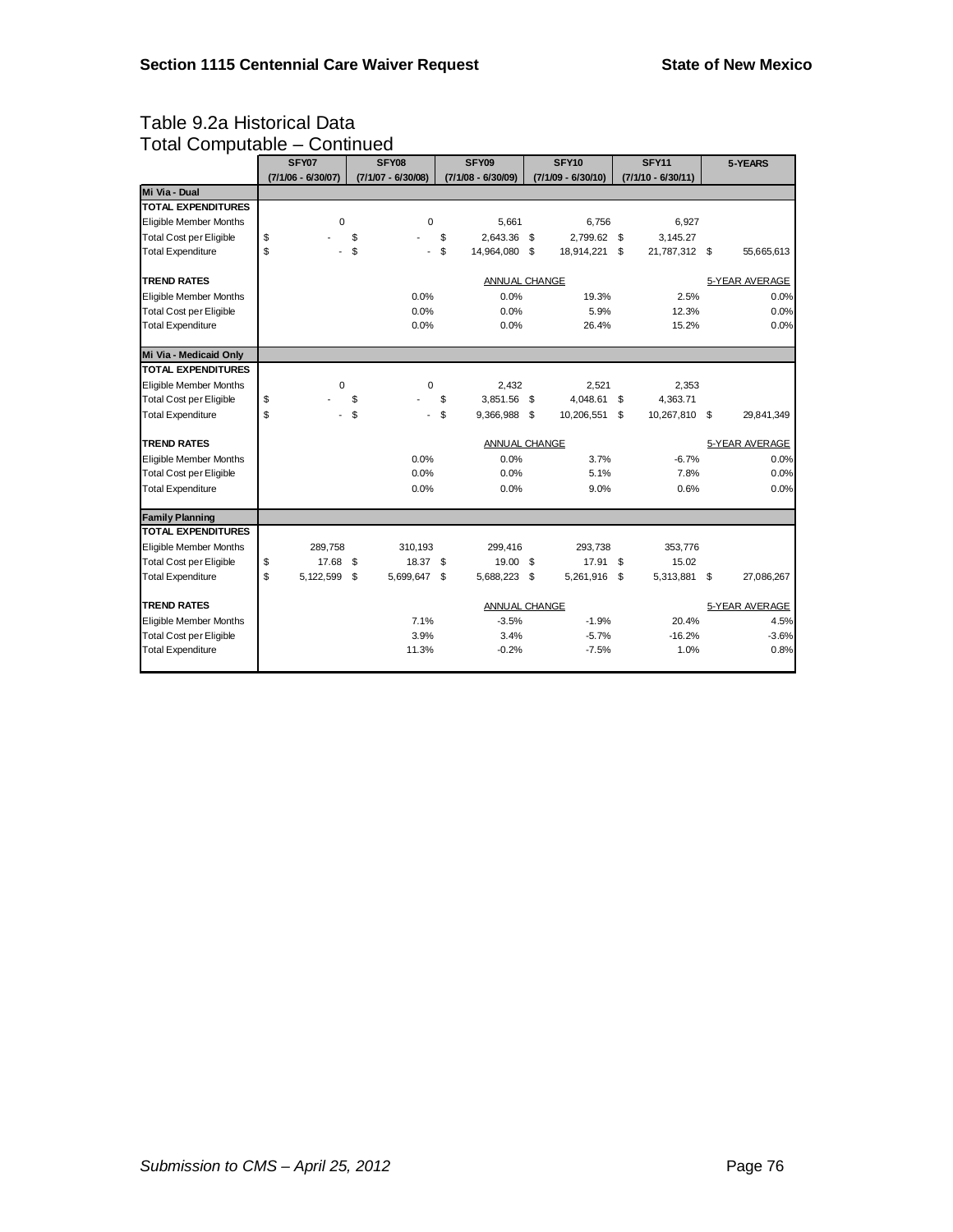Table 9.2a Historical Data
Total Computable – Continued

| | SFY07 (7/1/06 - 6/30/07) | SFY08 (7/1/07 - 6/30/08) | SFY09 (7/1/08 - 6/30/09) | SFY10 (7/1/09 - 6/30/10) | SFY11 (7/1/10 - 6/30/11) | 5-YEARS |
|---|---|---|---|---|---|---|
| **Mi Via - Dual** | | | | | | |
| **TOTAL EXPENDITURES** | | | | | | |
| Eligible Member Months | 0 | 0 | 5,661 | 6,756 | 6,927 | |
| Total Cost per Eligible | $ - | $ - | $ 2,643.36 | $ 2,799.62 | $ 3,145.27 | |
| Total Expenditure | $ - | $ - | $ 14,964,080 | $ 18,914,221 | $ 21,787,312 | $ 55,665,613 |
| **TREND RATES** | | | ANNUAL CHANGE | | | 5-YEAR AVERAGE |
| Eligible Member Months | | 0.0% | 0.0% | 19.3% | 2.5% | 0.0% |
| Total Cost per Eligible | | 0.0% | 0.0% | 5.9% | 12.3% | 0.0% |
| Total Expenditure | | 0.0% | 0.0% | 26.4% | 15.2% | 0.0% |
| **Mi Via - Medicaid Only** | | | | | | |
| **TOTAL EXPENDITURES** | | | | | | |
| Eligible Member Months | 0 | 0 | 2,432 | 2,521 | 2,353 | |
| Total Cost per Eligible | $ - | $ - | $ 3,851.56 | $ 4,048.61 | $ 4,363.71 | |
| Total Expenditure | $ - | $ - | $ 9,366,988 | $ 10,206,551 | $ 10,267,810 | $ 29,841,349 |
| **TREND RATES** | | | ANNUAL CHANGE | | | 5-YEAR AVERAGE |
| Eligible Member Months | | 0.0% | 0.0% | 3.7% | -6.7% | 0.0% |
| Total Cost per Eligible | | 0.0% | 0.0% | 5.1% | 7.8% | 0.0% |
| Total Expenditure | | 0.0% | 0.0% | 9.0% | 0.6% | 0.0% |
| **Family Planning** | | | | | | |
| **TOTAL EXPENDITURES** | | | | | | |
| Eligible Member Months | 289,758 | 310,193 | 299,416 | 293,738 | 353,776 | |
| Total Cost per Eligible | $ 17.68 | $ 18.37 | $ 19.00 | $ 17.91 | $ 15.02 | |
| Total Expenditure | $ 5,122,599 | $ 5,699,647 | $ 5,688,223 | $ 5,261,916 | $ 5,313,881 | $ 27,086,267 |
| **TREND RATES** | | | ANNUAL CHANGE | | | 5-YEAR AVERAGE |
| Eligible Member Months | | 7.1% | -3.5% | -1.9% | 20.4% | 4.5% |
| Total Cost per Eligible | | 3.9% | 3.4% | -5.7% | -16.2% | -3.6% |
| Total Expenditure | | 11.3% | -0.2% | -7.5% | 1.0% | 0.8% |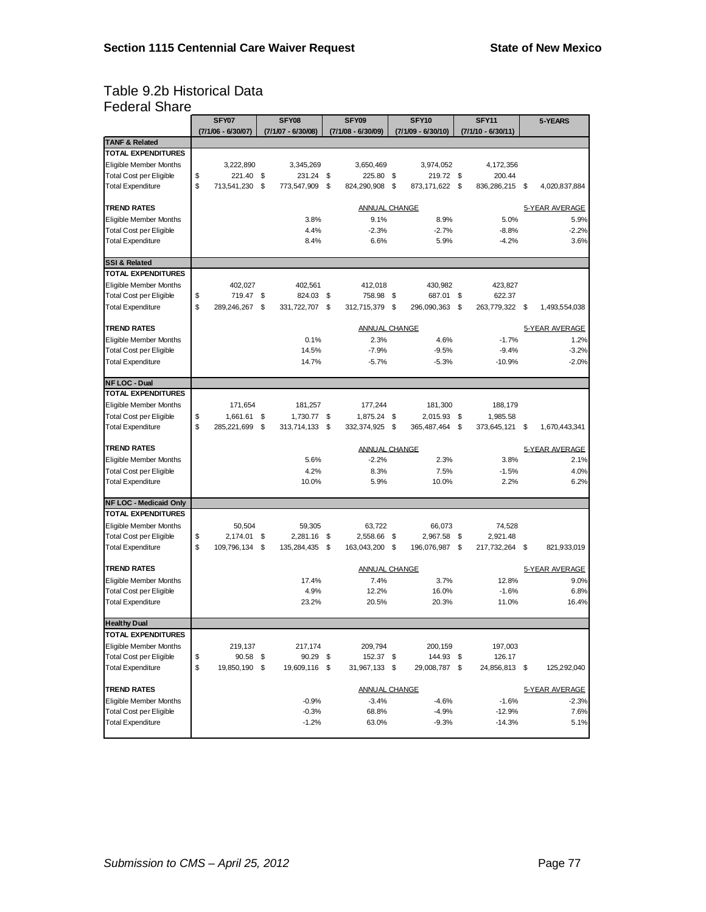## Table 9.2b Historical Data
### Federal Share

| | SFY07 (7/1/06 - 6/30/07) | SFY08 (7/1/07 - 6/30/08) | SFY09 (7/1/08 - 6/30/09) | SFY10 (7/1/09 - 6/30/10) | SFY11 (7/1/10 - 6/30/11) | 5-YEARS |
|---|---|---|---|---|---|---|
| **TANF & Related** | | | | | | |
| **TOTAL EXPENDITURES** | | | | | | |
| Eligible Member Months | 3,222,890 | 3,345,269 | 3,650,469 | 3,974,052 | 4,172,356 | |
| Total Cost per Eligible | $ 221.40 | $ 231.24 | $ 225.80 | $ 219.72 | $ 200.44 | |
| Total Expenditure | $ 713,541,230 | $ 773,547,909 | $ 824,290,908 | $ 873,171,622 | $ 836,286,215 | $ 4,020,837,884 |
| **TREND RATES** | | | ANNUAL CHANGE | | | 5-YEAR AVERAGE |
| Eligible Member Months | | 3.8% | 9.1% | 8.9% | 5.0% | 5.9% |
| Total Cost per Eligible | | 4.4% | -2.3% | -2.7% | -8.8% | -2.2% |
| Total Expenditure | | 8.4% | 6.6% | 5.9% | -4.2% | 3.6% |
| **SSI & Related** | | | | | | |
| **TOTAL EXPENDITURES** | | | | | | |
| Eligible Member Months | 402,027 | 402,561 | 412,018 | 430,982 | 423,827 | |
| Total Cost per Eligible | $ 719.47 | $ 824.03 | $ 758.98 | $ 687.01 | $ 622.37 | |
| Total Expenditure | $ 289,246,267 | $ 331,722,707 | $ 312,715,379 | $ 296,090,363 | $ 263,779,322 | $ 1,493,554,038 |
| **TREND RATES** | | | ANNUAL CHANGE | | | 5-YEAR AVERAGE |
| Eligible Member Months | | 0.1% | 2.3% | 4.6% | -1.7% | 1.2% |
| Total Cost per Eligible | | 14.5% | -7.9% | -9.5% | -9.4% | -3.2% |
| Total Expenditure | | 14.7% | -5.7% | -5.3% | -10.9% | -2.0% |
| **NF LOC - Dual** | | | | | | |
| **TOTAL EXPENDITURES** | | | | | | |
| Eligible Member Months | 171,654 | 181,257 | 177,244 | 181,300 | 188,179 | |
| Total Cost per Eligible | $ 1,661.61 | $ 1,730.77 | $ 1,875.24 | $ 2,015.93 | $ 1,985.58 | |
| Total Expenditure | $ 285,221,699 | $ 313,714,133 | $ 332,374,925 | $ 365,487,464 | $ 373,645,121 | $ 1,670,443,341 |
| **TREND RATES** | | | ANNUAL CHANGE | | | 5-YEAR AVERAGE |
| Eligible Member Months | | 5.6% | -2.2% | 2.3% | 3.8% | 2.1% |
| Total Cost per Eligible | | 4.2% | 8.3% | 7.5% | -1.5% | 4.0% |
| Total Expenditure | | 10.0% | 5.9% | 10.0% | 2.2% | 6.2% |
| **NF LOC - Medicaid Only** | | | | | | |
| **TOTAL EXPENDITURES** | | | | | | |
| Eligible Member Months | 50,504 | 59,305 | 63,722 | 66,073 | 74,528 | |
| Total Cost per Eligible | $ 2,174.01 | $ 2,281.16 | $ 2,558.66 | $ 2,967.58 | $ 2,921.48 | |
| Total Expenditure | $ 109,796,134 | $ 135,284,435 | $ 163,043,200 | $ 196,076,987 | $ 217,732,264 | $ 821,933,019 |
| **TREND RATES** | | | ANNUAL CHANGE | | | 5-YEAR AVERAGE |
| Eligible Member Months | | 17.4% | 7.4% | 3.7% | 12.8% | 9.0% |
| Total Cost per Eligible | | 4.9% | 12.2% | 16.0% | -1.6% | 6.8% |
| Total Expenditure | | 23.2% | 20.5% | 20.3% | 11.0% | 16.4% |
| **Healthy Dual** | | | | | | |
| **TOTAL EXPENDITURES** | | | | | | |
| Eligible Member Months | 219,137 | 217,174 | 209,794 | 200,159 | 197,003 | |
| Total Cost per Eligible | $ 90.58 | $ 90.29 | $ 152.37 | $ 144.93 | $ 126.17 | |
| Total Expenditure | $ 19,850,190 | $ 19,609,116 | $ 31,967,133 | $ 29,008,787 | $ 24,856,813 | $ 125,292,040 |
| **TREND RATES** | | | ANNUAL CHANGE | | | 5-YEAR AVERAGE |
| Eligible Member Months | | -0.9% | -3.4% | -4.6% | -1.6% | -2.3% |
| Total Cost per Eligible | | -0.3% | 68.8% | -4.9% | -12.9% | 7.6% |
| Total Expenditure | | -1.2% | 63.0% | -9.3% | -14.3% | 5.1% |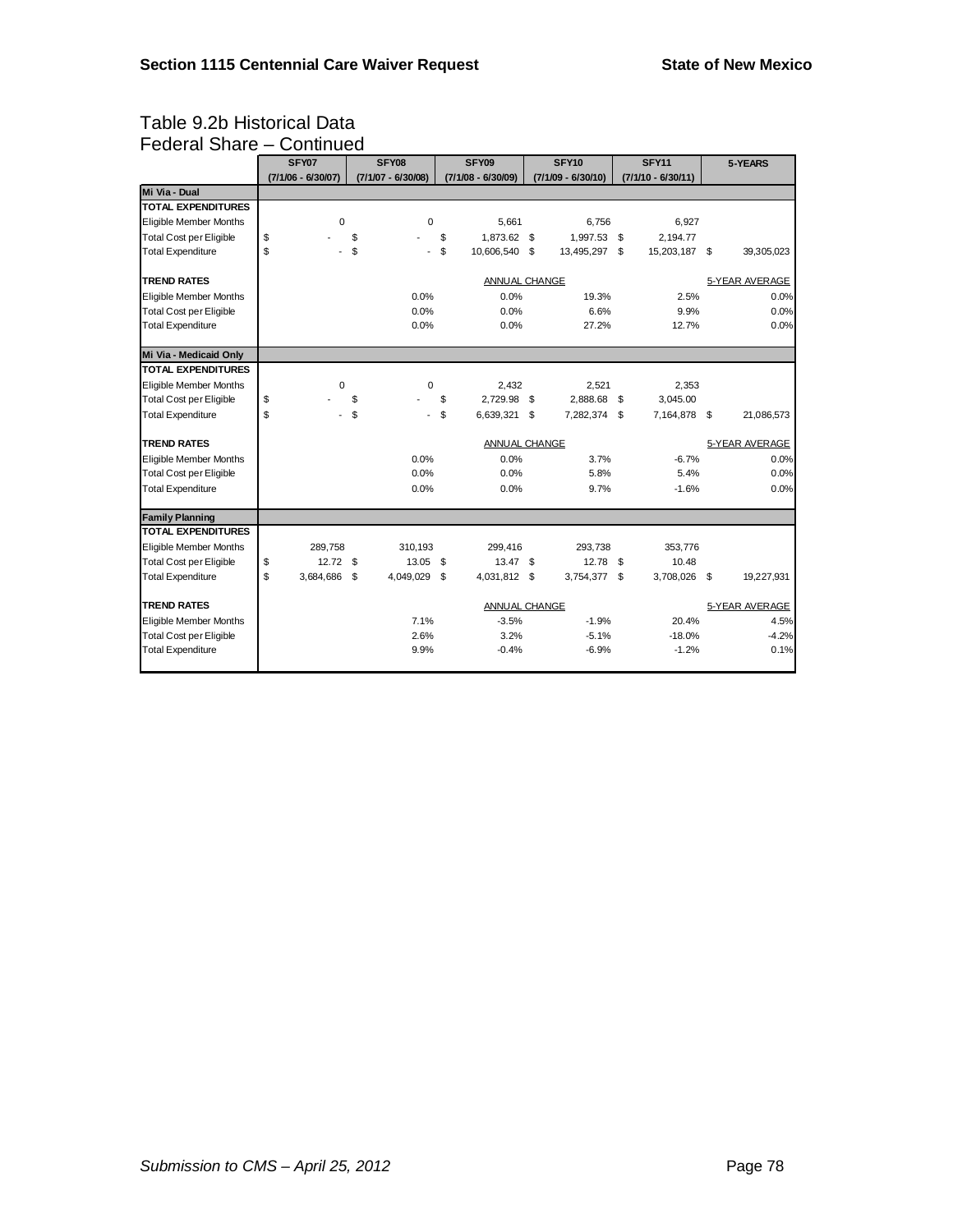## Table 9.2b Historical Data
## Federal Share – Continued

| | SFY07 (7/1/06 - 6/30/07) | SFY08 (7/1/07 - 6/30/08) | SFY09 (7/1/08 - 6/30/09) | SFY10 (7/1/09 - 6/30/10) | SFY11 (7/1/10 - 6/30/11) | 5-YEARS |
|---|---|---|---|---|---|---|
| **Mi Via - Dual** | | | | | | |
| **TOTAL EXPENDITURES** | | | | | | |
| Eligible Member Months | 0 | 0 | 5,661 | 6,756 | 6,927 | |
| Total Cost per Eligible | $ - | $ - | $ 1,873.62 | $ 1,997.53 | $ 2,194.77 | |
| Total Expenditure | $ - | $ - | $ 10,606,540 | $ 13,495,297 | $ 15,203,187 | $ 39,305,023 |
| **TREND RATES** | | | ANNUAL CHANGE | | | 5-YEAR AVERAGE |
| Eligible Member Months | | 0.0% | 0.0% | 19.3% | 2.5% | 0.0% |
| Total Cost per Eligible | | 0.0% | 0.0% | 6.6% | 9.9% | 0.0% |
| Total Expenditure | | 0.0% | 0.0% | 27.2% | 12.7% | 0.0% |
| **Mi Via - Medicaid Only** | | | | | | |
| **TOTAL EXPENDITURES** | | | | | | |
| Eligible Member Months | 0 | 0 | 2,432 | 2,521 | 2,353 | |
| Total Cost per Eligible | $ - | $ - | $ 2,729.98 | $ 2,888.68 | $ 3,045.00 | |
| Total Expenditure | $ - | $ - | $ 6,639,321 | $ 7,282,374 | $ 7,164,878 | $ 21,086,573 |
| **TREND RATES** | | | ANNUAL CHANGE | | | 5-YEAR AVERAGE |
| Eligible Member Months | | 0.0% | 0.0% | 3.7% | -6.7% | 0.0% |
| Total Cost per Eligible | | 0.0% | 0.0% | 5.8% | 5.4% | 0.0% |
| Total Expenditure | | 0.0% | 0.0% | 9.7% | -1.6% | 0.0% |
| **Family Planning** | | | | | | |
| **TOTAL EXPENDITURES** | | | | | | |
| Eligible Member Months | 289,758 | 310,193 | 299,416 | 293,738 | 353,776 | |
| Total Cost per Eligible | $ 12.72 | $ 13.05 | $ 13.47 | $ 12.78 | $ 10.48 | |
| Total Expenditure | $ 3,684,686 | $ 4,049,029 | $ 4,031,812 | $ 3,754,377 | $ 3,708,026 | $ 19,227,931 |
| **TREND RATES** | | | ANNUAL CHANGE | | | 5-YEAR AVERAGE |
| Eligible Member Months | | 7.1% | -3.5% | -1.9% | 20.4% | 4.5% |
| Total Cost per Eligible | | 2.6% | 3.2% | -5.1% | -18.0% | -4.2% |
| Total Expenditure | | 9.9% | -0.4% | -6.9% | -1.2% | 0.1% |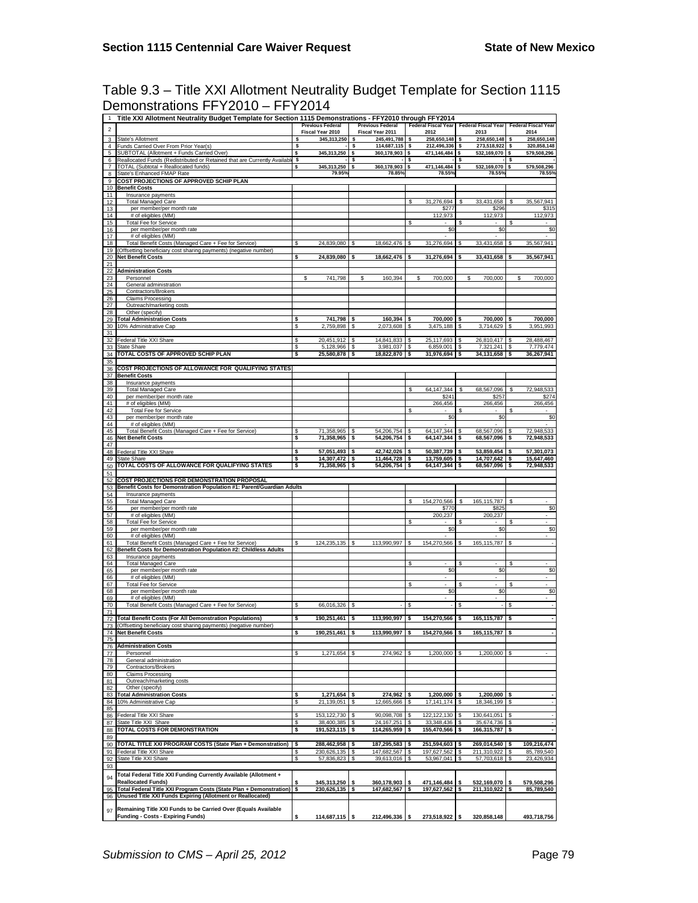## Table 9.3 – Title XXI Allotment Neutrality Budget Template for Section 1115 Demonstrations FFY2010 – FFY2014

| 1 | Title XXI Allotment Neutrality Budget Template for Section 1115 Demonstrations - FFY2010 through FFY2014 | | | | | |
|---|---|---|---|---|---|---|
| 2 | | Previous Federal Fiscal Year 2010 | Previous Federal Fiscal Year 2011 | Federal Fiscal Year 2012 | Federal Fiscal Year 2013 | Federal Fiscal Year 2014 |
| 3 | State's Allotment | $ 345,313,250 | $ 245,491,788 | $ 258,650,148 | $ 258,650,148 | $ 258,650,148 |
| 4 | Funds Carried Over From Prior Year(s) | $ - | $ 114,687,115 | $ 212,496,336 | $ 273,518,922 | $ 320,858,148 |
| 5 | SUBTOTAL (Allotment + Funds Carried Over) | $ 345,313,250 | $ 360,178,903 | $ 471,146,484 | $ 532,169,070 | $ 579,508,296 |
| 6 | Reallocated Funds (Redistributed or Retained that are Currently Available) | $ - | $ - | $ - | $ - | $ - |
| 7 | TOTAL (Subtotal + Reallocated funds) | $ 345,313,250 | $ 360,178,903 | $ 471,146,484 | $ 532,169,070 | $ 579,508,296 |
| 8 | State's Enhanced FMAP Rate | 79.95% | 78.85% | 78.55% | 78.55% | 78.55% |
| 9 | COST PROJECTIONS OF APPROVED SCHIP PLAN | | | | | |
| 10 | Benefit Costs | | | | | |
| 11 | Insurance payments | | | | | |
| 12 | Total Managed Care | | | $ 31,276,694 | $ 33,431,658 | $ 35,567,941 |
| 13 | per member/per month rate | | | $277 | $296 | $315 |
| 14 | # of eligibles (MM) | | | 112,973 | 112,973 | 112,973 |
| 15 | Total Fee for Service | | | $ - | $ - | $ - |
| 16 | per member/per month rate | | | $0 | $0 | $0 |
| 17 | # of eligibles (MM) | | | - | - | - |
| 18 | Total Benefit Costs (Managed Care + Fee for Service) | $ 24,839,080 | $ 18,662,476 | $ 31,276,694 | $ 33,431,658 | $ 35,567,941 |
| 19 | (Offsetting beneficiary cost sharing payments) (negative number) | | | | | |
| 20 | Net Benefit Costs | $ 24,839,080 | $ 18,662,476 | $ 31,276,694 | $ 33,431,658 | $ 35,567,941 |
| 21 | | | | | | |
| 22 | Administration Costs | | | | | |
| 23 | Personnel | $ 741,798 | $ 160,394 | $ 700,000 | $ 700,000 | $ 700,000 |
| 24 | General administration | | | | | |
| 25 | Contractors/Brokers | | | | | |
| 26 | Claims Processing | | | | | |
| 27 | Outreach/marketing costs | | | | | |
| 28 | Other (specify) | | | | | |
| 29 | Total Administration Costs | $ 741,798 | $ 160,394 | $ 700,000 | $ 700,000 | $ 700,000 |
| 30 | 10% Administrative Cap | $ 2,759,898 | $ 2,073,608 | $ 3,475,188 | $ 3,714,629 | $ 3,951,993 |
| 31 | | | | | | |
| 32 | Federal Title XXI Share | $ 20,451,912 | $ 14,841,833 | $ 25,117,693 | $ 26,810,417 | $ 28,488,467 |
| 33 | State Share | $ 5,128,966 | $ 3,981,037 | $ 6,859,001 | $ 7,321,241 | $ 7,779,474 |
| 34 | TOTAL COSTS OF APPROVED SCHIP PLAN | $ 25,580,878 | $ 18,822,870 | $ 31,976,694 | $ 34,131,658 | $ 36,267,941 |
| 35 | | | | | | |
| 36 | COST PROJECTIONS OF ALLOWANCE FOR QUALIFYING STATES | | | | | |
| 37 | Benefit Costs | | | | | |
| 38 | Insurance payments | | | | | |
| 39 | Total Managed Care | | | $ 64,147,344 | $ 68,567,096 | $ 72,948,533 |
| 40 | per member/per month rate | | | $241 | $257 | $274 |
| 41 | # of eligibles (MM) | | | 266,456 | 266,456 | 266,456 |
| 42 | Total Fee for Service | | | $ - | $ - | $ - |
| 43 | per member/per month rate | | | $0 | $0 | $0 |
| 44 | # of eligibles (MM) | | | - | - | - |
| 45 | Total Benefit Costs (Managed Care + Fee for Service) | $ 71,358,965 | $ 54,206,754 | $ 64,147,344 | $ 68,567,096 | $ 72,948,533 |
| 46 | Net Benefit Costs | $ 71,358,965 | $ 54,206,754 | $ 64,147,344 | $ 68,567,096 | $ 72,948,533 |
| 47 | | | | | | |
| 48 | Federal Title XXI Share | $ 57,051,493 | $ 42,742,026 | $ 50,387,739 | $ 53,859,454 | $ 57,301,073 |
| 49 | State Share | $ 14,307,472 | $ 11,464,728 | $ 13,759,605 | $ 14,707,642 | $ 15,647,460 |
| 50 | TOTAL COSTS OF ALLOWANCE FOR QUALIFYING STATES | $ 71,358,965 | $ 54,206,754 | $ 64,147,344 | $ 68,567,096 | $ 72,948,533 |
| 51 | | | | | | |
| 52 | COST PROJECTIONS FOR DEMONSTRATION PROPOSAL | | | | | |
| 53 | Benefit Costs for Demonstration Population #1: Parent/Guardian Adults | | | | | |
| 54 | Insurance payments | | | | | |
| 55 | Total Managed Care | | | $ 154,270,566 | $ 165,115,787 | $ - |
| 56 | per member/per month rate | | | $770 | $825 | $0 |
| 57 | # of eligibles (MM) | | | 200,237 | 200,237 | - |
| 58 | Total Fee for Service | | | $ - | $ - | $ - |
| 59 | per member/per month rate | | | $0 | $0 | $0 |
| 60 | # of eligibles (MM) | | | - | - | - |
| 61 | Total Benefit Costs (Managed Care + Fee for Service) | $ 124,235,135 | $ 113,990,997 | $ 154,270,566 | $ 165,115,787 | $ - |
| 62 | Benefit Costs for Demonstration Population #2: Childless Adults | | | | | |
| 63 | Insurance payments | | | | | |
| 64 | Total Managed Care | | | $ - | $ - | $ - |
| 65 | per member/per month rate | | | $0 | $0 | $0 |
| 66 | # of eligibles (MM) | | | - | - | - |
| 67 | Total Fee for Service | | | $ - | $ - | $ - |
| 68 | per member/per month rate | | | $0 | $0 | $0 |
| 69 | # of eligibles (MM) | | | - | - | - |
| 70 | Total Benefit Costs (Managed Care + Fee for Service) | $ 66,016,326 | $ - | $ - | $ - | $ - |
| 71 | | | | | | |
| 72 | Total Benefit Costs (For All Demonstration Populations) | $ 190,251,461 | $ 113,990,997 | $ 154,270,566 | $ 165,115,787 | $ - |
| 73 | (Offsetting beneficiary cost sharing payments) (negative number) | | | | | |
| 74 | Net Benefit Costs | $ 190,251,461 | $ 113,990,997 | $ 154,270,566 | $ 165,115,787 | $ - |
| 75 | | | | | | |
| 76 | Administration Costs | | | | | |
| 77 | Personnel | $ 1,271,654 | $ 274,962 | $ 1,200,000 | $ 1,200,000 | $ - |
| 78 | General administration | | | | | |
| 79 | Contractors/Brokers | | | | | |
| 80 | Claims Processing | | | | | |
| 81 | Outreach/marketing costs | | | | | |
| 82 | Other (specify) | | | | | |
| 83 | Total Administration Costs | $ 1,271,654 | $ 274,962 | $ 1,200,000 | $ 1,200,000 | $ - |
| 84 | 10% Administrative Cap | $ 21,139,051 | $ 12,665,666 | $ 17,141,174 | $ 18,346,199 | $ - |
| 85 | | | | | | |
| 86 | Federal Title XXI Share | $ 153,122,730 | $ 90,098,708 | $ 122,122,130 | $ 130,641,051 | $ - |
| 87 | State Title XXI Share | $ 38,400,385 | $ 24,167,251 | $ 33,348,436 | $ 35,674,736 | $ - |
| 88 | TOTAL COSTS FOR DEMONSTRATION | $ 191,523,115 | $ 114,265,959 | $ 155,470,566 | $ 166,315,787 | $ - |
| 89 | | | | | | |
| 90 | TOTAL TITLE XXI PROGRAM COSTS (State Plan + Demonstration) | $ 288,462,958 | $ 187,295,583 | $ 251,594,603 | $ 269,014,540 | $ 109,216,474 |
| 91 | Federal Title XXI Share | $ 230,626,135 | $ 147,682,567 | $ 197,627,562 | $ 211,310,922 | $ 85,789,540 |
| 92 | State Title XXI Share | $ 57,836,823 | $ 39,613,016 | $ 53,967,041 | $ 57,703,618 | $ 23,426,934 |
| 93 | | | | | | |
| 94 | Total Federal Title XXI Funding Currently Available (Allotment + Reallocated Funds) | $ 345,313,250 | $ 360,178,903 | $ 471,146,484 | $ 532,169,070 | $ 579,508,296 |
| 95 | Total Federal Title XXI Program Costs (State Plan + Demonstration) | $ 230,626,135 | $ 147,682,567 | $ 197,627,562 | $ 211,310,922 | $ 85,789,540 |
| 96 | Unused Title XXI Funds Expiring (Allotment or Reallocated) | | | | | |
| 97 | Remaining Title XXI Funds to be Carried Over (Equals Available Funding - Costs - Expiring Funds) | $ 114,687,115 | $ 212,496,336 | $ 273,518,922 | $ 320,858,148 | 493,718,756 |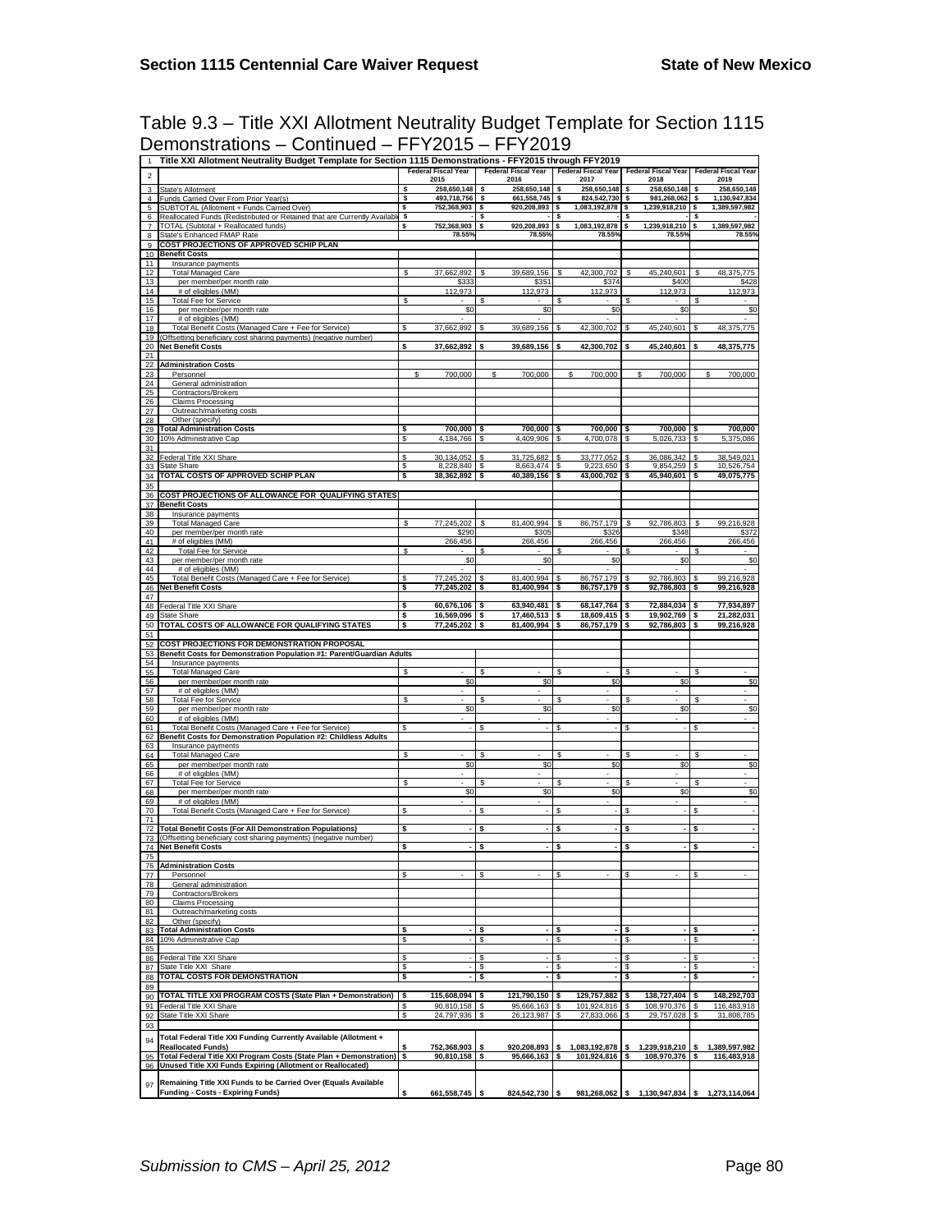# Table 9.3 – Title XXI Allotment Neutrality Budget Template for Section 1115 Demonstrations – Continued – FFY2015 – FFY2019

| 1 | Title XXI Allotment Neutrality Budget Template for Section 1115 Demonstrations - FFY2015 through FFY2019 | | | | | |
|---|---|---|---|---|---|---|
| 2 | | Federal Fiscal Year 2015 | Federal Fiscal Year 2016 | Federal Fiscal Year 2017 | Federal Fiscal Year 2018 | Federal Fiscal Year 2019 |
| 3 | State's Allotment | $ 258,650,148 | $ 258,650,148 | $ 258,650,148 | $ 258,650,148 | $ 258,650,148 |
| 4 | Funds Carried Over From Prior Year(s) | $ 493,718,756 | $ 661,558,745 | $ 824,542,730 | $ 981,268,062 | $ 1,130,947,834 |
| 5 | SUBTOTAL (Allotment + Funds Carried Over) | $ 752,368,903 | $ 920,208,893 | $ 1,083,192,878 | $ 1,239,918,210 | $ 1,389,597,982 |
| 6 | Reallocated Funds (Redistributed or Retained that are Currently Available) | $ - | $ - | $ - | $ - | $ - |
| 7 | TOTAL (Subtotal + Reallocated funds) | $ 752,368,903 | $ 920,208,893 | $ 1,083,192,878 | $ 1,239,918,210 | $ 1,389,597,982 |
| 8 | State's Enhanced FMAP Rate | 78.55% | 78.55% | 78.55% | 78.55% | 78.55% |
| 9 | COST PROJECTIONS OF APPROVED SCHIP PLAN | | | | | |
| 10 | Benefit Costs | | | | | |
| 11 | Insurance payments | | | | | |
| 12 | Total Managed Care | $ 37,662,892 | $ 39,689,156 | $ 42,300,702 | $ 45,240,601 | $ 48,375,775 |
| 13 | per member/per month rate | $333 | $351 | $374 | $400 | $428 |
| 14 | # of eligibles (MM) | 112,973 | 112,973 | 112,973 | 112,973 | 112,973 |
| 15 | Total Fee for Service | $ - | $ - | $ - | $ - | $ - |
| 16 | per member/per month rate | $0 | $0 | $0 | $0 | $0 |
| 17 | # of eligibles (MM) | - | - | - | - | - |
| 18 | Total Benefit Costs (Managed Care + Fee for Service) | $ 37,662,892 | $ 39,689,156 | $ 42,300,702 | $ 45,240,601 | $ 48,375,775 |
| 19 | (Offsetting beneficiary cost sharing payments) (negative number) | | | | | |
| 20 | Net Benefit Costs | $ 37,662,892 | $ 39,689,156 | $ 42,300,702 | $ 45,240,601 | $ 48,375,775 |
| 21 | | | | | | |
| 22 | Administration Costs | | | | | |
| 23 | Personnel | $ 700,000 | $ 700,000 | $ 700,000 | $ 700,000 | $ 700,000 |
| 24 | General administration | | | | | |
| 25 | Contractors/Brokers | | | | | |
| 26 | Claims Processing | | | | | |
| 27 | Outreach/marketing costs | | | | | |
| 28 | Other (specify) | | | | | |
| 29 | Total Administration Costs | $ 700,000 | $ 700,000 | $ 700,000 | $ 700,000 | $ 700,000 |
| 30 | 10% Administrative Cap | $ 4,184,766 | $ 4,409,906 | $ 4,700,078 | $ 5,026,733 | $ 5,375,086 |
| 31 | | | | | | |
| 32 | Federal Title XXI Share | $ 30,134,052 | $ 31,725,682 | $ 33,777,052 | $ 36,086,342 | $ 38,549,021 |
| 33 | State Share | $ 8,228,840 | $ 8,663,474 | $ 9,223,650 | $ 9,854,259 | $ 10,526,754 |
| 34 | TOTAL COSTS OF APPROVED SCHIP PLAN | $ 38,362,892 | $ 40,389,156 | $ 43,000,702 | $ 45,940,601 | $ 49,075,775 |
| 35 | | | | | | |
| 36 | COST PROJECTIONS OF ALLOWANCE FOR QUALIFYING STATES | | | | | |
| 37 | Benefit Costs | | | | | |
| 38 | Insurance payments | | | | | |
| 39 | Total Managed Care | $ 77,245,202 | $ 81,400,994 | $ 86,757,179 | $ 92,786,803 | $ 99,216,928 |
| 40 | per member/per month rate | $290 | $305 | $326 | $348 | $372 |
| 41 | # of eligibles (MM) | 266,456 | 266,456 | 266,456 | 266,456 | 266,456 |
| 42 | Total Fee for Service | $ - | $ - | $ - | $ - | $ - |
| 43 | per member/per month rate | $0 | $0 | $0 | $0 | $0 |
| 44 | # of eligibles (MM) | - | - | - | - | - |
| 45 | Total Benefit Costs (Managed Care + Fee for Service) | $ 77,245,202 | $ 81,400,994 | $ 86,757,179 | $ 92,786,803 | $ 99,216,928 |
| 46 | Net Benefit Costs | $ 77,245,202 | $ 81,400,994 | $ 86,757,179 | $ 92,786,803 | $ 99,216,928 |
| 47 | | | | | | |
| 48 | Federal Title XXI Share | $ 60,676,106 | $ 63,940,481 | $ 68,147,764 | $ 72,884,034 | $ 77,934,897 |
| 49 | State Share | $ 16,569,096 | $ 17,460,513 | $ 18,609,415 | $ 19,902,769 | $ 21,282,031 |
| 50 | TOTAL COSTS OF ALLOWANCE FOR QUALIFYING STATES | $ 77,245,202 | $ 81,400,994 | $ 86,757,179 | $ 92,786,803 | $ 99,216,928 |
| 51 | | | | | | |
| 52 | COST PROJECTIONS FOR DEMONSTRATION PROPOSAL | | | | | |
| 53 | Benefit Costs for Demonstration Population #1: Parent/Guardian Adults | | | | | |
| 54 | Insurance payments | | | | | |
| 55 | Total Managed Care | $ - | $ - | $ - | $ - | $ - |
| 56 | per member/per month rate | $0 | $0 | $0 | $0 | $0 |
| 57 | # of eligibles (MM) | - | - | - | - | - |
| 58 | Total Fee for Service | $ - | $ - | $ - | $ - | $ - |
| 59 | per member/per month rate | $0 | $0 | $0 | $0 | $0 |
| 60 | # of eligibles (MM) | - | - | - | - | - |
| 61 | Total Benefit Costs (Managed Care + Fee for Service) | $ - | $ - | $ - | $ - | $ - |
| 62 | Benefit Costs for Demonstration Population #2: Childless Adults | | | | | |
| 63 | Insurance payments | | | | | |
| 64 | Total Managed Care | $ - | $ - | $ - | $ - | $ - |
| 65 | per member/per month rate | $0 | $0 | $0 | $0 | $0 |
| 66 | # of eligibles (MM) | - | - | - | - | - |
| 67 | Total Fee for Service | $ - | $ - | $ - | $ - | $ - |
| 68 | per member/per month rate | $0 | $0 | $0 | $0 | $0 |
| 69 | # of eligibles (MM) | - | - | - | - | - |
| 70 | Total Benefit Costs (Managed Care + Fee for Service) | $ - | $ - | $ - | $ - | $ - |
| 71 | | | | | | |
| 72 | Total Benefit Costs (For All Demonstration Populations) | $ - | $ - | $ - | $ - | $ - |
| 73 | (Offsetting beneficiary cost sharing payments) (negative number) | | | | | |
| 74 | Net Benefit Costs | $ - | $ - | $ - | $ - | $ - |
| 75 | | | | | | |
| 76 | Administration Costs | | | | | |
| 77 | Personnel | $ - | $ - | $ - | $ - | $ - |
| 78 | General administration | | | | | |
| 79 | Contractors/Brokers | | | | | |
| 80 | Claims Processing | | | | | |
| 81 | Outreach/marketing costs | | | | | |
| 82 | Other (specify) | | | | | |
| 83 | Total Administration Costs | $ - | $ - | $ - | $ - | $ - |
| 84 | 10% Administrative Cap | $ - | $ - | $ - | $ - | $ - |
| 85 | | | | | | |
| 86 | Federal Title XXI Share | $ - | $ - | $ - | $ - | $ - |
| 87 | State Title XXI Share | $ - | $ - | $ - | $ - | $ - |
| 88 | TOTAL COSTS FOR DEMONSTRATION | $ - | $ - | $ - | $ - | $ - |
| 89 | | | | | | |
| 90 | TOTAL TITLE XXI PROGRAM COSTS (State Plan + Demonstration) | $ 115,608,094 | $ 121,790,150 | $ 129,757,882 | $ 138,727,404 | $ 148,292,703 |
| 91 | Federal Title XXI Share | $ 90,810,158 | $ 95,666,163 | $ 101,924,816 | $ 108,970,376 | $ 116,483,918 |
| 92 | State Title XXI Share | $ 24,797,936 | $ 26,123,987 | $ 27,833,066 | $ 29,757,028 | $ 31,808,785 |
| 93 | | | | | | |
| 94 | Total Federal Title XXI Funding Currently Available (Allotment + Reallocated Funds) | $ 752,368,903 | $ 920,208,893 | $ 1,083,192,878 | $ 1,239,918,210 | $ 1,389,597,982 |
| 95 | Total Federal Title XXI Program Costs (State Plan + Demonstration) | $ 90,810,158 | $ 95,666,163 | $ 101,924,816 | $ 108,970,376 | $ 116,483,918 |
| 96 | Unused Title XXI Funds Expiring (Allotment or Reallocated) | | | | | |
| 97 | Remaining Title XXI Funds to be Carried Over (Equals Available Funding - Costs - Expiring Funds) | $ 661,558,745 | $ 824,542,730 | $ 981,268,062 | $ 1,130,947,834 | $ 1,273,114,064 |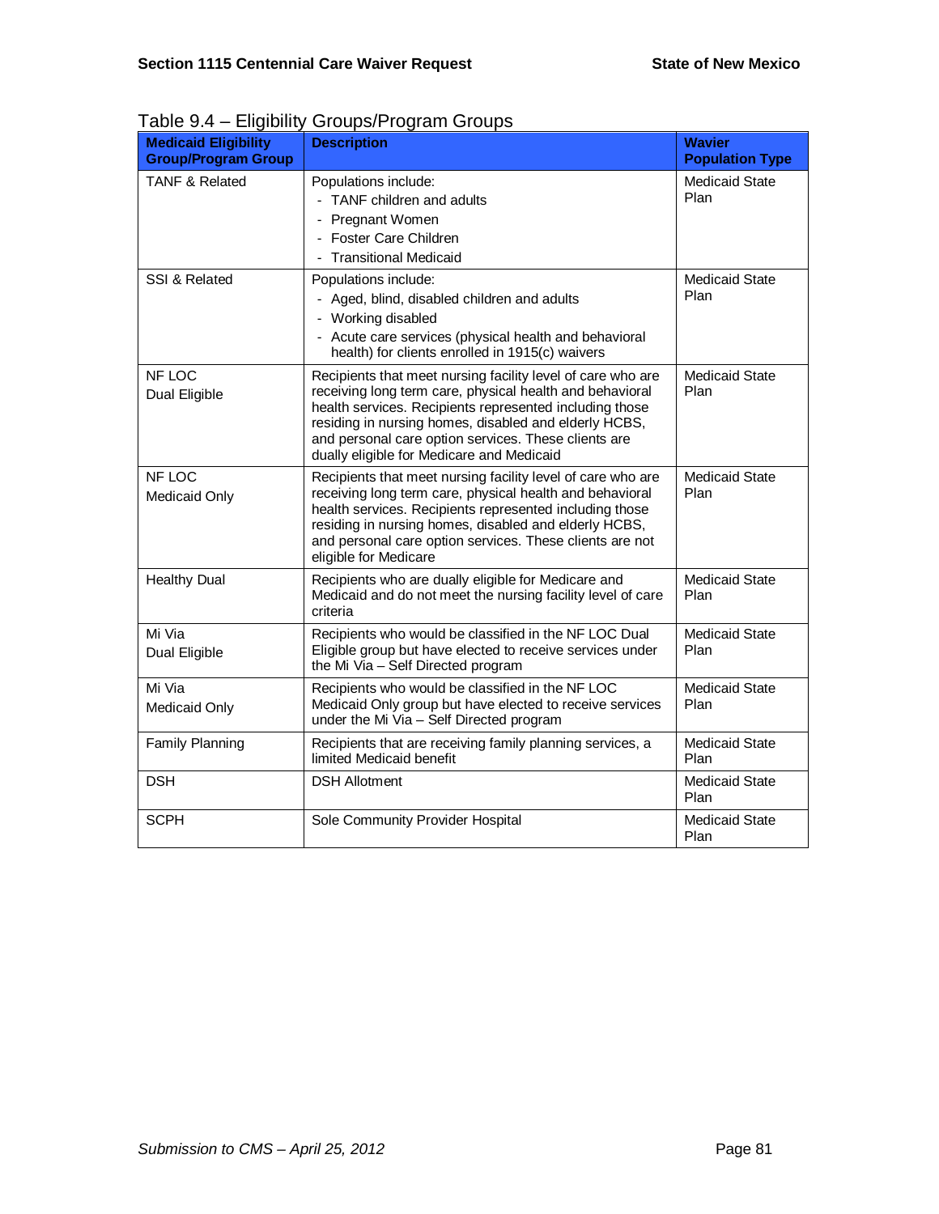Table 9.4 – Eligibility Groups/Program Groups

| Medicaid Eligibility Group/Program Group | Description | Wavier Population Type |
|---|---|---|
| TANF & Related | Populations include:<br>- TANF children and adults<br>- Pregnant Women<br>- Foster Care Children<br>- Transitional Medicaid | Medicaid State Plan |
| SSI & Related | Populations include:<br>- Aged, blind, disabled children and adults<br>- Working disabled<br>- Acute care services (physical health and behavioral health) for clients enrolled in 1915(c) waivers | Medicaid State Plan |
| NF LOC<br>Dual Eligible | Recipients that meet nursing facility level of care who are receiving long term care, physical health and behavioral health services. Recipients represented including those residing in nursing homes, disabled and elderly HCBS, and personal care option services. These clients are dually eligible for Medicare and Medicaid | Medicaid State Plan |
| NF LOC<br>Medicaid Only | Recipients that meet nursing facility level of care who are receiving long term care, physical health and behavioral health services. Recipients represented including those residing in nursing homes, disabled and elderly HCBS, and personal care option services. These clients are not eligible for Medicare | Medicaid State Plan |
| Healthy Dual | Recipients who are dually eligible for Medicare and Medicaid and do not meet the nursing facility level of care criteria | Medicaid State Plan |
| Mi Via<br>Dual Eligible | Recipients who would be classified in the NF LOC Dual Eligible group but have elected to receive services under the Mi Via – Self Directed program | Medicaid State Plan |
| Mi Via<br>Medicaid Only | Recipients who would be classified in the NF LOC Medicaid Only group but have elected to receive services under the Mi Via – Self Directed program | Medicaid State Plan |
| Family Planning | Recipients that are receiving family planning services, a limited Medicaid benefit | Medicaid State Plan |
| DSH | DSH Allotment | Medicaid State Plan |
| SCPH | Sole Community Provider Hospital | Medicaid State Plan |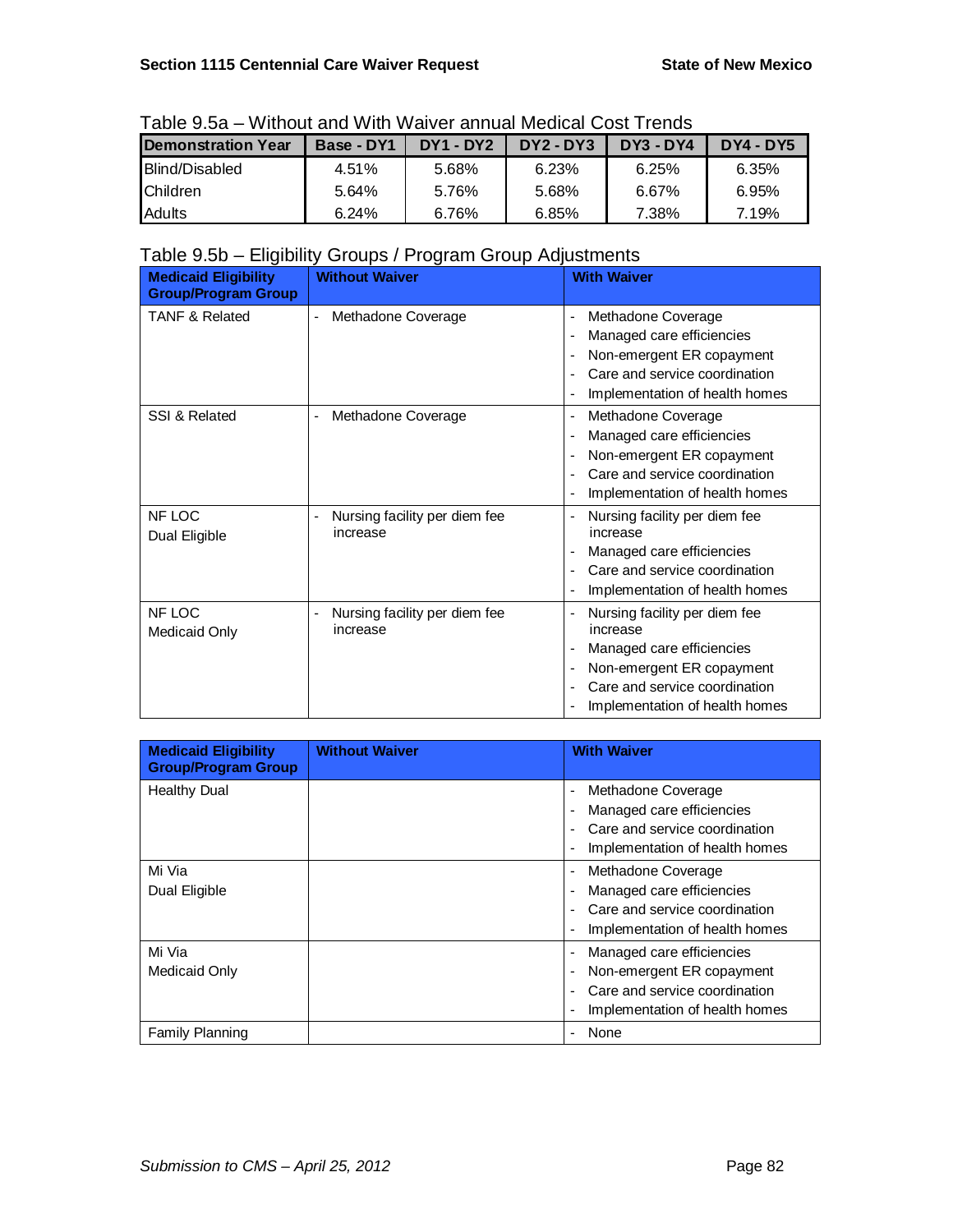Table 9.5a – Without and With Waiver annual Medical Cost Trends

| Demonstration Year | Base - DY1 | DY1 - DY2 | DY2 - DY3 | DY3 - DY4 | DY4 - DY5 |
|---|---|---|---|---|---|
| Blind/Disabled | 4.51% | 5.68% | 6.23% | 6.25% | 6.35% |
| Children | 5.64% | 5.76% | 5.68% | 6.67% | 6.95% |
| Adults | 6.24% | 6.76% | 6.85% | 7.38% | 7.19% |

Table 9.5b – Eligibility Groups / Program Group Adjustments

| Medicaid Eligibility Group/Program Group | Without Waiver | With Waiver |
|---|---|---|
| TANF & Related | - Methadone Coverage | - Methadone Coverage<br>- Managed care efficiencies<br>- Non-emergent ER copayment<br>- Care and service coordination<br>- Implementation of health homes |
| SSI & Related | - Methadone Coverage | - Methadone Coverage<br>- Managed care efficiencies<br>- Non-emergent ER copayment<br>- Care and service coordination<br>- Implementation of health homes |
| NF LOC<br>Dual Eligible | - Nursing facility per diem fee increase | - Nursing facility per diem fee increase<br>- Managed care efficiencies<br>- Care and service coordination<br>- Implementation of health homes |
| NF LOC<br>Medicaid Only | - Nursing facility per diem fee increase | - Nursing facility per diem fee increase<br>- Managed care efficiencies<br>- Non-emergent ER copayment<br>- Care and service coordination<br>- Implementation of health homes |
| Healthy Dual | | - Methadone Coverage<br>- Managed care efficiencies<br>- Care and service coordination<br>- Implementation of health homes |
| Mi Via<br>Dual Eligible | | - Methadone Coverage<br>- Managed care efficiencies<br>- Care and service coordination<br>- Implementation of health homes |
| Mi Via<br>Medicaid Only | | - Managed care efficiencies<br>- Non-emergent ER copayment<br>- Care and service coordination<br>- Implementation of health homes |
| Family Planning | | - None |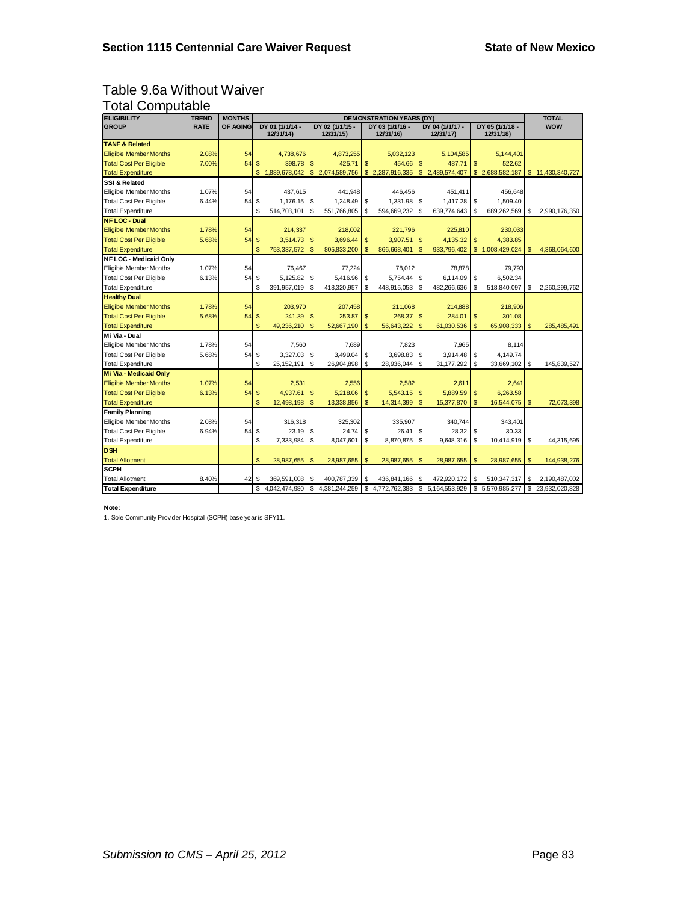# Table 9.6a Without Waiver

## Total Computable

| ELIGIBILITY GROUP | TREND RATE | MONTHS OF AGING | DY 01 (1/1/14 - 12/31/14) | DY 02 (1/1/15 - 12/31/15) | DY 03 (1/1/16 - 12/31/16) | DY 04 (1/1/17 - 12/31/17) | DY 05 (1/1/18 - 12/31/18) | TOTAL WOW |
|---|---|---|---|---|---|---|---|---|
| **TANF & Related** | | | | | | | | |
| Eligible Member Months | 2.08% | 54 | 4,738,676 | 4,873,255 | 5,032,123 | 5,104,585 | 5,144,401 | |
| Total Cost Per Eligible | 7.00% | 54 | $ 398.78 | $ 425.71 | $ 454.66 | $ 487.71 | $ 522.62 | |
| Total Expenditure | | | $ 1,889,678,042 | $ 2,074,589,756 | $ 2,287,916,335 | $ 2,489,574,407 | $ 2,688,582,187 | $ 11,430,340,727 |
| **SSI & Related** | | | | | | | | |
| Eligible Member Months | 1.07% | 54 | 437,615 | 441,948 | 446,456 | 451,411 | 456,648 | |
| Total Cost Per Eligible | 6.44% | 54 | $ 1,176.15 | $ 1,248.49 | $ 1,331.98 | $ 1,417.28 | $ 1,509.40 | |
| Total Expenditure | | | $ 514,703,101 | $ 551,766,805 | $ 594,669,232 | $ 639,774,643 | $ 689,262,569 | $ 2,990,176,350 |
| **NF LOC - Dual** | | | | | | | | |
| Eligible Member Months | 1.78% | 54 | 214,337 | 218,002 | 221,796 | 225,810 | 230,033 | |
| Total Cost Per Eligible | 5.68% | 54 | $ 3,514.73 | $ 3,696.44 | $ 3,907.51 | $ 4,135.32 | $ 4,383.85 | |
| Total Expenditure | | | $ 753,337,572 | $ 805,833,200 | $ 866,668,401 | $ 933,796,402 | $ 1,008,429,024 | $ 4,368,064,600 |
| **NF LOC - Medicaid Only** | | | | | | | | |
| Eligible Member Months | 1.07% | 54 | 76,467 | 77,224 | 78,012 | 78,878 | 79,793 | |
| Total Cost Per Eligible | 6.13% | 54 | $ 5,125.82 | $ 5,416.96 | $ 5,754.44 | $ 6,114.09 | $ 6,502.34 | |
| Total Expenditure | | | $ 391,957,019 | $ 418,320,957 | $ 448,915,053 | $ 482,266,636 | $ 518,840,097 | $ 2,260,299,762 |
| **Healthy Dual** | | | | | | | | |
| Eligible Member Months | 1.78% | 54 | 203,970 | 207,458 | 211,068 | 214,888 | 218,906 | |
| Total Cost Per Eligible | 5.68% | 54 | $ 241.39 | $ 253.87 | $ 268.37 | $ 284.01 | $ 301.08 | |
| Total Expenditure | | | $ 49,236,210 | $ 52,667,190 | $ 56,643,222 | $ 61,030,536 | $ 65,908,333 | $ 285,485,491 |
| **Mi Via - Dual** | | | | | | | | |
| Eligible Member Months | 1.78% | 54 | 7,560 | 7,689 | 7,823 | 7,965 | 8,114 | |
| Total Cost Per Eligible | 5.68% | 54 | $ 3,327.03 | $ 3,499.04 | $ 3,698.83 | $ 3,914.48 | $ 4,149.74 | |
| Total Expenditure | | | $ 25,152,191 | $ 26,904,898 | $ 28,936,044 | $ 31,177,292 | $ 33,669,102 | $ 145,839,527 |
| **Mi Via - Medicaid Only** | | | | | | | | |
| Eligible Member Months | 1.07% | 54 | 2,531 | 2,556 | 2,582 | 2,611 | 2,641 | |
| Total Cost Per Eligible | 6.13% | 54 | $ 4,937.61 | $ 5,218.06 | $ 5,543.15 | $ 5,889.59 | $ 6,263.58 | |
| Total Expenditure | | | $ 12,498,198 | $ 13,338,856 | $ 14,314,399 | $ 15,377,870 | $ 16,544,075 | $ 72,073,398 |
| **Family Planning** | | | | | | | | |
| Eligible Member Months | 2.08% | 54 | 316,318 | 325,302 | 335,907 | 340,744 | 343,401 | |
| Total Cost Per Eligible | 6.94% | 54 | $ 23.19 | $ 24.74 | $ 26.41 | $ 28.32 | $ 30.33 | |
| Total Expenditure | | | $ 7,333,984 | $ 8,047,601 | $ 8,870,875 | $ 9,648,316 | $ 10,414,919 | $ 44,315,695 |
| **DSH** | | | | | | | | |
| Total Allotment | | | $ 28,987,655 | $ 28,987,655 | $ 28,987,655 | $ 28,987,655 | $ 28,987,655 | $ 144,938,276 |
| **SCPH** | | | | | | | | |
| Total Allotment | 8.40% | 42 | $ 369,591,008 | $ 400,787,339 | $ 436,841,166 | $ 472,920,172 | $ 510,347,317 | $ 2,190,487,002 |
| **Total Expenditure** | | | $ 4,042,474,980 | $ 4,381,244,259 | $ 4,772,762,383 | $ 5,164,553,929 | $ 5,570,985,277 | $ 23,932,020,828 |

**Note:**

1. Sole Community Provider Hospital (SCPH) base year is SFY11.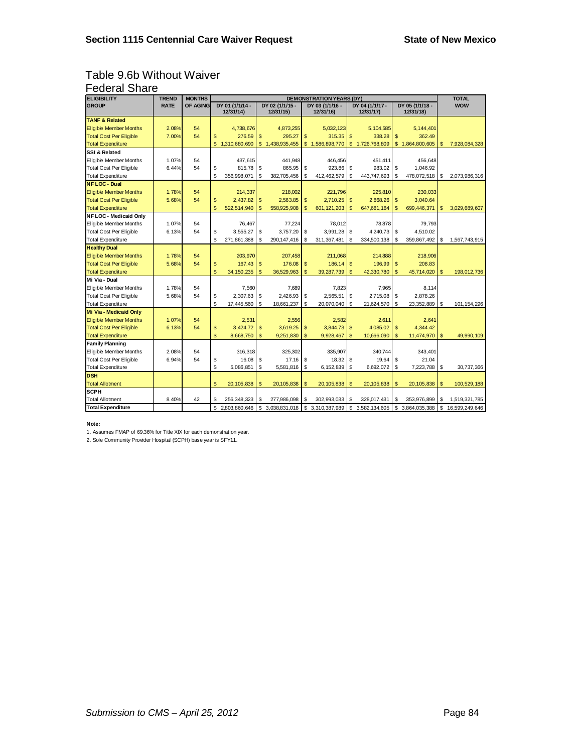## Table 9.6b Without Waiver

### Federal Share

| ELIGIBILITY GROUP | TREND RATE | MONTHS OF AGING | DEMONSTRATION YEARS (DY) DY 01 (1/1/14 - 12/31/14) | DY 02 (1/1/15 - 12/31/15) | DY 03 (1/1/16 - 12/31/16) | DY 04 (1/1/17 - 12/31/17) | DY 05 (1/1/18 - 12/31/18) | TOTAL WOW |
|---|---|---|---|---|---|---|---|---|
| **TANF & Related** | | | | | | | | |
| Eligible Member Months | 2.08% | 54 | 4,738,676 | 4,873,255 | 5,032,123 | 5,104,585 | 5,144,401 | |
| Total Cost Per Eligible | 7.00% | 54 | $ 276.59 | $ 295.27 | $ 315.35 | $ 338.28 | $ 362.49 | |
| Total Expenditure | | | $ 1,310,680,690 | $ 1,438,935,455 | $ 1,586,898,770 | $ 1,726,768,809 | $ 1,864,800,605 | $ 7,928,084,328 |
| **SSI & Related** | | | | | | | | |
| Eligible Member Months | 1.07% | 54 | 437,615 | 441,948 | 446,456 | 451,411 | 456,648 | |
| Total Cost Per Eligible | 6.44% | 54 | $ 815.78 | $ 865.95 | $ 923.86 | $ 983.02 | $ 1,046.92 | |
| Total Expenditure | | | $ 356,998,071 | $ 382,705,456 | $ 412,462,579 | $ 443,747,693 | $ 478,072,518 | $ 2,073,986,316 |
| **NF LOC - Dual** | | | | | | | | |
| Eligible Member Months | 1.78% | 54 | 214,337 | 218,002 | 221,796 | 225,810 | 230,033 | |
| Total Cost Per Eligible | 5.68% | 54 | $ 2,437.82 | $ 2,563.85 | $ 2,710.25 | $ 2,868.26 | $ 3,040.64 | |
| Total Expenditure | | | $ 522,514,940 | $ 558,925,908 | $ 601,121,203 | $ 647,681,184 | $ 699,446,371 | $ 3,029,689,607 |
| **NF LOC - Medicaid Only** | | | | | | | | |
| Eligible Member Months | 1.07% | 54 | 76,467 | 77,224 | 78,012 | 78,878 | 79,793 | |
| Total Cost Per Eligible | 6.13% | 54 | $ 3,555.27 | $ 3,757.20 | $ 3,991.28 | $ 4,240.73 | $ 4,510.02 | |
| Total Expenditure | | | $ 271,861,388 | $ 290,147,416 | $ 311,367,481 | $ 334,500,138 | $ 359,867,492 | $ 1,567,743,915 |
| **Healthy Dual** | | | | | | | | |
| Eligible Member Months | 1.78% | 54 | 203,970 | 207,458 | 211,068 | 214,888 | 218,906 | |
| Total Cost Per Eligible | 5.68% | 54 | $ 167.43 | $ 176.08 | $ 186.14 | $ 196.99 | $ 208.83 | |
| Total Expenditure | | | $ 34,150,235 | $ 36,529,963 | $ 39,287,739 | $ 42,330,780 | $ 45,714,020 | $ 198,012,736 |
| **Mi Via - Dual** | | | | | | | | |
| Eligible Member Months | 1.78% | 54 | 7,560 | 7,689 | 7,823 | 7,965 | 8,114 | |
| Total Cost Per Eligible | 5.68% | 54 | $ 2,307.63 | $ 2,426.93 | $ 2,565.51 | $ 2,715.08 | $ 2,878.26 | |
| Total Expenditure | | | $ 17,445,560 | $ 18,661,237 | $ 20,070,040 | $ 21,624,570 | $ 23,352,889 | $ 101,154,296 |
| **Mi Via - Medicaid Only** | | | | | | | | |
| Eligible Member Months | 1.07% | 54 | 2,531 | 2,556 | 2,582 | 2,611 | 2,641 | |
| Total Cost Per Eligible | 6.13% | 54 | $ 3,424.72 | $ 3,619.25 | $ 3,844.73 | $ 4,085.02 | $ 4,344.42 | |
| Total Expenditure | | | $ 8,668,750 | $ 9,251,830 | $ 9,928,467 | $ 10,666,090 | $ 11,474,970 | $ 49,990,109 |
| **Family Planning** | | | | | | | | |
| Eligible Member Months | 2.08% | 54 | 316,318 | 325,302 | 335,907 | 340,744 | 343,401 | |
| Total Cost Per Eligible | 6.94% | 54 | $ 16.08 | $ 17.16 | $ 18.32 | $ 19.64 | $ 21.04 | |
| Total Expenditure | | | $ 5,086,851 | $ 5,581,816 | $ 6,152,839 | $ 6,692,072 | $ 7,223,788 | $ 30,737,366 |
| **DSH** | | | | | | | | |
| Total Allotment | | | $ 20,105,838 | $ 20,105,838 | $ 20,105,838 | $ 20,105,838 | $ 20,105,838 | $ 100,529,188 |
| **SCPH** | | | | | | | | |
| Total Allotment | 8.40% | 42 | $ 256,348,323 | $ 277,986,098 | $ 302,993,033 | $ 328,017,431 | $ 353,976,899 | $ 1,519,321,785 |
| **Total Expenditure** | | | $ 2,803,860,646 | $ 3,038,831,018 | $ 3,310,387,989 | $ 3,582,134,605 | $ 3,864,035,388 | $ 16,599,249,646 |

**Note:**

1. Assumes FMAP of 69.36% for Title XIX for each demonstration year.
2. Sole Community Provider Hospital (SCPH) base year is SFY11.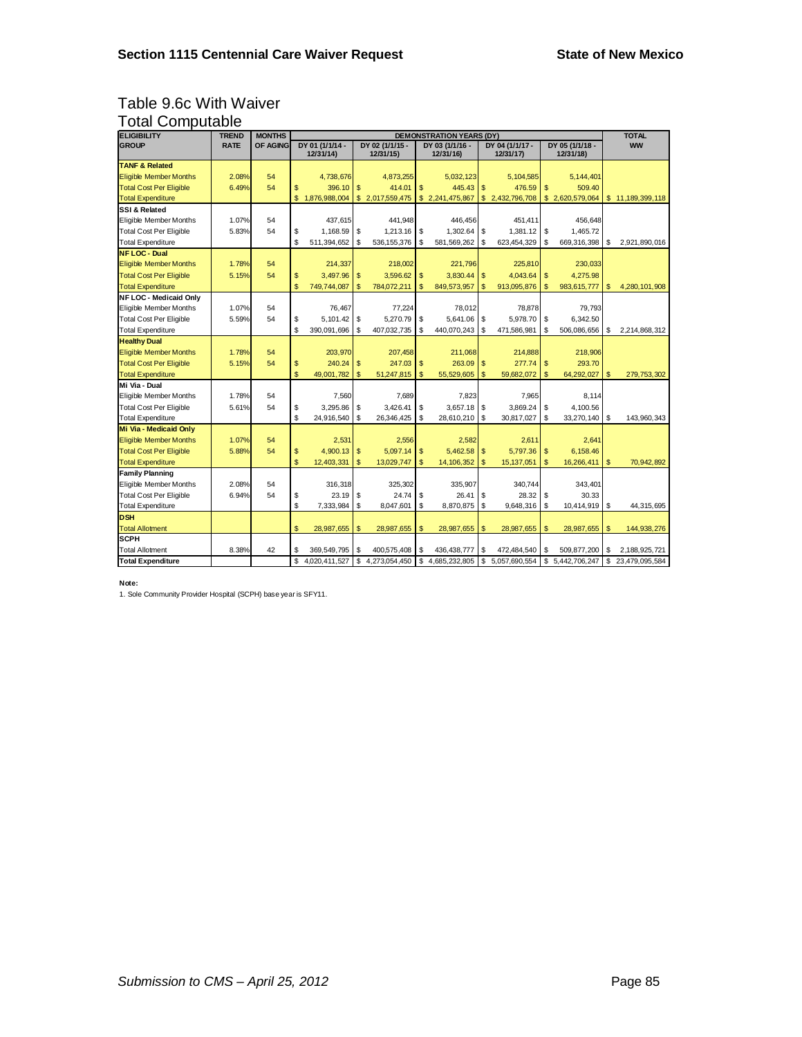# Table 9.6c With Waiver

## Total Computable

| ELIGIBILITY GROUP | TREND RATE | MONTHS OF AGING | DEMONSTRATION YEARS (DY) | | | | | TOTAL WW |
|---|---|---|---|---|---|---|---|---|
| | | | DY 01 (1/1/14 - 12/31/14) | DY 02 (1/1/15 - 12/31/15) | DY 03 (1/1/16 - 12/31/16) | DY 04 (1/1/17 - 12/31/17) | DY 05 (1/1/18 - 12/31/18) | |
| **TANF & Related** | | | | | | | | |
| Eligible Member Months | 2.08% | 54 | 4,738,676 | 4,873,255 | 5,032,123 | 5,104,585 | 5,144,401 | |
| Total Cost Per Eligible | 6.49% | 54 | $ 396.10 | $ 414.01 | $ 445.43 | $ 476.59 | $ 509.40 | |
| Total Expenditure | | | $ 1,876,988,004 | $ 2,017,559,475 | $ 2,241,475,867 | $ 2,432,796,708 | $ 2,620,579,064 | $ 11,189,399,118 |
| **SSI & Related** | | | | | | | | |
| Eligible Member Months | 1.07% | 54 | 437,615 | 441,948 | 446,456 | 451,411 | 456,648 | |
| Total Cost Per Eligible | 5.83% | 54 | $ 1,168.59 | $ 1,213.16 | $ 1,302.64 | $ 1,381.12 | $ 1,465.72 | |
| Total Expenditure | | | $ 511,394,652 | $ 536,155,376 | $ 581,569,262 | $ 623,454,329 | $ 669,316,398 | $ 2,921,890,016 |
| **NF LOC - Dual** | | | | | | | | |
| Eligible Member Months | 1.78% | 54 | 214,337 | 218,002 | 221,796 | 225,810 | 230,033 | |
| Total Cost Per Eligible | 5.15% | 54 | $ 3,497.96 | $ 3,596.62 | $ 3,830.44 | $ 4,043.64 | $ 4,275.98 | |
| Total Expenditure | | | $ 749,744,087 | $ 784,072,211 | $ 849,573,957 | $ 913,095,876 | $ 983,615,777 | $ 4,280,101,908 |
| **NF LOC - Medicaid Only** | | | | | | | | |
| Eligible Member Months | 1.07% | 54 | 76,467 | 77,224 | 78,012 | 78,878 | 79,793 | |
| Total Cost Per Eligible | 5.59% | 54 | $ 5,101.42 | $ 5,270.79 | $ 5,641.06 | $ 5,978.70 | $ 6,342.50 | |
| Total Expenditure | | | $ 390,091,696 | $ 407,032,735 | $ 440,070,243 | $ 471,586,981 | $ 506,086,656 | $ 2,214,868,312 |
| **Healthy Dual** | | | | | | | | |
| Eligible Member Months | 1.78% | 54 | 203,970 | 207,458 | 211,068 | 214,888 | 218,906 | |
| Total Cost Per Eligible | 5.15% | 54 | $ 240.24 | $ 247.03 | $ 263.09 | $ 277.74 | $ 293.70 | |
| Total Expenditure | | | $ 49,001,782 | $ 51,247,815 | $ 55,529,605 | $ 59,682,072 | $ 64,292,027 | $ 279,753,302 |
| **Mi Via - Dual** | | | | | | | | |
| Eligible Member Months | 1.78% | 54 | 7,560 | 7,689 | 7,823 | 7,965 | 8,114 | |
| Total Cost Per Eligible | 5.61% | 54 | $ 3,295.86 | $ 3,426.41 | $ 3,657.18 | $ 3,869.24 | $ 4,100.56 | |
| Total Expenditure | | | $ 24,916,540 | $ 26,346,425 | $ 28,610,210 | $ 30,817,027 | $ 33,270,140 | $ 143,960,343 |
| **Mi Via - Medicaid Only** | | | | | | | | |
| Eligible Member Months | 1.07% | 54 | 2,531 | 2,556 | 2,582 | 2,611 | 2,641 | |
| Total Cost Per Eligible | 5.88% | 54 | $ 4,900.13 | $ 5,097.14 | $ 5,462.58 | $ 5,797.36 | $ 6,158.46 | |
| Total Expenditure | | | $ 12,403,331 | $ 13,029,747 | $ 14,106,352 | $ 15,137,051 | $ 16,266,411 | $ 70,942,892 |
| **Family Planning** | | | | | | | | |
| Eligible Member Months | 2.08% | 54 | 316,318 | 325,302 | 335,907 | 340,744 | 343,401 | |
| Total Cost Per Eligible | 6.94% | 54 | $ 23.19 | $ 24.74 | $ 26.41 | $ 28.32 | $ 30.33 | |
| Total Expenditure | | | $ 7,333,984 | $ 8,047,601 | $ 8,870,875 | $ 9,648,316 | $ 10,414,919 | $ 44,315,695 |
| **DSH** | | | | | | | | |
| Total Allotment | | | $ 28,987,655 | $ 28,987,655 | $ 28,987,655 | $ 28,987,655 | $ 28,987,655 | $ 144,938,276 |
| **SCPH** | | | | | | | | |
| Total Allotment | 8.38% | 42 | $ 369,549,795 | $ 400,575,408 | $ 436,438,777 | $ 472,484,540 | $ 509,877,200 | $ 2,188,925,721 |
| **Total Expenditure** | | | $ 4,020,411,527 | $ 4,273,054,450 | $ 4,685,232,805 | $ 5,057,690,554 | $ 5,442,706,247 | $ 23,479,095,584 |

**Note:**

1. Sole Community Provider Hospital (SCPH) base year is SFY11.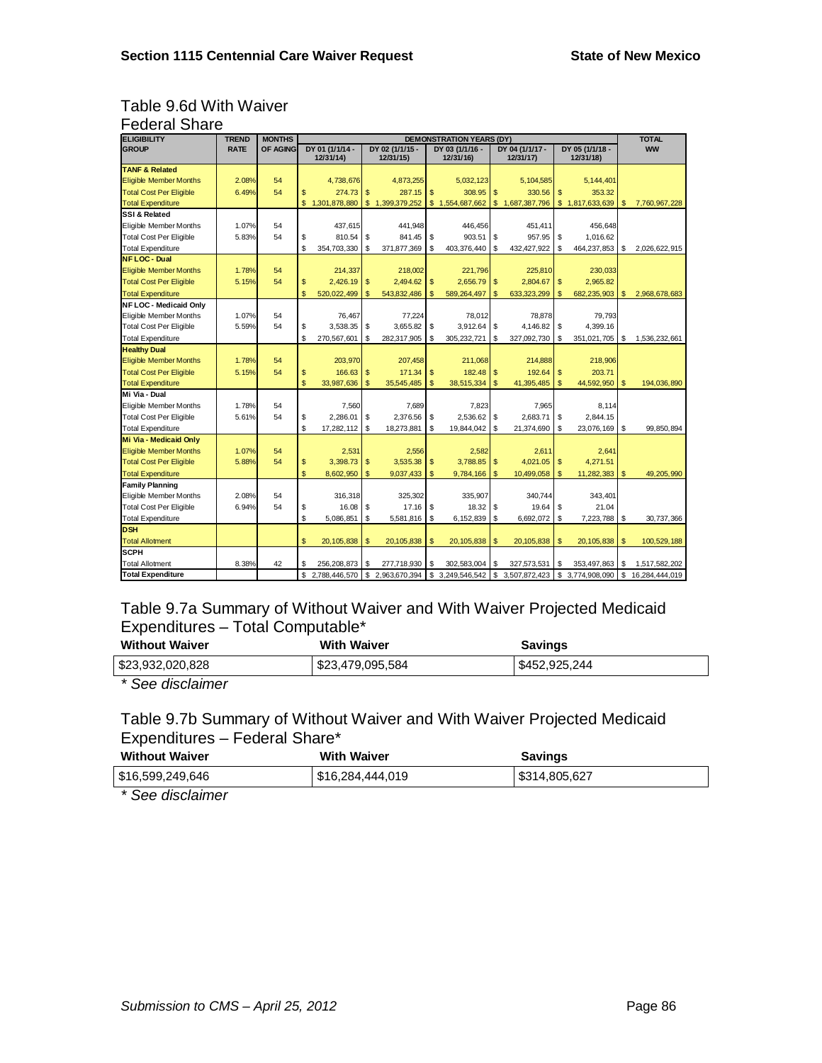## Table 9.6d With Waiver Federal Share

| ELIGIBILITY GROUP | TREND RATE | MONTHS OF AGING | DY 01 (1/1/14 - 12/31/14) | DY 02 (1/1/15 - 12/31/15) | DY 03 (1/1/16 - 12/31/16) | DY 04 (1/1/17 - 12/31/17) | DY 05 (1/1/18 - 12/31/18) | TOTAL WW |
|---|---|---|---|---|---|---|---|---|
| **TANF & Related** | | | | | | | | |
| Eligible Member Months | 2.08% | 54 | 4,738,676 | 4,873,255 | 5,032,123 | 5,104,585 | 5,144,401 | |
| Total Cost Per Eligible | 6.49% | 54 | $ 274.73 | $ 287.15 | $ 308.95 | $ 330.56 | $ 353.32 | |
| Total Expenditure | | | $ 1,301,878,880 | $ 1,399,379,252 | $ 1,554,687,662 | $ 1,687,387,796 | $ 1,817,633,639 | $ 7,760,967,228 |
| **SSI & Related** | | | | | | | | |
| Eligible Member Months | 1.07% | 54 | 437,615 | 441,948 | 446,456 | 451,411 | 456,648 | |
| Total Cost Per Eligible | 5.83% | 54 | $ 810.54 | $ 841.45 | $ 903.51 | $ 957.95 | $ 1,016.62 | |
| Total Expenditure | | | $ 354,703,330 | $ 371,877,369 | $ 403,376,440 | $ 432,427,922 | $ 464,237,853 | $ 2,026,622,915 |
| **NF LOC - Dual** | | | | | | | | |
| Eligible Member Months | 1.78% | 54 | 214,337 | 218,002 | 221,796 | 225,810 | 230,033 | |
| Total Cost Per Eligible | 5.15% | 54 | $ 2,426.19 | $ 2,494.62 | $ 2,656.79 | $ 2,804.67 | $ 2,965.82 | |
| Total Expenditure | | | $ 520,022,499 | $ 543,832,486 | $ 589,264,497 | $ 633,323,299 | $ 682,235,903 | $ 2,968,678,683 |
| **NF LOC - Medicaid Only** | | | | | | | | |
| Eligible Member Months | 1.07% | 54 | 76,467 | 77,224 | 78,012 | 78,878 | 79,793 | |
| Total Cost Per Eligible | 5.59% | 54 | $ 3,538.35 | $ 3,655.82 | $ 3,912.64 | $ 4,146.82 | $ 4,399.16 | |
| Total Expenditure | | | $ 270,567,601 | $ 282,317,905 | $ 305,232,721 | $ 327,092,730 | $ 351,021,705 | $ 1,536,232,661 |
| **Healthy Dual** | | | | | | | | |
| Eligible Member Months | 1.78% | 54 | 203,970 | 207,458 | 211,068 | 214,888 | 218,906 | |
| Total Cost Per Eligible | 5.15% | 54 | $ 166.63 | $ 171.34 | $ 182.48 | $ 192.64 | $ 203.71 | |
| Total Expenditure | | | $ 33,987,636 | $ 35,545,485 | $ 38,515,334 | $ 41,395,485 | $ 44,592,950 | $ 194,036,890 |
| **Mi Via - Dual** | | | | | | | | |
| Eligible Member Months | 1.78% | 54 | 7,560 | 7,689 | 7,823 | 7,965 | 8,114 | |
| Total Cost Per Eligible | 5.61% | 54 | $ 2,286.01 | $ 2,376.56 | $ 2,536.62 | $ 2,683.71 | $ 2,844.15 | |
| Total Expenditure | | | $ 17,282,112 | $ 18,273,881 | $ 19,844,042 | $ 21,374,690 | $ 23,076,169 | $ 99,850,894 |
| **Mi Via - Medicaid Only** | | | | | | | | |
| Eligible Member Months | 1.07% | 54 | 2,531 | 2,556 | 2,582 | 2,611 | 2,641 | |
| Total Cost Per Eligible | 5.88% | 54 | $ 3,398.73 | $ 3,535.38 | $ 3,788.85 | $ 4,021.05 | $ 4,271.51 | |
| Total Expenditure | | | $ 8,602,950 | $ 9,037,433 | $ 9,784,166 | $ 10,499,058 | $ 11,282,383 | $ 49,205,990 |
| **Family Planning** | | | | | | | | |
| Eligible Member Months | 2.08% | 54 | 316,318 | 325,302 | 335,907 | 340,744 | 343,401 | |
| Total Cost Per Eligible | 6.94% | 54 | $ 16.08 | $ 17.16 | $ 18.32 | $ 19.64 | $ 21.04 | |
| Total Expenditure | | | $ 5,086,851 | $ 5,581,816 | $ 6,152,839 | $ 6,692,072 | $ 7,223,788 | $ 30,737,366 |
| **DSH** | | | | | | | | |
| Total Allotment | | | $ 20,105,838 | $ 20,105,838 | $ 20,105,838 | $ 20,105,838 | $ 20,105,838 | $ 100,529,188 |
| **SCPH** | | | | | | | | |
| Total Allotment | 8.38% | 42 | $ 256,208,873 | $ 277,718,930 | $ 302,583,004 | $ 327,573,531 | $ 353,497,863 | $ 1,517,582,202 |
| **Total Expenditure** | | | $ 2,788,446,570 | $ 2,963,670,394 | $ 3,249,546,542 | $ 3,507,872,423 | $ 3,774,908,090 | $ 16,284,444,019 |

## Table 9.7a Summary of Without Waiver and With Waiver Projected Medicaid Expenditures – Total Computable*

| Without Waiver | With Waiver | Savings |
|---|---|---|
| $23,932,020,828 | $23,479,095,584 | $452,925,244 |

*\* See disclaimer*

## Table 9.7b Summary of Without Waiver and With Waiver Projected Medicaid Expenditures – Federal Share*

| Without Waiver | With Waiver | Savings |
|---|---|---|
| $16,599,249,646 | $16,284,444,019 | $314,805,627 |

*\* See disclaimer*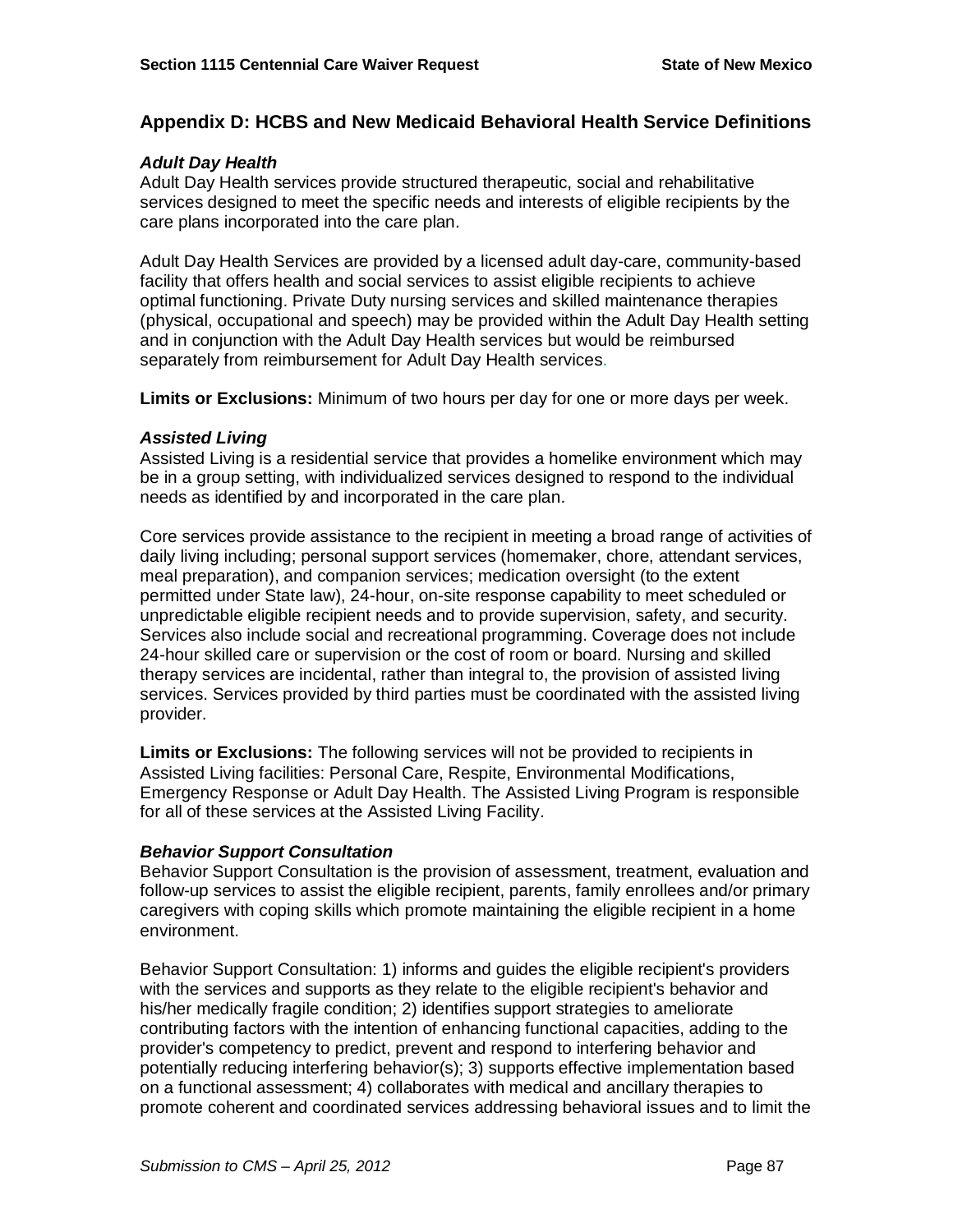## Appendix D: HCBS and New Medicaid Behavioral Health Service Definitions

### *Adult Day Health*

Adult Day Health services provide structured therapeutic, social and rehabilitative services designed to meet the specific needs and interests of eligible recipients by the care plans incorporated into the care plan.

Adult Day Health Services are provided by a licensed adult day-care, community-based facility that offers health and social services to assist eligible recipients to achieve optimal functioning. Private Duty nursing services and skilled maintenance therapies (physical, occupational and speech) may be provided within the Adult Day Health setting and in conjunction with the Adult Day Health services but would be reimbursed separately from reimbursement for Adult Day Health services.

**Limits or Exclusions:** Minimum of two hours per day for one or more days per week.

### *Assisted Living*

Assisted Living is a residential service that provides a homelike environment which may be in a group setting, with individualized services designed to respond to the individual needs as identified by and incorporated in the care plan.

Core services provide assistance to the recipient in meeting a broad range of activities of daily living including; personal support services (homemaker, chore, attendant services, meal preparation), and companion services; medication oversight (to the extent permitted under State law), 24-hour, on-site response capability to meet scheduled or unpredictable eligible recipient needs and to provide supervision, safety, and security. Services also include social and recreational programming. Coverage does not include 24-hour skilled care or supervision or the cost of room or board. Nursing and skilled therapy services are incidental, rather than integral to, the provision of assisted living services. Services provided by third parties must be coordinated with the assisted living provider.

**Limits or Exclusions:** The following services will not be provided to recipients in Assisted Living facilities: Personal Care, Respite, Environmental Modifications, Emergency Response or Adult Day Health. The Assisted Living Program is responsible for all of these services at the Assisted Living Facility.

### *Behavior Support Consultation*

Behavior Support Consultation is the provision of assessment, treatment, evaluation and follow-up services to assist the eligible recipient, parents, family enrollees and/or primary caregivers with coping skills which promote maintaining the eligible recipient in a home environment.

Behavior Support Consultation: 1) informs and guides the eligible recipient's providers with the services and supports as they relate to the eligible recipient's behavior and his/her medically fragile condition; 2) identifies support strategies to ameliorate contributing factors with the intention of enhancing functional capacities, adding to the provider's competency to predict, prevent and respond to interfering behavior and potentially reducing interfering behavior(s); 3) supports effective implementation based on a functional assessment; 4) collaborates with medical and ancillary therapies to promote coherent and coordinated services addressing behavioral issues and to limit the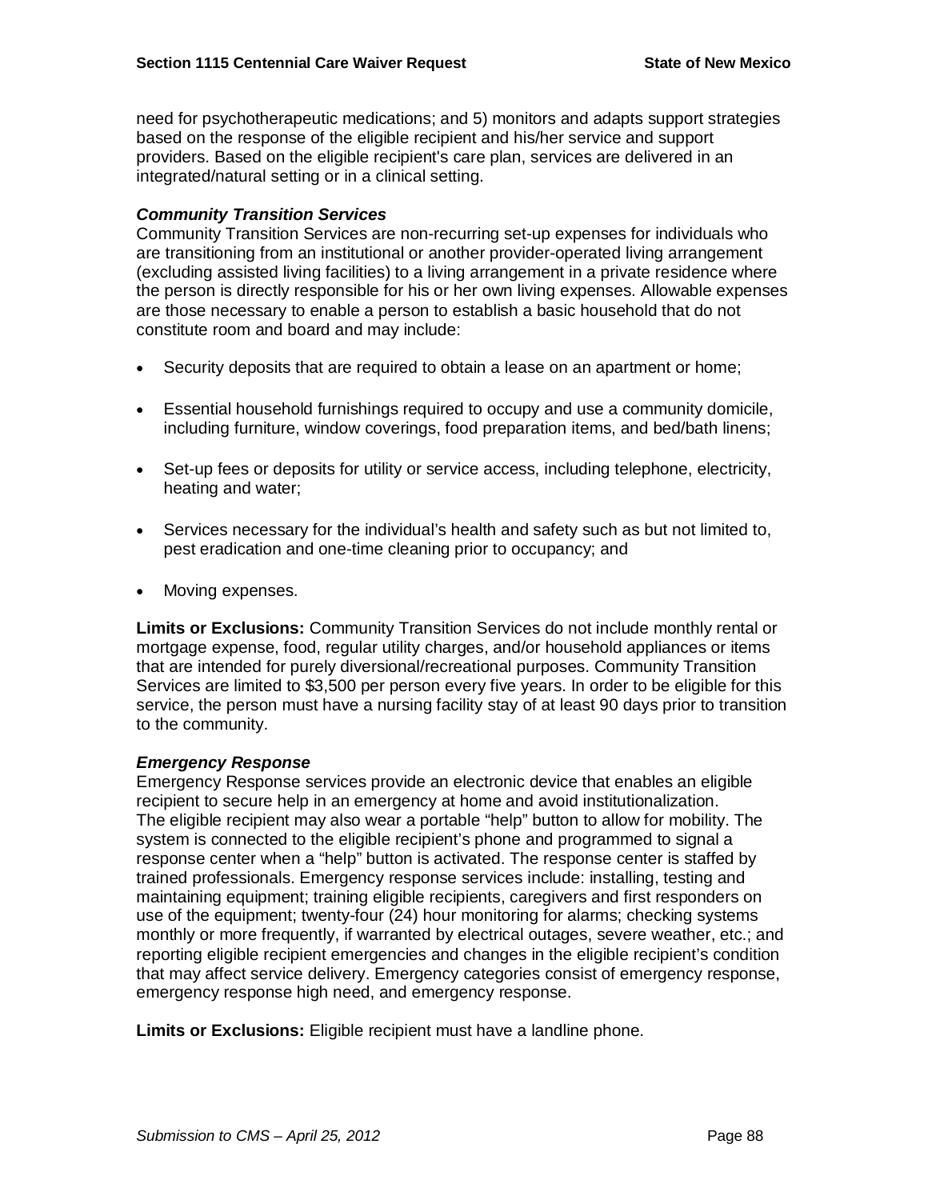need for psychotherapeutic medications; and 5) monitors and adapts support strategies based on the response of the eligible recipient and his/her service and support providers. Based on the eligible recipient's care plan, services are delivered in an integrated/natural setting or in a clinical setting.

***Community Transition Services***

Community Transition Services are non-recurring set-up expenses for individuals who are transitioning from an institutional or another provider-operated living arrangement (excluding assisted living facilities) to a living arrangement in a private residence where the person is directly responsible for his or her own living expenses. Allowable expenses are those necessary to enable a person to establish a basic household that do not constitute room and board and may include:

- Security deposits that are required to obtain a lease on an apartment or home;
- Essential household furnishings required to occupy and use a community domicile, including furniture, window coverings, food preparation items, and bed/bath linens;
- Set-up fees or deposits for utility or service access, including telephone, electricity, heating and water;
- Services necessary for the individual's health and safety such as but not limited to, pest eradication and one-time cleaning prior to occupancy; and
- Moving expenses.

**Limits or Exclusions:** Community Transition Services do not include monthly rental or mortgage expense, food, regular utility charges, and/or household appliances or items that are intended for purely diversional/recreational purposes. Community Transition Services are limited to $3,500 per person every five years. In order to be eligible for this service, the person must have a nursing facility stay of at least 90 days prior to transition to the community.

***Emergency Response***

Emergency Response services provide an electronic device that enables an eligible recipient to secure help in an emergency at home and avoid institutionalization. The eligible recipient may also wear a portable "help" button to allow for mobility. The system is connected to the eligible recipient's phone and programmed to signal a response center when a "help" button is activated. The response center is staffed by trained professionals. Emergency response services include: installing, testing and maintaining equipment; training eligible recipients, caregivers and first responders on use of the equipment; twenty-four (24) hour monitoring for alarms; checking systems monthly or more frequently, if warranted by electrical outages, severe weather, etc.; and reporting eligible recipient emergencies and changes in the eligible recipient's condition that may affect service delivery. Emergency categories consist of emergency response, emergency response high need, and emergency response.

**Limits or Exclusions:** Eligible recipient must have a landline phone.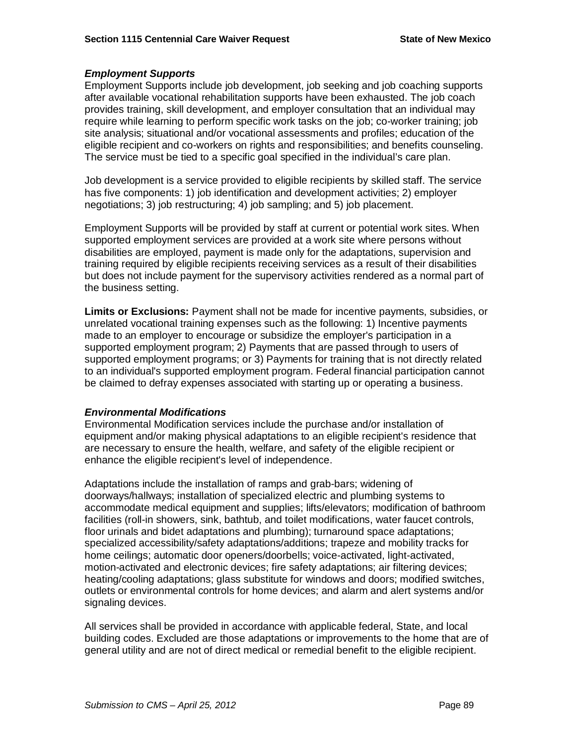***Employment Supports***
Employment Supports include job development, job seeking and job coaching supports after available vocational rehabilitation supports have been exhausted. The job coach provides training, skill development, and employer consultation that an individual may require while learning to perform specific work tasks on the job; co-worker training; job site analysis; situational and/or vocational assessments and profiles; education of the eligible recipient and co-workers on rights and responsibilities; and benefits counseling. The service must be tied to a specific goal specified in the individual's care plan.

Job development is a service provided to eligible recipients by skilled staff. The service has five components: 1) job identification and development activities; 2) employer negotiations; 3) job restructuring; 4) job sampling; and 5) job placement.

Employment Supports will be provided by staff at current or potential work sites. When supported employment services are provided at a work site where persons without disabilities are employed, payment is made only for the adaptations, supervision and training required by eligible recipients receiving services as a result of their disabilities but does not include payment for the supervisory activities rendered as a normal part of the business setting.

**Limits or Exclusions:** Payment shall not be made for incentive payments, subsidies, or unrelated vocational training expenses such as the following: 1) Incentive payments made to an employer to encourage or subsidize the employer's participation in a supported employment program; 2) Payments that are passed through to users of supported employment programs; or 3) Payments for training that is not directly related to an individual's supported employment program. Federal financial participation cannot be claimed to defray expenses associated with starting up or operating a business.

***Environmental Modifications***
Environmental Modification services include the purchase and/or installation of equipment and/or making physical adaptations to an eligible recipient's residence that are necessary to ensure the health, welfare, and safety of the eligible recipient or enhance the eligible recipient's level of independence.

Adaptations include the installation of ramps and grab-bars; widening of doorways/hallways; installation of specialized electric and plumbing systems to accommodate medical equipment and supplies; lifts/elevators; modification of bathroom facilities (roll-in showers, sink, bathtub, and toilet modifications, water faucet controls, floor urinals and bidet adaptations and plumbing); turnaround space adaptations; specialized accessibility/safety adaptations/additions; trapeze and mobility tracks for home ceilings; automatic door openers/doorbells; voice-activated, light-activated, motion-activated and electronic devices; fire safety adaptations; air filtering devices; heating/cooling adaptations; glass substitute for windows and doors; modified switches, outlets or environmental controls for home devices; and alarm and alert systems and/or signaling devices.

All services shall be provided in accordance with applicable federal, State, and local building codes. Excluded are those adaptations or improvements to the home that are of general utility and are not of direct medical or remedial benefit to the eligible recipient.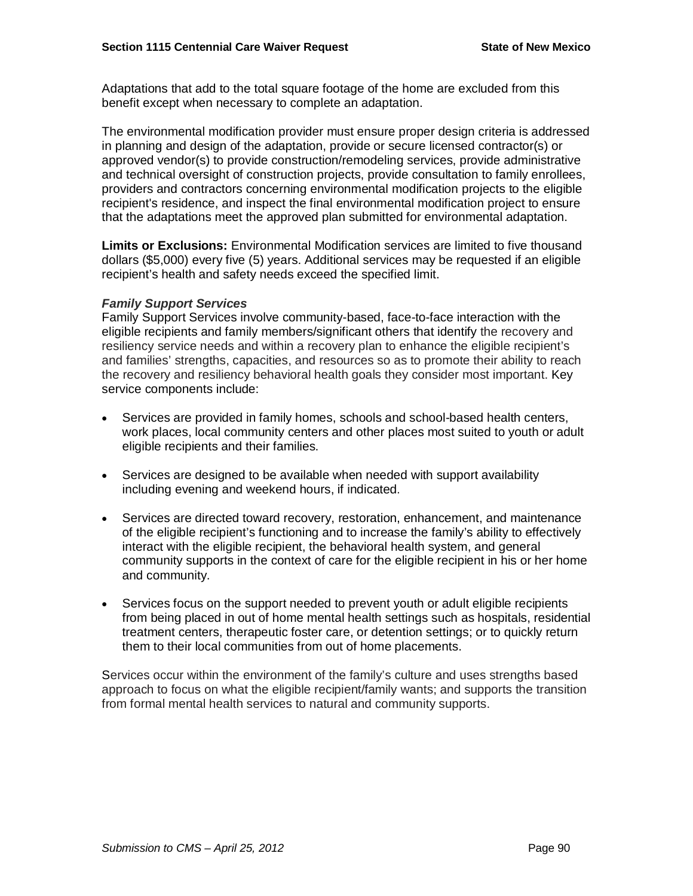Adaptations that add to the total square footage of the home are excluded from this benefit except when necessary to complete an adaptation.

The environmental modification provider must ensure proper design criteria is addressed in planning and design of the adaptation, provide or secure licensed contractor(s) or approved vendor(s) to provide construction/remodeling services, provide administrative and technical oversight of construction projects, provide consultation to family enrollees, providers and contractors concerning environmental modification projects to the eligible recipient's residence, and inspect the final environmental modification project to ensure that the adaptations meet the approved plan submitted for environmental adaptation.

**Limits or Exclusions:** Environmental Modification services are limited to five thousand dollars ($5,000) every five (5) years. Additional services may be requested if an eligible recipient's health and safety needs exceed the specified limit.

***Family Support Services***

Family Support Services involve community-based, face-to-face interaction with the eligible recipients and family members/significant others that identify the recovery and resiliency service needs and within a recovery plan to enhance the eligible recipient's and families' strengths, capacities, and resources so as to promote their ability to reach the recovery and resiliency behavioral health goals they consider most important. Key service components include:

- Services are provided in family homes, schools and school-based health centers, work places, local community centers and other places most suited to youth or adult eligible recipients and their families.
- Services are designed to be available when needed with support availability including evening and weekend hours, if indicated.
- Services are directed toward recovery, restoration, enhancement, and maintenance of the eligible recipient's functioning and to increase the family's ability to effectively interact with the eligible recipient, the behavioral health system, and general community supports in the context of care for the eligible recipient in his or her home and community.
- Services focus on the support needed to prevent youth or adult eligible recipients from being placed in out of home mental health settings such as hospitals, residential treatment centers, therapeutic foster care, or detention settings; or to quickly return them to their local communities from out of home placements.

Services occur within the environment of the family's culture and uses strengths based approach to focus on what the eligible recipient/family wants; and supports the transition from formal mental health services to natural and community supports.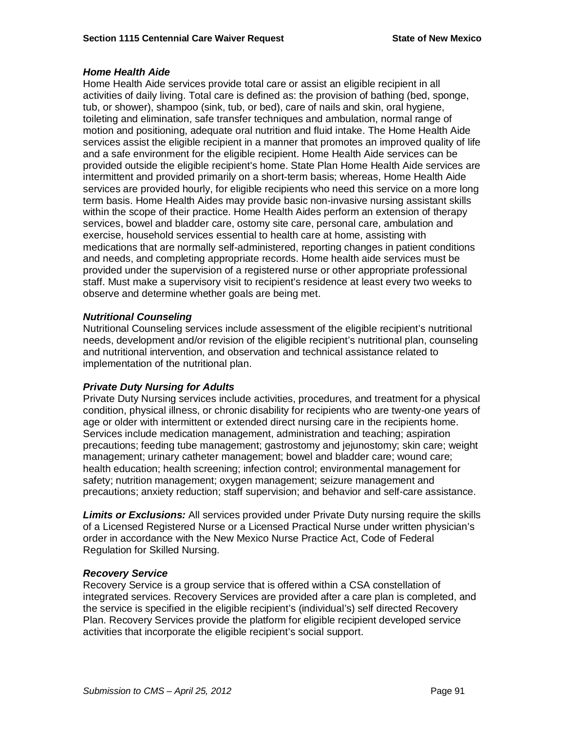### *Home Health Aide*

Home Health Aide services provide total care or assist an eligible recipient in all activities of daily living. Total care is defined as: the provision of bathing (bed, sponge, tub, or shower), shampoo (sink, tub, or bed), care of nails and skin, oral hygiene, toileting and elimination, safe transfer techniques and ambulation, normal range of motion and positioning, adequate oral nutrition and fluid intake. The Home Health Aide services assist the eligible recipient in a manner that promotes an improved quality of life and a safe environment for the eligible recipient. Home Health Aide services can be provided outside the eligible recipient's home. State Plan Home Health Aide services are intermittent and provided primarily on a short-term basis; whereas, Home Health Aide services are provided hourly, for eligible recipients who need this service on a more long term basis. Home Health Aides may provide basic non-invasive nursing assistant skills within the scope of their practice. Home Health Aides perform an extension of therapy services, bowel and bladder care, ostomy site care, personal care, ambulation and exercise, household services essential to health care at home, assisting with medications that are normally self-administered, reporting changes in patient conditions and needs, and completing appropriate records. Home health aide services must be provided under the supervision of a registered nurse or other appropriate professional staff. Must make a supervisory visit to recipient's residence at least every two weeks to observe and determine whether goals are being met.

### *Nutritional Counseling*

Nutritional Counseling services include assessment of the eligible recipient's nutritional needs, development and/or revision of the eligible recipient's nutritional plan, counseling and nutritional intervention, and observation and technical assistance related to implementation of the nutritional plan.

### *Private Duty Nursing for Adults*

Private Duty Nursing services include activities, procedures, and treatment for a physical condition, physical illness, or chronic disability for recipients who are twenty-one years of age or older with intermittent or extended direct nursing care in the recipients home. Services include medication management, administration and teaching; aspiration precautions; feeding tube management; gastrostomy and jejunostomy; skin care; weight management; urinary catheter management; bowel and bladder care; wound care; health education; health screening; infection control; environmental management for safety; nutrition management; oxygen management; seizure management and precautions; anxiety reduction; staff supervision; and behavior and self-care assistance.

***Limits or Exclusions:*** All services provided under Private Duty nursing require the skills of a Licensed Registered Nurse or a Licensed Practical Nurse under written physician's order in accordance with the New Mexico Nurse Practice Act, Code of Federal Regulation for Skilled Nursing.

### *Recovery Service*

Recovery Service is a group service that is offered within a CSA constellation of integrated services. Recovery Services are provided after a care plan is completed, and the service is specified in the eligible recipient's (individual's) self directed Recovery Plan. Recovery Services provide the platform for eligible recipient developed service activities that incorporate the eligible recipient's social support.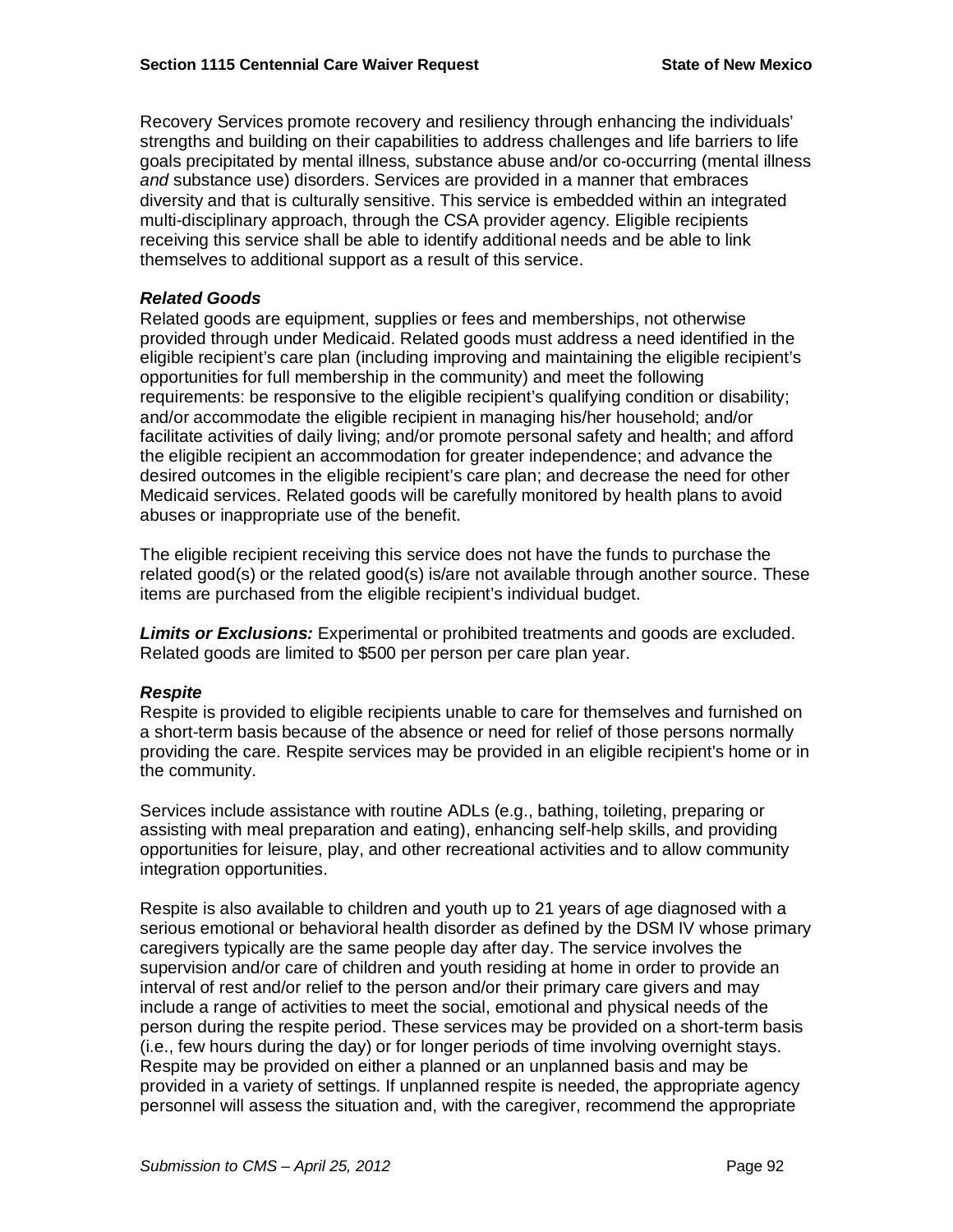Recovery Services promote recovery and resiliency through enhancing the individuals' strengths and building on their capabilities to address challenges and life barriers to life goals precipitated by mental illness, substance abuse and/or co-occurring (mental illness *and* substance use) disorders. Services are provided in a manner that embraces diversity and that is culturally sensitive. This service is embedded within an integrated multi-disciplinary approach, through the CSA provider agency. Eligible recipients receiving this service shall be able to identify additional needs and be able to link themselves to additional support as a result of this service.

***Related Goods***

Related goods are equipment, supplies or fees and memberships, not otherwise provided through under Medicaid. Related goods must address a need identified in the eligible recipient's care plan (including improving and maintaining the eligible recipient's opportunities for full membership in the community) and meet the following requirements: be responsive to the eligible recipient's qualifying condition or disability; and/or accommodate the eligible recipient in managing his/her household; and/or facilitate activities of daily living; and/or promote personal safety and health; and afford the eligible recipient an accommodation for greater independence; and advance the desired outcomes in the eligible recipient's care plan; and decrease the need for other Medicaid services. Related goods will be carefully monitored by health plans to avoid abuses or inappropriate use of the benefit.

The eligible recipient receiving this service does not have the funds to purchase the related good(s) or the related good(s) is/are not available through another source. These items are purchased from the eligible recipient's individual budget.

***Limits or Exclusions:*** Experimental or prohibited treatments and goods are excluded. Related goods are limited to $500 per person per care plan year.

***Respite***

Respite is provided to eligible recipients unable to care for themselves and furnished on a short-term basis because of the absence or need for relief of those persons normally providing the care. Respite services may be provided in an eligible recipient's home or in the community.

Services include assistance with routine ADLs (e.g., bathing, toileting, preparing or assisting with meal preparation and eating), enhancing self-help skills, and providing opportunities for leisure, play, and other recreational activities and to allow community integration opportunities.

Respite is also available to children and youth up to 21 years of age diagnosed with a serious emotional or behavioral health disorder as defined by the DSM IV whose primary caregivers typically are the same people day after day. The service involves the supervision and/or care of children and youth residing at home in order to provide an interval of rest and/or relief to the person and/or their primary care givers and may include a range of activities to meet the social, emotional and physical needs of the person during the respite period. These services may be provided on a short-term basis (i.e., few hours during the day) or for longer periods of time involving overnight stays. Respite may be provided on either a planned or an unplanned basis and may be provided in a variety of settings. If unplanned respite is needed, the appropriate agency personnel will assess the situation and, with the caregiver, recommend the appropriate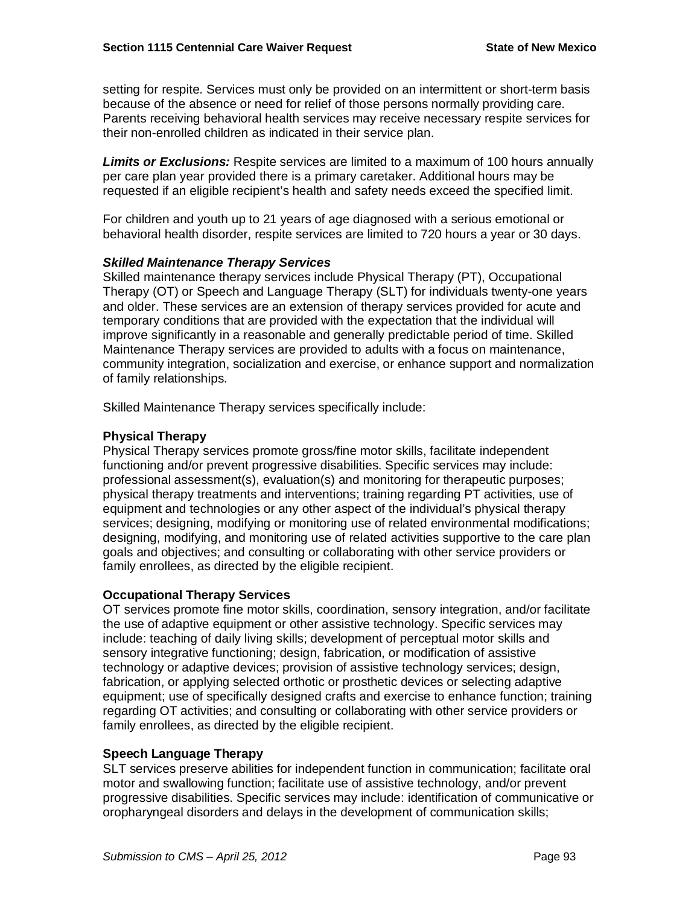setting for respite. Services must only be provided on an intermittent or short-term basis because of the absence or need for relief of those persons normally providing care. Parents receiving behavioral health services may receive necessary respite services for their non-enrolled children as indicated in their service plan.

***Limits or Exclusions:*** Respite services are limited to a maximum of 100 hours annually per care plan year provided there is a primary caretaker. Additional hours may be requested if an eligible recipient's health and safety needs exceed the specified limit.

For children and youth up to 21 years of age diagnosed with a serious emotional or behavioral health disorder, respite services are limited to 720 hours a year or 30 days.

***Skilled Maintenance Therapy Services***

Skilled maintenance therapy services include Physical Therapy (PT), Occupational Therapy (OT) or Speech and Language Therapy (SLT) for individuals twenty-one years and older. These services are an extension of therapy services provided for acute and temporary conditions that are provided with the expectation that the individual will improve significantly in a reasonable and generally predictable period of time. Skilled Maintenance Therapy services are provided to adults with a focus on maintenance, community integration, socialization and exercise, or enhance support and normalization of family relationships.

Skilled Maintenance Therapy services specifically include:

**Physical Therapy**

Physical Therapy services promote gross/fine motor skills, facilitate independent functioning and/or prevent progressive disabilities. Specific services may include: professional assessment(s), evaluation(s) and monitoring for therapeutic purposes; physical therapy treatments and interventions; training regarding PT activities, use of equipment and technologies or any other aspect of the individual's physical therapy services; designing, modifying or monitoring use of related environmental modifications; designing, modifying, and monitoring use of related activities supportive to the care plan goals and objectives; and consulting or collaborating with other service providers or family enrollees, as directed by the eligible recipient.

**Occupational Therapy Services**

OT services promote fine motor skills, coordination, sensory integration, and/or facilitate the use of adaptive equipment or other assistive technology. Specific services may include: teaching of daily living skills; development of perceptual motor skills and sensory integrative functioning; design, fabrication, or modification of assistive technology or adaptive devices; provision of assistive technology services; design, fabrication, or applying selected orthotic or prosthetic devices or selecting adaptive equipment; use of specifically designed crafts and exercise to enhance function; training regarding OT activities; and consulting or collaborating with other service providers or family enrollees, as directed by the eligible recipient.

**Speech Language Therapy**

SLT services preserve abilities for independent function in communication; facilitate oral motor and swallowing function; facilitate use of assistive technology, and/or prevent progressive disabilities. Specific services may include: identification of communicative or oropharyngeal disorders and delays in the development of communication skills;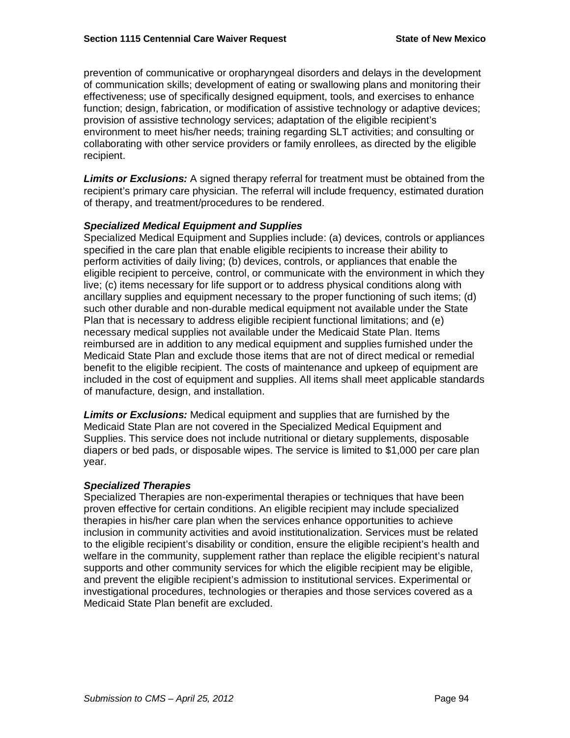prevention of communicative or oropharyngeal disorders and delays in the development of communication skills; development of eating or swallowing plans and monitoring their effectiveness; use of specifically designed equipment, tools, and exercises to enhance function; design, fabrication, or modification of assistive technology or adaptive devices; provision of assistive technology services; adaptation of the eligible recipient's environment to meet his/her needs; training regarding SLT activities; and consulting or collaborating with other service providers or family enrollees, as directed by the eligible recipient.

***Limits or Exclusions:*** A signed therapy referral for treatment must be obtained from the recipient's primary care physician. The referral will include frequency, estimated duration of therapy, and treatment/procedures to be rendered.

***Specialized Medical Equipment and Supplies***

Specialized Medical Equipment and Supplies include: (a) devices, controls or appliances specified in the care plan that enable eligible recipients to increase their ability to perform activities of daily living; (b) devices, controls, or appliances that enable the eligible recipient to perceive, control, or communicate with the environment in which they live; (c) items necessary for life support or to address physical conditions along with ancillary supplies and equipment necessary to the proper functioning of such items; (d) such other durable and non-durable medical equipment not available under the State Plan that is necessary to address eligible recipient functional limitations; and (e) necessary medical supplies not available under the Medicaid State Plan. Items reimbursed are in addition to any medical equipment and supplies furnished under the Medicaid State Plan and exclude those items that are not of direct medical or remedial benefit to the eligible recipient. The costs of maintenance and upkeep of equipment are included in the cost of equipment and supplies. All items shall meet applicable standards of manufacture, design, and installation.

***Limits or Exclusions:*** Medical equipment and supplies that are furnished by the Medicaid State Plan are not covered in the Specialized Medical Equipment and Supplies. This service does not include nutritional or dietary supplements, disposable diapers or bed pads, or disposable wipes. The service is limited to $1,000 per care plan year.

***Specialized Therapies***

Specialized Therapies are non-experimental therapies or techniques that have been proven effective for certain conditions. An eligible recipient may include specialized therapies in his/her care plan when the services enhance opportunities to achieve inclusion in community activities and avoid institutionalization. Services must be related to the eligible recipient's disability or condition, ensure the eligible recipient's health and welfare in the community, supplement rather than replace the eligible recipient's natural supports and other community services for which the eligible recipient may be eligible, and prevent the eligible recipient's admission to institutional services. Experimental or investigational procedures, technologies or therapies and those services covered as a Medicaid State Plan benefit are excluded.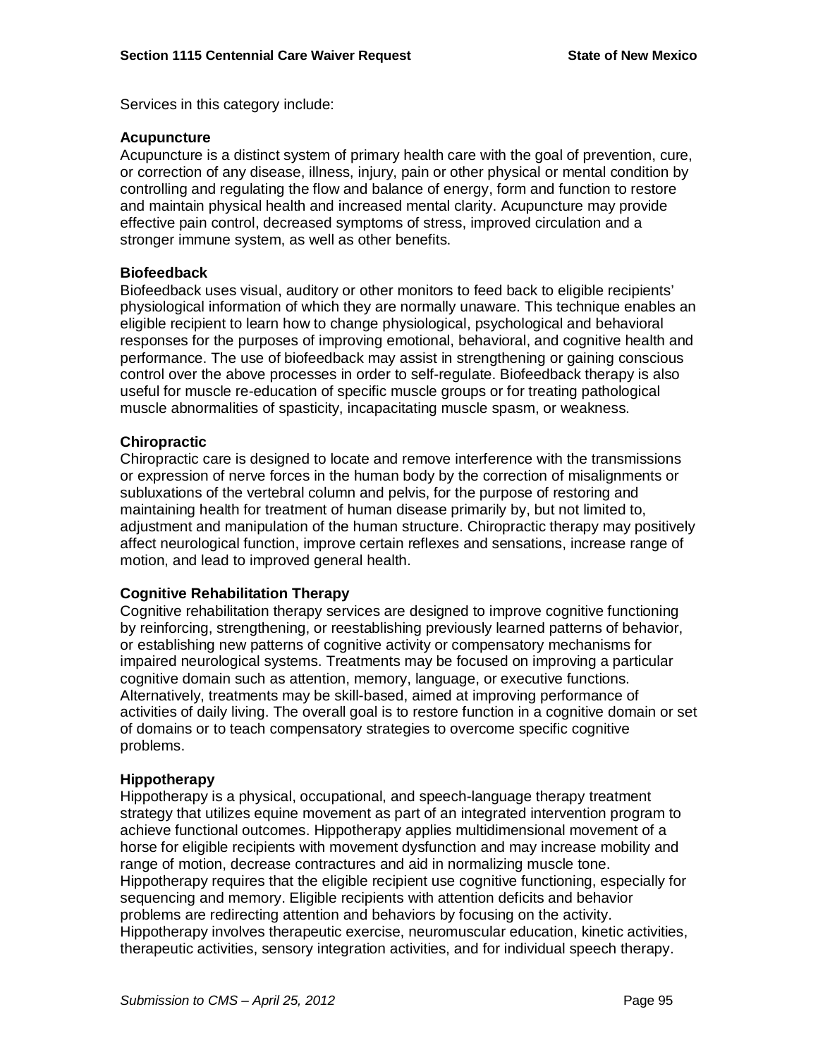Services in this category include:

**Acupuncture**
Acupuncture is a distinct system of primary health care with the goal of prevention, cure, or correction of any disease, illness, injury, pain or other physical or mental condition by controlling and regulating the flow and balance of energy, form and function to restore and maintain physical health and increased mental clarity. Acupuncture may provide effective pain control, decreased symptoms of stress, improved circulation and a stronger immune system, as well as other benefits.

**Biofeedback**
Biofeedback uses visual, auditory or other monitors to feed back to eligible recipients' physiological information of which they are normally unaware. This technique enables an eligible recipient to learn how to change physiological, psychological and behavioral responses for the purposes of improving emotional, behavioral, and cognitive health and performance. The use of biofeedback may assist in strengthening or gaining conscious control over the above processes in order to self-regulate. Biofeedback therapy is also useful for muscle re-education of specific muscle groups or for treating pathological muscle abnormalities of spasticity, incapacitating muscle spasm, or weakness.

**Chiropractic**
Chiropractic care is designed to locate and remove interference with the transmissions or expression of nerve forces in the human body by the correction of misalignments or subluxations of the vertebral column and pelvis, for the purpose of restoring and maintaining health for treatment of human disease primarily by, but not limited to, adjustment and manipulation of the human structure. Chiropractic therapy may positively affect neurological function, improve certain reflexes and sensations, increase range of motion, and lead to improved general health.

**Cognitive Rehabilitation Therapy**
Cognitive rehabilitation therapy services are designed to improve cognitive functioning by reinforcing, strengthening, or reestablishing previously learned patterns of behavior, or establishing new patterns of cognitive activity or compensatory mechanisms for impaired neurological systems. Treatments may be focused on improving a particular cognitive domain such as attention, memory, language, or executive functions. Alternatively, treatments may be skill-based, aimed at improving performance of activities of daily living. The overall goal is to restore function in a cognitive domain or set of domains or to teach compensatory strategies to overcome specific cognitive problems.

**Hippotherapy**
Hippotherapy is a physical, occupational, and speech-language therapy treatment strategy that utilizes equine movement as part of an integrated intervention program to achieve functional outcomes. Hippotherapy applies multidimensional movement of a horse for eligible recipients with movement dysfunction and may increase mobility and range of motion, decrease contractures and aid in normalizing muscle tone. Hippotherapy requires that the eligible recipient use cognitive functioning, especially for sequencing and memory. Eligible recipients with attention deficits and behavior problems are redirecting attention and behaviors by focusing on the activity. Hippotherapy involves therapeutic exercise, neuromuscular education, kinetic activities, therapeutic activities, sensory integration activities, and for individual speech therapy.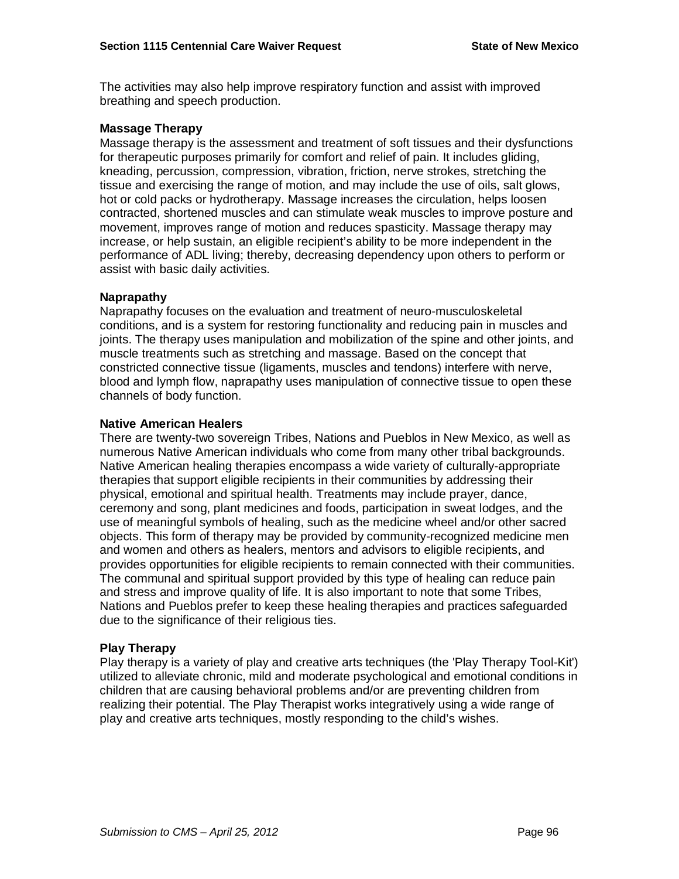The activities may also help improve respiratory function and assist with improved breathing and speech production.

**Massage Therapy**

Massage therapy is the assessment and treatment of soft tissues and their dysfunctions for therapeutic purposes primarily for comfort and relief of pain. It includes gliding, kneading, percussion, compression, vibration, friction, nerve strokes, stretching the tissue and exercising the range of motion, and may include the use of oils, salt glows, hot or cold packs or hydrotherapy. Massage increases the circulation, helps loosen contracted, shortened muscles and can stimulate weak muscles to improve posture and movement, improves range of motion and reduces spasticity. Massage therapy may increase, or help sustain, an eligible recipient's ability to be more independent in the performance of ADL living; thereby, decreasing dependency upon others to perform or assist with basic daily activities.

**Naprapathy**

Naprapathy focuses on the evaluation and treatment of neuro-musculoskeletal conditions, and is a system for restoring functionality and reducing pain in muscles and joints. The therapy uses manipulation and mobilization of the spine and other joints, and muscle treatments such as stretching and massage. Based on the concept that constricted connective tissue (ligaments, muscles and tendons) interfere with nerve, blood and lymph flow, naprapathy uses manipulation of connective tissue to open these channels of body function.

**Native American Healers**

There are twenty-two sovereign Tribes, Nations and Pueblos in New Mexico, as well as numerous Native American individuals who come from many other tribal backgrounds. Native American healing therapies encompass a wide variety of culturally-appropriate therapies that support eligible recipients in their communities by addressing their physical, emotional and spiritual health. Treatments may include prayer, dance, ceremony and song, plant medicines and foods, participation in sweat lodges, and the use of meaningful symbols of healing, such as the medicine wheel and/or other sacred objects. This form of therapy may be provided by community-recognized medicine men and women and others as healers, mentors and advisors to eligible recipients, and provides opportunities for eligible recipients to remain connected with their communities. The communal and spiritual support provided by this type of healing can reduce pain and stress and improve quality of life. It is also important to note that some Tribes, Nations and Pueblos prefer to keep these healing therapies and practices safeguarded due to the significance of their religious ties.

**Play Therapy**

Play therapy is a variety of play and creative arts techniques (the 'Play Therapy Tool-Kit') utilized to alleviate chronic, mild and moderate psychological and emotional conditions in children that are causing behavioral problems and/or are preventing children from realizing their potential. The Play Therapist works integratively using a wide range of play and creative arts techniques, mostly responding to the child's wishes.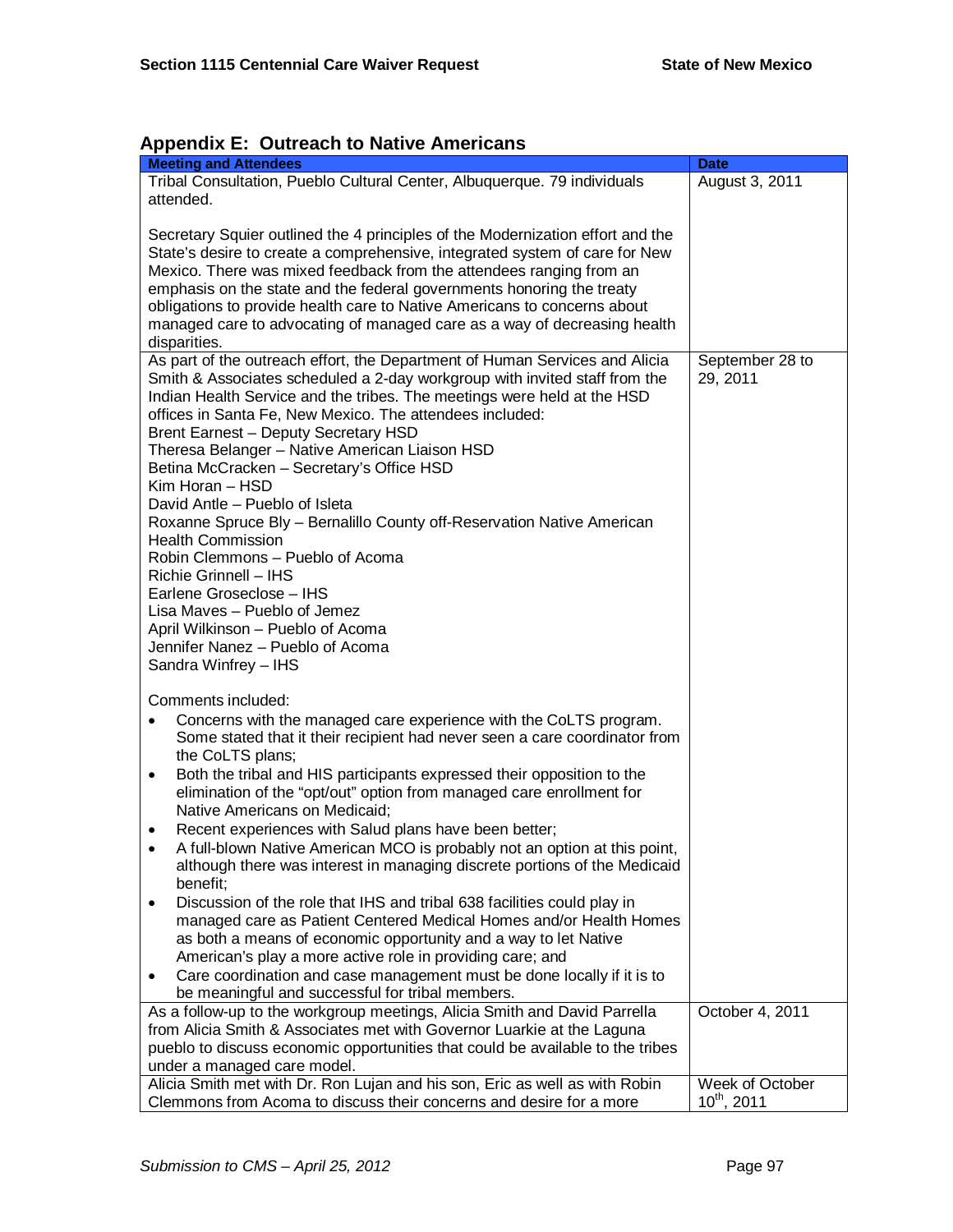## Appendix E: Outreach to Native Americans

| Meeting and Attendees | Date |
|---|---|
| Tribal Consultation, Pueblo Cultural Center, Albuquerque. 79 individuals attended.<br><br>Secretary Squier outlined the 4 principles of the Modernization effort and the State's desire to create a comprehensive, integrated system of care for New Mexico. There was mixed feedback from the attendees ranging from an emphasis on the state and the federal governments honoring the treaty obligations to provide health care to Native Americans to concerns about managed care to advocating of managed care as a way of decreasing health disparities. | August 3, 2011 |
| As part of the outreach effort, the Department of Human Services and Alicia Smith & Associates scheduled a 2-day workgroup with invited staff from the Indian Health Service and the tribes. The meetings were held at the HSD offices in Santa Fe, New Mexico. The attendees included:<br>Brent Earnest – Deputy Secretary HSD<br>Theresa Belanger – Native American Liaison HSD<br>Betina McCracken – Secretary's Office HSD<br>Kim Horan – HSD<br>David Antle – Pueblo of Isleta<br>Roxanne Spruce Bly – Bernalillo County off-Reservation Native American Health Commission<br>Robin Clemmons – Pueblo of Acoma<br>Richie Grinnell – IHS<br>Earlene Groseclose – IHS<br>Lisa Maves – Pueblo of Jemez<br>April Wilkinson – Pueblo of Acoma<br>Jennifer Nanez – Pueblo of Acoma<br>Sandra Winfrey – IHS<br><br>Comments included:<br>• Concerns with the managed care experience with the CoLTS program. Some stated that it their recipient had never seen a care coordinator from the CoLTS plans;<br>• Both the tribal and HIS participants expressed their opposition to the elimination of the "opt/out" option from managed care enrollment for Native Americans on Medicaid;<br>• Recent experiences with Salud plans have been better;<br>• A full-blown Native American MCO is probably not an option at this point, although there was interest in managing discrete portions of the Medicaid benefit;<br>• Discussion of the role that IHS and tribal 638 facilities could play in managed care as Patient Centered Medical Homes and/or Health Homes as both a means of economic opportunity and a way to let Native American's play a more active role in providing care; and<br>• Care coordination and case management must be done locally if it is to be meaningful and successful for tribal members. | September 28 to 29, 2011 |
| As a follow-up to the workgroup meetings, Alicia Smith and David Parrella from Alicia Smith & Associates met with Governor Luarkie at the Laguna pueblo to discuss economic opportunities that could be available to the tribes under a managed care model. | October 4, 2011 |
| Alicia Smith met with Dr. Ron Lujan and his son, Eric as well as with Robin Clemmons from Acoma to discuss their concerns and desire for a more | Week of October 10th, 2011 |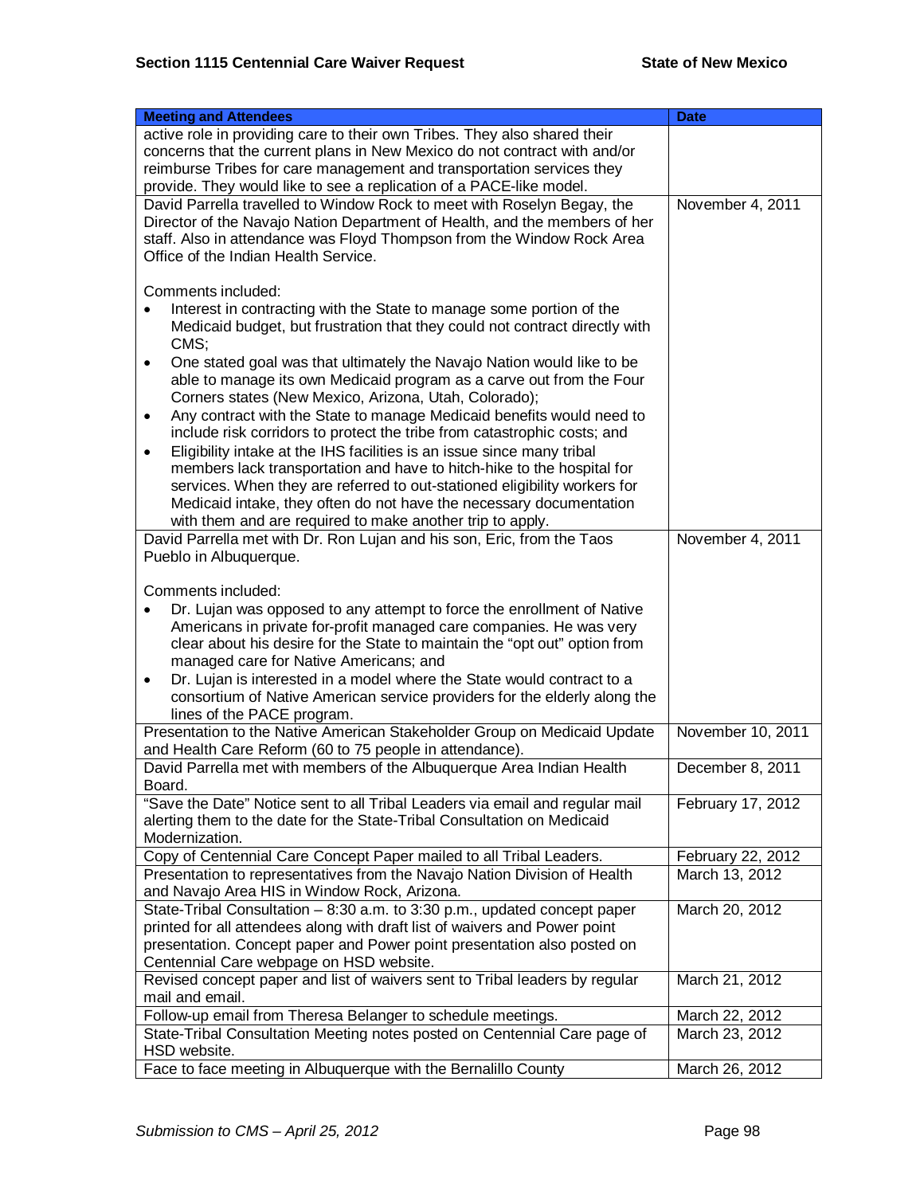| Meeting and Attendees | Date |
|---|---|
| active role in providing care to their own Tribes. They also shared their concerns that the current plans in New Mexico do not contract with and/or reimburse Tribes for care management and transportation services they provide. They would like to see a replication of a PACE-like model. | |
| David Parrella travelled to Window Rock to meet with Roselyn Begay, the Director of the Navajo Nation Department of Health, and the members of her staff. Also in attendance was Floyd Thompson from the Window Rock Area Office of the Indian Health Service.<br><br>Comments included:<br>• Interest in contracting with the State to manage some portion of the Medicaid budget, but frustration that they could not contract directly with CMS;<br>• One stated goal was that ultimately the Navajo Nation would like to be able to manage its own Medicaid program as a carve out from the Four Corners states (New Mexico, Arizona, Utah, Colorado);<br>• Any contract with the State to manage Medicaid benefits would need to include risk corridors to protect the tribe from catastrophic costs; and<br>• Eligibility intake at the IHS facilities is an issue since many tribal members lack transportation and have to hitch-hike to the hospital for services. When they are referred to out-stationed eligibility workers for Medicaid intake, they often do not have the necessary documentation with them and are required to make another trip to apply. | November 4, 2011 |
| David Parrella met with Dr. Ron Lujan and his son, Eric, from the Taos Pueblo in Albuquerque.<br><br>Comments included:<br>• Dr. Lujan was opposed to any attempt to force the enrollment of Native Americans in private for-profit managed care companies. He was very clear about his desire for the State to maintain the "opt out" option from managed care for Native Americans; and<br>• Dr. Lujan is interested in a model where the State would contract to a consortium of Native American service providers for the elderly along the lines of the PACE program. | November 4, 2011 |
| Presentation to the Native American Stakeholder Group on Medicaid Update and Health Care Reform (60 to 75 people in attendance). | November 10, 2011 |
| David Parrella met with members of the Albuquerque Area Indian Health Board. | December 8, 2011 |
| "Save the Date" Notice sent to all Tribal Leaders via email and regular mail alerting them to the date for the State-Tribal Consultation on Medicaid Modernization. | February 17, 2012 |
| Copy of Centennial Care Concept Paper mailed to all Tribal Leaders. | February 22, 2012 |
| Presentation to representatives from the Navajo Nation Division of Health and Navajo Area HIS in Window Rock, Arizona. | March 13, 2012 |
| State-Tribal Consultation – 8:30 a.m. to 3:30 p.m., updated concept paper printed for all attendees along with draft list of waivers and Power point presentation. Concept paper and Power point presentation also posted on Centennial Care webpage on HSD website. | March 20, 2012 |
| Revised concept paper and list of waivers sent to Tribal leaders by regular mail and email. | March 21, 2012 |
| Follow-up email from Theresa Belanger to schedule meetings. | March 22, 2012 |
| State-Tribal Consultation Meeting notes posted on Centennial Care page of HSD website. | March 23, 2012 |
| Face to face meeting in Albuquerque with the Bernalillo County | March 26, 2012 |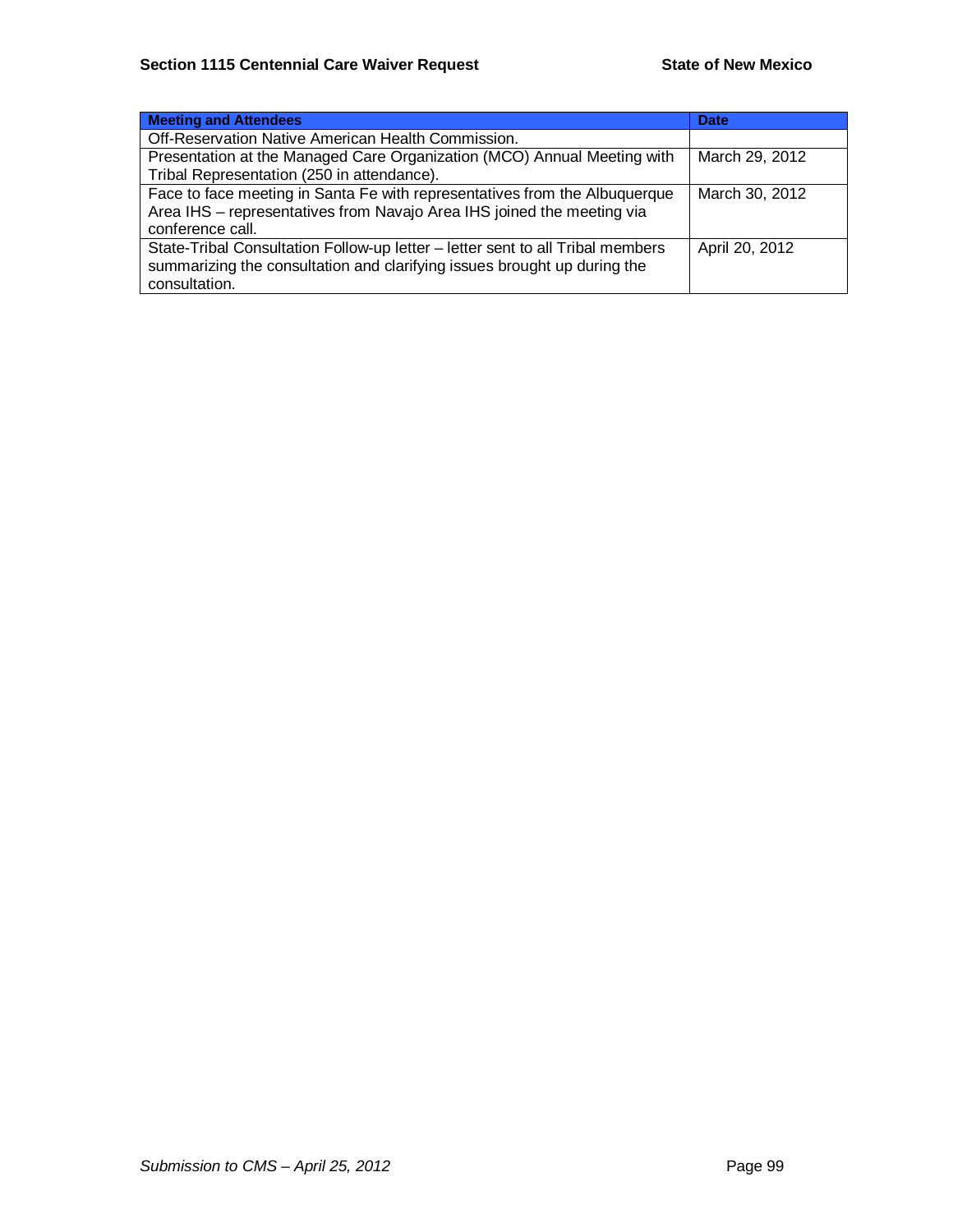| Meeting and Attendees | Date |
|---|---|
| Off-Reservation Native American Health Commission. | |
| Presentation at the Managed Care Organization (MCO) Annual Meeting with Tribal Representation (250 in attendance). | March 29, 2012 |
| Face to face meeting in Santa Fe with representatives from the Albuquerque Area IHS – representatives from Navajo Area IHS joined the meeting via conference call. | March 30, 2012 |
| State-Tribal Consultation Follow-up letter – letter sent to all Tribal members summarizing the consultation and clarifying issues brought up during the consultation. | April 20, 2012 |